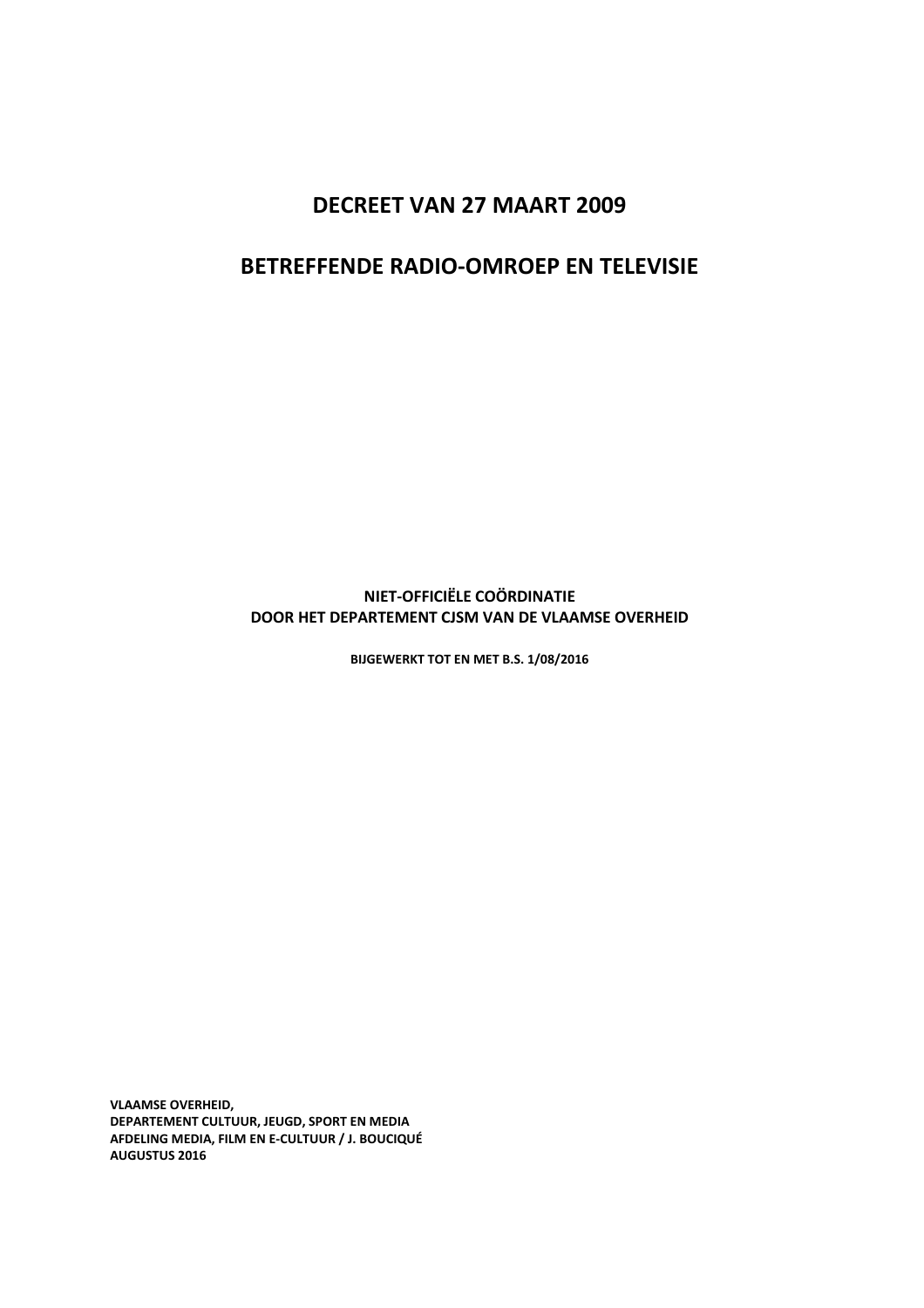# DECREET VAN 27 MAART 2009

# BETREFFENDE RADIO-OMROEP EN TELEVISIE

**NIET-OFFICIËLE COÖRDINATIE**
**DOOR HET DEPARTEMENT CJSM VAN DE VLAAMSE OVERHEID**

**BIJGEWERKT TOT EN MET B.S. 1/08/2016**

**VLAAMSE OVERHEID,**
**DEPARTEMENT CULTUUR, JEUGD, SPORT EN MEDIA**
**AFDELING MEDIA, FILM EN E-CULTUUR / J. BOUCIQUÉ**
**AUGUSTUS 2016**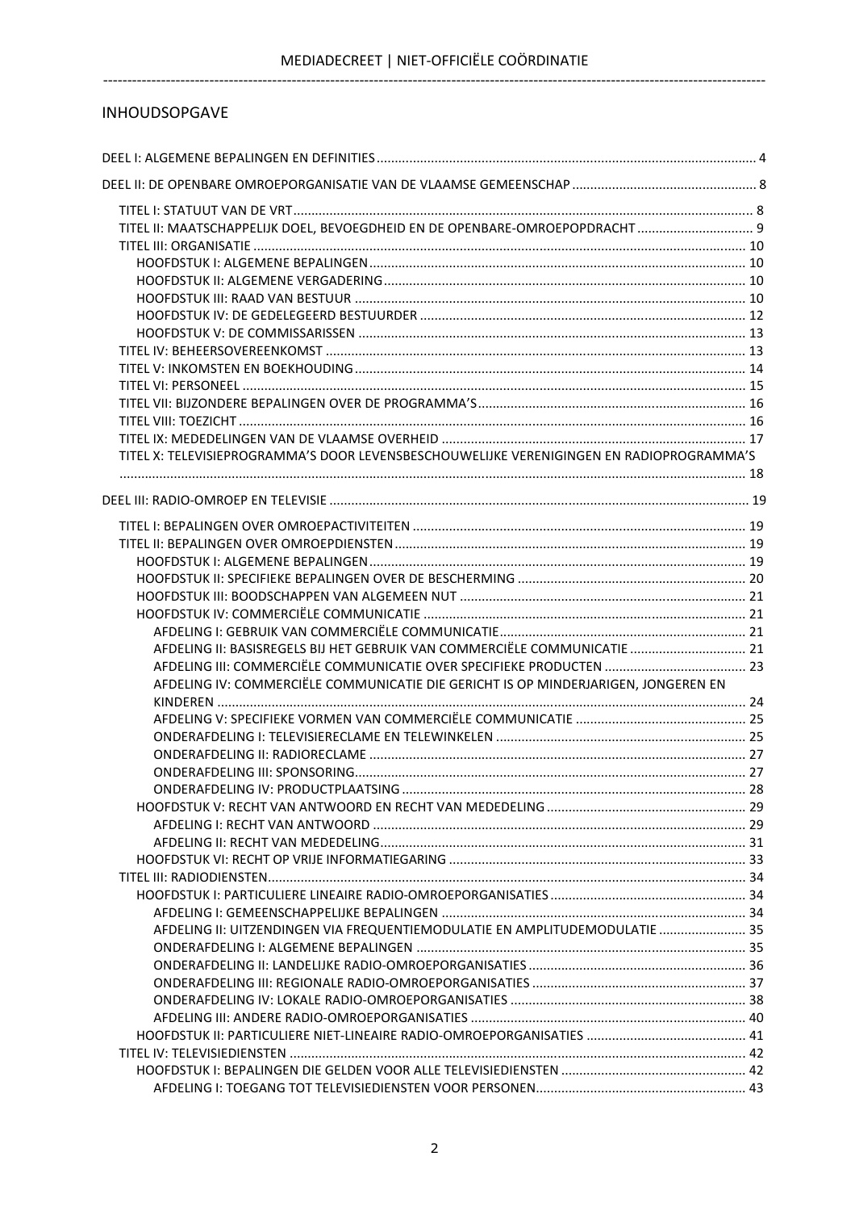## INHOUDSOPGAVE

DEEL I: ALGEMENE BEPALINGEN EN DEFINITIES ........ 4

DEEL II: DE OPENBARE OMROEPORGANISATIE VAN DE VLAAMSE GEMEENSCHAP ........ 8

- TITEL I: STATUUT VAN DE VRT ........ 8
- TITEL II: MAATSCHAPPELIJK DOEL, BEVOEGDHEID EN DE OPENBARE-OMROEPOPDRACHT ........ 9
- TITEL III: ORGANISATIE ........ 10
  - HOOFDSTUK I: ALGEMENE BEPALINGEN ........ 10
  - HOOFDSTUK II: ALGEMENE VERGADERING ........ 10
  - HOOFDSTUK III: RAAD VAN BESTUUR ........ 10
  - HOOFDSTUK IV: DE GEDELEGEERD BESTUURDER ........ 12
  - HOOFDSTUK V: DE COMMISSARISSEN ........ 13
- TITEL IV: BEHEERSOVEREENKOMST ........ 13
- TITEL V: INKOMSTEN EN BOEKHOUDING ........ 14
- TITEL VI: PERSONEEL ........ 15
- TITEL VII: BIJZONDERE BEPALINGEN OVER DE PROGRAMMA'S ........ 16
- TITEL VIII: TOEZICHT ........ 16
- TITEL IX: MEDEDELINGEN VAN DE VLAAMSE OVERHEID ........ 17
- TITEL X: TELEVISIEPROGRAMMA'S DOOR LEVENSBESCHOUWELIJKE VERENIGINGEN EN RADIOPROGRAMMA'S ........ 18

DEEL III: RADIO-OMROEP EN TELEVISIE ........ 19

- TITEL I: BEPALINGEN OVER OMROEPACTIVITEITEN ........ 19
- TITEL II: BEPALINGEN OVER OMROEPDIENSTEN ........ 19
  - HOOFDSTUK I: ALGEMENE BEPALINGEN ........ 19
  - HOOFDSTUK II: SPECIFIEKE BEPALINGEN OVER DE BESCHERMING ........ 20
  - HOOFDSTUK III: BOODSCHAPPEN VAN ALGEMEEN NUT ........ 21
  - HOOFDSTUK IV: COMMERCIËLE COMMUNICATIE ........ 21
    - AFDELING I: GEBRUIK VAN COMMERCIËLE COMMUNICATIE ........ 21
    - AFDELING II: BASISREGELS BIJ HET GEBRUIK VAN COMMERCIËLE COMMUNICATIE ........ 21
    - AFDELING III: COMMERCIËLE COMMUNICATIE OVER SPECIFIEKE PRODUCTEN ........ 23
    - AFDELING IV: COMMERCIËLE COMMUNICATIE DIE GERICHT IS OP MINDERJARIGEN, JONGEREN EN KINDEREN ........ 24
    - AFDELING V: SPECIFIEKE VORMEN VAN COMMERCIËLE COMMUNICATIE ........ 25
      - ONDERAFDELING I: TELEVISIERECLAME EN TELEWINKELEN ........ 25
      - ONDERAFDELING II: RADIORECLAME ........ 27
      - ONDERAFDELING III: SPONSORING ........ 27
      - ONDERAFDELING IV: PRODUCTPLAATSING ........ 28
  - HOOFDSTUK V: RECHT VAN ANTWOORD EN RECHT VAN MEDEDELING ........ 29
    - AFDELING I: RECHT VAN ANTWOORD ........ 29
    - AFDELING II: RECHT VAN MEDEDELING ........ 31
  - HOOFDSTUK VI: RECHT OP VRIJE INFORMATIEGARING ........ 33
- TITEL III: RADIODIENSTEN ........ 34
  - HOOFDSTUK I: PARTICULIERE LINEAIRE RADIO-OMROEPORGANISATIES ........ 34
    - AFDELING I: GEMEENSCHAPPELIJKE BEPALINGEN ........ 34
    - AFDELING II: UITZENDINGEN VIA FREQUENTIEMODULATIE EN AMPLITUDEMODULATIE ........ 35
      - ONDERAFDELING I: ALGEMENE BEPALINGEN ........ 35
      - ONDERAFDELING II: LANDELIJKE RADIO-OMROEPORGANISATIES ........ 36
      - ONDERAFDELING III: REGIONALE RADIO-OMROEPORGANISATIES ........ 37
      - ONDERAFDELING IV: LOKALE RADIO-OMROEPORGANISATIES ........ 38
    - AFDELING III: ANDERE RADIO-OMROEPORGANISATIES ........ 40
  - HOOFDSTUK II: PARTICULIERE NIET-LINEAIRE RADIO-OMROEPORGANISATIES ........ 41
- TITEL IV: TELEVISIEDIENSTEN ........ 42
  - HOOFDSTUK I: BEPALINGEN DIE GELDEN VOOR ALLE TELEVISIEDIENSTEN ........ 42
    - AFDELING I: TOEGANG TOT TELEVISIEDIENSTEN VOOR PERSONEN ........ 43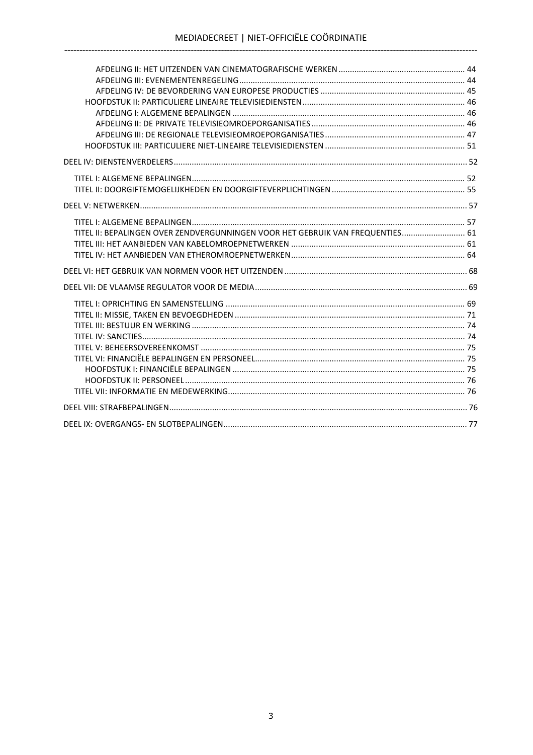AFDELING II: HET UITZENDEN VAN CINEMATOGRAFISCHE WERKEN ........................................................ 44
AFDELING III: EVENEMENTENREGELING ........................................................................................ 44
AFDELING IV: DE BEVORDERING VAN EUROPESE PRODUCTIES ................................................ 45
HOOFDSTUK II: PARTICULIERE LINEAIRE TELEVISIEDIENSTEN ........................................................ 46
AFDELING I: ALGEMENE BEPALINGEN ........................................................................................ 46
AFDELING II: DE PRIVATE TELEVISIEOMROEPORGANISATIES ...................................................... 46
AFDELING III: DE REGIONALE TELEVISIEOMROEPORGANISATIES ................................................ 47
HOOFDSTUK III: PARTICULIERE NIET-LINEAIRE TELEVISIEDIENSTEN ............................................ 51

DEEL IV: DIENSTENVERDELERS ................................................................................................................ 52

TITEL I: ALGEMENE BEPALINGEN ........................................................................................................ 52
TITEL II: DOORGIFTEMOGELIJKHEDEN EN DOORGIFTEVERPLICHTINGEN .......................................... 55

DEEL V: NETWERKEN ................................................................................................................................ 57

TITEL I: ALGEMENE BEPALINGEN ........................................................................................................ 57
TITEL II: BEPALINGEN OVER ZENDVERGUNNINGEN VOOR HET GEBRUIK VAN FREQUENTIES ............................ 61
TITEL III: HET AANBIEDEN VAN KABELOMROEPNETWERKEN ............................................................. 61
TITEL IV: HET AANBIEDEN VAN ETHEROMROEPNETWERKEN ............................................................. 64

DEEL VI: HET GEBRUIK VAN NORMEN VOOR HET UITZENDEN ................................................................. 68

DEEL VII: DE VLAAMSE REGULATOR VOOR DE MEDIA ............................................................................. 69

TITEL I: OPRICHTING EN SAMENSTELLING .......................................................................................... 69
TITEL II: MISSIE, TAKEN EN BEVOEGDHEDEN ...................................................................................... 71
TITEL III: BESTUUR EN WERKING .......................................................................................................... 74
TITEL IV: SANCTIES .................................................................................................................................. 74
TITEL V: BEHEERSOVEREENKOMST ......................................................................................................... 75
TITEL VI: FINANCIËLE BEPALINGEN EN PERSONEEL ............................................................................. 75
HOOFDSTUK I: FINANCIËLE BEPALINGEN ....................................................................................... 75
HOOFDSTUK II: PERSONEEL ............................................................................................................. 76
TITEL VII: INFORMATIE EN MEDEWERKING ........................................................................................ 76

DEEL VIII: STRAFBEPALINGEN ................................................................................................................... 76

DEEL IX: OVERGANGS- EN SLOTBEPALINGEN ........................................................................................... 77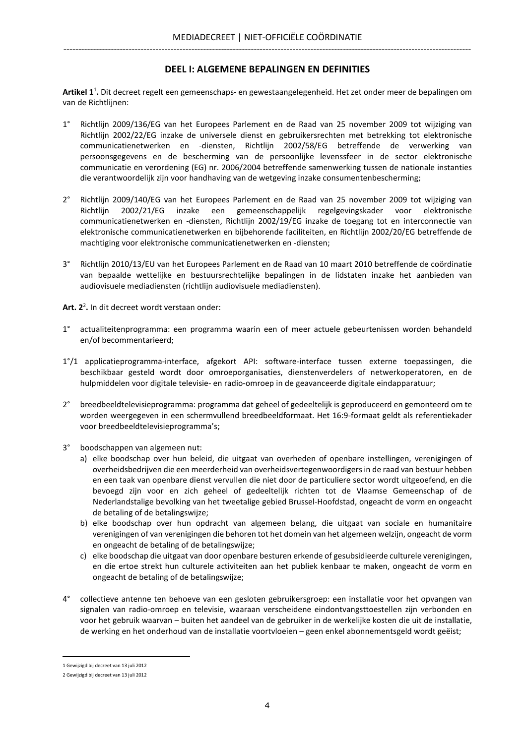## DEEL I: ALGEMENE BEPALINGEN EN DEFINITIES

**Artikel 1**[1]**.** Dit decreet regelt een gemeenschaps- en gewestaangelegenheid. Het zet onder meer de bepalingen om van de Richtlijnen:

1° Richtlijn 2009/136/EG van het Europees Parlement en de Raad van 25 november 2009 tot wijziging van Richtlijn 2002/22/EG inzake de universele dienst en gebruikersrechten met betrekking tot elektronische communicatienetwerken en -diensten, Richtlijn 2002/58/EG betreffende de verwerking van persoonsgegevens en de bescherming van de persoonlijke levenssfeer in de sector elektronische communicatie en verordening (EG) nr. 2006/2004 betreffende samenwerking tussen de nationale instanties die verantwoordelijk zijn voor handhaving van de wetgeving inzake consumentenbescherming;

2° Richtlijn 2009/140/EG van het Europees Parlement en de Raad van 25 november 2009 tot wijziging van Richtlijn 2002/21/EG inzake een gemeenschappelijk regelgevingskader voor elektronische communicatienetwerken en -diensten, Richtlijn 2002/19/EG inzake de toegang tot en interconnectie van elektronische communicatienetwerken en bijbehorende faciliteiten, en Richtlijn 2002/20/EG betreffende de machtiging voor elektronische communicatienetwerken en -diensten;

3° Richtlijn 2010/13/EU van het Europees Parlement en de Raad van 10 maart 2010 betreffende de coördinatie van bepaalde wettelijke en bestuursrechtelijke bepalingen in de lidstaten inzake het aanbieden van audiovisuele mediadiensten (richtlijn audiovisuele mediadiensten).

**Art. 2**[2]**.** In dit decreet wordt verstaan onder:

1° actualiteitenprogramma: een programma waarin een of meer actuele gebeurtenissen worden behandeld en/of becommentarieerd;

1°/1 applicatieprogramma-interface, afgekort API: software-interface tussen externe toepassingen, die beschikbaar gesteld wordt door omroeporganisaties, dienstenverdelers of netwerkoperatoren, en de hulpmiddelen voor digitale televisie- en radio-omroep in de geavanceerde digitale eindapparatuur;

2° breedbeeldtelevisieprogramma: programma dat geheel of gedeeltelijk is geproduceerd en gemonteerd om te worden weergegeven in een schermvullend breedbeeldformaat. Het 16:9-formaat geldt als referentiekader voor breedbeeldtelevisieprogramma's;

3° boodschappen van algemeen nut:

a) elke boodschap over hun beleid, die uitgaat van overheden of openbare instellingen, verenigingen of overheidsbedrijven die een meerderheid van overheidsvertegenwoordigers in de raad van bestuur hebben en een taak van openbare dienst vervullen die niet door de particuliere sector wordt uitgeoefend, en die bevoegd zijn voor en zich geheel of gedeeltelijk richten tot de Vlaamse Gemeenschap of de Nederlandstalige bevolking van het tweetalige gebied Brussel-Hoofdstad, ongeacht de vorm en ongeacht de betaling of de betalingswijze;

b) elke boodschap over hun opdracht van algemeen belang, die uitgaat van sociale en humanitaire verenigingen of van verenigingen die behoren tot het domein van het algemeen welzijn, ongeacht de vorm en ongeacht de betaling of de betalingswijze;

c) elke boodschap die uitgaat van door openbare besturen erkende of gesubsidieerde culturele verenigingen, en die ertoe strekt hun culturele activiteiten aan het publiek kenbaar te maken, ongeacht de vorm en ongeacht de betaling of de betalingswijze;

4° collectieve antenne ten behoeve van een gesloten gebruikersgroep: een installatie voor het opvangen van signalen van radio-omroep en televisie, waaraan verscheidene eindontvangsttoestellen zijn verbonden en voor het gebruik waarvan – buiten het aandeel van de gebruiker in de werkelijke kosten die uit de installatie, de werking en het onderhoud van de installatie voortvloeien – geen enkel abonnementsgeld wordt geëist;

---

[1] Gewijzigd bij decreet van 13 juli 2012

[2] Gewijzigd bij decreet van 13 juli 2012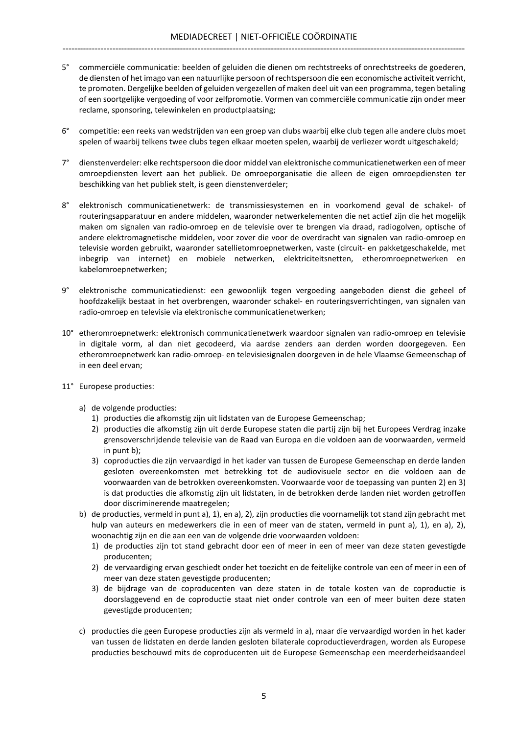5° commerciële communicatie: beelden of geluiden die dienen om rechtstreeks of onrechtstreeks de goederen, de diensten of het imago van een natuurlijke persoon of rechtspersoon die een economische activiteit verricht, te promoten. Dergelijke beelden of geluiden vergezellen of maken deel uit van een programma, tegen betaling of een soortgelijke vergoeding of voor zelfpromotie. Vormen van commerciële communicatie zijn onder meer reclame, sponsoring, telewinkelen en productplaatsing;

6° competitie: een reeks van wedstrijden van een groep van clubs waarbij elke club tegen alle andere clubs moet spelen of waarbij telkens twee clubs tegen elkaar moeten spelen, waarbij de verliezer wordt uitgeschakeld;

7° dienstenverdeler: elke rechtspersoon die door middel van elektronische communicatienetwerken een of meer omroepdiensten levert aan het publiek. De omroeporganisatie die alleen de eigen omroepdiensten ter beschikking van het publiek stelt, is geen dienstenverdeler;

8° elektronisch communicatienetwerk: de transmissiesystemen en in voorkomend geval de schakel- of routeringsapparatuur en andere middelen, waaronder netwerkelementen die net actief zijn die het mogelijk maken om signalen van radio-omroep en de televisie over te brengen via draad, radiogolven, optische of andere elektromagnetische middelen, voor zover die voor de overdracht van signalen van radio-omroep en televisie worden gebruikt, waaronder satellietomroepnetwerken, vaste (circuit- en pakketgeschakelde, met inbegrip van internet) en mobiele netwerken, elektriciteitsnetten, etheromroepnetwerken en kabelomroepnetwerken;

9° elektronische communicatiedienst: een gewoonlijk tegen vergoeding aangeboden dienst die geheel of hoofdzakelijk bestaat in het overbrengen, waaronder schakel- en routeringsverrichtingen, van signalen van radio-omroep en televisie via elektronische communicatienetwerken;

10° etheromroepnetwerk: elektronisch communicatienetwerk waardoor signalen van radio-omroep en televisie in digitale vorm, al dan niet gecodeerd, via aardse zenders aan derden worden doorgegeven. Een etheromroepnetwerk kan radio-omroep- en televisiesignalen doorgeven in de hele Vlaamse Gemeenschap of in een deel ervan;

11° Europese producties:

a) de volgende producties:
   1) producties die afkomstig zijn uit lidstaten van de Europese Gemeenschap;
   2) producties die afkomstig zijn uit derde Europese staten die partij zijn bij het Europees Verdrag inzake grensoverschrijdende televisie van de Raad van Europa en die voldoen aan de voorwaarden, vermeld in punt b);
   3) coproducties die zijn vervaardigd in het kader van tussen de Europese Gemeenschap en derde landen gesloten overeenkomsten met betrekking tot de audiovisuele sector en die voldoen aan de voorwaarden van de betrokken overeenkomsten. Voorwaarde voor de toepassing van punten 2) en 3) is dat producties die afkomstig zijn uit lidstaten, in de betrokken derde landen niet worden getroffen door discriminerende maatregelen;
b) de producties, vermeld in punt a), 1), en a), 2), zijn producties die voornamelijk tot stand zijn gebracht met hulp van auteurs en medewerkers die in een of meer van de staten, vermeld in punt a), 1), en a), 2), woonachtig zijn en die aan een van de volgende drie voorwaarden voldoen:
   1) de producties zijn tot stand gebracht door een of meer in een of meer van deze staten gevestigde producenten;
   2) de vervaardiging ervan geschiedt onder het toezicht en de feitelijke controle van een of meer in een of meer van deze staten gevestigde producenten;
   3) de bijdrage van de coproducenten van deze staten in de totale kosten van de coproductie is doorslaggevend en de coproductie staat niet onder controle van een of meer buiten deze staten gevestigde producenten;

c) producties die geen Europese producties zijn als vermeld in a), maar die vervaardigd worden in het kader van tussen de lidstaten en derde landen gesloten bilaterale coproductieverdragen, worden als Europese producties beschouwd mits de coproducenten uit de Europese Gemeenschap een meerderheidsaandeel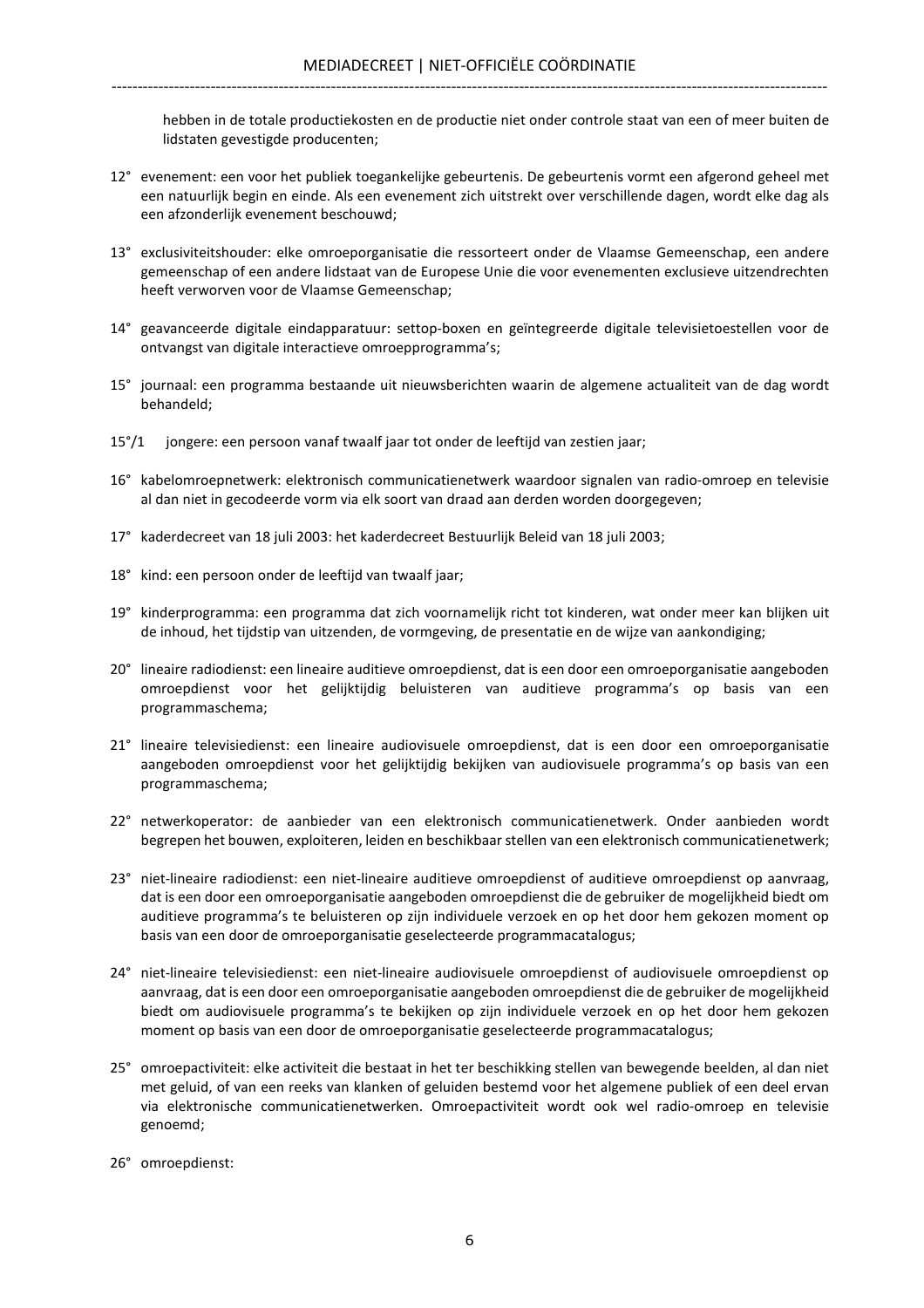hebben in de totale productiekosten en de productie niet onder controle staat van een of meer buiten de lidstaten gevestigde producenten;

12° evenement: een voor het publiek toegankelijke gebeurtenis. De gebeurtenis vormt een afgerond geheel met een natuurlijk begin en einde. Als een evenement zich uitstrekt over verschillende dagen, wordt elke dag als een afzonderlijk evenement beschouwd;

13° exclusiviteitshouder: elke omroeporganisatie die ressorteert onder de Vlaamse Gemeenschap, een andere gemeenschap of een andere lidstaat van de Europese Unie die voor evenementen exclusieve uitzendrechten heeft verworven voor de Vlaamse Gemeenschap;

14° geavanceerde digitale eindapparatuur: settop-boxen en geïntegreerde digitale televisietoestellen voor de ontvangst van digitale interactieve omroepprogramma's;

15° journaal: een programma bestaande uit nieuwsberichten waarin de algemene actualiteit van de dag wordt behandeld;

15°/1 jongere: een persoon vanaf twaalf jaar tot onder de leeftijd van zestien jaar;

16° kabelomroepnetwerk: elektronisch communicatienetwerk waardoor signalen van radio-omroep en televisie al dan niet in gecodeerde vorm via elk soort van draad aan derden worden doorgegeven;

17° kaderdecreet van 18 juli 2003: het kaderdecreet Bestuurlijk Beleid van 18 juli 2003;

18° kind: een persoon onder de leeftijd van twaalf jaar;

19° kinderprogramma: een programma dat zich voornamelijk richt tot kinderen, wat onder meer kan blijken uit de inhoud, het tijdstip van uitzenden, de vormgeving, de presentatie en de wijze van aankondiging;

20° lineaire radiodienst: een lineaire auditieve omroepdienst, dat is een door een omroeporganisatie aangeboden omroepdienst voor het gelijktijdig beluisteren van auditieve programma's op basis van een programmaschema;

21° lineaire televisiedienst: een lineaire audiovisuele omroepdienst, dat is een door een omroeporganisatie aangeboden omroepdienst voor het gelijktijdig bekijken van audiovisuele programma's op basis van een programmaschema;

22° netwerkoperator: de aanbieder van een elektronisch communicatienetwerk. Onder aanbieden wordt begrepen het bouwen, exploiteren, leiden en beschikbaar stellen van een elektronisch communicatienetwerk;

23° niet-lineaire radiodienst: een niet-lineaire auditieve omroepdienst of auditieve omroepdienst op aanvraag, dat is een door een omroeporganisatie aangeboden omroepdienst die de gebruiker de mogelijkheid biedt om auditieve programma's te beluisteren op zijn individuele verzoek en op het door hem gekozen moment op basis van een door de omroeporganisatie geselecteerde programmacatalogus;

24° niet-lineaire televisiedienst: een niet-lineaire audiovisuele omroepdienst of audiovisuele omroepdienst op aanvraag, dat is een door een omroeporganisatie aangeboden omroepdienst die de gebruiker de mogelijkheid biedt om audiovisuele programma's te bekijken op zijn individuele verzoek en op het door hem gekozen moment op basis van een door de omroeporganisatie geselecteerde programmacatalogus;

25° omroepactiviteit: elke activiteit die bestaat in het ter beschikking stellen van bewegende beelden, al dan niet met geluid, of van een reeks van klanken of geluiden bestemd voor het algemene publiek of een deel ervan via elektronische communicatienetwerken. Omroepactiviteit wordt ook wel radio-omroep en televisie genoemd;

26° omroepdienst: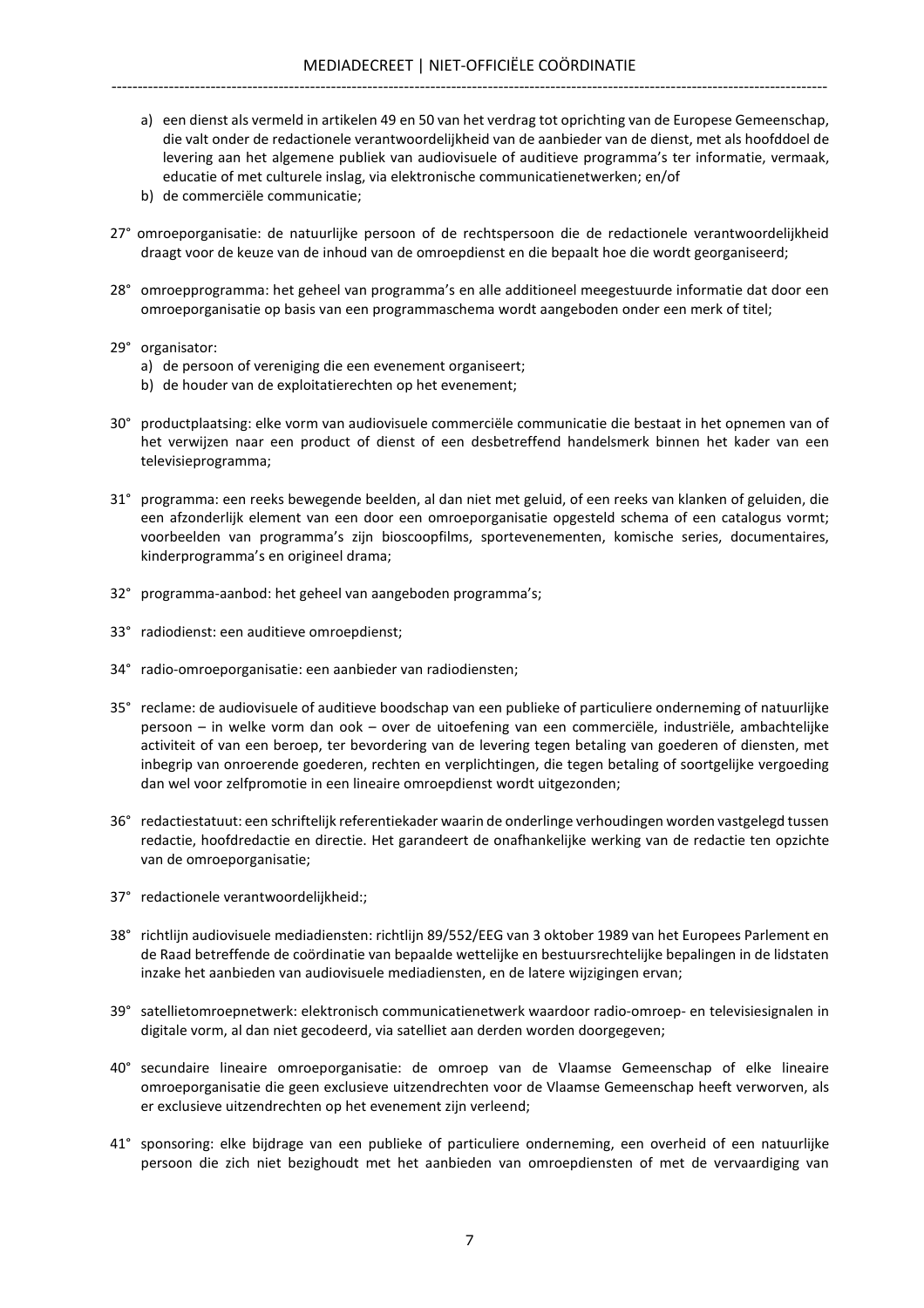a) een dienst als vermeld in artikelen 49 en 50 van het verdrag tot oprichting van de Europese Gemeenschap, die valt onder de redactionele verantwoordelijkheid van de aanbieder van de dienst, met als hoofddoel de levering aan het algemene publiek van audiovisuele of auditieve programma's ter informatie, vermaak, educatie of met culturele inslag, via elektronische communicatienetwerken; en/of
b) de commerciële communicatie;

27° omroeporganisatie: de natuurlijke persoon of de rechtspersoon die de redactionele verantwoordelijkheid draagt voor de keuze van de inhoud van de omroepdienst en die bepaalt hoe die wordt georganiseerd;

28° omroepprogramma: het geheel van programma's en alle additioneel meegestuurde informatie dat door een omroeporganisatie op basis van een programmaschema wordt aangeboden onder een merk of titel;

29° organisator:
a) de persoon of vereniging die een evenement organiseert;
b) de houder van de exploitatierechten op het evenement;

30° productplaatsing: elke vorm van audiovisuele commerciële communicatie die bestaat in het opnemen van of het verwijzen naar een product of dienst of een desbetreffend handelsmerk binnen het kader van een televisieprogramma;

31° programma: een reeks bewegende beelden, al dan niet met geluid, of een reeks van klanken of geluiden, die een afzonderlijk element van een door een omroeporganisatie opgesteld schema of een catalogus vormt; voorbeelden van programma's zijn bioscoopfilms, sportevenementen, komische series, documentaires, kinderprogramma's en origineel drama;

32° programma-aanbod: het geheel van aangeboden programma's;

33° radiodienst: een auditieve omroepdienst;

34° radio-omroeporganisatie: een aanbieder van radiodiensten;

35° reclame: de audiovisuele of auditieve boodschap van een publieke of particuliere onderneming of natuurlijke persoon – in welke vorm dan ook – over de uitoefening van een commerciële, industriële, ambachtelijke activiteit of van een beroep, ter bevordering van de levering tegen betaling van goederen of diensten, met inbegrip van onroerende goederen, rechten en verplichtingen, die tegen betaling of soortgelijke vergoeding dan wel voor zelfpromotie in een lineaire omroepdienst wordt uitgezonden;

36° redactiestatuut: een schriftelijk referentiekader waarin de onderlinge verhoudingen worden vastgelegd tussen redactie, hoofdredactie en directie. Het garandeert de onafhankelijke werking van de redactie ten opzichte van de omroeporganisatie;

37° redactionele verantwoordelijkheid:;

38° richtlijn audiovisuele mediadiensten: richtlijn 89/552/EEG van 3 oktober 1989 van het Europees Parlement en de Raad betreffende de coördinatie van bepaalde wettelijke en bestuursrechtelijke bepalingen in de lidstaten inzake het aanbieden van audiovisuele mediadiensten, en de latere wijzigingen ervan;

39° satellietomroepnetwerk: elektronisch communicatienetwerk waardoor radio-omroep- en televisiesignalen in digitale vorm, al dan niet gecodeerd, via satelliet aan derden worden doorgegeven;

40° secundaire lineaire omroeporganisatie: de omroep van de Vlaamse Gemeenschap of elke lineaire omroeporganisatie die geen exclusieve uitzendrechten voor de Vlaamse Gemeenschap heeft verworven, als er exclusieve uitzendrechten op het evenement zijn verleend;

41° sponsoring: elke bijdrage van een publieke of particuliere onderneming, een overheid of een natuurlijke persoon die zich niet bezighoudt met het aanbieden van omroepdiensten of met de vervaardiging van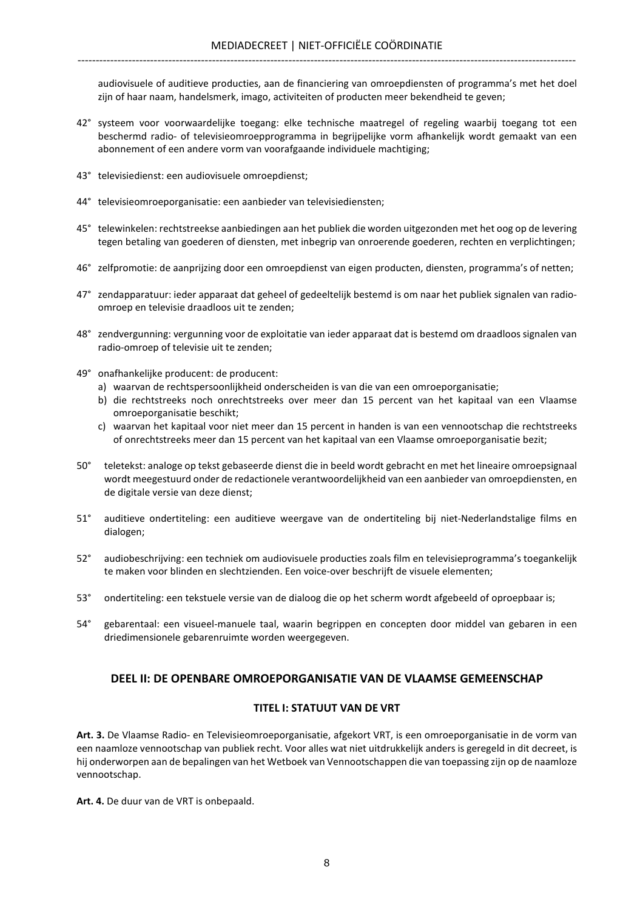audiovisuele of auditieve producties, aan de financiering van omroepdiensten of programma's met het doel zijn of haar naam, handelsmerk, imago, activiteiten of producten meer bekendheid te geven;

42° systeem voor voorwaardelijke toegang: elke technische maatregel of regeling waarbij toegang tot een beschermd radio- of televisieomroepprogramma in begrijpelijke vorm afhankelijk wordt gemaakt van een abonnement of een andere vorm van voorafgaande individuele machtiging;

43° televisiedienst: een audiovisuele omroepdienst;

44° televisieomroeporganisatie: een aanbieder van televisiediensten;

45° telewinkelen: rechtstreekse aanbiedingen aan het publiek die worden uitgezonden met het oog op de levering tegen betaling van goederen of diensten, met inbegrip van onroerende goederen, rechten en verplichtingen;

46° zelfpromotie: de aanprijzing door een omroepdienst van eigen producten, diensten, programma's of netten;

47° zendapparatuur: ieder apparaat dat geheel of gedeeltelijk bestemd is om naar het publiek signalen van radio-omroep en televisie draadloos uit te zenden;

48° zendvergunning: vergunning voor de exploitatie van ieder apparaat dat is bestemd om draadloos signalen van radio-omroep of televisie uit te zenden;

49° onafhankelijke producent: de producent:
   a) waarvan de rechtspersoonlijkheid onderscheiden is van die van een omroeporganisatie;
   b) die rechtstreeks noch onrechtstreeks over meer dan 15 percent van het kapitaal van een Vlaamse omroeporganisatie beschikt;
   c) waarvan het kapitaal voor niet meer dan 15 percent in handen is van een vennootschap die rechtstreeks of onrechtstreeks meer dan 15 percent van het kapitaal van een Vlaamse omroeporganisatie bezit;

50° teletekst: analoge op tekst gebaseerde dienst die in beeld wordt gebracht en met het lineaire omroepsignaal wordt meegestuurd onder de redactionele verantwoordelijkheid van een aanbieder van omroepdiensten, en de digitale versie van deze dienst;

51° auditieve ondertiteling: een auditieve weergave van de ondertiteling bij niet-Nederlandstalige films en dialogen;

52° audiobeschrijving: een techniek om audiovisuele producties zoals film en televisieprogramma's toegankelijk te maken voor blinden en slechtzienden. Een voice-over beschrijft de visuele elementen;

53° ondertiteling: een tekstuele versie van de dialoog die op het scherm wordt afgebeeld of oproepbaar is;

54° gebarentaal: een visueel-manuele taal, waarin begrippen en concepten door middel van gebaren in een driedimensionele gebarenruimte worden weergegeven.

## DEEL II: DE OPENBARE OMROEPORGANISATIE VAN DE VLAAMSE GEMEENSCHAP

### TITEL I: STATUUT VAN DE VRT

**Art. 3.** De Vlaamse Radio- en Televisieomroeporganisatie, afgekort VRT, is een omroeporganisatie in de vorm van een naamloze vennootschap van publiek recht. Voor alles wat niet uitdrukkelijk anders is geregeld in dit decreet, is hij onderworpen aan de bepalingen van het Wetboek van Vennootschappen die van toepassing zijn op de naamloze vennootschap.

**Art. 4.** De duur van de VRT is onbepaald.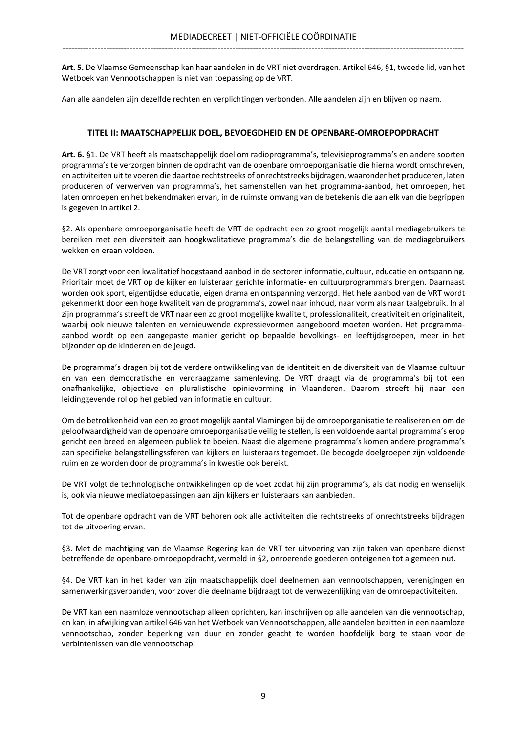**Art. 5.** De Vlaamse Gemeenschap kan haar aandelen in de VRT niet overdragen. Artikel 646, §1, tweede lid, van het Wetboek van Vennootschappen is niet van toepassing op de VRT.

Aan alle aandelen zijn dezelfde rechten en verplichtingen verbonden. Alle aandelen zijn en blijven op naam.

## TITEL II: MAATSCHAPPELIJK DOEL, BEVOEGDHEID EN DE OPENBARE-OMROEPOPDRACHT

**Art. 6.** §1. De VRT heeft als maatschappelijk doel om radioprogramma's, televisieprogramma's en andere soorten programma's te verzorgen binnen de opdracht van de openbare omroeporganisatie die hierna wordt omschreven, en activiteiten uit te voeren die daartoe rechtstreeks of onrechtstreeks bijdragen, waaronder het produceren, laten produceren of verwerven van programma's, het samenstellen van het programma-aanbod, het omroepen, het laten omroepen en het bekendmaken ervan, in de ruimste omvang van de betekenis die aan elk van die begrippen is gegeven in artikel 2.

§2. Als openbare omroeporganisatie heeft de VRT de opdracht een zo groot mogelijk aantal mediagebruikers te bereiken met een diversiteit aan hoogkwalitatieve programma's die de belangstelling van de mediagebruikers wekken en eraan voldoen.

De VRT zorgt voor een kwalitatief hoogstaand aanbod in de sectoren informatie, cultuur, educatie en ontspanning. Prioritair moet de VRT op de kijker en luisteraar gerichte informatie- en cultuurprogramma's brengen. Daarnaast worden ook sport, eigentijdse educatie, eigen drama en ontspanning verzorgd. Het hele aanbod van de VRT wordt gekenmerkt door een hoge kwaliteit van de programma's, zowel naar inhoud, naar vorm als naar taalgebruik. In al zijn programma's streeft de VRT naar een zo groot mogelijke kwaliteit, professionaliteit, creativiteit en originaliteit, waarbij ook nieuwe talenten en vernieuwende expressievormen aangeboord moeten worden. Het programma-aanbod wordt op een aangepaste manier gericht op bepaalde bevolkings- en leeftijdsgroepen, meer in het bijzonder op de kinderen en de jeugd.

De programma's dragen bij tot de verdere ontwikkeling van de identiteit en de diversiteit van de Vlaamse cultuur en van een democratische en verdraagzame samenleving. De VRT draagt via de programma's bij tot een onafhankelijke, objectieve en pluralistische opinievorming in Vlaanderen. Daarom streeft hij naar een leidinggevende rol op het gebied van informatie en cultuur.

Om de betrokkenheid van een zo groot mogelijk aantal Vlamingen bij de omroeporganisatie te realiseren en om de geloofwaardigheid van de openbare omroeporganisatie veilig te stellen, is een voldoende aantal programma's erop gericht een breed en algemeen publiek te boeien. Naast die algemene programma's komen andere programma's aan specifieke belangstellingssferen van kijkers en luisteraars tegemoet. De beoogde doelgroepen zijn voldoende ruim en ze worden door de programma's in kwestie ook bereikt.

De VRT volgt de technologische ontwikkelingen op de voet zodat hij zijn programma's, als dat nodig en wenselijk is, ook via nieuwe mediatoepassingen aan zijn kijkers en luisteraars kan aanbieden.

Tot de openbare opdracht van de VRT behoren ook alle activiteiten die rechtstreeks of onrechtstreeks bijdragen tot de uitvoering ervan.

§3. Met de machtiging van de Vlaamse Regering kan de VRT ter uitvoering van zijn taken van openbare dienst betreffende de openbare-omroepopdracht, vermeld in §2, onroerende goederen onteigenen tot algemeen nut.

§4. De VRT kan in het kader van zijn maatschappelijk doel deelnemen aan vennootschappen, verenigingen en samenwerkingsverbanden, voor zover die deelname bijdraagt tot de verwezenlijking van de omroepactiviteiten.

De VRT kan een naamloze vennootschap alleen oprichten, kan inschrijven op alle aandelen van die vennootschap, en kan, in afwijking van artikel 646 van het Wetboek van Vennootschappen, alle aandelen bezitten in een naamloze vennootschap, zonder beperking van duur en zonder geacht te worden hoofdelijk borg te staan voor de verbintenissen van die vennootschap.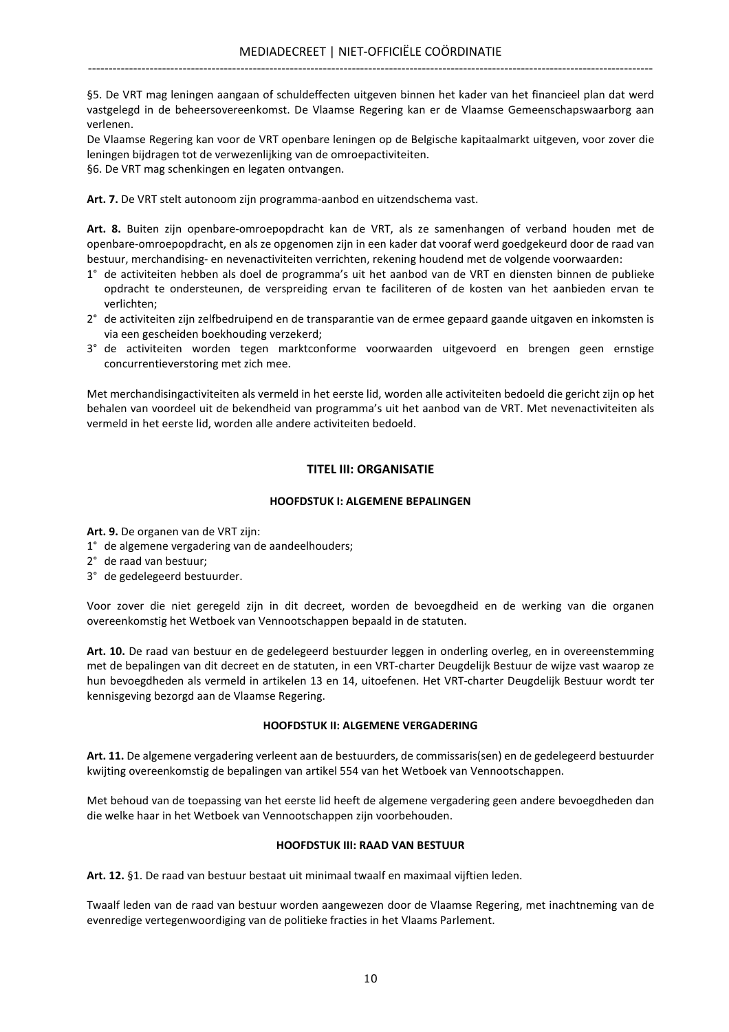§5. De VRT mag leningen aangaan of schuldeffecten uitgeven binnen het kader van het financieel plan dat werd vastgelegd in de beheersovereenkomst. De Vlaamse Regering kan er de Vlaamse Gemeenschapswaarborg aan verlenen.

De Vlaamse Regering kan voor de VRT openbare leningen op de Belgische kapitaalmarkt uitgeven, voor zover die leningen bijdragen tot de verwezenlijking van de omroepactiviteiten.

§6. De VRT mag schenkingen en legaten ontvangen.

**Art. 7.** De VRT stelt autonoom zijn programma-aanbod en uitzendschema vast.

**Art. 8.** Buiten zijn openbare-omroepopdracht kan de VRT, als ze samenhangen of verband houden met de openbare-omroepopdracht, en als ze opgenomen zijn in een kader dat vooraf werd goedgekeurd door de raad van bestuur, merchandising- en nevenactiviteiten verrichten, rekening houdend met de volgende voorwaarden:

1° de activiteiten hebben als doel de programma's uit het aanbod van de VRT en diensten binnen de publieke opdracht te ondersteunen, de verspreiding ervan te faciliteren of de kosten van het aanbieden ervan te verlichten;
2° de activiteiten zijn zelfbedruipend en de transparantie van de ermee gepaard gaande uitgaven en inkomsten is via een gescheiden boekhouding verzekerd;
3° de activiteiten worden tegen marktconforme voorwaarden uitgevoerd en brengen geen ernstige concurrentieverstoring met zich mee.

Met merchandisingactiviteiten als vermeld in het eerste lid, worden alle activiteiten bedoeld die gericht zijn op het behalen van voordeel uit de bekendheid van programma's uit het aanbod van de VRT. Met nevenactiviteiten als vermeld in het eerste lid, worden alle andere activiteiten bedoeld.

## TITEL III: ORGANISATIE

### HOOFDSTUK I: ALGEMENE BEPALINGEN

**Art. 9.** De organen van de VRT zijn:

1° de algemene vergadering van de aandeelhouders;
2° de raad van bestuur;
3° de gedelegeerd bestuurder.

Voor zover die niet geregeld zijn in dit decreet, worden de bevoegdheid en de werking van die organen overeenkomstig het Wetboek van Vennootschappen bepaald in de statuten.

**Art. 10.** De raad van bestuur en de gedelegeerd bestuurder leggen in onderling overleg, en in overeenstemming met de bepalingen van dit decreet en de statuten, in een VRT-charter Deugdelijk Bestuur de wijze vast waarop ze hun bevoegdheden als vermeld in artikelen 13 en 14, uitoefenen. Het VRT-charter Deugdelijk Bestuur wordt ter kennisgeving bezorgd aan de Vlaamse Regering.

### HOOFDSTUK II: ALGEMENE VERGADERING

**Art. 11.** De algemene vergadering verleent aan de bestuurders, de commissaris(sen) en de gedelegeerd bestuurder kwijting overeenkomstig de bepalingen van artikel 554 van het Wetboek van Vennootschappen.

Met behoud van de toepassing van het eerste lid heeft de algemene vergadering geen andere bevoegdheden dan die welke haar in het Wetboek van Vennootschappen zijn voorbehouden.

### HOOFDSTUK III: RAAD VAN BESTUUR

**Art. 12.** §1. De raad van bestuur bestaat uit minimaal twaalf en maximaal vijftien leden.

Twaalf leden van de raad van bestuur worden aangewezen door de Vlaamse Regering, met inachtneming van de evenredige vertegenwoordiging van de politieke fracties in het Vlaams Parlement.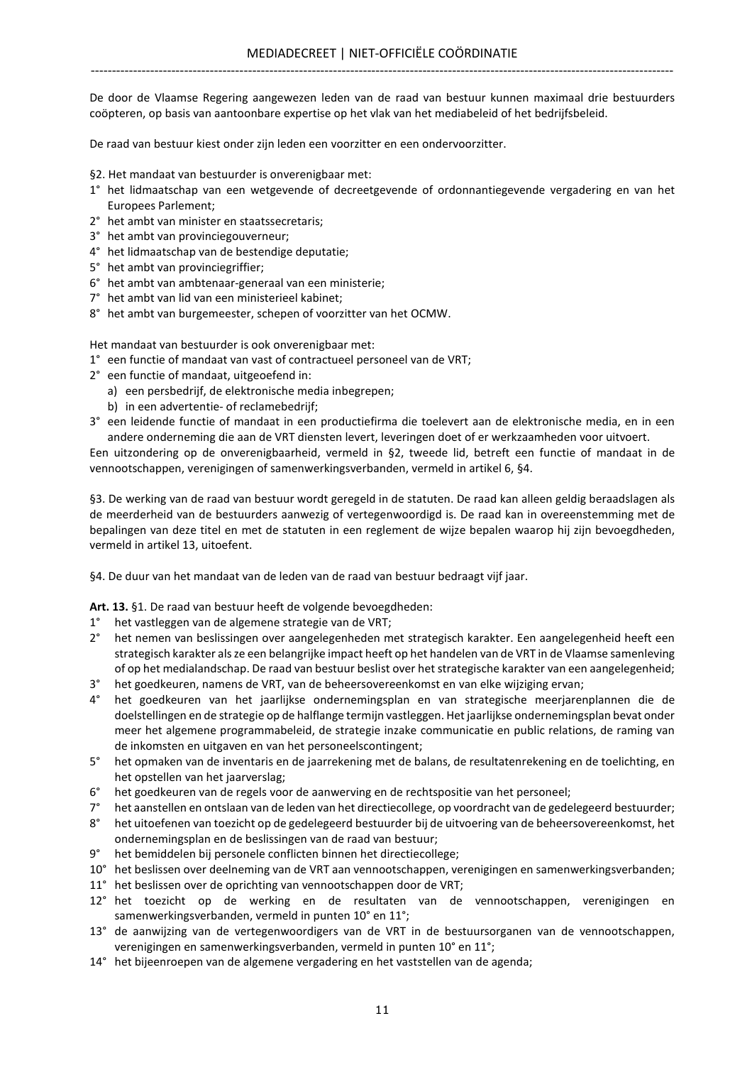De door de Vlaamse Regering aangewezen leden van de raad van bestuur kunnen maximaal drie bestuurders coöpteren, op basis van aantoonbare expertise op het vlak van het mediabeleid of het bedrijfsbeleid.

De raad van bestuur kiest onder zijn leden een voorzitter en een ondervoorzitter.

§2. Het mandaat van bestuurder is onverenigbaar met:

1° het lidmaatschap van een wetgevende of decreetgevende of ordonnantiegevende vergadering en van het Europees Parlement;
2° het ambt van minister en staatssecretaris;
3° het ambt van provinciegouverneur;
4° het lidmaatschap van de bestendige deputatie;
5° het ambt van provinciegriffier;
6° het ambt van ambtenaar-generaal van een ministerie;
7° het ambt van lid van een ministerieel kabinet;
8° het ambt van burgemeester, schepen of voorzitter van het OCMW.

Het mandaat van bestuurder is ook onverenigbaar met:

1° een functie of mandaat van vast of contractueel personeel van de VRT;
2° een functie of mandaat, uitgeoefend in:
   a) een persbedrijf, de elektronische media inbegrepen;
   b) in een advertentie- of reclamebedrijf;
3° een leidende functie of mandaat in een productiefirma die toelevert aan de elektronische media, en in een andere onderneming die aan de VRT diensten levert, leveringen doet of er werkzaamheden voor uitvoert.

Een uitzondering op de onverenigbaarheid, vermeld in §2, tweede lid, betreft een functie of mandaat in de vennootschappen, verenigingen of samenwerkingsverbanden, vermeld in artikel 6, §4.

§3. De werking van de raad van bestuur wordt geregeld in de statuten. De raad kan alleen geldig beraadslagen als de meerderheid van de bestuurders aanwezig of vertegenwoordigd is. De raad kan in overeenstemming met de bepalingen van deze titel en met de statuten in een reglement de wijze bepalen waarop hij zijn bevoegdheden, vermeld in artikel 13, uitoefent.

§4. De duur van het mandaat van de leden van de raad van bestuur bedraagt vijf jaar.

**Art. 13.** §1. De raad van bestuur heeft de volgende bevoegdheden:

1° het vastleggen van de algemene strategie van de VRT;
2° het nemen van beslissingen over aangelegenheden met strategisch karakter. Een aangelegenheid heeft een strategisch karakter als ze een belangrijke impact heeft op het handelen van de VRT in de Vlaamse samenleving of op het medialandschap. De raad van bestuur beslist over het strategische karakter van een aangelegenheid;
3° het goedkeuren, namens de VRT, van de beheersovereenkomst en van elke wijziging ervan;
4° het goedkeuren van het jaarlijkse ondernemingsplan en van strategische meerjarenplannen die de doelstellingen en de strategie op de halflange termijn vastleggen. Het jaarlijkse ondernemingsplan bevat onder meer het algemene programmabeleid, de strategie inzake communicatie en public relations, de raming van de inkomsten en uitgaven en van het personeelscontingent;
5° het opmaken van de inventaris en de jaarrekening met de balans, de resultatenrekening en de toelichting, en het opstellen van het jaarverslag;
6° het goedkeuren van de regels voor de aanwerving en de rechtspositie van het personeel;
7° het aanstellen en ontslaan van de leden van het directiecollege, op voordracht van de gedelegeerd bestuurder;
8° het uitoefenen van toezicht op de gedelegeerd bestuurder bij de uitvoering van de beheersovereenkomst, het ondernemingsplan en de beslissingen van de raad van bestuur;
9° het bemiddelen bij personele conflicten binnen het directiecollege;
10° het beslissen over deelneming van de VRT aan vennootschappen, verenigingen en samenwerkingsverbanden;
11° het beslissen over de oprichting van vennootschappen door de VRT;
12° het toezicht op de werking en de resultaten van de vennootschappen, verenigingen en samenwerkingsverbanden, vermeld in punten 10° en 11°;
13° de aanwijzing van de vertegenwoordigers van de VRT in de bestuursorganen van de vennootschappen, verenigingen en samenwerkingsverbanden, vermeld in punten 10° en 11°;
14° het bijeenroepen van de algemene vergadering en het vaststellen van de agenda;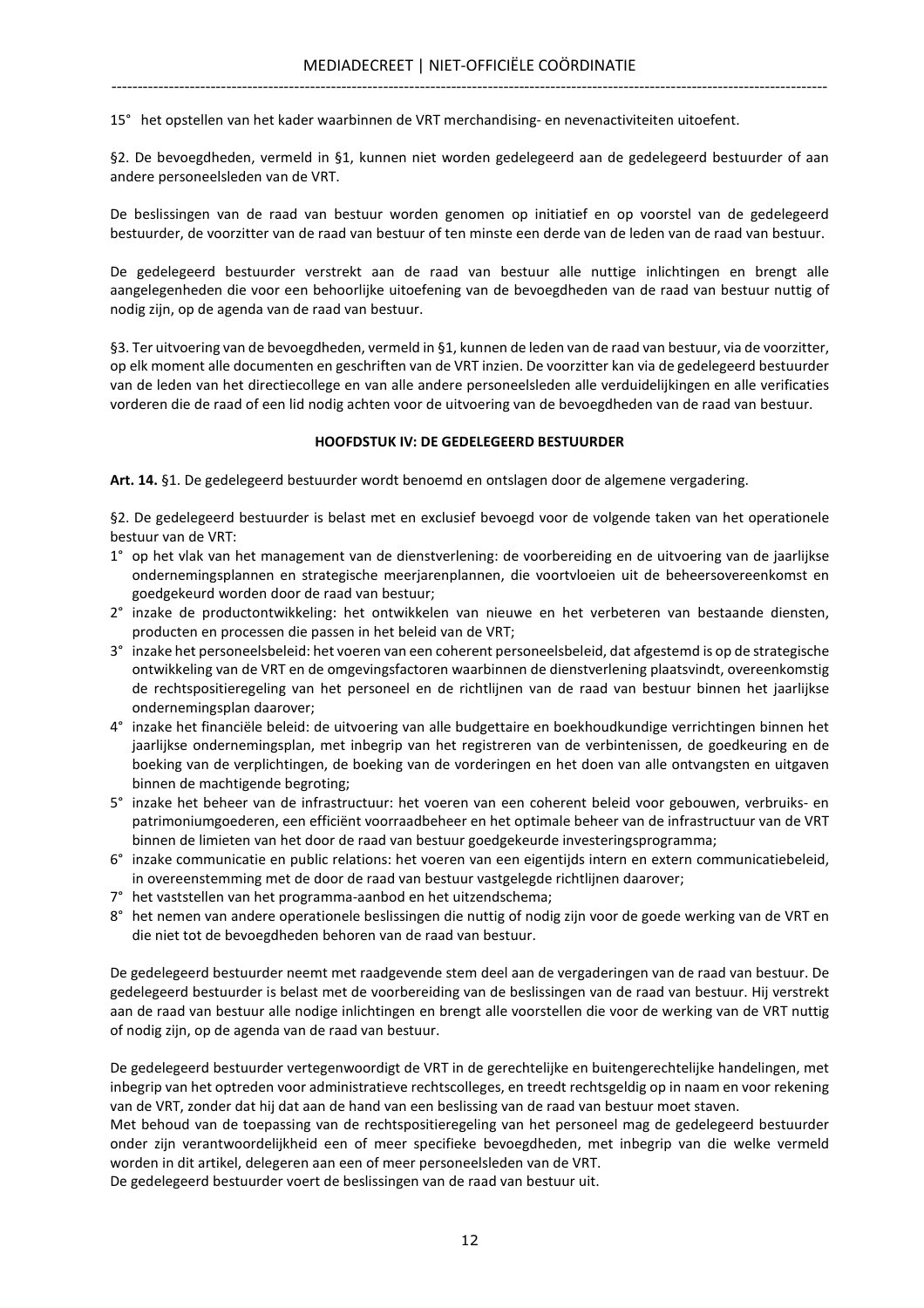15° het opstellen van het kader waarbinnen de VRT merchandising- en nevenactiviteiten uitoefent.

§2. De bevoegdheden, vermeld in §1, kunnen niet worden gedelegeerd aan de gedelegeerd bestuurder of aan andere personeelsleden van de VRT.

De beslissingen van de raad van bestuur worden genomen op initiatief en op voorstel van de gedelegeerd bestuurder, de voorzitter van de raad van bestuur of ten minste een derde van de leden van de raad van bestuur.

De gedelegeerd bestuurder verstrekt aan de raad van bestuur alle nuttige inlichtingen en brengt alle aangelegenheden die voor een behoorlijke uitoefening van de bevoegdheden van de raad van bestuur nuttig of nodig zijn, op de agenda van de raad van bestuur.

§3. Ter uitvoering van de bevoegdheden, vermeld in §1, kunnen de leden van de raad van bestuur, via de voorzitter, op elk moment alle documenten en geschriften van de VRT inzien. De voorzitter kan via de gedelegeerd bestuurder van de leden van het directiecollege en van alle andere personeelsleden alle verduidelijkingen en alle verificaties vorderen die de raad of een lid nodig achten voor de uitvoering van de bevoegdheden van de raad van bestuur.

## HOOFDSTUK IV: DE GEDELEGEERD BESTUURDER

**Art. 14.** §1. De gedelegeerd bestuurder wordt benoemd en ontslagen door de algemene vergadering.

§2. De gedelegeerd bestuurder is belast met en exclusief bevoegd voor de volgende taken van het operationele bestuur van de VRT:

1° op het vlak van het management van de dienstverlening: de voorbereiding en de uitvoering van de jaarlijkse ondernemingsplannen en strategische meerjarenplannen, die voortvloeien uit de beheersovereenkomst en goedgekeurd worden door de raad van bestuur;
2° inzake de productontwikkeling: het ontwikkelen van nieuwe en het verbeteren van bestaande diensten, producten en processen die passen in het beleid van de VRT;
3° inzake het personeelsbeleid: het voeren van een coherent personeelsbeleid, dat afgestemd is op de strategische ontwikkeling van de VRT en de omgevingsfactoren waarbinnen de dienstverlening plaatsvindt, overeenkomstig de rechtspositieregeling van het personeel en de richtlijnen van de raad van bestuur binnen het jaarlijkse ondernemingsplan daarover;
4° inzake het financiële beleid: de uitvoering van alle budgettaire en boekhoudkundige verrichtingen binnen het jaarlijkse ondernemingsplan, met inbegrip van het registreren van de verbintenissen, de goedkeuring en de boeking van de verplichtingen, de boeking van de vorderingen en het doen van alle ontvangsten en uitgaven binnen de machtigende begroting;
5° inzake het beheer van de infrastructuur: het voeren van een coherent beleid voor gebouwen, verbruiks- en patrimoniumgoederen, een efficiënt voorraadbeheer en het optimale beheer van de infrastructuur van de VRT binnen de limieten van het door de raad van bestuur goedgekeurde investeringsprogramma;
6° inzake communicatie en public relations: het voeren van een eigentijds intern en extern communicatiebeleid, in overeenstemming met de door de raad van bestuur vastgelegde richtlijnen daarover;
7° het vaststellen van het programma-aanbod en het uitzendschema;
8° het nemen van andere operationele beslissingen die nuttig of nodig zijn voor de goede werking van de VRT en die niet tot de bevoegdheden behoren van de raad van bestuur.

De gedelegeerd bestuurder neemt met raadgevende stem deel aan de vergaderingen van de raad van bestuur. De gedelegeerd bestuurder is belast met de voorbereiding van de beslissingen van de raad van bestuur. Hij verstrekt aan de raad van bestuur alle nodige inlichtingen en brengt alle voorstellen die voor de werking van de VRT nuttig of nodig zijn, op de agenda van de raad van bestuur.

De gedelegeerd bestuurder vertegenwoordigt de VRT in de gerechtelijke en buitengerechtelijke handelingen, met inbegrip van het optreden voor administratieve rechtscolleges, en treedt rechtsgeldig op in naam en voor rekening van de VRT, zonder dat hij dat aan de hand van een beslissing van de raad van bestuur moet staven.
Met behoud van de toepassing van de rechtspositieregeling van het personeel mag de gedelegeerd bestuurder onder zijn verantwoordelijkheid een of meer specifieke bevoegdheden, met inbegrip van die welke vermeld worden in dit artikel, delegeren aan een of meer personeelsleden van de VRT.
De gedelegeerd bestuurder voert de beslissingen van de raad van bestuur uit.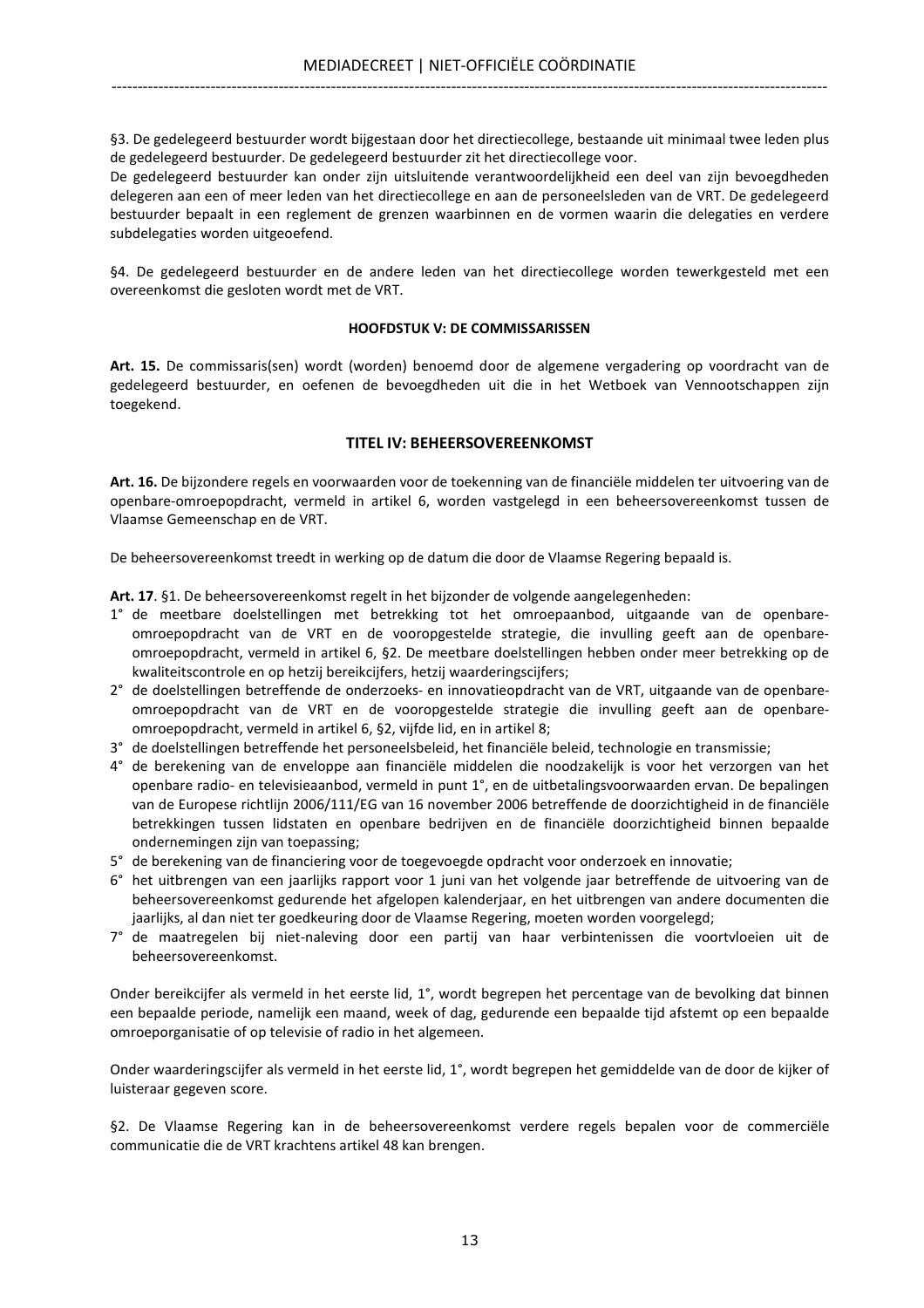§3. De gedelegeerd bestuurder wordt bijgestaan door het directiecollege, bestaande uit minimaal twee leden plus de gedelegeerd bestuurder. De gedelegeerd bestuurder zit het directiecollege voor.
De gedelegeerd bestuurder kan onder zijn uitsluitende verantwoordelijkheid een deel van zijn bevoegdheden delegeren aan een of meer leden van het directiecollege en aan de personeelsleden van de VRT. De gedelegeerd bestuurder bepaalt in een reglement de grenzen waarbinnen en de vormen waarin die delegaties en verdere subdelegaties worden uitgeoefend.

§4. De gedelegeerd bestuurder en de andere leden van het directiecollege worden tewerkgesteld met een overeenkomst die gesloten wordt met de VRT.

#### HOOFDSTUK V: DE COMMISSARISSEN

**Art. 15.** De commissaris(sen) wordt (worden) benoemd door de algemene vergadering op voordracht van de gedelegeerd bestuurder, en oefenen de bevoegdheden uit die in het Wetboek van Vennootschappen zijn toegekend.

### TITEL IV: BEHEERSOVEREENKOMST

**Art. 16.** De bijzondere regels en voorwaarden voor de toekenning van de financiële middelen ter uitvoering van de openbare-omroepopdracht, vermeld in artikel 6, worden vastgelegd in een beheersovereenkomst tussen de Vlaamse Gemeenschap en de VRT.

De beheersovereenkomst treedt in werking op de datum die door de Vlaamse Regering bepaald is.

**Art. 17**. §1. De beheersovereenkomst regelt in het bijzonder de volgende aangelegenheden:

1° de meetbare doelstellingen met betrekking tot het omroepaanbod, uitgaande van de openbare-omroepopdracht van de VRT en de vooropgestelde strategie, die invulling geeft aan de openbare-omroepopdracht, vermeld in artikel 6, §2. De meetbare doelstellingen hebben onder meer betrekking op de kwaliteitscontrole en op hetzij bereikcijfers, hetzij waarderingscijfers;
2° de doelstellingen betreffende de onderzoeks- en innovatieopdracht van de VRT, uitgaande van de openbare-omroepopdracht van de VRT en de vooropgestelde strategie die invulling geeft aan de openbare-omroepopdracht, vermeld in artikel 6, §2, vijfde lid, en in artikel 8;
3° de doelstellingen betreffende het personeelsbeleid, het financiële beleid, technologie en transmissie;
4° de berekening van de enveloppe aan financiële middelen die noodzakelijk is voor het verzorgen van het openbare radio- en televisieaanbod, vermeld in punt 1°, en de uitbetalingsvoorwaarden ervan. De bepalingen van de Europese richtlijn 2006/111/EG van 16 november 2006 betreffende de doorzichtigheid in de financiële betrekkingen tussen lidstaten en openbare bedrijven en de financiële doorzichtigheid binnen bepaalde ondernemingen zijn van toepassing;
5° de berekening van de financiering voor de toegevoegde opdracht voor onderzoek en innovatie;
6° het uitbrengen van een jaarlijks rapport voor 1 juni van het volgende jaar betreffende de uitvoering van de beheersovereenkomst gedurende het afgelopen kalenderjaar, en het uitbrengen van andere documenten die jaarlijks, al dan niet ter goedkeuring door de Vlaamse Regering, moeten worden voorgelegd;
7° de maatregelen bij niet-naleving door een partij van haar verbintenissen die voortvloeien uit de beheersovereenkomst.

Onder bereikcijfer als vermeld in het eerste lid, 1°, wordt begrepen het percentage van de bevolking dat binnen een bepaalde periode, namelijk een maand, week of dag, gedurende een bepaalde tijd afstemt op een bepaalde omroeporganisatie of op televisie of radio in het algemeen.

Onder waarderingscijfer als vermeld in het eerste lid, 1°, wordt begrepen het gemiddelde van de door de kijker of luisteraar gegeven score.

§2. De Vlaamse Regering kan in de beheersovereenkomst verdere regels bepalen voor de commerciële communicatie die de VRT krachtens artikel 48 kan brengen.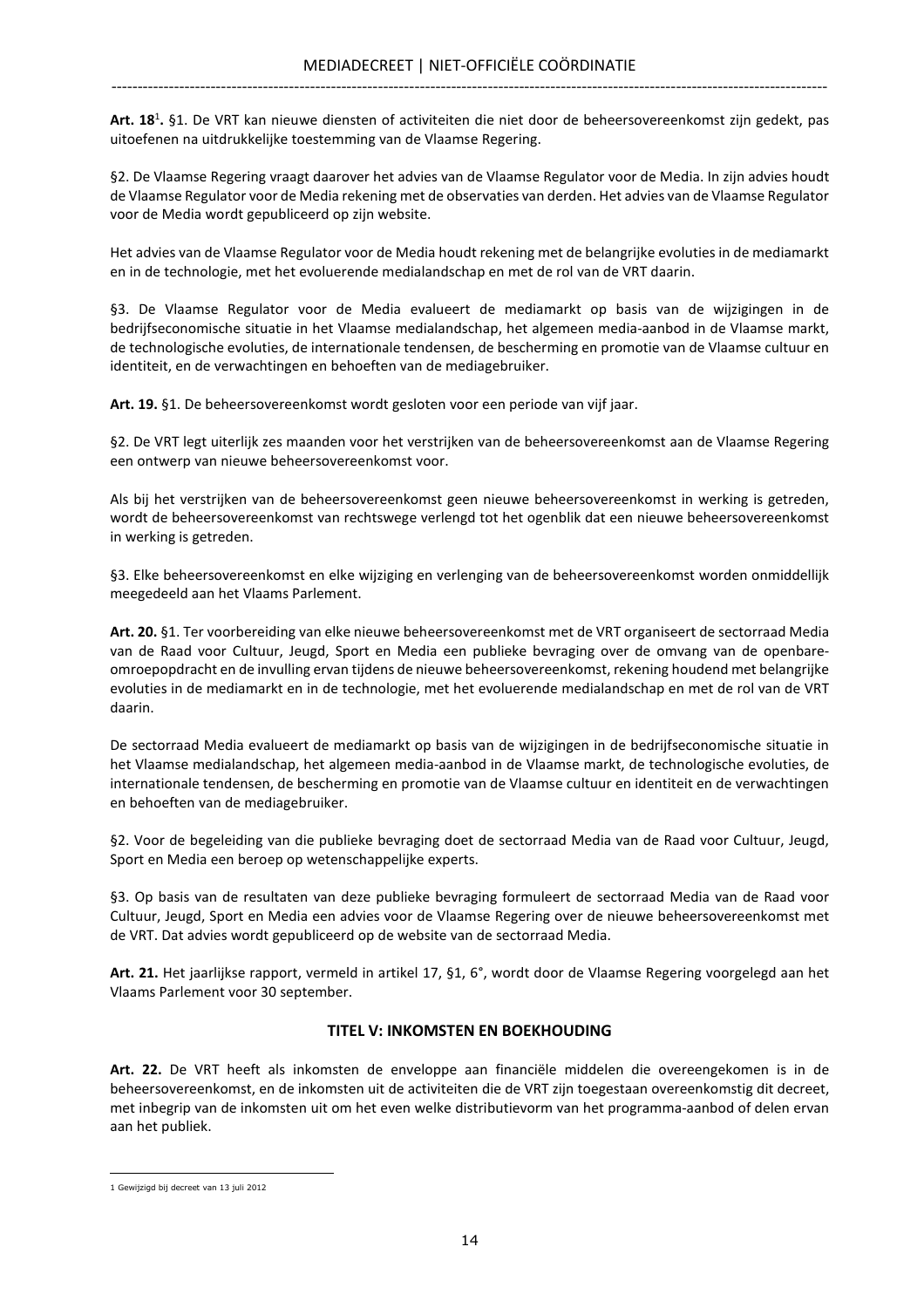**Art. 18**[1]**.** §1. De VRT kan nieuwe diensten of activiteiten die niet door de beheersovereenkomst zijn gedekt, pas uitoefenen na uitdrukkelijke toestemming van de Vlaamse Regering.

§2. De Vlaamse Regering vraagt daarover het advies van de Vlaamse Regulator voor de Media. In zijn advies houdt de Vlaamse Regulator voor de Media rekening met de observaties van derden. Het advies van de Vlaamse Regulator voor de Media wordt gepubliceerd op zijn website.

Het advies van de Vlaamse Regulator voor de Media houdt rekening met de belangrijke evoluties in de mediamarkt en in de technologie, met het evoluerende medialandschap en met de rol van de VRT daarin.

§3. De Vlaamse Regulator voor de Media evalueert de mediamarkt op basis van de wijzigingen in de bedrijfseconomische situatie in het Vlaamse medialandschap, het algemeen media-aanbod in de Vlaamse markt, de technologische evoluties, de internationale tendensen, de bescherming en promotie van de Vlaamse cultuur en identiteit, en de verwachtingen en behoeften van de mediagebruiker.

**Art. 19.** §1. De beheersovereenkomst wordt gesloten voor een periode van vijf jaar.

§2. De VRT legt uiterlijk zes maanden voor het verstrijken van de beheersovereenkomst aan de Vlaamse Regering een ontwerp van nieuwe beheersovereenkomst voor.

Als bij het verstrijken van de beheersovereenkomst geen nieuwe beheersovereenkomst in werking is getreden, wordt de beheersovereenkomst van rechtswege verlengd tot het ogenblik dat een nieuwe beheersovereenkomst in werking is getreden.

§3. Elke beheersovereenkomst en elke wijziging en verlenging van de beheersovereenkomst worden onmiddellijk meegedeeld aan het Vlaams Parlement.

**Art. 20.** §1. Ter voorbereiding van elke nieuwe beheersovereenkomst met de VRT organiseert de sectorraad Media van de Raad voor Cultuur, Jeugd, Sport en Media een publieke bevraging over de omvang van de openbare-omroepopdracht en de invulling ervan tijdens de nieuwe beheersovereenkomst, rekening houdend met belangrijke evoluties in de mediamarkt en in de technologie, met het evoluerende medialandschap en met de rol van de VRT daarin.

De sectorraad Media evalueert de mediamarkt op basis van de wijzigingen in de bedrijfseconomische situatie in het Vlaamse medialandschap, het algemeen media-aanbod in de Vlaamse markt, de technologische evoluties, de internationale tendensen, de bescherming en promotie van de Vlaamse cultuur en identiteit en de verwachtingen en behoeften van de mediagebruiker.

§2. Voor de begeleiding van die publieke bevraging doet de sectorraad Media van de Raad voor Cultuur, Jeugd, Sport en Media een beroep op wetenschappelijke experts.

§3. Op basis van de resultaten van deze publieke bevraging formuleert de sectorraad Media van de Raad voor Cultuur, Jeugd, Sport en Media een advies voor de Vlaamse Regering over de nieuwe beheersovereenkomst met de VRT. Dat advies wordt gepubliceerd op de website van de sectorraad Media.

**Art. 21.** Het jaarlijkse rapport, vermeld in artikel 17, §1, 6°, wordt door de Vlaamse Regering voorgelegd aan het Vlaams Parlement voor 30 september.

## TITEL V: INKOMSTEN EN BOEKHOUDING

**Art. 22.** De VRT heeft als inkomsten de enveloppe aan financiële middelen die overeengekomen is in de beheersovereenkomst, en de inkomsten uit de activiteiten die de VRT zijn toegestaan overeenkomstig dit decreet, met inbegrip van de inkomsten uit om het even welke distributievorm van het programma-aanbod of delen ervan aan het publiek.

---

[1] Gewijzigd bij decreet van 13 juli 2012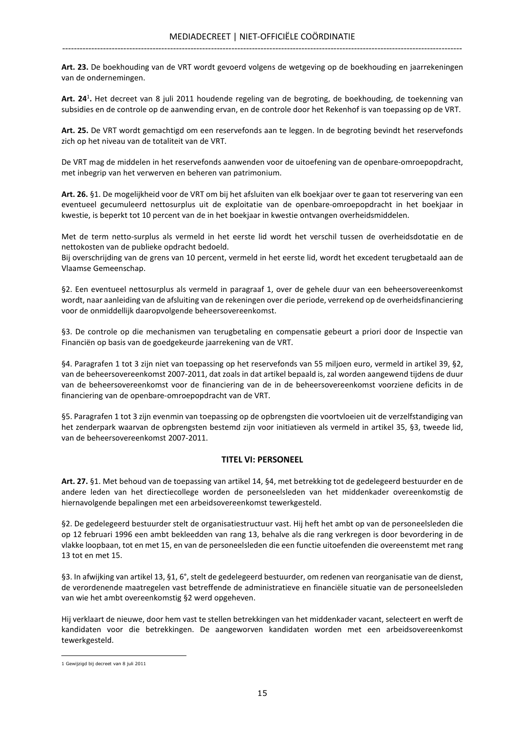**Art. 23.** De boekhouding van de VRT wordt gevoerd volgens de wetgeving op de boekhouding en jaarrekeningen van de ondernemingen.

**Art. 24**[1]**.** Het decreet van 8 juli 2011 houdende regeling van de begroting, de boekhouding, de toekenning van subsidies en de controle op de aanwending ervan, en de controle door het Rekenhof is van toepassing op de VRT.

**Art. 25.** De VRT wordt gemachtigd om een reservefonds aan te leggen. In de begroting bevindt het reservefonds zich op het niveau van de totaliteit van de VRT.

De VRT mag de middelen in het reservefonds aanwenden voor de uitoefening van de openbare-omroepopdracht, met inbegrip van het verwerven en beheren van patrimonium.

**Art. 26.** §1. De mogelijkheid voor de VRT om bij het afsluiten van elk boekjaar over te gaan tot reservering van een eventueel gecumuleerd nettosurplus uit de exploitatie van de openbare-omroepopdracht in het boekjaar in kwestie, is beperkt tot 10 percent van de in het boekjaar in kwestie ontvangen overheidsmiddelen.

Met de term netto-surplus als vermeld in het eerste lid wordt het verschil tussen de overheidsdotatie en de nettokosten van de publieke opdracht bedoeld.
Bij overschrijding van de grens van 10 percent, vermeld in het eerste lid, wordt het excedent terugbetaald aan de Vlaamse Gemeenschap.

§2. Een eventueel nettosurplus als vermeld in paragraaf 1, over de gehele duur van een beheersovereenkomst wordt, naar aanleiding van de afsluiting van de rekeningen over die periode, verrekend op de overheidsfinanciering voor de onmiddellijk daaropvolgende beheersovereenkomst.

§3. De controle op die mechanismen van terugbetaling en compensatie gebeurt a priori door de Inspectie van Financiën op basis van de goedgekeurde jaarrekening van de VRT.

§4. Paragrafen 1 tot 3 zijn niet van toepassing op het reservefonds van 55 miljoen euro, vermeld in artikel 39, §2, van de beheersovereenkomst 2007-2011, dat zoals in dat artikel bepaald is, zal worden aangewend tijdens de duur van de beheersovereenkomst voor de financiering van de in de beheersovereenkomst voorziene deficits in de financiering van de openbare-omroepopdracht van de VRT.

§5. Paragrafen 1 tot 3 zijn evenmin van toepassing op de opbrengsten die voortvloeien uit de verzelfstandiging van het zenderpark waarvan de opbrengsten bestemd zijn voor initiatieven als vermeld in artikel 35, §3, tweede lid, van de beheersovereenkomst 2007-2011.

## TITEL VI: PERSONEEL

**Art. 27.** §1. Met behoud van de toepassing van artikel 14, §4, met betrekking tot de gedelegeerd bestuurder en de andere leden van het directiecollege worden de personeelsleden van het middenkader overeenkomstig de hiernavolgende bepalingen met een arbeidsovereenkomst tewerkgesteld.

§2. De gedelegeerd bestuurder stelt de organisatiestructuur vast. Hij heft het ambt op van de personeelsleden die op 12 februari 1996 een ambt bekleedden van rang 13, behalve als die rang verkregen is door bevordering in de vlakke loopbaan, tot en met 15, en van de personeelsleden die een functie uitoefenden die overeenstemt met rang 13 tot en met 15.

§3. In afwijking van artikel 13, §1, 6°, stelt de gedelegeerd bestuurder, om redenen van reorganisatie van de dienst, de verordenende maatregelen vast betreffende de administratieve en financiële situatie van de personeelsleden van wie het ambt overeenkomstig §2 werd opgeheven.

Hij verklaart de nieuwe, door hem vast te stellen betrekkingen van het middenkader vacant, selecteert en werft de kandidaten voor die betrekkingen. De aangeworven kandidaten worden met een arbeidsovereenkomst tewerkgesteld.

---

1 Gewijzigd bij decreet van 8 juli 2011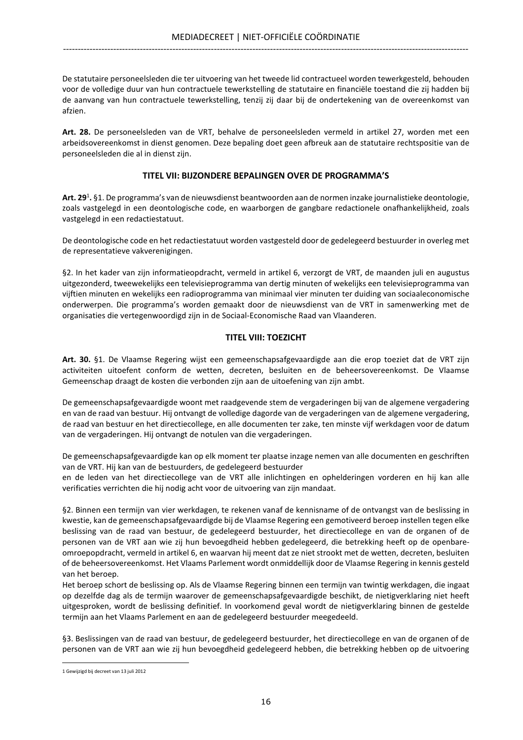De statutaire personeelsleden die ter uitvoering van het tweede lid contractueel worden tewerkgesteld, behouden voor de volledige duur van hun contractuele tewerkstelling de statutaire en financiële toestand die zij hadden bij de aanvang van hun contractuele tewerkstelling, tenzij zij daar bij de ondertekening van de overeenkomst van afzien.

**Art. 28.** De personeelsleden van de VRT, behalve de personeelsleden vermeld in artikel 27, worden met een arbeidsovereenkomst in dienst genomen. Deze bepaling doet geen afbreuk aan de statutaire rechtspositie van de personeelsleden die al in dienst zijn.

## TITEL VII: BIJZONDERE BEPALINGEN OVER DE PROGRAMMA'S

**Art. 29**[1]**.** §1. De programma's van de nieuwsdienst beantwoorden aan de normen inzake journalistieke deontologie, zoals vastgelegd in een deontologische code, en waarborgen de gangbare redactionele onafhankelijkheid, zoals vastgelegd in een redactiestatuut.

De deontologische code en het redactiestatuut worden vastgesteld door de gedelegeerd bestuurder in overleg met de representatieve vakverenigingen.

§2. In het kader van zijn informatieopdracht, vermeld in artikel 6, verzorgt de VRT, de maanden juli en augustus uitgezonderd, tweewekelijks een televisieprogramma van dertig minuten of wekelijks een televisieprogramma van vijftien minuten en wekelijks een radioprogramma van minimaal vier minuten ter duiding van sociaaleconomische onderwerpen. Die programma's worden gemaakt door de nieuwsdienst van de VRT in samenwerking met de organisaties die vertegenwoordigd zijn in de Sociaal-Economische Raad van Vlaanderen.

## TITEL VIII: TOEZICHT

**Art. 30.** §1. De Vlaamse Regering wijst een gemeenschapsafgevaardigde aan die erop toeziet dat de VRT zijn activiteiten uitoefent conform de wetten, decreten, besluiten en de beheersovereenkomst. De Vlaamse Gemeenschap draagt de kosten die verbonden zijn aan de uitoefening van zijn ambt.

De gemeenschapsafgevaardigde woont met raadgevende stem de vergaderingen bij van de algemene vergadering en van de raad van bestuur. Hij ontvangt de volledige dagorde van de vergaderingen van de algemene vergadering, de raad van bestuur en het directiecollege, en alle documenten ter zake, ten minste vijf werkdagen voor de datum van de vergaderingen. Hij ontvangt de notulen van die vergaderingen.

De gemeenschapsafgevaardigde kan op elk moment ter plaatse inzage nemen van alle documenten en geschriften van de VRT. Hij kan van de bestuurders, de gedelegeerd bestuurder en de leden van het directiecollege van de VRT alle inlichtingen en ophelderingen vorderen en hij kan alle verificaties verrichten die hij nodig acht voor de uitvoering van zijn mandaat.

§2. Binnen een termijn van vier werkdagen, te rekenen vanaf de kennisname of de ontvangst van de beslissing in kwestie, kan de gemeenschapsafgevaardigde bij de Vlaamse Regering een gemotiveerd beroep instellen tegen elke beslissing van de raad van bestuur, de gedelegeerd bestuurder, het directiecollege en van de organen of de personen van de VRT aan wie zij hun bevoegdheid hebben gedelegeerd, die betrekking heeft op de openbare-omroepopdracht, vermeld in artikel 6, en waarvan hij meent dat ze niet strookt met de wetten, decreten, besluiten of de beheersovereenkomst. Het Vlaams Parlement wordt onmiddellijk door de Vlaamse Regering in kennis gesteld van het beroep.
Het beroep schort de beslissing op. Als de Vlaamse Regering binnen een termijn van twintig werkdagen, die ingaat op dezelfde dag als de termijn waarover de gemeenschapsafgevaardigde beschikt, de nietigverklaring niet heeft uitgesproken, wordt de beslissing definitief. In voorkomend geval wordt de nietigverklaring binnen de gestelde termijn aan het Vlaams Parlement en aan de gedelegeerd bestuurder meegedeeld.

§3. Beslissingen van de raad van bestuur, de gedelegeerd bestuurder, het directiecollege en van de organen of de personen van de VRT aan wie zij hun bevoegdheid gedelegeerd hebben, die betrekking hebben op de uitvoering

---

[1] Gewijzigd bij decreet van 13 juli 2012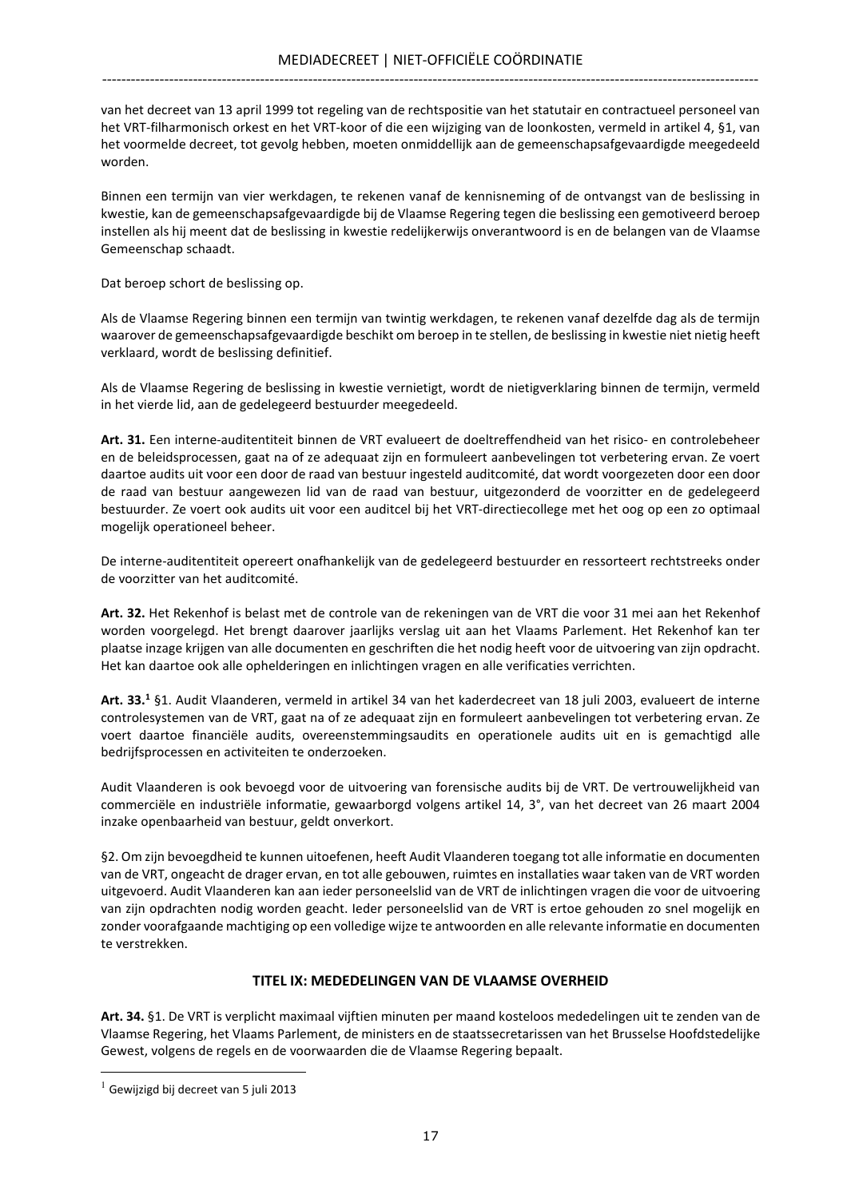van het decreet van 13 april 1999 tot regeling van de rechtspositie van het statutair en contractueel personeel van het VRT-filharmonisch orkest en het VRT-koor of die een wijziging van de loonkosten, vermeld in artikel 4, §1, van het voormelde decreet, tot gevolg hebben, moeten onmiddellijk aan de gemeenschapsafgevaardigde meegedeeld worden.

Binnen een termijn van vier werkdagen, te rekenen vanaf de kennisneming of de ontvangst van de beslissing in kwestie, kan de gemeenschapsafgevaardigde bij de Vlaamse Regering tegen die beslissing een gemotiveerd beroep instellen als hij meent dat de beslissing in kwestie redelijkerwijs onverantwoord is en de belangen van de Vlaamse Gemeenschap schaadt.

Dat beroep schort de beslissing op.

Als de Vlaamse Regering binnen een termijn van twintig werkdagen, te rekenen vanaf dezelfde dag als de termijn waarover de gemeenschapsafgevaardigde beschikt om beroep in te stellen, de beslissing in kwestie niet nietig heeft verklaard, wordt de beslissing definitief.

Als de Vlaamse Regering de beslissing in kwestie vernietigt, wordt de nietigverklaring binnen de termijn, vermeld in het vierde lid, aan de gedelegeerd bestuurder meegedeeld.

**Art. 31.** Een interne-auditentiteit binnen de VRT evalueert de doeltreffendheid van het risico- en controlebeheer en de beleidsprocessen, gaat na of ze adequaat zijn en formuleert aanbevelingen tot verbetering ervan. Ze voert daartoe audits uit voor een door de raad van bestuur ingesteld auditcomité, dat wordt voorgezeten door een door de raad van bestuur aangewezen lid van de raad van bestuur, uitgezonderd de voorzitter en de gedelegeerd bestuurder. Ze voert ook audits uit voor een auditcel bij het VRT-directiecollege met het oog op een zo optimaal mogelijk operationeel beheer.

De interne-auditentiteit opereert onafhankelijk van de gedelegeerd bestuurder en ressorteert rechtstreeks onder de voorzitter van het auditcomité.

**Art. 32.** Het Rekenhof is belast met de controle van de rekeningen van de VRT die voor 31 mei aan het Rekenhof worden voorgelegd. Het brengt daarover jaarlijks verslag uit aan het Vlaams Parlement. Het Rekenhof kan ter plaatse inzage krijgen van alle documenten en geschriften die het nodig heeft voor de uitvoering van zijn opdracht. Het kan daartoe ook alle ophelderingen en inlichtingen vragen en alle verificaties verrichten.

**Art. 33.**[1] §1. Audit Vlaanderen, vermeld in artikel 34 van het kaderdecreet van 18 juli 2003, evalueert de interne controlesystemen van de VRT, gaat na of ze adequaat zijn en formuleert aanbevelingen tot verbetering ervan. Ze voert daartoe financiële audits, overeenstemmingsaudits en operationele audits uit en is gemachtigd alle bedrijfsprocessen en activiteiten te onderzoeken.

Audit Vlaanderen is ook bevoegd voor de uitvoering van forensische audits bij de VRT. De vertrouwelijkheid van commerciële en industriële informatie, gewaarborgd volgens artikel 14, 3°, van het decreet van 26 maart 2004 inzake openbaarheid van bestuur, geldt onverkort.

§2. Om zijn bevoegdheid te kunnen uitoefenen, heeft Audit Vlaanderen toegang tot alle informatie en documenten van de VRT, ongeacht de drager ervan, en tot alle gebouwen, ruimtes en installaties waar taken van de VRT worden uitgevoerd. Audit Vlaanderen kan aan ieder personeelslid van de VRT de inlichtingen vragen die voor de uitvoering van zijn opdrachten nodig worden geacht. Ieder personeelslid van de VRT is ertoe gehouden zo snel mogelijk en zonder voorafgaande machtiging op een volledige wijze te antwoorden en alle relevante informatie en documenten te verstrekken.

## TITEL IX: MEDEDELINGEN VAN DE VLAAMSE OVERHEID

**Art. 34.** §1. De VRT is verplicht maximaal vijftien minuten per maand kosteloos mededelingen uit te zenden van de Vlaamse Regering, het Vlaams Parlement, de ministers en de staatssecretarissen van het Brusselse Hoofdstedelijke Gewest, volgens de regels en de voorwaarden die de Vlaamse Regering bepaalt.

---

[1] Gewijzigd bij decreet van 5 juli 2013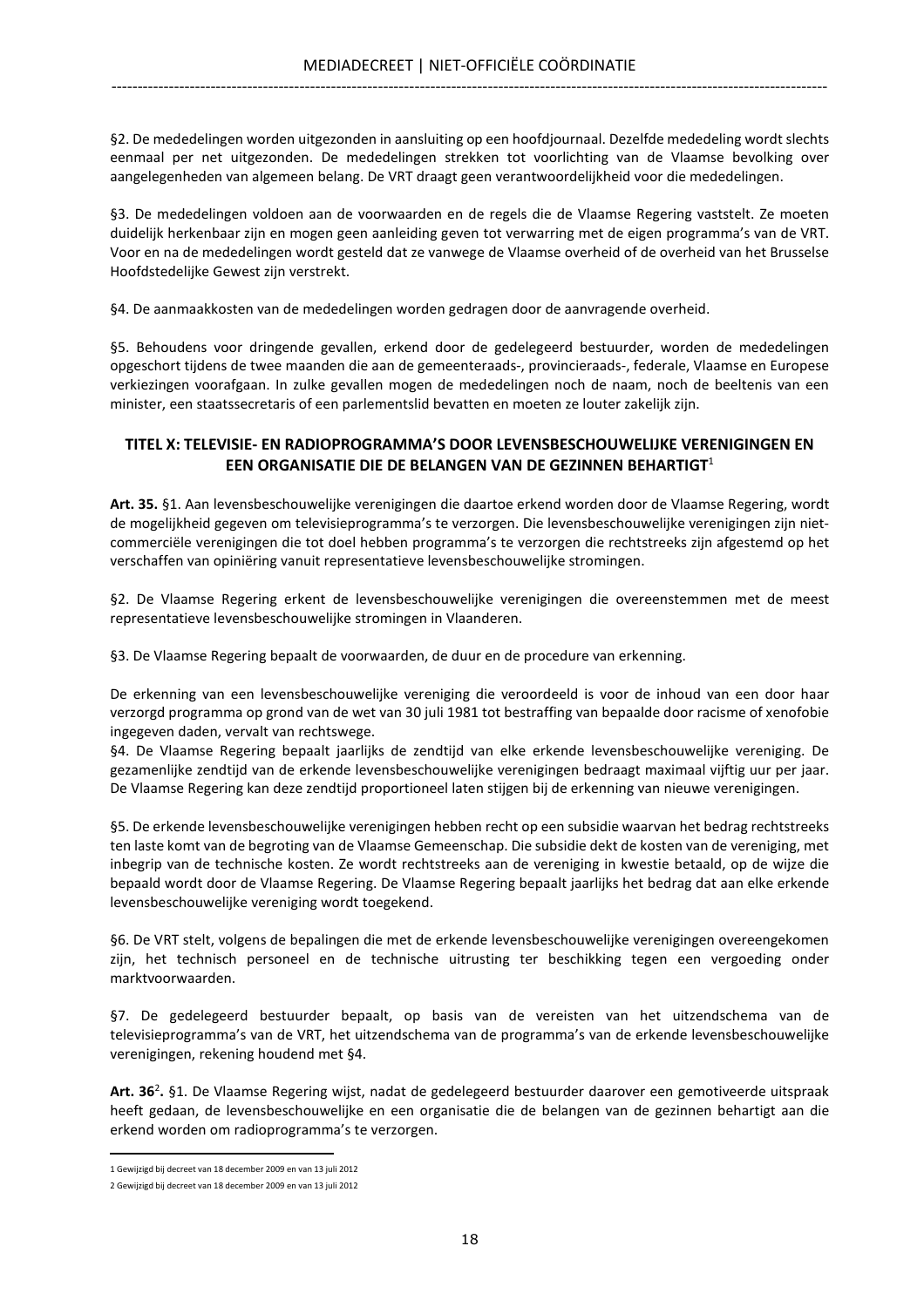§2. De mededelingen worden uitgezonden in aansluiting op een hoofdjournaal. Dezelfde mededeling wordt slechts eenmaal per net uitgezonden. De mededelingen strekken tot voorlichting van de Vlaamse bevolking over aangelegenheden van algemeen belang. De VRT draagt geen verantwoordelijkheid voor die mededelingen.

§3. De mededelingen voldoen aan de voorwaarden en de regels die de Vlaamse Regering vaststelt. Ze moeten duidelijk herkenbaar zijn en mogen geen aanleiding geven tot verwarring met de eigen programma's van de VRT. Voor en na de mededelingen wordt gesteld dat ze vanwege de Vlaamse overheid of de overheid van het Brusselse Hoofdstedelijke Gewest zijn verstrekt.

§4. De aanmaakkosten van de mededelingen worden gedragen door de aanvragende overheid.

§5. Behoudens voor dringende gevallen, erkend door de gedelegeerd bestuurder, worden de mededelingen opgeschort tijdens de twee maanden die aan de gemeenteraads-, provincieraads-, federale, Vlaamse en Europese verkiezingen voorafgaan. In zulke gevallen mogen de mededelingen noch de naam, noch de beeltenis van een minister, een staatssecretaris of een parlementslid bevatten en moeten ze louter zakelijk zijn.

## TITEL X: TELEVISIE- EN RADIOPROGRAMMA'S DOOR LEVENSBESCHOUWELIJKE VERENIGINGEN EN EEN ORGANISATIE DIE DE BELANGEN VAN DE GEZINNEN BEHARTIGT[1]

**Art. 35.** §1. Aan levensbeschouwelijke verenigingen die daartoe erkend worden door de Vlaamse Regering, wordt de mogelijkheid gegeven om televisieprogramma's te verzorgen. Die levensbeschouwelijke verenigingen zijn niet-commerciële verenigingen die tot doel hebben programma's te verzorgen die rechtstreeks zijn afgestemd op het verschaffen van opiniëring vanuit representatieve levensbeschouwelijke stromingen.

§2. De Vlaamse Regering erkent de levensbeschouwelijke verenigingen die overeenstemmen met de meest representatieve levensbeschouwelijke stromingen in Vlaanderen.

§3. De Vlaamse Regering bepaalt de voorwaarden, de duur en de procedure van erkenning.

De erkenning van een levensbeschouwelijke vereniging die veroordeeld is voor de inhoud van een door haar verzorgd programma op grond van de wet van 30 juli 1981 tot bestraffing van bepaalde door racisme of xenofobie ingegeven daden, vervalt van rechtswege.

§4. De Vlaamse Regering bepaalt jaarlijks de zendtijd van elke erkende levensbeschouwelijke vereniging. De gezamenlijke zendtijd van de erkende levensbeschouwelijke verenigingen bedraagt maximaal vijftig uur per jaar. De Vlaamse Regering kan deze zendtijd proportioneel laten stijgen bij de erkenning van nieuwe verenigingen.

§5. De erkende levensbeschouwelijke verenigingen hebben recht op een subsidie waarvan het bedrag rechtstreeks ten laste komt van de begroting van de Vlaamse Gemeenschap. Die subsidie dekt de kosten van de vereniging, met inbegrip van de technische kosten. Ze wordt rechtstreeks aan de vereniging in kwestie betaald, op de wijze die bepaald wordt door de Vlaamse Regering. De Vlaamse Regering bepaalt jaarlijks het bedrag dat aan elke erkende levensbeschouwelijke vereniging wordt toegekend.

§6. De VRT stelt, volgens de bepalingen die met de erkende levensbeschouwelijke verenigingen overeengekomen zijn, het technisch personeel en de technische uitrusting ter beschikking tegen een vergoeding onder marktvoorwaarden.

§7. De gedelegeerd bestuurder bepaalt, op basis van de vereisten van het uitzendschema van de televisieprogramma's van de VRT, het uitzendschema van de programma's van de erkende levensbeschouwelijke verenigingen, rekening houdend met §4.

**Art. 36**[2]**.** §1. De Vlaamse Regering wijst, nadat de gedelegeerd bestuurder daarover een gemotiveerde uitspraak heeft gedaan, de levensbeschouwelijke en een organisatie die de belangen van de gezinnen behartigt aan die erkend worden om radioprogramma's te verzorgen.

---

[1] Gewijzigd bij decreet van 18 december 2009 en van 13 juli 2012

[2] Gewijzigd bij decreet van 18 december 2009 en van 13 juli 2012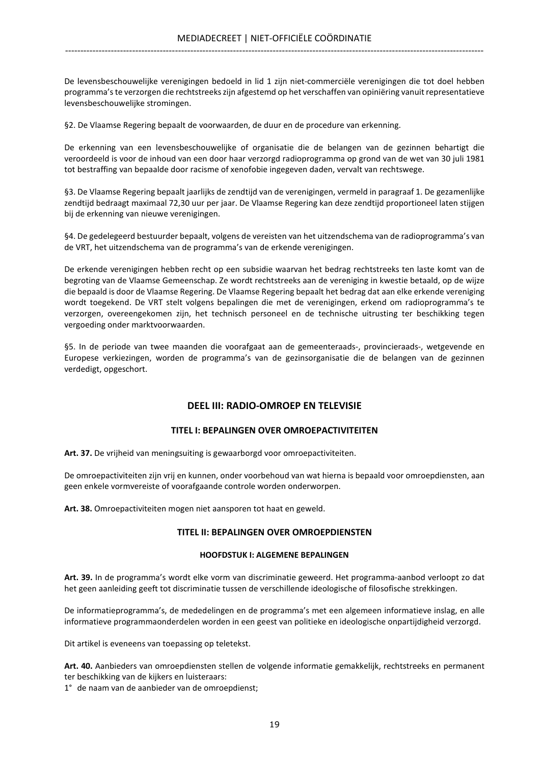De levensbeschouwelijke verenigingen bedoeld in lid 1 zijn niet-commerciële verenigingen die tot doel hebben programma's te verzorgen die rechtstreeks zijn afgestemd op het verschaffen van opiniëring vanuit representatieve levensbeschouwelijke stromingen.

§2. De Vlaamse Regering bepaalt de voorwaarden, de duur en de procedure van erkenning.

De erkenning van een levensbeschouwelijke of organisatie die de belangen van de gezinnen behartigt die veroordeeld is voor de inhoud van een door haar verzorgd radioprogramma op grond van de wet van 30 juli 1981 tot bestraffing van bepaalde door racisme of xenofobie ingegeven daden, vervalt van rechtswege.

§3. De Vlaamse Regering bepaalt jaarlijks de zendtijd van de verenigingen, vermeld in paragraaf 1. De gezamenlijke zendtijd bedraagt maximaal 72,30 uur per jaar. De Vlaamse Regering kan deze zendtijd proportioneel laten stijgen bij de erkenning van nieuwe verenigingen.

§4. De gedelegeerd bestuurder bepaalt, volgens de vereisten van het uitzendschema van de radioprogramma's van de VRT, het uitzendschema van de programma's van de erkende verenigingen.

De erkende verenigingen hebben recht op een subsidie waarvan het bedrag rechtstreeks ten laste komt van de begroting van de Vlaamse Gemeenschap. Ze wordt rechtstreeks aan de vereniging in kwestie betaald, op de wijze die bepaald is door de Vlaamse Regering. De Vlaamse Regering bepaalt het bedrag dat aan elke erkende vereniging wordt toegekend. De VRT stelt volgens bepalingen die met de verenigingen, erkend om radioprogramma's te verzorgen, overeengekomen zijn, het technisch personeel en de technische uitrusting ter beschikking tegen vergoeding onder marktvoorwaarden.

§5. In de periode van twee maanden die voorafgaat aan de gemeenteraads-, provincieraads-, wetgevende en Europese verkiezingen, worden de programma's van de gezinsorganisatie die de belangen van de gezinnen verdedigt, opgeschort.

## DEEL III: RADIO-OMROEP EN TELEVISIE

### TITEL I: BEPALINGEN OVER OMROEPACTIVITEITEN

**Art. 37.** De vrijheid van meningsuiting is gewaarborgd voor omroepactiviteiten.

De omroepactiviteiten zijn vrij en kunnen, onder voorbehoud van wat hierna is bepaald voor omroepdiensten, aan geen enkele vormvereiste of voorafgaande controle worden onderworpen.

**Art. 38.** Omroepactiviteiten mogen niet aansporen tot haat en geweld.

### TITEL II: BEPALINGEN OVER OMROEPDIENSTEN

#### HOOFDSTUK I: ALGEMENE BEPALINGEN

**Art. 39.** In de programma's wordt elke vorm van discriminatie geweerd. Het programma-aanbod verloopt zo dat het geen aanleiding geeft tot discriminatie tussen de verschillende ideologische of filosofische strekkingen.

De informatieprogramma's, de mededelingen en de programma's met een algemeen informatieve inslag, en alle informatieve programmaonderdelen worden in een geest van politieke en ideologische onpartijdigheid verzorgd.

Dit artikel is eveneens van toepassing op teletekst.

**Art. 40.** Aanbieders van omroepdiensten stellen de volgende informatie gemakkelijk, rechtstreeks en permanent ter beschikking van de kijkers en luisteraars:

1° de naam van de aanbieder van de omroepdienst;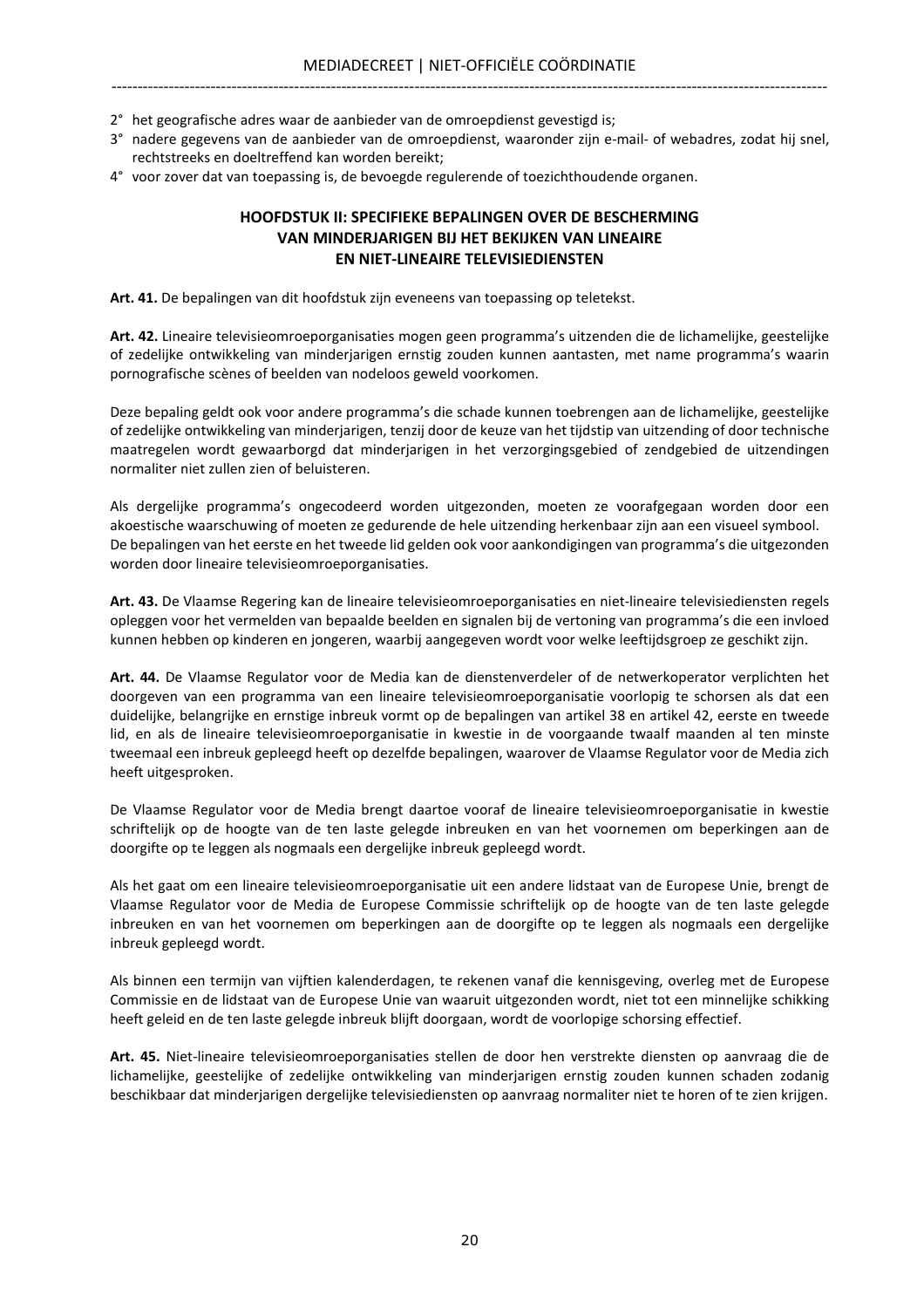2° het geografische adres waar de aanbieder van de omroepdienst gevestigd is;
3° nadere gegevens van de aanbieder van de omroepdienst, waaronder zijn e-mail- of webadres, zodat hij snel, rechtstreeks en doeltreffend kan worden bereikt;
4° voor zover dat van toepassing is, de bevoegde regulerende of toezichthoudende organen.

## HOOFDSTUK II: SPECIFIEKE BEPALINGEN OVER DE BESCHERMING VAN MINDERJARIGEN BIJ HET BEKIJKEN VAN LINEAIRE EN NIET-LINEAIRE TELEVISIEDIENSTEN

**Art. 41.** De bepalingen van dit hoofdstuk zijn eveneens van toepassing op teletekst.

**Art. 42.** Lineaire televisieomroeporganisaties mogen geen programma's uitzenden die de lichamelijke, geestelijke of zedelijke ontwikkeling van minderjarigen ernstig zouden kunnen aantasten, met name programma's waarin pornografische scènes of beelden van nodeloos geweld voorkomen.

Deze bepaling geldt ook voor andere programma's die schade kunnen toebrengen aan de lichamelijke, geestelijke of zedelijke ontwikkeling van minderjarigen, tenzij door de keuze van het tijdstip van uitzending of door technische maatregelen wordt gewaarborgd dat minderjarigen in het verzorgingsgebied of zendgebied de uitzendingen normaliter niet zullen zien of beluisteren.

Als dergelijke programma's ongecodeerd worden uitgezonden, moeten ze voorafgegaan worden door een akoestische waarschuwing of moeten ze gedurende de hele uitzending herkenbaar zijn aan een visueel symbool.
De bepalingen van het eerste en het tweede lid gelden ook voor aankondigingen van programma's die uitgezonden worden door lineaire televisieomroeporganisaties.

**Art. 43.** De Vlaamse Regering kan de lineaire televisieomroeporganisaties en niet-lineaire televisiediensten regels opleggen voor het vermelden van bepaalde beelden en signalen bij de vertoning van programma's die een invloed kunnen hebben op kinderen en jongeren, waarbij aangegeven wordt voor welke leeftijdsgroep ze geschikt zijn.

**Art. 44.** De Vlaamse Regulator voor de Media kan de dienstenverdeler of de netwerkoperator verplichten het doorgeven van een programma van een lineaire televisieomroeporganisatie voorlopig te schorsen als dat een duidelijke, belangrijke en ernstige inbreuk vormt op de bepalingen van artikel 38 en artikel 42, eerste en tweede lid, en als de lineaire televisieomroeporganisatie in kwestie in de voorgaande twaalf maanden al ten minste tweemaal een inbreuk gepleegd heeft op dezelfde bepalingen, waarover de Vlaamse Regulator voor de Media zich heeft uitgesproken.

De Vlaamse Regulator voor de Media brengt daartoe vooraf de lineaire televisieomroeporganisatie in kwestie schriftelijk op de hoogte van de ten laste gelegde inbreuken en van het voornemen om beperkingen aan de doorgifte op te leggen als nogmaals een dergelijke inbreuk gepleegd wordt.

Als het gaat om een lineaire televisieomroeporganisatie uit een andere lidstaat van de Europese Unie, brengt de Vlaamse Regulator voor de Media de Europese Commissie schriftelijk op de hoogte van de ten laste gelegde inbreuken en van het voornemen om beperkingen aan de doorgifte op te leggen als nogmaals een dergelijke inbreuk gepleegd wordt.

Als binnen een termijn van vijftien kalenderdagen, te rekenen vanaf die kennisgeving, overleg met de Europese Commissie en de lidstaat van de Europese Unie van waaruit uitgezonden wordt, niet tot een minnelijke schikking heeft geleid en de ten laste gelegde inbreuk blijft doorgaan, wordt de voorlopige schorsing effectief.

**Art. 45.** Niet-lineaire televisieomroeporganisaties stellen de door hen verstrekte diensten op aanvraag die de lichamelijke, geestelijke of zedelijke ontwikkeling van minderjarigen ernstig zouden kunnen schaden zodanig beschikbaar dat minderjarigen dergelijke televisiediensten op aanvraag normaliter niet te horen of te zien krijgen.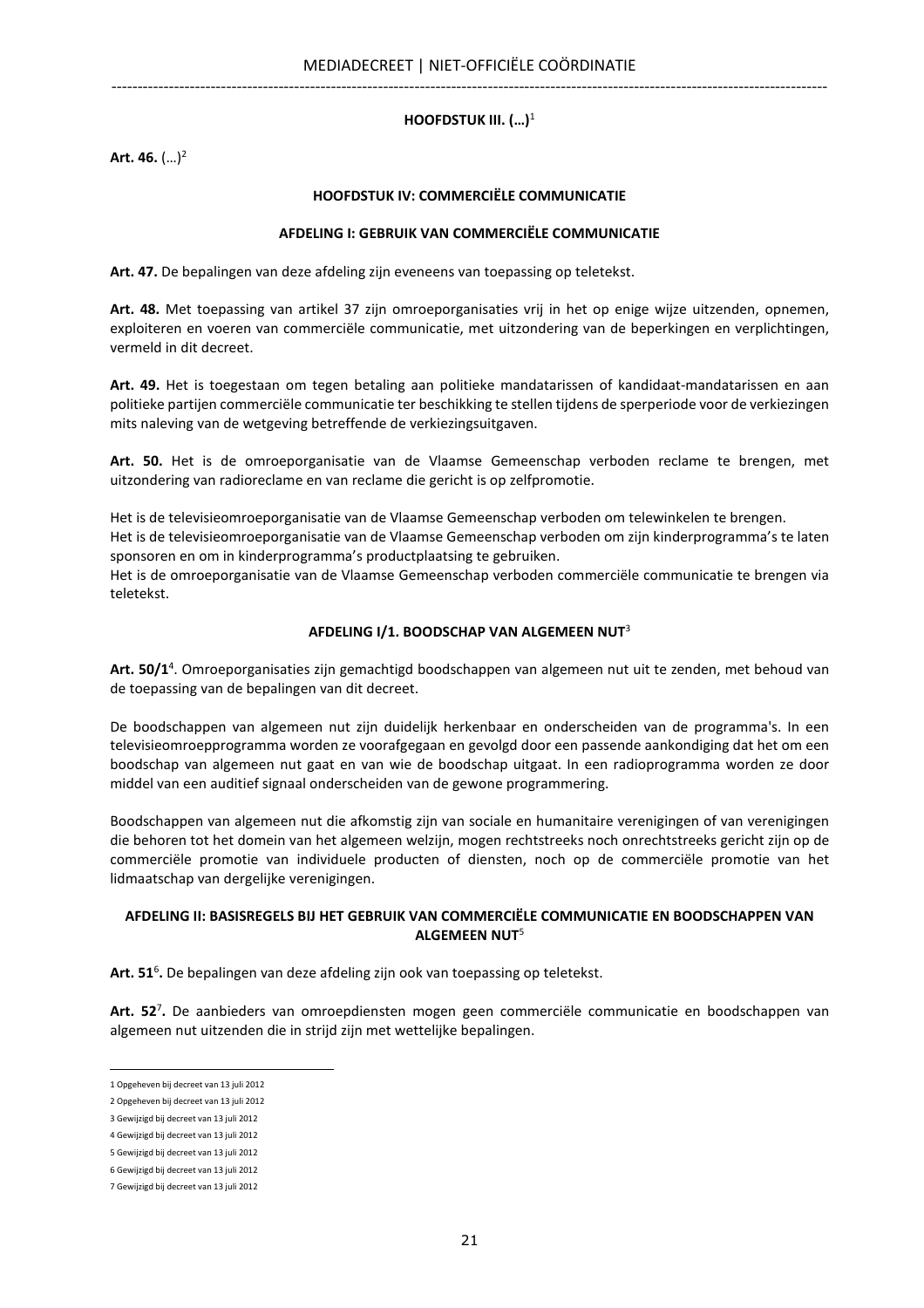## HOOFDSTUK III. (…)[1]

**Art. 46.** (…)[2]

## HOOFDSTUK IV: COMMERCIËLE COMMUNICATIE

### AFDELING I: GEBRUIK VAN COMMERCIËLE COMMUNICATIE

**Art. 47.** De bepalingen van deze afdeling zijn eveneens van toepassing op teletekst.

**Art. 48.** Met toepassing van artikel 37 zijn omroeporganisaties vrij in het op enige wijze uitzenden, opnemen, exploiteren en voeren van commerciële communicatie, met uitzondering van de beperkingen en verplichtingen, vermeld in dit decreet.

**Art. 49.** Het is toegestaan om tegen betaling aan politieke mandatarissen of kandidaat-mandatarissen en aan politieke partijen commerciële communicatie ter beschikking te stellen tijdens de sperperiode voor de verkiezingen mits naleving van de wetgeving betreffende de verkiezingsuitgaven.

**Art. 50.** Het is de omroeporganisatie van de Vlaamse Gemeenschap verboden reclame te brengen, met uitzondering van radioreclame en van reclame die gericht is op zelfpromotie.

Het is de televisieomroeporganisatie van de Vlaamse Gemeenschap verboden om telewinkelen te brengen.
Het is de televisieomroeporganisatie van de Vlaamse Gemeenschap verboden om zijn kinderprogramma's te laten sponsoren en om in kinderprogramma's productplaatsing te gebruiken.
Het is de omroeporganisatie van de Vlaamse Gemeenschap verboden commerciële communicatie te brengen via teletekst.

### AFDELING I/1. BOODSCHAP VAN ALGEMEEN NUT[3]

**Art. 50/1**[4]. Omroeporganisaties zijn gemachtigd boodschappen van algemeen nut uit te zenden, met behoud van de toepassing van de bepalingen van dit decreet.

De boodschappen van algemeen nut zijn duidelijk herkenbaar en onderscheiden van de programma's. In een televisieomroepprogramma worden ze voorafgegaan en gevolgd door een passende aankondiging dat het om een boodschap van algemeen nut gaat en van wie de boodschap uitgaat. In een radioprogramma worden ze door middel van een auditief signaal onderscheiden van de gewone programmering.

Boodschappen van algemeen nut die afkomstig zijn van sociale en humanitaire verenigingen of van verenigingen die behoren tot het domein van het algemeen welzijn, mogen rechtstreeks noch onrechtstreeks gericht zijn op de commerciële promotie van individuele producten of diensten, noch op de commerciële promotie van het lidmaatschap van dergelijke verenigingen.

### AFDELING II: BASISREGELS BIJ HET GEBRUIK VAN COMMERCIËLE COMMUNICATIE EN BOODSCHAPPEN VAN ALGEMEEN NUT[5]

**Art. 51**[6]**.** De bepalingen van deze afdeling zijn ook van toepassing op teletekst.

**Art. 52**[7]**.** De aanbieders van omroepdiensten mogen geen commerciële communicatie en boodschappen van algemeen nut uitzenden die in strijd zijn met wettelijke bepalingen.

---

1 Opgeheven bij decreet van 13 juli 2012
2 Opgeheven bij decreet van 13 juli 2012
3 Gewijzigd bij decreet van 13 juli 2012
4 Gewijzigd bij decreet van 13 juli 2012
5 Gewijzigd bij decreet van 13 juli 2012
6 Gewijzigd bij decreet van 13 juli 2012
7 Gewijzigd bij decreet van 13 juli 2012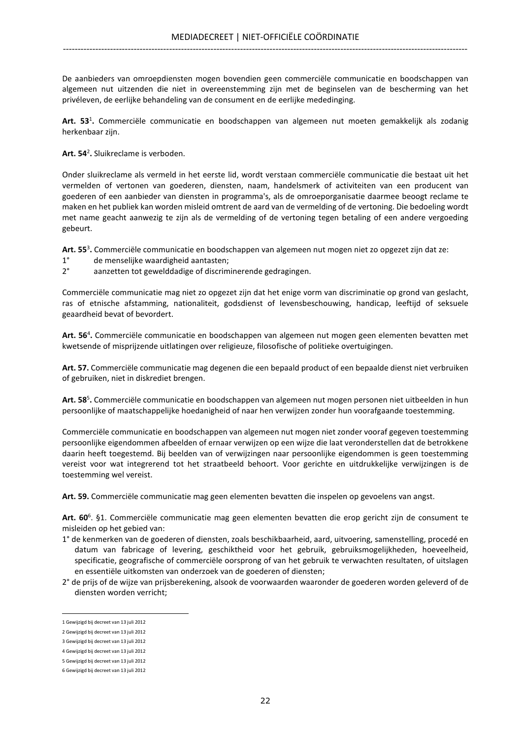De aanbieders van omroepdiensten mogen bovendien geen commerciële communicatie en boodschappen van algemeen nut uitzenden die niet in overeenstemming zijn met de beginselen van de bescherming van het privéleven, de eerlijke behandeling van de consument en de eerlijke mededinging.

**Art. 53**[1]**.** Commerciële communicatie en boodschappen van algemeen nut moeten gemakkelijk als zodanig herkenbaar zijn.

**Art. 54**[2]**.** Sluikreclame is verboden.

Onder sluikreclame als vermeld in het eerste lid, wordt verstaan commerciële communicatie die bestaat uit het vermelden of vertonen van goederen, diensten, naam, handelsmerk of activiteiten van een producent van goederen of een aanbieder van diensten in programma's, als de omroeporganisatie daarmee beoogt reclame te maken en het publiek kan worden misleid omtrent de aard van de vermelding of de vertoning. Die bedoeling wordt met name geacht aanwezig te zijn als de vermelding of de vertoning tegen betaling of een andere vergoeding gebeurt.

**Art. 55**[3]**.** Commerciële communicatie en boodschappen van algemeen nut mogen niet zo opgezet zijn dat ze:

1° de menselijke waardigheid aantasten;

2° aanzetten tot gewelddadige of discriminerende gedragingen.

Commerciële communicatie mag niet zo opgezet zijn dat het enige vorm van discriminatie op grond van geslacht, ras of etnische afstamming, nationaliteit, godsdienst of levensbeschouwing, handicap, leeftijd of seksuele geaardheid bevat of bevordert.

**Art. 56**[4]**.** Commerciële communicatie en boodschappen van algemeen nut mogen geen elementen bevatten met kwetsende of misprijzende uitlatingen over religieuze, filosofische of politieke overtuigingen.

**Art. 57.** Commerciële communicatie mag degenen die een bepaald product of een bepaalde dienst niet verbruiken of gebruiken, niet in diskrediet brengen.

**Art. 58**[5]**.** Commerciële communicatie en boodschappen van algemeen nut mogen personen niet uitbeelden in hun persoonlijke of maatschappelijke hoedanigheid of naar hen verwijzen zonder hun voorafgaande toestemming.

Commerciële communicatie en boodschappen van algemeen nut mogen niet zonder vooraf gegeven toestemming persoonlijke eigendommen afbeelden of ernaar verwijzen op een wijze die laat veronderstellen dat de betrokkene daarin heeft toegestemd. Bij beelden van of verwijzingen naar persoonlijke eigendommen is geen toestemming vereist voor wat integrerend tot het straatbeeld behoort. Voor gerichte en uitdrukkelijke verwijzingen is de toestemming wel vereist.

**Art. 59.** Commerciële communicatie mag geen elementen bevatten die inspelen op gevoelens van angst.

**Art. 60**[6]. §1. Commerciële communicatie mag geen elementen bevatten die erop gericht zijn de consument te misleiden op het gebied van:

1° de kenmerken van de goederen of diensten, zoals beschikbaarheid, aard, uitvoering, samenstelling, procedé en datum van fabricage of levering, geschiktheid voor het gebruik, gebruiksmogelijkheden, hoeveelheid, specificatie, geografische of commerciële oorsprong of van het gebruik te verwachten resultaten, of uitslagen en essentiële uitkomsten van onderzoek van de goederen of diensten;

2° de prijs of de wijze van prijsberekening, alsook de voorwaarden waaronder de goederen worden geleverd of de diensten worden verricht;

---

1 Gewijzigd bij decreet van 13 juli 2012

2 Gewijzigd bij decreet van 13 juli 2012

3 Gewijzigd bij decreet van 13 juli 2012

4 Gewijzigd bij decreet van 13 juli 2012

5 Gewijzigd bij decreet van 13 juli 2012

6 Gewijzigd bij decreet van 13 juli 2012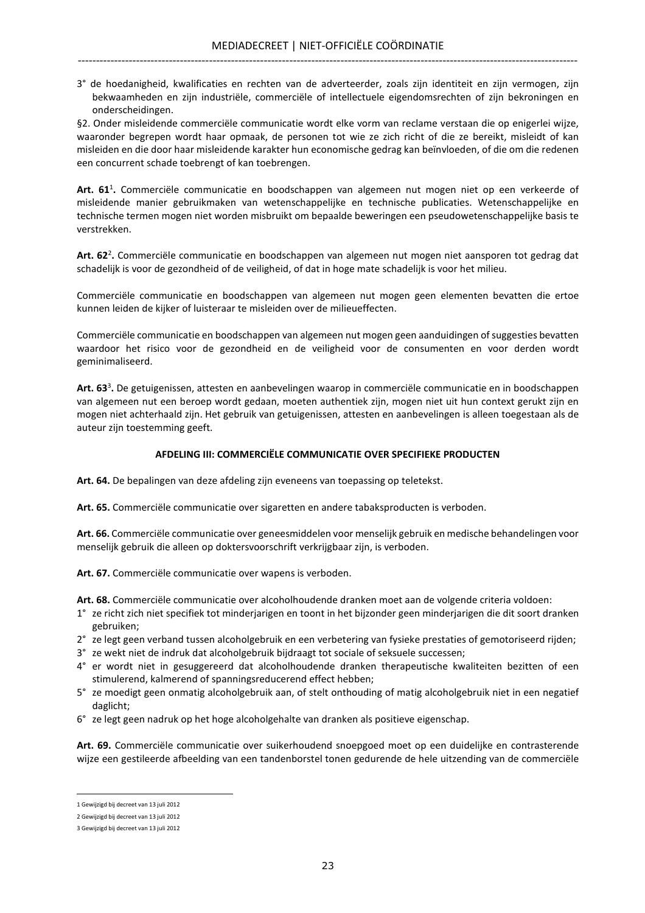3° de hoedanigheid, kwalificaties en rechten van de adverteerder, zoals zijn identiteit en zijn vermogen, zijn bekwaamheden en zijn industriële, commerciële of intellectuele eigendomsrechten of zijn bekroningen en onderscheidingen.

§2. Onder misleidende commerciële communicatie wordt elke vorm van reclame verstaan die op enigerlei wijze, waaronder begrepen wordt haar opmaak, de personen tot wie ze zich richt of die ze bereikt, misleidt of kan misleiden en die door haar misleidende karakter hun economische gedrag kan beïnvloeden, of die om die redenen een concurrent schade toebrengt of kan toebrengen.

**Art. 61**[1]**.** Commerciële communicatie en boodschappen van algemeen nut mogen niet op een verkeerde of misleidende manier gebruikmaken van wetenschappelijke en technische publicaties. Wetenschappelijke en technische termen mogen niet worden misbruikt om bepaalde beweringen een pseudowetenschappelijke basis te verstrekken.

**Art. 62**[2]**.** Commerciële communicatie en boodschappen van algemeen nut mogen niet aansporen tot gedrag dat schadelijk is voor de gezondheid of de veiligheid, of dat in hoge mate schadelijk is voor het milieu.

Commerciële communicatie en boodschappen van algemeen nut mogen geen elementen bevatten die ertoe kunnen leiden de kijker of luisteraar te misleiden over de milieueffecten.

Commerciële communicatie en boodschappen van algemeen nut mogen geen aanduidingen of suggesties bevatten waardoor het risico voor de gezondheid en de veiligheid voor de consumenten en voor derden wordt geminimaliseerd.

**Art. 63**[3]**.** De getuigenissen, attesten en aanbevelingen waarop in commerciële communicatie en in boodschappen van algemeen nut een beroep wordt gedaan, moeten authentiek zijn, mogen niet uit hun context gerukt zijn en mogen niet achterhaald zijn. Het gebruik van getuigenissen, attesten en aanbevelingen is alleen toegestaan als de auteur zijn toestemming geeft.

### AFDELING III: COMMERCIËLE COMMUNICATIE OVER SPECIFIEKE PRODUCTEN

**Art. 64.** De bepalingen van deze afdeling zijn eveneens van toepassing op teletekst.

**Art. 65.** Commerciële communicatie over sigaretten en andere tabaksproducten is verboden.

**Art. 66.** Commerciële communicatie over geneesmiddelen voor menselijk gebruik en medische behandelingen voor menselijk gebruik die alleen op doktersvoorschrift verkrijgbaar zijn, is verboden.

**Art. 67.** Commerciële communicatie over wapens is verboden.

**Art. 68.** Commerciële communicatie over alcoholhoudende dranken moet aan de volgende criteria voldoen:

1° ze richt zich niet specifiek tot minderjarigen en toont in het bijzonder geen minderjarigen die dit soort dranken gebruiken;
2° ze legt geen verband tussen alcoholgebruik en een verbetering van fysieke prestaties of gemotoriseerd rijden;
3° ze wekt niet de indruk dat alcoholgebruik bijdraagt tot sociale of seksuele successen;
4° er wordt niet in gesuggereerd dat alcoholhoudende dranken therapeutische kwaliteiten bezitten of een stimulerend, kalmerend of spanningsreducerend effect hebben;
5° ze moedigt geen onmatig alcoholgebruik aan, of stelt onthouding of matig alcoholgebruik niet in een negatief daglicht;
6° ze legt geen nadruk op het hoge alcoholgehalte van dranken als positieve eigenschap.

**Art. 69.** Commerciële communicatie over suikerhoudend snoepgoed moet op een duidelijke en contrasterende wijze een gestileerde afbeelding van een tandenborstel tonen gedurende de hele uitzending van de commerciële

---

1 Gewijzigd bij decreet van 13 juli 2012

2 Gewijzigd bij decreet van 13 juli 2012

3 Gewijzigd bij decreet van 13 juli 2012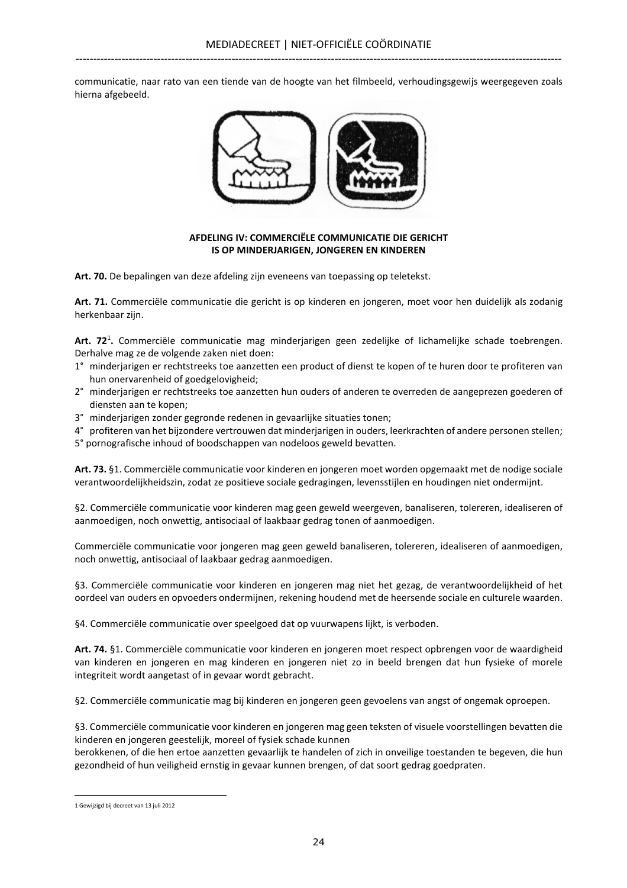communicatie, naar rato van een tiende van de hoogte van het filmbeeld, verhoudingsgewijs weergegeven zoals hierna afgebeeld.

**AFDELING IV: COMMERCIËLE COMMUNICATIE DIE GERICHT IS OP MINDERJARIGEN, JONGEREN EN KINDEREN**

**Art. 70.** De bepalingen van deze afdeling zijn eveneens van toepassing op teletekst.

**Art. 71.** Commerciële communicatie die gericht is op kinderen en jongeren, moet voor hen duidelijk als zodanig herkenbaar zijn.

**Art. 72**[1]**.** Commerciële communicatie mag minderjarigen geen zedelijke of lichamelijke schade toebrengen. Derhalve mag ze de volgende zaken niet doen:

1° minderjarigen er rechtstreeks toe aanzetten een product of dienst te kopen of te huren door te profiteren van hun onervarenheid of goedgelovigheid;
2° minderjarigen er rechtstreeks toe aanzetten hun ouders of anderen te overreden de aangeprezen goederen of diensten aan te kopen;
3° minderjarigen zonder gegronde redenen in gevaarlijke situaties tonen;
4° profiteren van het bijzondere vertrouwen dat minderjarigen in ouders, leerkrachten of andere personen stellen;
5° pornografische inhoud of boodschappen van nodeloos geweld bevatten.

**Art. 73.** §1. Commerciële communicatie voor kinderen en jongeren moet worden opgemaakt met de nodige sociale verantwoordelijkheidszin, zodat ze positieve sociale gedragingen, levensstijlen en houdingen niet ondermijnt.

§2. Commerciële communicatie voor kinderen mag geen geweld weergeven, banaliseren, tolereren, idealiseren of aanmoedigen, noch onwettig, antisociaal of laakbaar gedrag tonen of aanmoedigen.

Commerciële communicatie voor jongeren mag geen geweld banaliseren, tolereren, idealiseren of aanmoedigen, noch onwettig, antisociaal of laakbaar gedrag aanmoedigen.

§3. Commerciële communicatie voor kinderen en jongeren mag niet het gezag, de verantwoordelijkheid of het oordeel van ouders en opvoeders ondermijnen, rekening houdend met de heersende sociale en culturele waarden.

§4. Commerciële communicatie over speelgoed dat op vuurwapens lijkt, is verboden.

**Art. 74.** §1. Commerciële communicatie voor kinderen en jongeren moet respect opbrengen voor de waardigheid van kinderen en jongeren en mag kinderen en jongeren niet zo in beeld brengen dat hun fysieke of morele integriteit wordt aangetast of in gevaar wordt gebracht.

§2. Commerciële communicatie mag bij kinderen en jongeren geen gevoelens van angst of ongemak oproepen.

§3. Commerciële communicatie voor kinderen en jongeren mag geen teksten of visuele voorstellingen bevatten die kinderen en jongeren geestelijk, moreel of fysiek schade kunnen berokkenen, of die hen ertoe aanzetten gevaarlijk te handelen of zich in onveilige toestanden te begeven, die hun gezondheid of hun veiligheid ernstig in gevaar kunnen brengen, of dat soort gedrag goedpraten.

---

1 Gewijzigd bij decreet van 13 juli 2012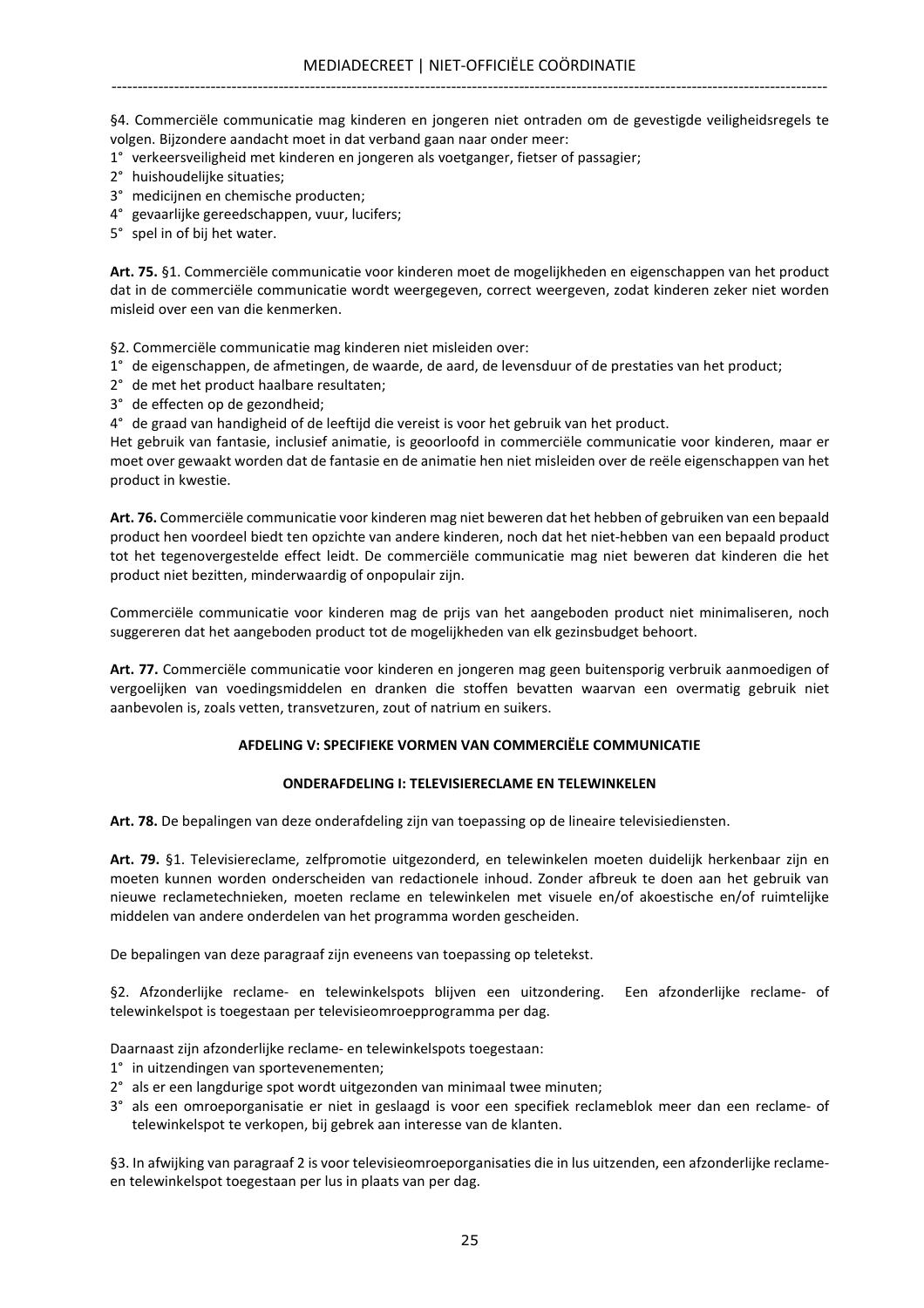§4. Commerciële communicatie mag kinderen en jongeren niet ontraden om de gevestigde veiligheidsregels te volgen. Bijzondere aandacht moet in dat verband gaan naar onder meer:

1° verkeersveiligheid met kinderen en jongeren als voetganger, fietser of passagier;
2° huishoudelijke situaties;
3° medicijnen en chemische producten;
4° gevaarlijke gereedschappen, vuur, lucifers;
5° spel in of bij het water.

**Art. 75.** §1. Commerciële communicatie voor kinderen moet de mogelijkheden en eigenschappen van het product dat in de commerciële communicatie wordt weergegeven, correct weergeven, zodat kinderen zeker niet worden misleid over een van die kenmerken.

§2. Commerciële communicatie mag kinderen niet misleiden over:

1° de eigenschappen, de afmetingen, de waarde, de aard, de levensduur of de prestaties van het product;
2° de met het product haalbare resultaten;
3° de effecten op de gezondheid;
4° de graad van handigheid of de leeftijd die vereist is voor het gebruik van het product.

Het gebruik van fantasie, inclusief animatie, is geoorloofd in commerciële communicatie voor kinderen, maar er moet over gewaakt worden dat de fantasie en de animatie hen niet misleiden over de reële eigenschappen van het product in kwestie.

**Art. 76.** Commerciële communicatie voor kinderen mag niet beweren dat het hebben of gebruiken van een bepaald product hen voordeel biedt ten opzichte van andere kinderen, noch dat het niet-hebben van een bepaald product tot het tegenovergestelde effect leidt. De commerciële communicatie mag niet beweren dat kinderen die het product niet bezitten, minderwaardig of onpopulair zijn.

Commerciële communicatie voor kinderen mag de prijs van het aangeboden product niet minimaliseren, noch suggereren dat het aangeboden product tot de mogelijkheden van elk gezinsbudget behoort.

**Art. 77.** Commerciële communicatie voor kinderen en jongeren mag geen buitensporig verbruik aanmoedigen of vergoelijken van voedingsmiddelen en dranken die stoffen bevatten waarvan een overmatig gebruik niet aanbevolen is, zoals vetten, transvetzuren, zout of natrium en suikers.

## AFDELING V: SPECIFIEKE VORMEN VAN COMMERCIËLE COMMUNICATIE

### ONDERAFDELING I: TELEVISIERECLAME EN TELEWINKELEN

**Art. 78.** De bepalingen van deze onderafdeling zijn van toepassing op de lineaire televisiediensten.

**Art. 79.** §1. Televisiereclame, zelfpromotie uitgezonderd, en telewinkelen moeten duidelijk herkenbaar zijn en moeten kunnen worden onderscheiden van redactionele inhoud. Zonder afbreuk te doen aan het gebruik van nieuwe reclametechnieken, moeten reclame en telewinkelen met visuele en/of akoestische en/of ruimtelijke middelen van andere onderdelen van het programma worden gescheiden.

De bepalingen van deze paragraaf zijn eveneens van toepassing op teletekst.

§2. Afzonderlijke reclame- en telewinkelspots blijven een uitzondering. Een afzonderlijke reclame- of telewinkelspot is toegestaan per televisieomroepprogramma per dag.

Daarnaast zijn afzonderlijke reclame- en telewinkelspots toegestaan:

1° in uitzendingen van sportevenementen;
2° als er een langdurige spot wordt uitgezonden van minimaal twee minuten;
3° als een omroeporganisatie er niet in geslaagd is voor een specifiek reclameblok meer dan een reclame- of telewinkelspot te verkopen, bij gebrek aan interesse van de klanten.

§3. In afwijking van paragraaf 2 is voor televisieomroeporganisaties die in lus uitzenden, een afzonderlijke reclame- en telewinkelspot toegestaan per lus in plaats van per dag.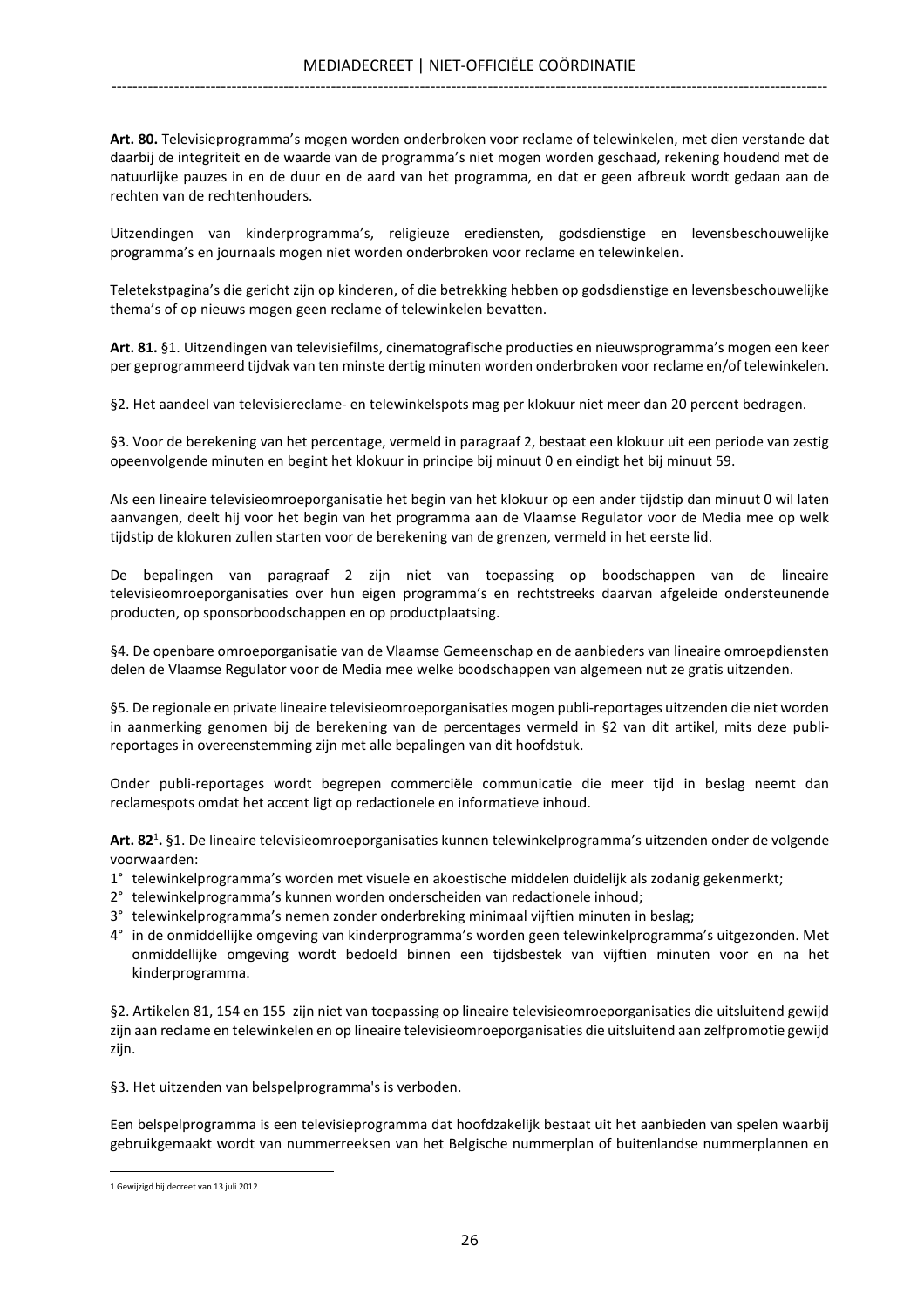**Art. 80.** Televisieprogramma's mogen worden onderbroken voor reclame of telewinkelen, met dien verstande dat daarbij de integriteit en de waarde van de programma's niet mogen worden geschaad, rekening houdend met de natuurlijke pauzes in en de duur en de aard van het programma, en dat er geen afbreuk wordt gedaan aan de rechten van de rechtenhouders.

Uitzendingen van kinderprogramma's, religieuze erediensten, godsdienstige en levensbeschouwelijke programma's en journaals mogen niet worden onderbroken voor reclame en telewinkelen.

Teletekstpagina's die gericht zijn op kinderen, of die betrekking hebben op godsdienstige en levensbeschouwelijke thema's of op nieuws mogen geen reclame of telewinkelen bevatten.

**Art. 81.** §1. Uitzendingen van televisiefilms, cinematografische producties en nieuwsprogramma's mogen een keer per geprogrammeerd tijdvak van ten minste dertig minuten worden onderbroken voor reclame en/of telewinkelen.

§2. Het aandeel van televisiereclame- en telewinkelspots mag per klokuur niet meer dan 20 percent bedragen.

§3. Voor de berekening van het percentage, vermeld in paragraaf 2, bestaat een klokuur uit een periode van zestig opeenvolgende minuten en begint het klokuur in principe bij minuut 0 en eindigt het bij minuut 59.

Als een lineaire televisieomroeporganisatie het begin van het klokuur op een ander tijdstip dan minuut 0 wil laten aanvangen, deelt hij voor het begin van het programma aan de Vlaamse Regulator voor de Media mee op welk tijdstip de klokuren zullen starten voor de berekening van de grenzen, vermeld in het eerste lid.

De bepalingen van paragraaf 2 zijn niet van toepassing op boodschappen van de lineaire televisieomroeporganisaties over hun eigen programma's en rechtstreeks daarvan afgeleide ondersteunende producten, op sponsorboodschappen en op productplaatsing.

§4. De openbare omroeporganisatie van de Vlaamse Gemeenschap en de aanbieders van lineaire omroepdiensten delen de Vlaamse Regulator voor de Media mee welke boodschappen van algemeen nut ze gratis uitzenden.

§5. De regionale en private lineaire televisieomroeporganisaties mogen publi-reportages uitzenden die niet worden in aanmerking genomen bij de berekening van de percentages vermeld in §2 van dit artikel, mits deze publi-reportages in overeenstemming zijn met alle bepalingen van dit hoofdstuk.

Onder publi-reportages wordt begrepen commerciële communicatie die meer tijd in beslag neemt dan reclamespots omdat het accent ligt op redactionele en informatieve inhoud.

**Art. 82**[1]**.** §1. De lineaire televisieomroeporganisaties kunnen telewinkelprogramma's uitzenden onder de volgende voorwaarden:

1° telewinkelprogramma's worden met visuele en akoestische middelen duidelijk als zodanig gekenmerkt;
2° telewinkelprogramma's kunnen worden onderscheiden van redactionele inhoud;
3° telewinkelprogramma's nemen zonder onderbreking minimaal vijftien minuten in beslag;
4° in de onmiddellijke omgeving van kinderprogramma's worden geen telewinkelprogramma's uitgezonden. Met onmiddellijke omgeving wordt bedoeld binnen een tijdsbestek van vijftien minuten voor en na het kinderprogramma.

§2. Artikelen 81, 154 en 155 zijn niet van toepassing op lineaire televisieomroeporganisaties die uitsluitend gewijd zijn aan reclame en telewinkelen en op lineaire televisieomroeporganisaties die uitsluitend aan zelfpromotie gewijd zijn.

§3. Het uitzenden van belspelprogramma's is verboden.

Een belspelprogramma is een televisieprogramma dat hoofdzakelijk bestaat uit het aanbieden van spelen waarbij gebruikgemaakt wordt van nummerreeksen van het Belgische nummerplan of buitenlandse nummerplannen en

---

[1] Gewijzigd bij decreet van 13 juli 2012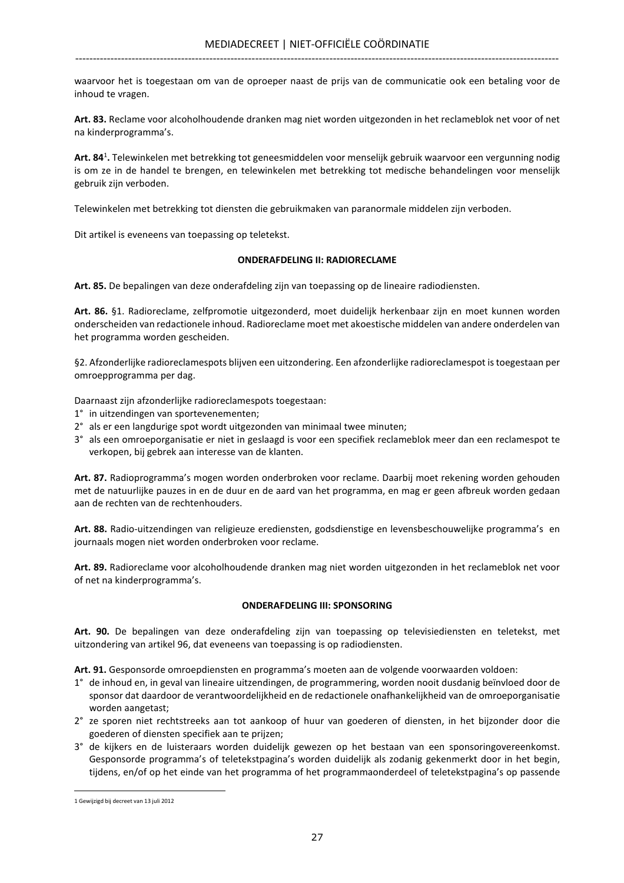waarvoor het is toegestaan om van de oproeper naast de prijs van de communicatie ook een betaling voor de inhoud te vragen.

**Art. 83.** Reclame voor alcoholhoudende dranken mag niet worden uitgezonden in het reclameblok net voor of net na kinderprogramma's.

**Art. 84**[1]**.** Telewinkelen met betrekking tot geneesmiddelen voor menselijk gebruik waarvoor een vergunning nodig is om ze in de handel te brengen, en telewinkelen met betrekking tot medische behandelingen voor menselijk gebruik zijn verboden.

Telewinkelen met betrekking tot diensten die gebruikmaken van paranormale middelen zijn verboden.

Dit artikel is eveneens van toepassing op teletekst.

#### ONDERAFDELING II: RADIORECLAME

**Art. 85.** De bepalingen van deze onderafdeling zijn van toepassing op de lineaire radiodiensten.

**Art. 86.** §1. Radioreclame, zelfpromotie uitgezonderd, moet duidelijk herkenbaar zijn en moet kunnen worden onderscheiden van redactionele inhoud. Radioreclame moet met akoestische middelen van andere onderdelen van het programma worden gescheiden.

§2. Afzonderlijke radioreclamespots blijven een uitzondering. Een afzonderlijke radioreclamespot is toegestaan per omroepprogramma per dag.

Daarnaast zijn afzonderlijke radioreclamespots toegestaan:

1° in uitzendingen van sportevenementen;
2° als er een langdurige spot wordt uitgezonden van minimaal twee minuten;
3° als een omroeporganisatie er niet in geslaagd is voor een specifiek reclameblok meer dan een reclamespot te verkopen, bij gebrek aan interesse van de klanten.

**Art. 87.** Radioprogramma's mogen worden onderbroken voor reclame. Daarbij moet rekening worden gehouden met de natuurlijke pauzes in en de duur en de aard van het programma, en mag er geen afbreuk worden gedaan aan de rechten van de rechtenhouders.

**Art. 88.** Radio-uitzendingen van religieuze erediensten, godsdienstige en levensbeschouwelijke programma's en journaals mogen niet worden onderbroken voor reclame.

**Art. 89.** Radioreclame voor alcoholhoudende dranken mag niet worden uitgezonden in het reclameblok net voor of net na kinderprogramma's.

#### ONDERAFDELING III: SPONSORING

**Art. 90.** De bepalingen van deze onderafdeling zijn van toepassing op televisiediensten en teletekst, met uitzondering van artikel 96, dat eveneens van toepassing is op radiodiensten.

**Art. 91.** Gesponsorde omroepdiensten en programma's moeten aan de volgende voorwaarden voldoen:

1° de inhoud en, in geval van lineaire uitzendingen, de programmering, worden nooit dusdanig beïnvloed door de sponsor dat daardoor de verantwoordelijkheid en de redactionele onafhankelijkheid van de omroeporganisatie worden aangetast;
2° ze sporen niet rechtstreeks aan tot aankoop of huur van goederen of diensten, in het bijzonder door die goederen of diensten specifiek aan te prijzen;
3° de kijkers en de luisteraars worden duidelijk gewezen op het bestaan van een sponsoringovereenkomst. Gesponsorde programma's of teletekstpagina's worden duidelijk als zodanig gekenmerkt door in het begin, tijdens, en/of op het einde van het programma of het programmaonderdeel of teletekstpagina's op passende

[1] Gewijzigd bij decreet van 13 juli 2012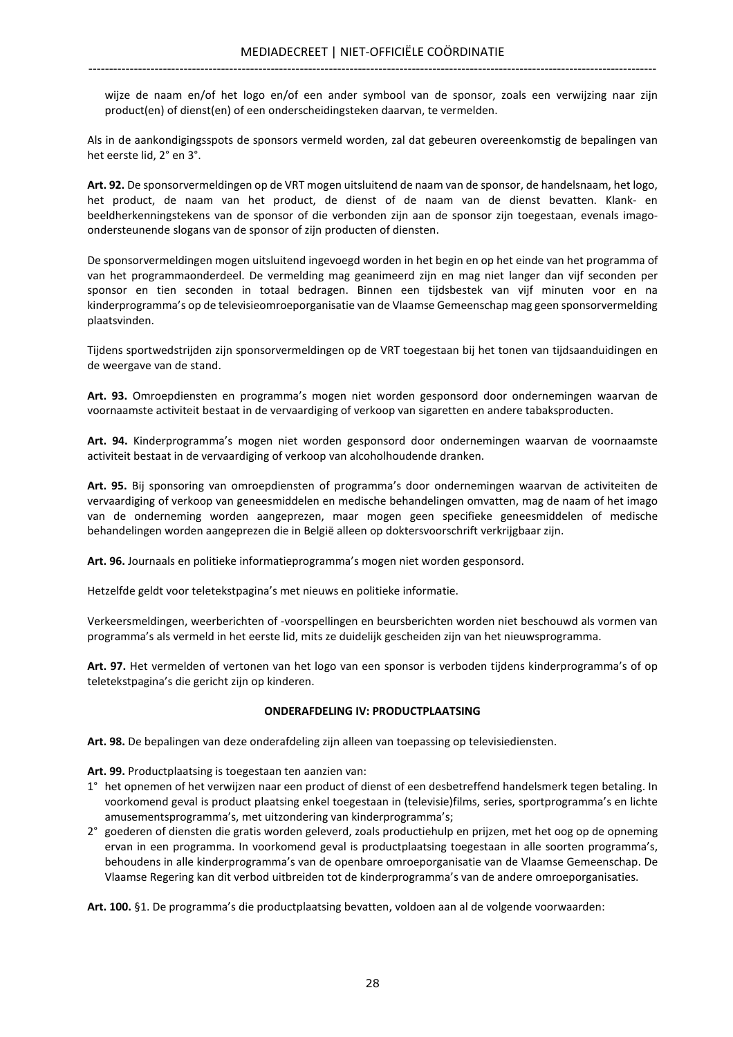wijze de naam en/of het logo en/of een ander symbool van de sponsor, zoals een verwijzing naar zijn product(en) of dienst(en) of een onderscheidingsteken daarvan, te vermelden.

Als in de aankondigingsspots de sponsors vermeld worden, zal dat gebeuren overeenkomstig de bepalingen van het eerste lid, 2° en 3°.

**Art. 92.** De sponsorvermeldingen op de VRT mogen uitsluitend de naam van de sponsor, de handelsnaam, het logo, het product, de naam van het product, de dienst of de naam van de dienst bevatten. Klank- en beeldherkenningstekens van de sponsor of die verbonden zijn aan de sponsor zijn toegestaan, evenals imago-ondersteunende slogans van de sponsor of zijn producten of diensten.

De sponsorvermeldingen mogen uitsluitend ingevoegd worden in het begin en op het einde van het programma of van het programmaonderdeel. De vermelding mag geanimeerd zijn en mag niet langer dan vijf seconden per sponsor en tien seconden in totaal bedragen. Binnen een tijdsbestek van vijf minuten voor en na kinderprogramma's op de televisieomroeporganisatie van de Vlaamse Gemeenschap mag geen sponsorvermelding plaatsvinden.

Tijdens sportwedstrijden zijn sponsorvermeldingen op de VRT toegestaan bij het tonen van tijdsaanduidingen en de weergave van de stand.

**Art. 93.** Omroepdiensten en programma's mogen niet worden gesponsord door ondernemingen waarvan de voornaamste activiteit bestaat in de vervaardiging of verkoop van sigaretten en andere tabaksproducten.

**Art. 94.** Kinderprogramma's mogen niet worden gesponsord door ondernemingen waarvan de voornaamste activiteit bestaat in de vervaardiging of verkoop van alcoholhoudende dranken.

**Art. 95.** Bij sponsoring van omroepdiensten of programma's door ondernemingen waarvan de activiteiten de vervaardiging of verkoop van geneesmiddelen en medische behandelingen omvatten, mag de naam of het imago van de onderneming worden aangeprezen, maar mogen geen specifieke geneesmiddelen of medische behandelingen worden aangeprezen die in België alleen op doktersvoorschrift verkrijgbaar zijn.

**Art. 96.** Journaals en politieke informatieprogramma's mogen niet worden gesponsord.

Hetzelfde geldt voor teletekstpagina's met nieuws en politieke informatie.

Verkeersmeldingen, weerberichten of -voorspellingen en beursberichten worden niet beschouwd als vormen van programma's als vermeld in het eerste lid, mits ze duidelijk gescheiden zijn van het nieuwsprogramma.

**Art. 97.** Het vermelden of vertonen van het logo van een sponsor is verboden tijdens kinderprogramma's of op teletekstpagina's die gericht zijn op kinderen.

**ONDERAFDELING IV: PRODUCTPLAATSING**

**Art. 98.** De bepalingen van deze onderafdeling zijn alleen van toepassing op televisiediensten.

**Art. 99.** Productplaatsing is toegestaan ten aanzien van:

1° het opnemen of het verwijzen naar een product of dienst of een desbetreffend handelsmerk tegen betaling. In voorkomend geval is product plaatsing enkel toegestaan in (televisie)films, series, sportprogramma's en lichte amusementsprogramma's, met uitzondering van kinderprogramma's;

2° goederen of diensten die gratis worden geleverd, zoals productiehulp en prijzen, met het oog op de opneming ervan in een programma. In voorkomend geval is productplaatsing toegestaan in alle soorten programma's, behoudens in alle kinderprogramma's van de openbare omroeporganisatie van de Vlaamse Gemeenschap. De Vlaamse Regering kan dit verbod uitbreiden tot de kinderprogramma's van de andere omroeporganisaties.

**Art. 100.** §1. De programma's die productplaatsing bevatten, voldoen aan al de volgende voorwaarden: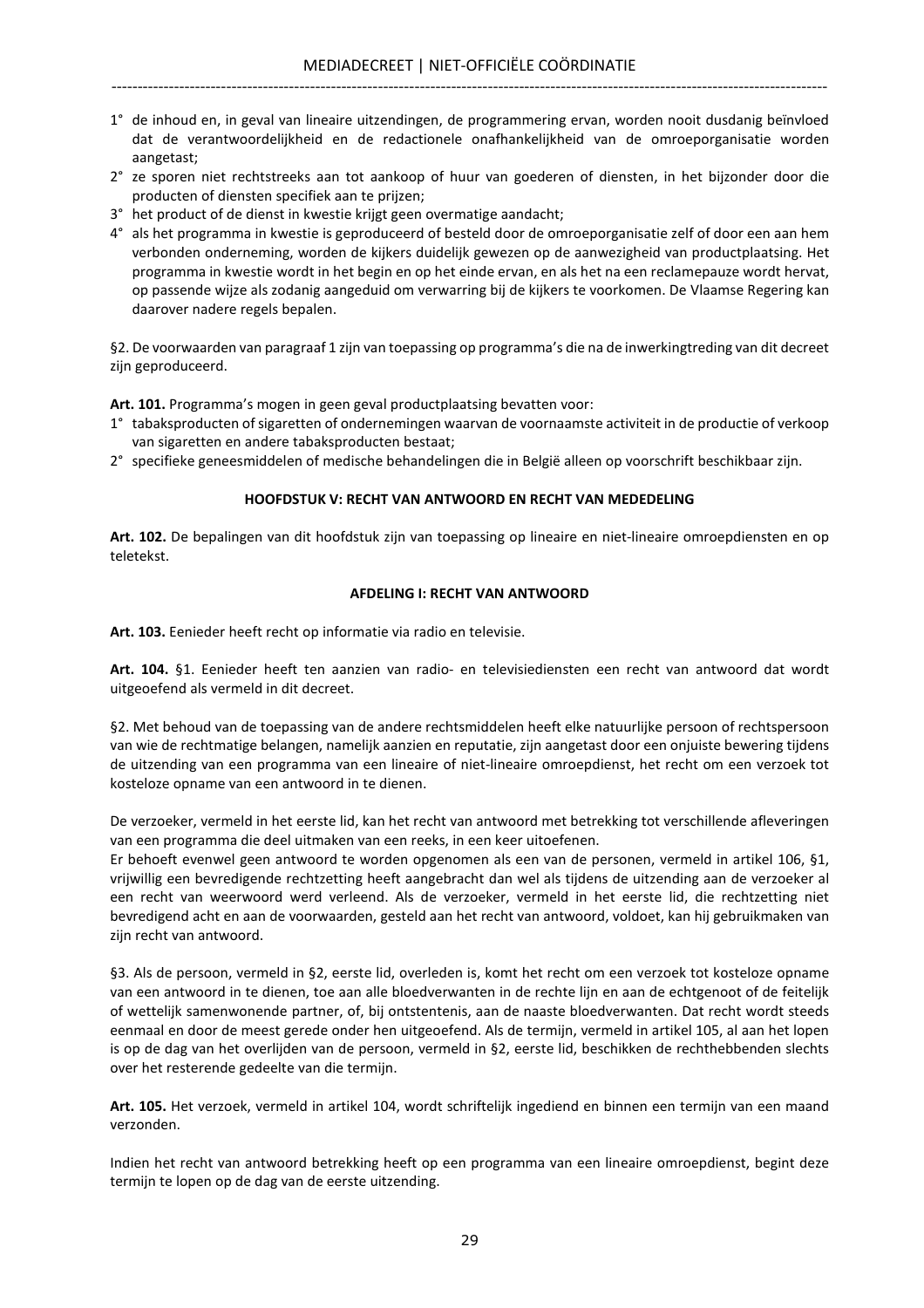1° de inhoud en, in geval van lineaire uitzendingen, de programmering ervan, worden nooit dusdanig beïnvloed dat de verantwoordelijkheid en de redactionele onafhankelijkheid van de omroeporganisatie worden aangetast;
2° ze sporen niet rechtstreeks aan tot aankoop of huur van goederen of diensten, in het bijzonder door die producten of diensten specifiek aan te prijzen;
3° het product of de dienst in kwestie krijgt geen overmatige aandacht;
4° als het programma in kwestie is geproduceerd of besteld door de omroeporganisatie zelf of door een aan hem verbonden onderneming, worden de kijkers duidelijk gewezen op de aanwezigheid van productplaatsing. Het programma in kwestie wordt in het begin en op het einde ervan, en als het na een reclamepauze wordt hervat, op passende wijze als zodanig aangeduid om verwarring bij de kijkers te voorkomen. De Vlaamse Regering kan daarover nadere regels bepalen.

§2. De voorwaarden van paragraaf 1 zijn van toepassing op programma's die na de inwerkingtreding van dit decreet zijn geproduceerd.

**Art. 101.** Programma's mogen in geen geval productplaatsing bevatten voor:
1° tabaksproducten of sigaretten of ondernemingen waarvan de voornaamste activiteit in de productie of verkoop van sigaretten en andere tabaksproducten bestaat;
2° specifieke geneesmiddelen of medische behandelingen die in België alleen op voorschrift beschikbaar zijn.

## HOOFDSTUK V: RECHT VAN ANTWOORD EN RECHT VAN MEDEDELING

**Art. 102.** De bepalingen van dit hoofdstuk zijn van toepassing op lineaire en niet-lineaire omroepdiensten en op teletekst.

### AFDELING I: RECHT VAN ANTWOORD

**Art. 103.** Eenieder heeft recht op informatie via radio en televisie.

**Art. 104.** §1. Eenieder heeft ten aanzien van radio- en televisiediensten een recht van antwoord dat wordt uitgeoefend als vermeld in dit decreet.

§2. Met behoud van de toepassing van de andere rechtsmiddelen heeft elke natuurlijke persoon of rechtspersoon van wie de rechtmatige belangen, namelijk aanzien en reputatie, zijn aangetast door een onjuiste bewering tijdens de uitzending van een programma van een lineaire of niet-lineaire omroepdienst, het recht om een verzoek tot kosteloze opname van een antwoord in te dienen.

De verzoeker, vermeld in het eerste lid, kan het recht van antwoord met betrekking tot verschillende afleveringen van een programma die deel uitmaken van een reeks, in een keer uitoefenen.
Er behoeft evenwel geen antwoord te worden opgenomen als een van de personen, vermeld in artikel 106, §1, vrijwillig een bevredigende rechtzetting heeft aangebracht dan wel als tijdens de uitzending aan de verzoeker al een recht van weerwoord werd verleend. Als de verzoeker, vermeld in het eerste lid, die rechtzetting niet bevredigend acht en aan de voorwaarden, gesteld aan het recht van antwoord, voldoet, kan hij gebruikmaken van zijn recht van antwoord.

§3. Als de persoon, vermeld in §2, eerste lid, overleden is, komt het recht om een verzoek tot kosteloze opname van een antwoord in te dienen, toe aan alle bloedverwanten in de rechte lijn en aan de echtgenoot of de feitelijk of wettelijk samenwonende partner, of, bij ontstentenis, aan de naaste bloedverwanten. Dat recht wordt steeds eenmaal en door de meest gerede onder hen uitgeoefend. Als de termijn, vermeld in artikel 105, al aan het lopen is op de dag van het overlijden van de persoon, vermeld in §2, eerste lid, beschikken de rechthebbenden slechts over het resterende gedeelte van die termijn.

**Art. 105.** Het verzoek, vermeld in artikel 104, wordt schriftelijk ingediend en binnen een termijn van een maand verzonden.

Indien het recht van antwoord betrekking heeft op een programma van een lineaire omroepdienst, begint deze termijn te lopen op de dag van de eerste uitzending.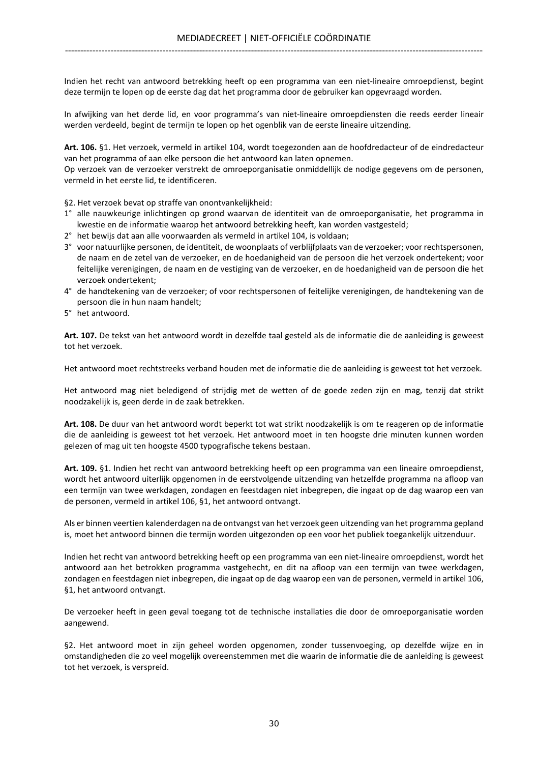Indien het recht van antwoord betrekking heeft op een programma van een niet-lineaire omroepdienst, begint deze termijn te lopen op de eerste dag dat het programma door de gebruiker kan opgevraagd worden.

In afwijking van het derde lid, en voor programma's van niet-lineaire omroepdiensten die reeds eerder lineair werden verdeeld, begint de termijn te lopen op het ogenblik van de eerste lineaire uitzending.

**Art. 106.** §1. Het verzoek, vermeld in artikel 104, wordt toegezonden aan de hoofdredacteur of de eindredacteur van het programma of aan elke persoon die het antwoord kan laten opnemen.
Op verzoek van de verzoeker verstrekt de omroeporganisatie onmiddellijk de nodige gegevens om de personen, vermeld in het eerste lid, te identificeren.

§2. Het verzoek bevat op straffe van onontvankelijkheid:

1° alle nauwkeurige inlichtingen op grond waarvan de identiteit van de omroeporganisatie, het programma in kwestie en de informatie waarop het antwoord betrekking heeft, kan worden vastgesteld;
2° het bewijs dat aan alle voorwaarden als vermeld in artikel 104, is voldaan;
3° voor natuurlijke personen, de identiteit, de woonplaats of verblijfplaats van de verzoeker; voor rechtspersonen, de naam en de zetel van de verzoeker, en de hoedanigheid van de persoon die het verzoek ondertekent; voor feitelijke verenigingen, de naam en de vestiging van de verzoeker, en de hoedanigheid van de persoon die het verzoek ondertekent;
4° de handtekening van de verzoeker; of voor rechtspersonen of feitelijke verenigingen, de handtekening van de persoon die in hun naam handelt;
5° het antwoord.

**Art. 107.** De tekst van het antwoord wordt in dezelfde taal gesteld als de informatie die de aanleiding is geweest tot het verzoek.

Het antwoord moet rechtstreeks verband houden met de informatie die de aanleiding is geweest tot het verzoek.

Het antwoord mag niet beledigend of strijdig met de wetten of de goede zeden zijn en mag, tenzij dat strikt noodzakelijk is, geen derde in de zaak betrekken.

**Art. 108.** De duur van het antwoord wordt beperkt tot wat strikt noodzakelijk is om te reageren op de informatie die de aanleiding is geweest tot het verzoek. Het antwoord moet in ten hoogste drie minuten kunnen worden gelezen of mag uit ten hoogste 4500 typografische tekens bestaan.

**Art. 109.** §1. Indien het recht van antwoord betrekking heeft op een programma van een lineaire omroepdienst, wordt het antwoord uiterlijk opgenomen in de eerstvolgende uitzending van hetzelfde programma na afloop van een termijn van twee werkdagen, zondagen en feestdagen niet inbegrepen, die ingaat op de dag waarop een van de personen, vermeld in artikel 106, §1, het antwoord ontvangt.

Als er binnen veertien kalenderdagen na de ontvangst van het verzoek geen uitzending van het programma gepland is, moet het antwoord binnen die termijn worden uitgezonden op een voor het publiek toegankelijk uitzenduur.

Indien het recht van antwoord betrekking heeft op een programma van een niet-lineaire omroepdienst, wordt het antwoord aan het betrokken programma vastgehecht, en dit na afloop van een termijn van twee werkdagen, zondagen en feestdagen niet inbegrepen, die ingaat op de dag waarop een van de personen, vermeld in artikel 106, §1, het antwoord ontvangt.

De verzoeker heeft in geen geval toegang tot de technische installaties die door de omroeporganisatie worden aangewend.

§2. Het antwoord moet in zijn geheel worden opgenomen, zonder tussenvoeging, op dezelfde wijze en in omstandigheden die zo veel mogelijk overeenstemmen met die waarin de informatie die de aanleiding is geweest tot het verzoek, is verspreid.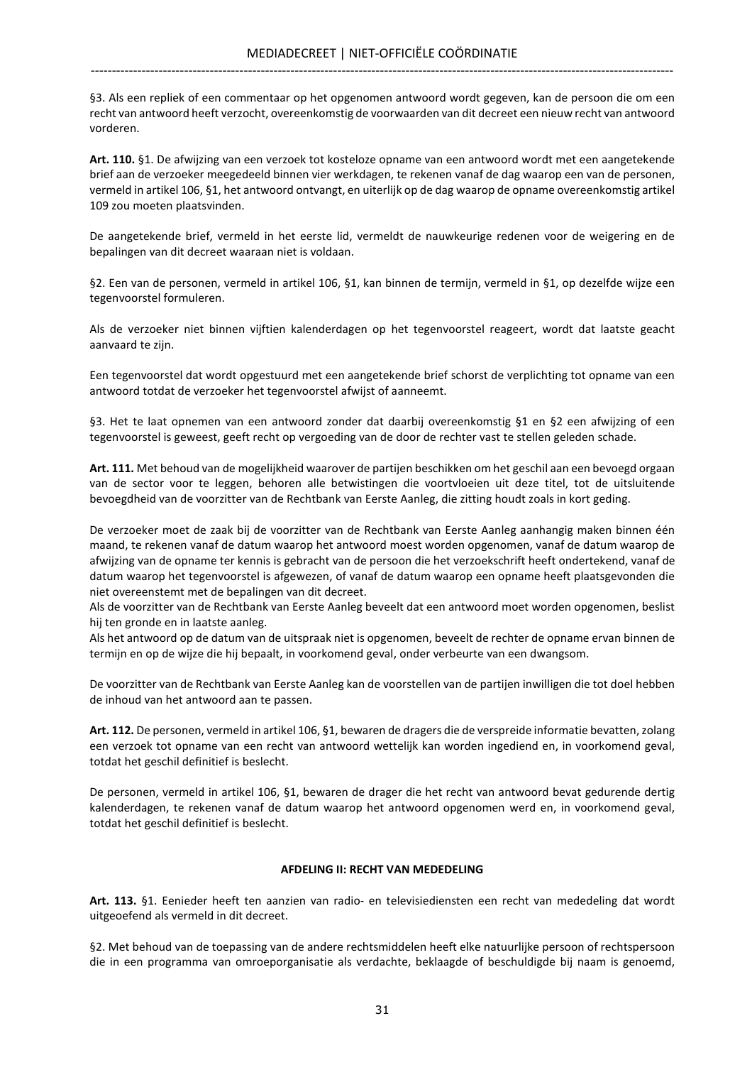§3. Als een repliek of een commentaar op het opgenomen antwoord wordt gegeven, kan de persoon die om een recht van antwoord heeft verzocht, overeenkomstig de voorwaarden van dit decreet een nieuw recht van antwoord vorderen.

**Art. 110.** §1. De afwijzing van een verzoek tot kosteloze opname van een antwoord wordt met een aangetekende brief aan de verzoeker meegedeeld binnen vier werkdagen, te rekenen vanaf de dag waarop een van de personen, vermeld in artikel 106, §1, het antwoord ontvangt, en uiterlijk op de dag waarop de opname overeenkomstig artikel 109 zou moeten plaatsvinden.

De aangetekende brief, vermeld in het eerste lid, vermeldt de nauwkeurige redenen voor de weigering en de bepalingen van dit decreet waaraan niet is voldaan.

§2. Een van de personen, vermeld in artikel 106, §1, kan binnen de termijn, vermeld in §1, op dezelfde wijze een tegenvoorstel formuleren.

Als de verzoeker niet binnen vijftien kalenderdagen op het tegenvoorstel reageert, wordt dat laatste geacht aanvaard te zijn.

Een tegenvoorstel dat wordt opgestuurd met een aangetekende brief schorst de verplichting tot opname van een antwoord totdat de verzoeker het tegenvoorstel afwijst of aanneemt.

§3. Het te laat opnemen van een antwoord zonder dat daarbij overeenkomstig §1 en §2 een afwijzing of een tegenvoorstel is geweest, geeft recht op vergoeding van de door de rechter vast te stellen geleden schade.

**Art. 111.** Met behoud van de mogelijkheid waarover de partijen beschikken om het geschil aan een bevoegd orgaan van de sector voor te leggen, behoren alle betwistingen die voortvloeien uit deze titel, tot de uitsluitende bevoegdheid van de voorzitter van de Rechtbank van Eerste Aanleg, die zitting houdt zoals in kort geding.

De verzoeker moet de zaak bij de voorzitter van de Rechtbank van Eerste Aanleg aanhangig maken binnen één maand, te rekenen vanaf de datum waarop het antwoord moest worden opgenomen, vanaf de datum waarop de afwijzing van de opname ter kennis is gebracht van de persoon die het verzoekschrift heeft ondertekend, vanaf de datum waarop het tegenvoorstel is afgewezen, of vanaf de datum waarop een opname heeft plaatsgevonden die niet overeenstemt met de bepalingen van dit decreet.
Als de voorzitter van de Rechtbank van Eerste Aanleg beveelt dat een antwoord moet worden opgenomen, beslist hij ten gronde en in laatste aanleg.
Als het antwoord op de datum van de uitspraak niet is opgenomen, beveelt de rechter de opname ervan binnen de termijn en op de wijze die hij bepaalt, in voorkomend geval, onder verbeurte van een dwangsom.

De voorzitter van de Rechtbank van Eerste Aanleg kan de voorstellen van de partijen inwilligen die tot doel hebben de inhoud van het antwoord aan te passen.

**Art. 112.** De personen, vermeld in artikel 106, §1, bewaren de dragers die de verspreide informatie bevatten, zolang een verzoek tot opname van een recht van antwoord wettelijk kan worden ingediend en, in voorkomend geval, totdat het geschil definitief is beslecht.

De personen, vermeld in artikel 106, §1, bewaren de drager die het recht van antwoord bevat gedurende dertig kalenderdagen, te rekenen vanaf de datum waarop het antwoord opgenomen werd en, in voorkomend geval, totdat het geschil definitief is beslecht.

#### AFDELING II: RECHT VAN MEDEDELING

**Art. 113.** §1. Eenieder heeft ten aanzien van radio- en televisiediensten een recht van mededeling dat wordt uitgeoefend als vermeld in dit decreet.

§2. Met behoud van de toepassing van de andere rechtsmiddelen heeft elke natuurlijke persoon of rechtspersoon die in een programma van omroeporganisatie als verdachte, beklaagde of beschuldigde bij naam is genoemd,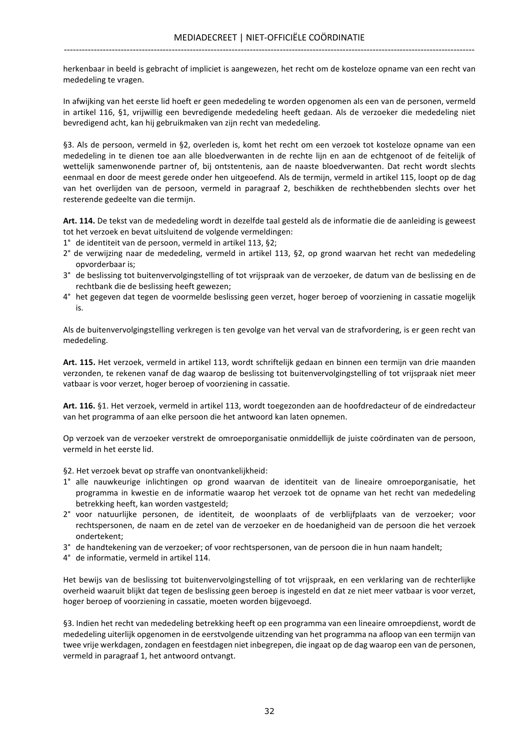herkenbaar in beeld is gebracht of impliciet is aangewezen, het recht om de kosteloze opname van een recht van mededeling te vragen.

In afwijking van het eerste lid hoeft er geen mededeling te worden opgenomen als een van de personen, vermeld in artikel 116, §1, vrijwillig een bevredigende mededeling heeft gedaan. Als de verzoeker die mededeling niet bevredigend acht, kan hij gebruikmaken van zijn recht van mededeling.

§3. Als de persoon, vermeld in §2, overleden is, komt het recht om een verzoek tot kosteloze opname van een mededeling in te dienen toe aan alle bloedverwanten in de rechte lijn en aan de echtgenoot of de feitelijk of wettelijk samenwonende partner of, bij ontstentenis, aan de naaste bloedverwanten. Dat recht wordt slechts eenmaal en door de meest gerede onder hen uitgeoefend. Als de termijn, vermeld in artikel 115, loopt op de dag van het overlijden van de persoon, vermeld in paragraaf 2, beschikken de rechthebbenden slechts over het resterende gedeelte van die termijn.

**Art. 114.** De tekst van de mededeling wordt in dezelfde taal gesteld als de informatie die de aanleiding is geweest tot het verzoek en bevat uitsluitend de volgende vermeldingen:

1° de identiteit van de persoon, vermeld in artikel 113, §2;
2° de verwijzing naar de mededeling, vermeld in artikel 113, §2, op grond waarvan het recht van mededeling opvorderbaar is;
3° de beslissing tot buitenvervolgingstelling of tot vrijspraak van de verzoeker, de datum van de beslissing en de rechtbank die de beslissing heeft gewezen;
4° het gegeven dat tegen de voormelde beslissing geen verzet, hoger beroep of voorziening in cassatie mogelijk is.

Als de buitenvervolgingstelling verkregen is ten gevolge van het verval van de strafvordering, is er geen recht van mededeling.

**Art. 115.** Het verzoek, vermeld in artikel 113, wordt schriftelijk gedaan en binnen een termijn van drie maanden verzonden, te rekenen vanaf de dag waarop de beslissing tot buitenvervolgingstelling of tot vrijspraak niet meer vatbaar is voor verzet, hoger beroep of voorziening in cassatie.

**Art. 116.** §1. Het verzoek, vermeld in artikel 113, wordt toegezonden aan de hoofdredacteur of de eindredacteur van het programma of aan elke persoon die het antwoord kan laten opnemen.

Op verzoek van de verzoeker verstrekt de omroeporganisatie onmiddellijk de juiste coördinaten van de persoon, vermeld in het eerste lid.

§2. Het verzoek bevat op straffe van onontvankelijkheid:

1° alle nauwkeurige inlichtingen op grond waarvan de identiteit van de lineaire omroeporganisatie, het programma in kwestie en de informatie waarop het verzoek tot de opname van het recht van mededeling betrekking heeft, kan worden vastgesteld;
2° voor natuurlijke personen, de identiteit, de woonplaats of de verblijfplaats van de verzoeker; voor rechtspersonen, de naam en de zetel van de verzoeker en de hoedanigheid van de persoon die het verzoek ondertekent;
3° de handtekening van de verzoeker; of voor rechtspersonen, van de persoon die in hun naam handelt;
4° de informatie, vermeld in artikel 114.

Het bewijs van de beslissing tot buitenvervolgingstelling of tot vrijspraak, en een verklaring van de rechterlijke overheid waaruit blijkt dat tegen de beslissing geen beroep is ingesteld en dat ze niet meer vatbaar is voor verzet, hoger beroep of voorziening in cassatie, moeten worden bijgevoegd.

§3. Indien het recht van mededeling betrekking heeft op een programma van een lineaire omroepdienst, wordt de mededeling uiterlijk opgenomen in de eerstvolgende uitzending van het programma na afloop van een termijn van twee vrije werkdagen, zondagen en feestdagen niet inbegrepen, die ingaat op de dag waarop een van de personen, vermeld in paragraaf 1, het antwoord ontvangt.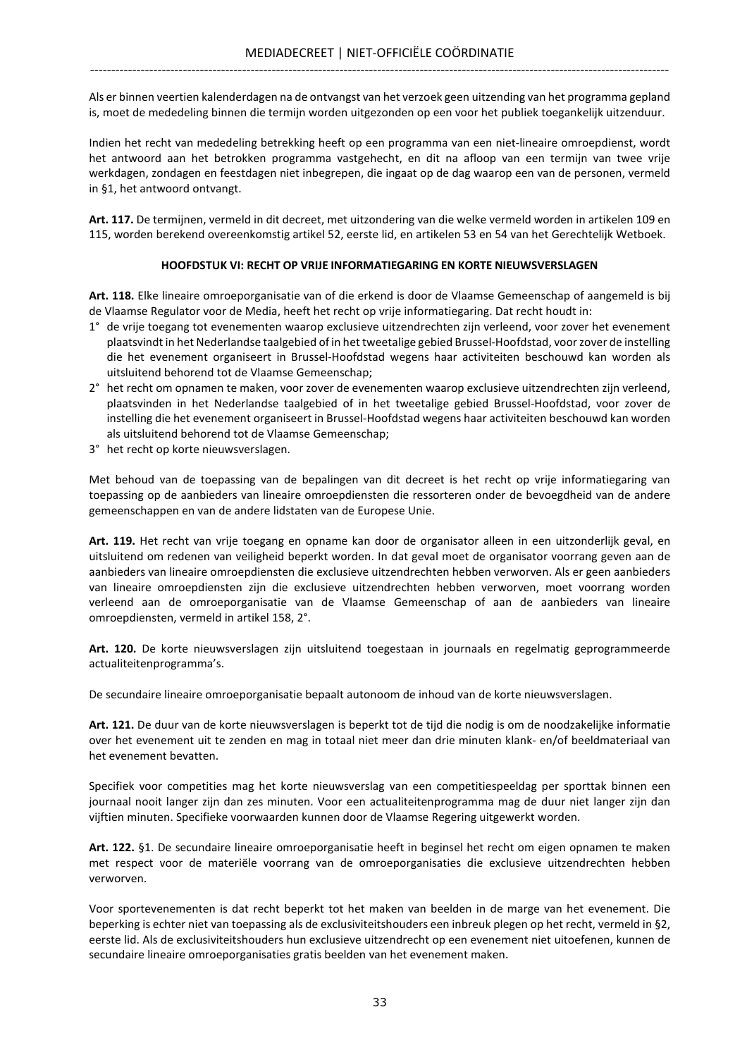Als er binnen veertien kalenderdagen na de ontvangst van het verzoek geen uitzending van het programma gepland is, moet de mededeling binnen die termijn worden uitgezonden op een voor het publiek toegankelijk uitzenduur.

Indien het recht van mededeling betrekking heeft op een programma van een niet-lineaire omroepdienst, wordt het antwoord aan het betrokken programma vastgehecht, en dit na afloop van een termijn van twee vrije werkdagen, zondagen en feestdagen niet inbegrepen, die ingaat op de dag waarop een van de personen, vermeld in §1, het antwoord ontvangt.

**Art. 117.** De termijnen, vermeld in dit decreet, met uitzondering van die welke vermeld worden in artikelen 109 en 115, worden berekend overeenkomstig artikel 52, eerste lid, en artikelen 53 en 54 van het Gerechtelijk Wetboek.

### HOOFDSTUK VI: RECHT OP VRIJE INFORMATIEGARING EN KORTE NIEUWSVERSLAGEN

**Art. 118.** Elke lineaire omroeporganisatie van of die erkend is door de Vlaamse Gemeenschap of aangemeld is bij de Vlaamse Regulator voor de Media, heeft het recht op vrije informatiegaring. Dat recht houdt in:

1° de vrije toegang tot evenementen waarop exclusieve uitzendrechten zijn verleend, voor zover het evenement plaatsvindt in het Nederlandse taalgebied of in het tweetalige gebied Brussel-Hoofdstad, voor zover de instelling die het evenement organiseert in Brussel-Hoofdstad wegens haar activiteiten beschouwd kan worden als uitsluitend behorend tot de Vlaamse Gemeenschap;

2° het recht om opnamen te maken, voor zover de evenementen waarop exclusieve uitzendrechten zijn verleend, plaatsvinden in het Nederlandse taalgebied of in het tweetalige gebied Brussel-Hoofdstad, voor zover de instelling die het evenement organiseert in Brussel-Hoofdstad wegens haar activiteiten beschouwd kan worden als uitsluitend behorend tot de Vlaamse Gemeenschap;

3° het recht op korte nieuwsverslagen.

Met behoud van de toepassing van de bepalingen van dit decreet is het recht op vrije informatiegaring van toepassing op de aanbieders van lineaire omroepdiensten die ressorteren onder de bevoegdheid van de andere gemeenschappen en van de andere lidstaten van de Europese Unie.

**Art. 119.** Het recht van vrije toegang en opname kan door de organisator alleen in een uitzonderlijk geval, en uitsluitend om redenen van veiligheid beperkt worden. In dat geval moet de organisator voorrang geven aan de aanbieders van lineaire omroepdiensten die exclusieve uitzendrechten hebben verworven. Als er geen aanbieders van lineaire omroepdiensten zijn die exclusieve uitzendrechten hebben verworven, moet voorrang worden verleend aan de omroeporganisatie van de Vlaamse Gemeenschap of aan de aanbieders van lineaire omroepdiensten, vermeld in artikel 158, 2°.

**Art. 120.** De korte nieuwsverslagen zijn uitsluitend toegestaan in journaals en regelmatig geprogrammeerde actualiteitenprogramma's.

De secundaire lineaire omroeporganisatie bepaalt autonoom de inhoud van de korte nieuwsverslagen.

**Art. 121.** De duur van de korte nieuwsverslagen is beperkt tot de tijd die nodig is om de noodzakelijke informatie over het evenement uit te zenden en mag in totaal niet meer dan drie minuten klank- en/of beeldmateriaal van het evenement bevatten.

Specifiek voor competities mag het korte nieuwsverslag van een competitiespeeldag per sporttak binnen een journaal nooit langer zijn dan zes minuten. Voor een actualiteitenprogramma mag de duur niet langer zijn dan vijftien minuten. Specifieke voorwaarden kunnen door de Vlaamse Regering uitgewerkt worden.

**Art. 122.** §1. De secundaire lineaire omroeporganisatie heeft in beginsel het recht om eigen opnamen te maken met respect voor de materiële voorrang van de omroeporganisaties die exclusieve uitzendrechten hebben verworven.

Voor sportevenementen is dat recht beperkt tot het maken van beelden in de marge van het evenement. Die beperking is echter niet van toepassing als de exclusiviteitshouders een inbreuk plegen op het recht, vermeld in §2, eerste lid. Als de exclusiviteitshouders hun exclusieve uitzendrecht op een evenement niet uitoefenen, kunnen de secundaire lineaire omroeporganisaties gratis beelden van het evenement maken.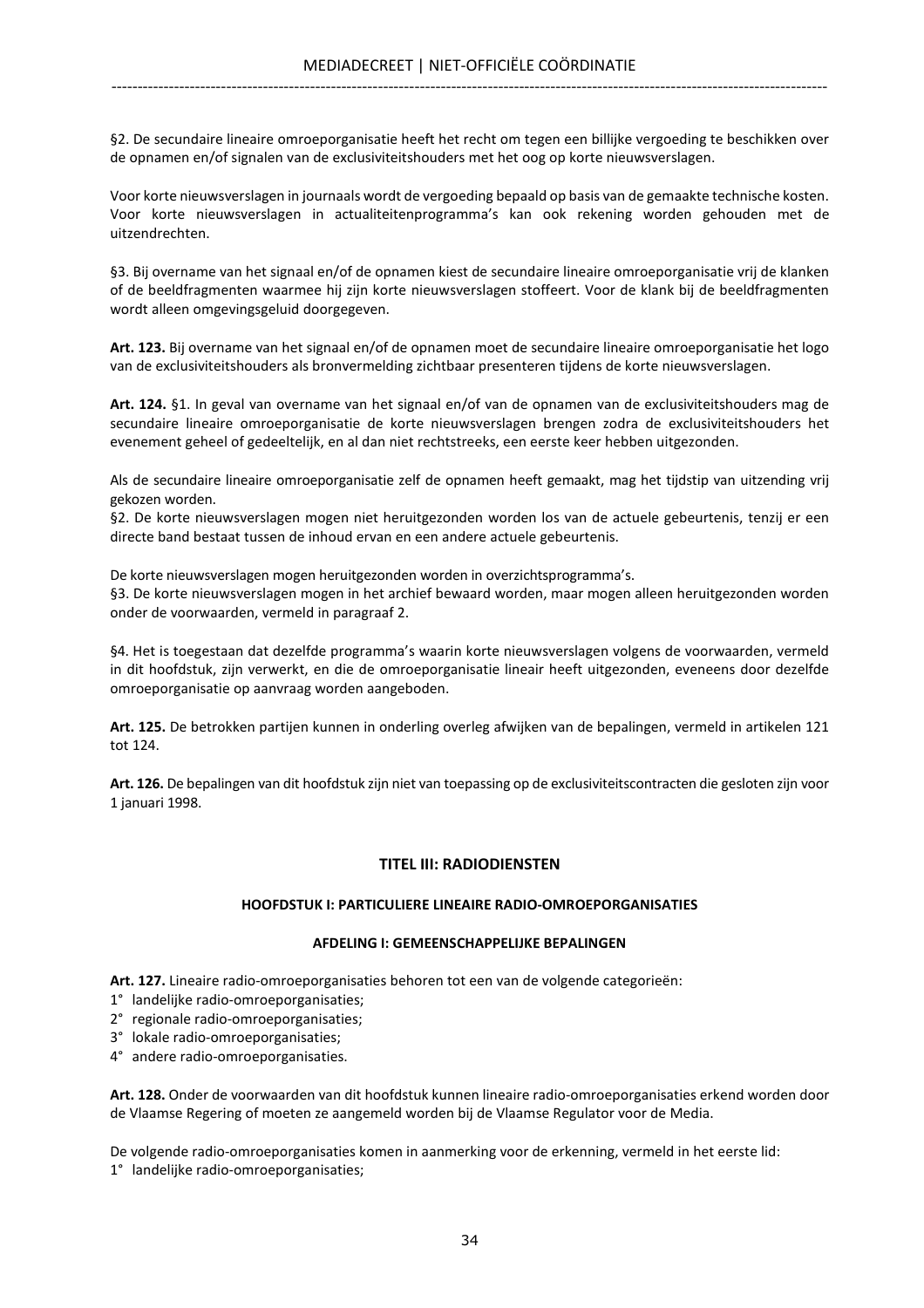§2. De secundaire lineaire omroeporganisatie heeft het recht om tegen een billijke vergoeding te beschikken over de opnamen en/of signalen van de exclusiviteitshouders met het oog op korte nieuwsverslagen.

Voor korte nieuwsverslagen in journaals wordt de vergoeding bepaald op basis van de gemaakte technische kosten. Voor korte nieuwsverslagen in actualiteitenprogramma's kan ook rekening worden gehouden met de uitzendrechten.

§3. Bij overname van het signaal en/of de opnamen kiest de secundaire lineaire omroeporganisatie vrij de klanken of de beeldfragmenten waarmee hij zijn korte nieuwsverslagen stoffeert. Voor de klank bij de beeldfragmenten wordt alleen omgevingsgeluid doorgegeven.

**Art. 123.** Bij overname van het signaal en/of de opnamen moet de secundaire lineaire omroeporganisatie het logo van de exclusiviteitshouders als bronvermelding zichtbaar presenteren tijdens de korte nieuwsverslagen.

**Art. 124.** §1. In geval van overname van het signaal en/of van de opnamen van de exclusiviteitshouders mag de secundaire lineaire omroeporganisatie de korte nieuwsverslagen brengen zodra de exclusiviteitshouders het evenement geheel of gedeeltelijk, en al dan niet rechtstreeks, een eerste keer hebben uitgezonden.

Als de secundaire lineaire omroeporganisatie zelf de opnamen heeft gemaakt, mag het tijdstip van uitzending vrij gekozen worden.
§2. De korte nieuwsverslagen mogen niet heruitgezonden worden los van de actuele gebeurtenis, tenzij er een directe band bestaat tussen de inhoud ervan en een andere actuele gebeurtenis.

De korte nieuwsverslagen mogen heruitgezonden worden in overzichtsprogramma's.
§3. De korte nieuwsverslagen mogen in het archief bewaard worden, maar mogen alleen heruitgezonden worden onder de voorwaarden, vermeld in paragraaf 2.

§4. Het is toegestaan dat dezelfde programma's waarin korte nieuwsverslagen volgens de voorwaarden, vermeld in dit hoofdstuk, zijn verwerkt, en die de omroeporganisatie lineair heeft uitgezonden, eveneens door dezelfde omroeporganisatie op aanvraag worden aangeboden.

**Art. 125.** De betrokken partijen kunnen in onderling overleg afwijken van de bepalingen, vermeld in artikelen 121 tot 124.

**Art. 126.** De bepalingen van dit hoofdstuk zijn niet van toepassing op de exclusiviteitscontracten die gesloten zijn voor 1 januari 1998.

## TITEL III: RADIODIENSTEN

### HOOFDSTUK I: PARTICULIERE LINEAIRE RADIO-OMROEPORGANISATIES

#### AFDELING I: GEMEENSCHAPPELIJKE BEPALINGEN

**Art. 127.** Lineaire radio-omroeporganisaties behoren tot een van de volgende categorieën:
1° landelijke radio-omroeporganisaties;
2° regionale radio-omroeporganisaties;
3° lokale radio-omroeporganisaties;
4° andere radio-omroeporganisaties.

**Art. 128.** Onder de voorwaarden van dit hoofdstuk kunnen lineaire radio-omroeporganisaties erkend worden door de Vlaamse Regering of moeten ze aangemeld worden bij de Vlaamse Regulator voor de Media.

De volgende radio-omroeporganisaties komen in aanmerking voor de erkenning, vermeld in het eerste lid:
1° landelijke radio-omroeporganisaties;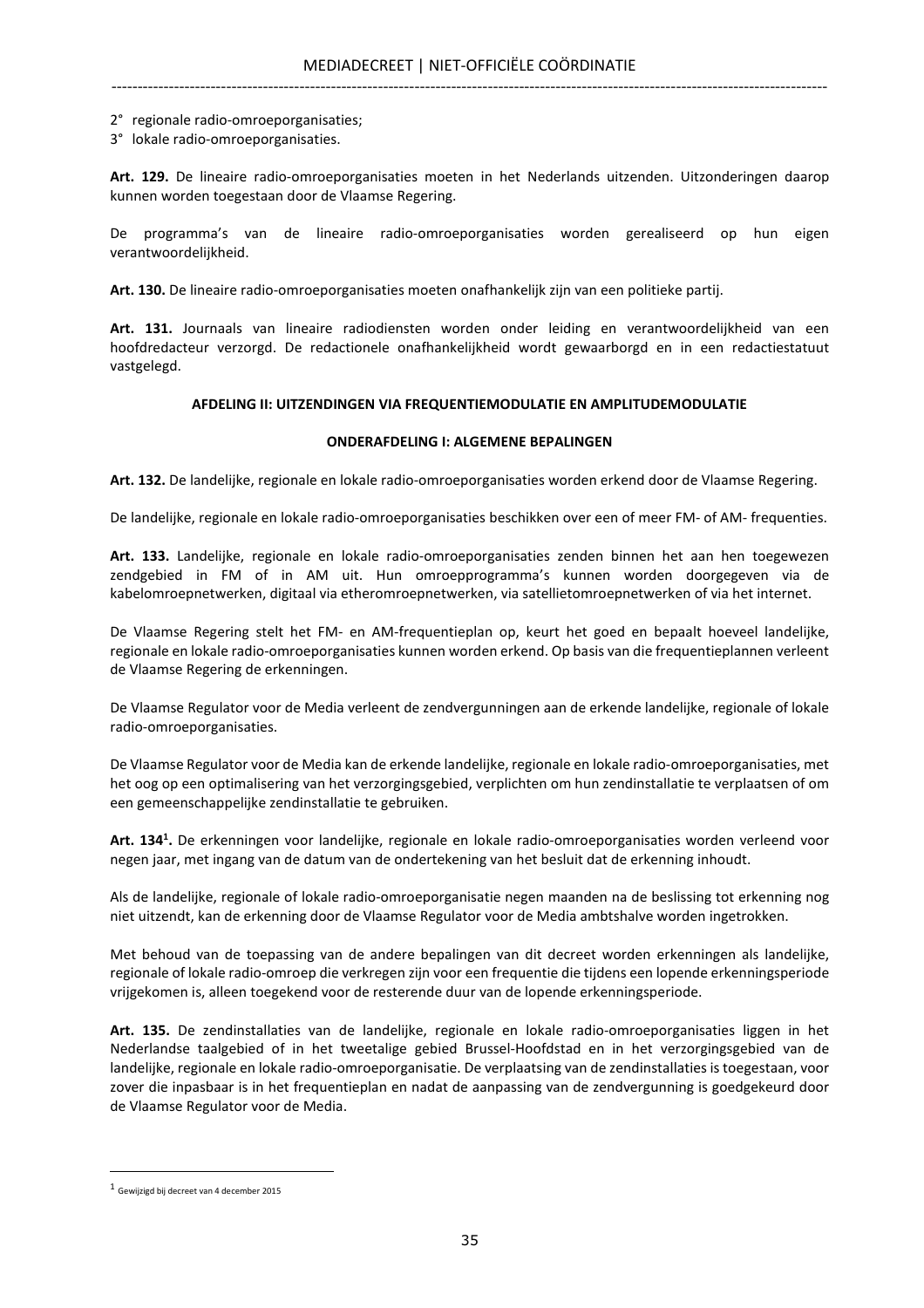2° regionale radio-omroeporganisaties;

3° lokale radio-omroeporganisaties.

**Art. 129.** De lineaire radio-omroeporganisaties moeten in het Nederlands uitzenden. Uitzonderingen daarop kunnen worden toegestaan door de Vlaamse Regering.

De programma's van de lineaire radio-omroeporganisaties worden gerealiseerd op hun eigen verantwoordelijkheid.

**Art. 130.** De lineaire radio-omroeporganisaties moeten onafhankelijk zijn van een politieke partij.

**Art. 131.** Journaals van lineaire radiodiensten worden onder leiding en verantwoordelijkheid van een hoofdredacteur verzorgd. De redactionele onafhankelijkheid wordt gewaarborgd en in een redactiestatuut vastgelegd.

### AFDELING II: UITZENDINGEN VIA FREQUENTIEMODULATIE EN AMPLITUDEMODULATIE

#### ONDERAFDELING I: ALGEMENE BEPALINGEN

**Art. 132.** De landelijke, regionale en lokale radio-omroeporganisaties worden erkend door de Vlaamse Regering.

De landelijke, regionale en lokale radio-omroeporganisaties beschikken over een of meer FM- of AM- frequenties.

**Art. 133.** Landelijke, regionale en lokale radio-omroeporganisaties zenden binnen het aan hen toegewezen zendgebied in FM of in AM uit. Hun omroepprogramma's kunnen worden doorgegeven via de kabelomroepnetwerken, digitaal via etheromroepnetwerken, via satellietomroepnetwerken of via het internet.

De Vlaamse Regering stelt het FM- en AM-frequentieplan op, keurt het goed en bepaalt hoeveel landelijke, regionale en lokale radio-omroeporganisaties kunnen worden erkend. Op basis van die frequentieplannen verleent de Vlaamse Regering de erkenningen.

De Vlaamse Regulator voor de Media verleent de zendvergunningen aan de erkende landelijke, regionale of lokale radio-omroeporganisaties.

De Vlaamse Regulator voor de Media kan de erkende landelijke, regionale en lokale radio-omroeporganisaties, met het oog op een optimalisering van het verzorgingsgebied, verplichten om hun zendinstallatie te verplaatsen of om een gemeenschappelijke zendinstallatie te gebruiken.

**Art. 134[1].** De erkenningen voor landelijke, regionale en lokale radio-omroeporganisaties worden verleend voor negen jaar, met ingang van de datum van de ondertekening van het besluit dat de erkenning inhoudt.

Als de landelijke, regionale of lokale radio-omroeporganisatie negen maanden na de beslissing tot erkenning nog niet uitzendt, kan de erkenning door de Vlaamse Regulator voor de Media ambtshalve worden ingetrokken.

Met behoud van de toepassing van de andere bepalingen van dit decreet worden erkenningen als landelijke, regionale of lokale radio-omroep die verkregen zijn voor een frequentie die tijdens een lopende erkenningsperiode vrijgekomen is, alleen toegekend voor de resterende duur van de lopende erkenningsperiode.

**Art. 135.** De zendinstallaties van de landelijke, regionale en lokale radio-omroeporganisaties liggen in het Nederlandse taalgebied of in het tweetalige gebied Brussel-Hoofdstad en in het verzorgingsgebied van de landelijke, regionale en lokale radio-omroeporganisatie. De verplaatsing van de zendinstallaties is toegestaan, voor zover die inpasbaar is in het frequentieplan en nadat de aanpassing van de zendvergunning is goedgekeurd door de Vlaamse Regulator voor de Media.

---

[1] Gewijzigd bij decreet van 4 december 2015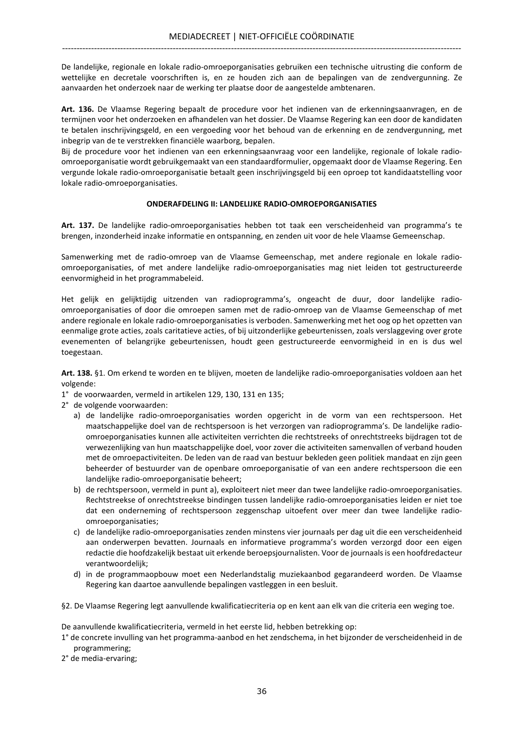De landelijke, regionale en lokale radio-omroeporganisaties gebruiken een technische uitrusting die conform de wettelijke en decretale voorschriften is, en ze houden zich aan de bepalingen van de zendvergunning. Ze aanvaarden het onderzoek naar de werking ter plaatse door de aangestelde ambtenaren.

**Art. 136.** De Vlaamse Regering bepaalt de procedure voor het indienen van de erkenningsaanvragen, en de termijnen voor het onderzoeken en afhandelen van het dossier. De Vlaamse Regering kan een door de kandidaten te betalen inschrijvingsgeld, en een vergoeding voor het behoud van de erkenning en de zendvergunning, met inbegrip van de te verstrekken financiële waarborg, bepalen.
Bij de procedure voor het indienen van een erkenningsaanvraag voor een landelijke, regionale of lokale radio-omroeporganisatie wordt gebruikgemaakt van een standaardformulier, opgemaakt door de Vlaamse Regering. Een vergunde lokale radio-omroeporganisatie betaalt geen inschrijvingsgeld bij een oproep tot kandidaatstelling voor lokale radio-omroeporganisaties.

**ONDERAFDELING II: LANDELIJKE RADIO-OMROEPORGANISATIES**

**Art. 137.** De landelijke radio-omroeporganisaties hebben tot taak een verscheidenheid van programma's te brengen, inzonderheid inzake informatie en ontspanning, en zenden uit voor de hele Vlaamse Gemeenschap.

Samenwerking met de radio-omroep van de Vlaamse Gemeenschap, met andere regionale en lokale radio-omroeporganisaties, of met andere landelijke radio-omroeporganisaties mag niet leiden tot gestructureerde eenvormigheid in het programmabeleid.

Het gelijk en gelijktijdig uitzenden van radioprogramma's, ongeacht de duur, door landelijke radio-omroeporganisaties of door die omroepen samen met de radio-omroep van de Vlaamse Gemeenschap of met andere regionale en lokale radio-omroeporganisaties is verboden. Samenwerking met het oog op het opzetten van eenmalige grote acties, zoals caritatieve acties, of bij uitzonderlijke gebeurtenissen, zoals verslaggeving over grote evenementen of belangrijke gebeurtenissen, houdt geen gestructureerde eenvormigheid in en is dus wel toegestaan.

**Art. 138.** §1. Om erkend te worden en te blijven, moeten de landelijke radio-omroeporganisaties voldoen aan het volgende:

1° de voorwaarden, vermeld in artikelen 129, 130, 131 en 135;
2° de volgende voorwaarden:
   a) de landelijke radio-omroeporganisaties worden opgericht in de vorm van een rechtspersoon. Het maatschappelijke doel van de rechtspersoon is het verzorgen van radioprogramma's. De landelijke radio-omroeporganisaties kunnen alle activiteiten verrichten die rechtstreeks of onrechtstreeks bijdragen tot de verwezenlijking van hun maatschappelijke doel, voor zover die activiteiten samenvallen of verband houden met de omroepactiviteiten. De leden van de raad van bestuur bekleden geen politiek mandaat en zijn geen beheerder of bestuurder van de openbare omroeporganisatie of van een andere rechtspersoon die een landelijke radio-omroeporganisatie beheert;
   b) de rechtspersoon, vermeld in punt a), exploiteert niet meer dan twee landelijke radio-omroeporganisaties. Rechtstreekse of onrechtstreekse bindingen tussen landelijke radio-omroeporganisaties leiden er niet toe dat een onderneming of rechtspersoon zeggenschap uitoefent over meer dan twee landelijke radio-omroeporganisaties;
   c) de landelijke radio-omroeporganisaties zenden minstens vier journaals per dag uit die een verscheidenheid aan onderwerpen bevatten. Journaals en informatieve programma's worden verzorgd door een eigen redactie die hoofdzakelijk bestaat uit erkende beroepsjournalisten. Voor de journaals is een hoofdredacteur verantwoordelijk;
   d) in de programmaopbouw moet een Nederlandstalig muziekaanbod gegarandeerd worden. De Vlaamse Regering kan daartoe aanvullende bepalingen vastleggen in een besluit.

§2. De Vlaamse Regering legt aanvullende kwalificatiecriteria op en kent aan elk van die criteria een weging toe.

De aanvullende kwalificatiecriteria, vermeld in het eerste lid, hebben betrekking op:

1° de concrete invulling van het programma-aanbod en het zendschema, in het bijzonder de verscheidenheid in de programmering;
2° de media-ervaring;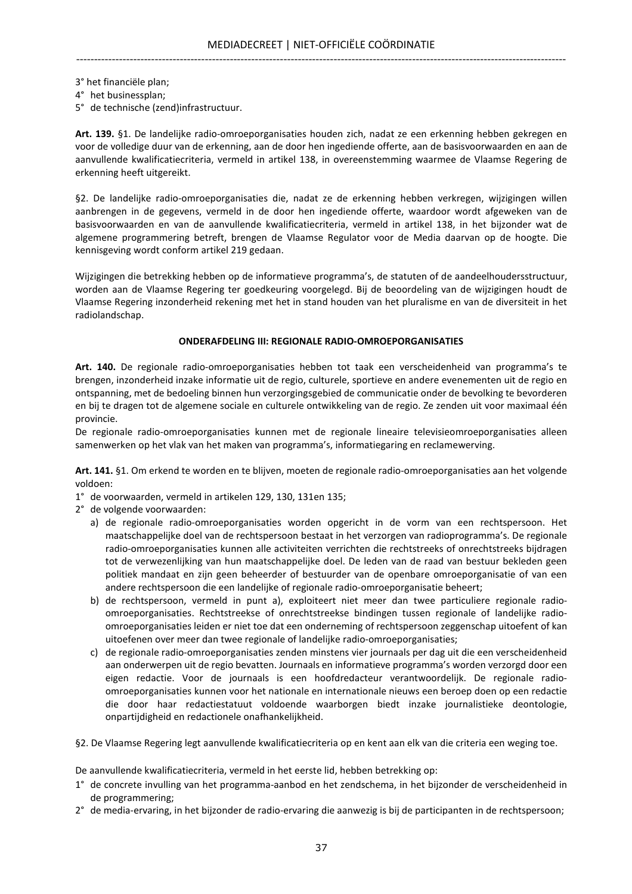3° het financiële plan;
4° het businessplan;
5° de technische (zend)infrastructuur.

**Art. 139.** §1. De landelijke radio-omroeporganisaties houden zich, nadat ze een erkenning hebben gekregen en voor de volledige duur van de erkenning, aan de door hen ingediende offerte, aan de basisvoorwaarden en aan de aanvullende kwalificatiecriteria, vermeld in artikel 138, in overeenstemming waarmee de Vlaamse Regering de erkenning heeft uitgereikt.

§2. De landelijke radio-omroeporganisaties die, nadat ze de erkenning hebben verkregen, wijzigingen willen aanbrengen in de gegevens, vermeld in de door hen ingediende offerte, waardoor wordt afgeweken van de basisvoorwaarden en van de aanvullende kwalificatiecriteria, vermeld in artikel 138, in het bijzonder wat de algemene programmering betreft, brengen de Vlaamse Regulator voor de Media daarvan op de hoogte. Die kennisgeving wordt conform artikel 219 gedaan.

Wijzigingen die betrekking hebben op de informatieve programma's, de statuten of de aandeelhoudersstructuur, worden aan de Vlaamse Regering ter goedkeuring voorgelegd. Bij de beoordeling van de wijzigingen houdt de Vlaamse Regering inzonderheid rekening met het in stand houden van het pluralisme en van de diversiteit in het radiolandschap.

### ONDERAFDELING III: REGIONALE RADIO-OMROEPORGANISATIES

**Art. 140.** De regionale radio-omroeporganisaties hebben tot taak een verscheidenheid van programma's te brengen, inzonderheid inzake informatie uit de regio, culturele, sportieve en andere evenementen uit de regio en ontspanning, met de bedoeling binnen hun verzorgingsgebied de communicatie onder de bevolking te bevorderen en bij te dragen tot de algemene sociale en culturele ontwikkeling van de regio. Ze zenden uit voor maximaal één provincie.
De regionale radio-omroeporganisaties kunnen met de regionale lineaire televisieomroeporganisaties alleen samenwerken op het vlak van het maken van programma's, informatiegaring en reclamewerving.

**Art. 141.** §1. Om erkend te worden en te blijven, moeten de regionale radio-omroeporganisaties aan het volgende voldoen:
1° de voorwaarden, vermeld in artikelen 129, 130, 131en 135;
2° de volgende voorwaarden:
   a) de regionale radio-omroeporganisaties worden opgericht in de vorm van een rechtspersoon. Het maatschappelijke doel van de rechtspersoon bestaat in het verzorgen van radioprogramma's. De regionale radio-omroeporganisaties kunnen alle activiteiten verrichten die rechtstreeks of onrechtstreeks bijdragen tot de verwezenlijking van hun maatschappelijke doel. De leden van de raad van bestuur bekleden geen politiek mandaat en zijn geen beheerder of bestuurder van de openbare omroeporganisatie of van een andere rechtspersoon die een landelijke of regionale radio-omroeporganisatie beheert;
   b) de rechtspersoon, vermeld in punt a), exploiteert niet meer dan twee particuliere regionale radio-omroeporganisaties. Rechtstreekse of onrechtstreekse bindingen tussen regionale of landelijke radio-omroeporganisaties leiden er niet toe dat een onderneming of rechtspersoon zeggenschap uitoefent of kan uitoefenen over meer dan twee regionale of landelijke radio-omroeporganisaties;
   c) de regionale radio-omroeporganisaties zenden minstens vier journaals per dag uit die een verscheidenheid aan onderwerpen uit de regio bevatten. Journaals en informatieve programma's worden verzorgd door een eigen redactie. Voor de journaals is een hoofdredacteur verantwoordelijk. De regionale radio-omroeporganisaties kunnen voor het nationale en internationale nieuws een beroep doen op een redactie die door haar redactiestatuut voldoende waarborgen biedt inzake journalistieke deontologie, onpartijdigheid en redactionele onafhankelijkheid.

§2. De Vlaamse Regering legt aanvullende kwalificatiecriteria op en kent aan elk van die criteria een weging toe.

De aanvullende kwalificatiecriteria, vermeld in het eerste lid, hebben betrekking op:
1° de concrete invulling van het programma-aanbod en het zendschema, in het bijzonder de verscheidenheid in de programmering;
2° de media-ervaring, in het bijzonder de radio-ervaring die aanwezig is bij de participanten in de rechtspersoon;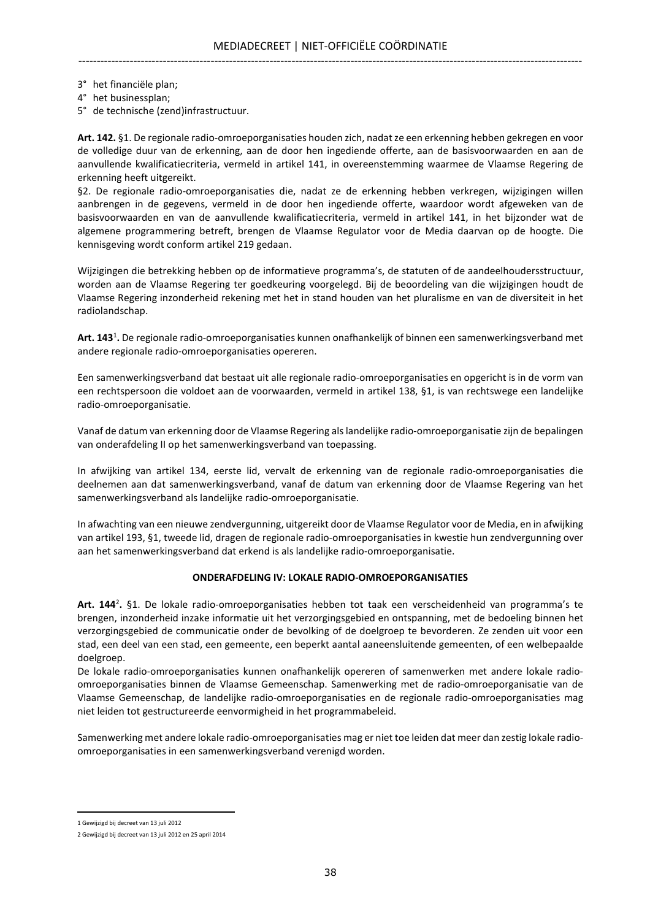3° het financiële plan;
4° het businessplan;
5° de technische (zend)infrastructuur.

**Art. 142.** §1. De regionale radio-omroeporganisaties houden zich, nadat ze een erkenning hebben gekregen en voor de volledige duur van de erkenning, aan de door hen ingediende offerte, aan de basisvoorwaarden en aan de aanvullende kwalificatiecriteria, vermeld in artikel 141, in overeenstemming waarmee de Vlaamse Regering de erkenning heeft uitgereikt.

§2. De regionale radio-omroeporganisaties die, nadat ze de erkenning hebben verkregen, wijzigingen willen aanbrengen in de gegevens, vermeld in de door hen ingediende offerte, waardoor wordt afgeweken van de basisvoorwaarden en van de aanvullende kwalificatiecriteria, vermeld in artikel 141, in het bijzonder wat de algemene programmering betreft, brengen de Vlaamse Regulator voor de Media daarvan op de hoogte. Die kennisgeving wordt conform artikel 219 gedaan.

Wijzigingen die betrekking hebben op de informatieve programma's, de statuten of de aandeelhoudersstructuur, worden aan de Vlaamse Regering ter goedkeuring voorgelegd. Bij de beoordeling van die wijzigingen houdt de Vlaamse Regering inzonderheid rekening met het in stand houden van het pluralisme en van de diversiteit in het radiolandschap.

**Art. 143**[1]**.** De regionale radio-omroeporganisaties kunnen onafhankelijk of binnen een samenwerkingsverband met andere regionale radio-omroeporganisaties opereren.

Een samenwerkingsverband dat bestaat uit alle regionale radio-omroeporganisaties en opgericht is in de vorm van een rechtspersoon die voldoet aan de voorwaarden, vermeld in artikel 138, §1, is van rechtswege een landelijke radio-omroeporganisatie.

Vanaf de datum van erkenning door de Vlaamse Regering als landelijke radio-omroeporganisatie zijn de bepalingen van onderafdeling II op het samenwerkingsverband van toepassing.

In afwijking van artikel 134, eerste lid, vervalt de erkenning van de regionale radio-omroeporganisaties die deelnemen aan dat samenwerkingsverband, vanaf de datum van erkenning door de Vlaamse Regering van het samenwerkingsverband als landelijke radio-omroeporganisatie.

In afwachting van een nieuwe zendvergunning, uitgereikt door de Vlaamse Regulator voor de Media, en in afwijking van artikel 193, §1, tweede lid, dragen de regionale radio-omroeporganisaties in kwestie hun zendvergunning over aan het samenwerkingsverband dat erkend is als landelijke radio-omroeporganisatie.

### ONDERAFDELING IV: LOKALE RADIO-OMROEPORGANISATIES

**Art. 144**[2]**.** §1. De lokale radio-omroeporganisaties hebben tot taak een verscheidenheid van programma's te brengen, inzonderheid inzake informatie uit het verzorgingsgebied en ontspanning, met de bedoeling binnen het verzorgingsgebied de communicatie onder de bevolking of de doelgroep te bevorderen. Ze zenden uit voor een stad, een deel van een stad, een gemeente, een beperkt aantal aaneensluitende gemeenten, of een welbepaalde doelgroep.

De lokale radio-omroeporganisaties kunnen onafhankelijk opereren of samenwerken met andere lokale radio-omroeporganisaties binnen de Vlaamse Gemeenschap. Samenwerking met de radio-omroeporganisatie van de Vlaamse Gemeenschap, de landelijke radio-omroeporganisaties en de regionale radio-omroeporganisaties mag niet leiden tot gestructureerde eenvormigheid in het programmabeleid.

Samenwerking met andere lokale radio-omroeporganisaties mag er niet toe leiden dat meer dan zestig lokale radio-omroeporganisaties in een samenwerkingsverband verenigd worden.

---

1 Gewijzigd bij decreet van 13 juli 2012

2 Gewijzigd bij decreet van 13 juli 2012 en 25 april 2014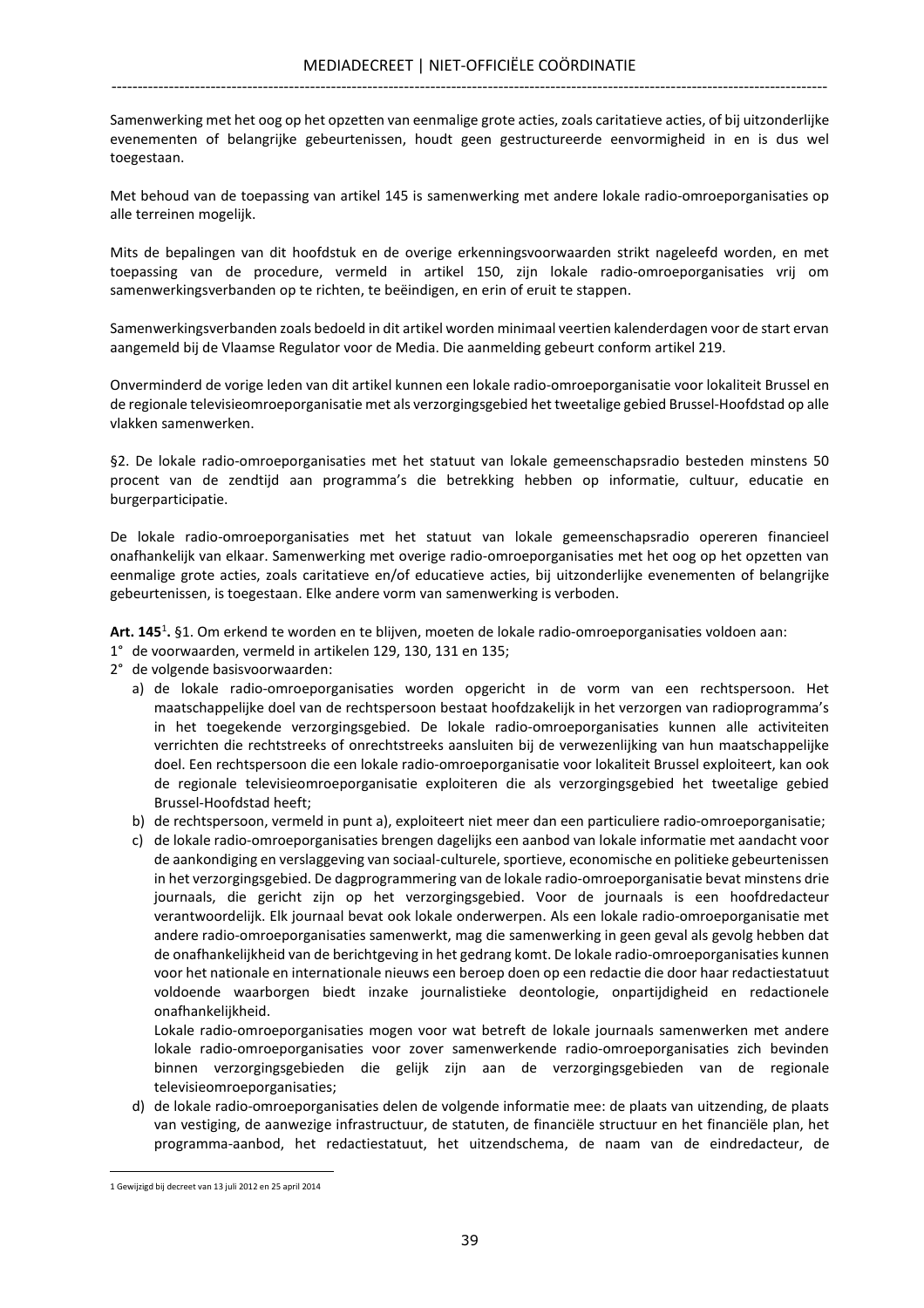Samenwerking met het oog op het opzetten van eenmalige grote acties, zoals caritatieve acties, of bij uitzonderlijke evenementen of belangrijke gebeurtenissen, houdt geen gestructureerde eenvormigheid in en is dus wel toegestaan.

Met behoud van de toepassing van artikel 145 is samenwerking met andere lokale radio-omroeporganisaties op alle terreinen mogelijk.

Mits de bepalingen van dit hoofdstuk en de overige erkenningsvoorwaarden strikt nageleefd worden, en met toepassing van de procedure, vermeld in artikel 150, zijn lokale radio-omroeporganisaties vrij om samenwerkingsverbanden op te richten, te beëindigen, en erin of eruit te stappen.

Samenwerkingsverbanden zoals bedoeld in dit artikel worden minimaal veertien kalenderdagen voor de start ervan aangemeld bij de Vlaamse Regulator voor de Media. Die aanmelding gebeurt conform artikel 219.

Onverminderd de vorige leden van dit artikel kunnen een lokale radio-omroeporganisatie voor lokaliteit Brussel en de regionale televisieomroeporganisatie met als verzorgingsgebied het tweetalige gebied Brussel-Hoofdstad op alle vlakken samenwerken.

§2. De lokale radio-omroeporganisaties met het statuut van lokale gemeenschapsradio besteden minstens 50 procent van de zendtijd aan programma's die betrekking hebben op informatie, cultuur, educatie en burgerparticipatie.

De lokale radio-omroeporganisaties met het statuut van lokale gemeenschapsradio opereren financieel onafhankelijk van elkaar. Samenwerking met overige radio-omroeporganisaties met het oog op het opzetten van eenmalige grote acties, zoals caritatieve en/of educatieve acties, bij uitzonderlijke evenementen of belangrijke gebeurtenissen, is toegestaan. Elke andere vorm van samenwerking is verboden.

**Art. 145**[1]**.** §1. Om erkend te worden en te blijven, moeten de lokale radio-omroeporganisaties voldoen aan:

1° de voorwaarden, vermeld in artikelen 129, 130, 131 en 135;

2° de volgende basisvoorwaarden:

a) de lokale radio-omroeporganisaties worden opgericht in de vorm van een rechtspersoon. Het maatschappelijke doel van de rechtspersoon bestaat hoofdzakelijk in het verzorgen van radioprogramma's in het toegekende verzorgingsgebied. De lokale radio-omroeporganisaties kunnen alle activiteiten verrichten die rechtstreeks of onrechtstreeks aansluiten bij de verwezenlijking van hun maatschappelijke doel. Een rechtspersoon die een lokale radio-omroeporganisatie voor lokaliteit Brussel exploiteert, kan ook de regionale televisieomroeporganisatie exploiteren die als verzorgingsgebied het tweetalige gebied Brussel-Hoofdstad heeft;

b) de rechtspersoon, vermeld in punt a), exploiteert niet meer dan een particuliere radio-omroeporganisatie;

c) de lokale radio-omroeporganisaties brengen dagelijks een aanbod van lokale informatie met aandacht voor de aankondiging en verslaggeving van sociaal-culturele, sportieve, economische en politieke gebeurtenissen in het verzorgingsgebied. De dagprogrammering van de lokale radio-omroeporganisatie bevat minstens drie journaals, die gericht zijn op het verzorgingsgebied. Voor de journaals is een hoofdredacteur verantwoordelijk. Elk journaal bevat ook lokale onderwerpen. Als een lokale radio-omroeporganisatie met andere radio-omroeporganisaties samenwerkt, mag die samenwerking in geen geval als gevolg hebben dat de onafhankelijkheid van de berichtgeving in het gedrang komt. De lokale radio-omroeporganisaties kunnen voor het nationale en internationale nieuws een beroep doen op een redactie die door haar redactiestatuut voldoende waarborgen biedt inzake journalistieke deontologie, onpartijdigheid en redactionele onafhankelijkheid.

   Lokale radio-omroeporganisaties mogen voor wat betreft de lokale journaals samenwerken met andere lokale radio-omroeporganisaties voor zover samenwerkende radio-omroeporganisaties zich bevinden binnen verzorgingsgebieden die gelijk zijn aan de verzorgingsgebieden van de regionale televisieomroeporganisaties;

d) de lokale radio-omroeporganisaties delen de volgende informatie mee: de plaats van uitzending, de plaats van vestiging, de aanwezige infrastructuur, de statuten, de financiële structuur en het financiële plan, het programma-aanbod, het redactiestatuut, het uitzendschema, de naam van de eindredacteur, de

---

1 Gewijzigd bij decreet van 13 juli 2012 en 25 april 2014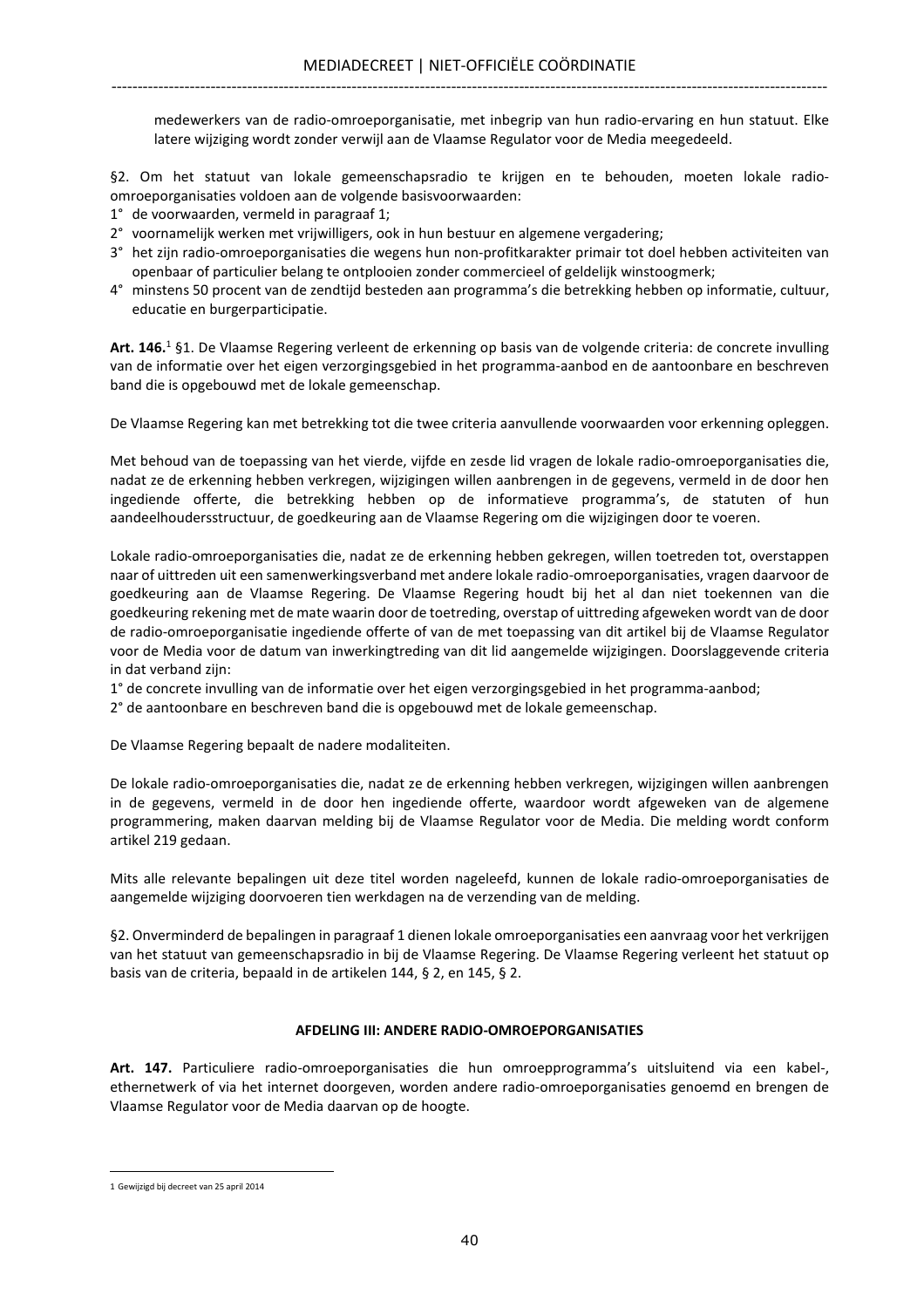medewerkers van de radio-omroeporganisatie, met inbegrip van hun radio-ervaring en hun statuut. Elke latere wijziging wordt zonder verwijl aan de Vlaamse Regulator voor de Media meegedeeld.

§2. Om het statuut van lokale gemeenschapsradio te krijgen en te behouden, moeten lokale radio-omroeporganisaties voldoen aan de volgende basisvoorwaarden:

1° de voorwaarden, vermeld in paragraaf 1;
2° voornamelijk werken met vrijwilligers, ook in hun bestuur en algemene vergadering;
3° het zijn radio-omroeporganisaties die wegens hun non-profitkarakter primair tot doel hebben activiteiten van openbaar of particulier belang te ontplooien zonder commercieel of geldelijk winstoogmerk;
4° minstens 50 procent van de zendtijd besteden aan programma's die betrekking hebben op informatie, cultuur, educatie en burgerparticipatie.

**Art. 146.**[1] §1. De Vlaamse Regering verleent de erkenning op basis van de volgende criteria: de concrete invulling van de informatie over het eigen verzorgingsgebied in het programma-aanbod en de aantoonbare en beschreven band die is opgebouwd met de lokale gemeenschap.

De Vlaamse Regering kan met betrekking tot die twee criteria aanvullende voorwaarden voor erkenning opleggen.

Met behoud van de toepassing van het vierde, vijfde en zesde lid vragen de lokale radio-omroeporganisaties die, nadat ze de erkenning hebben verkregen, wijzigingen willen aanbrengen in de gegevens, vermeld in de door hen ingediende offerte, die betrekking hebben op de informatieve programma's, de statuten of hun aandeelhoudersstructuur, de goedkeuring aan de Vlaamse Regering om die wijzigingen door te voeren.

Lokale radio-omroeporganisaties die, nadat ze de erkenning hebben gekregen, willen toetreden tot, overstappen naar of uittreden uit een samenwerkingsverband met andere lokale radio-omroeporganisaties, vragen daarvoor de goedkeuring aan de Vlaamse Regering. De Vlaamse Regering houdt bij het al dan niet toekennen van die goedkeuring rekening met de mate waarin door de toetreding, overstap of uittreding afgeweken wordt van de door de radio-omroeporganisatie ingediende offerte of van de met toepassing van dit artikel bij de Vlaamse Regulator voor de Media voor de datum van inwerkingtreding van dit lid aangemelde wijzigingen. Doorslaggevende criteria in dat verband zijn:

1° de concrete invulling van de informatie over het eigen verzorgingsgebied in het programma-aanbod;
2° de aantoonbare en beschreven band die is opgebouwd met de lokale gemeenschap.

De Vlaamse Regering bepaalt de nadere modaliteiten.

De lokale radio-omroeporganisaties die, nadat ze de erkenning hebben verkregen, wijzigingen willen aanbrengen in de gegevens, vermeld in de door hen ingediende offerte, waardoor wordt afgeweken van de algemene programmering, maken daarvan melding bij de Vlaamse Regulator voor de Media. Die melding wordt conform artikel 219 gedaan.

Mits alle relevante bepalingen uit deze titel worden nageleefd, kunnen de lokale radio-omroeporganisaties de aangemelde wijziging doorvoeren tien werkdagen na de verzending van de melding.

§2. Onverminderd de bepalingen in paragraaf 1 dienen lokale omroeporganisaties een aanvraag voor het verkrijgen van het statuut van gemeenschapsradio in bij de Vlaamse Regering. De Vlaamse Regering verleent het statuut op basis van de criteria, bepaald in de artikelen 144, § 2, en 145, § 2.

#### AFDELING III: ANDERE RADIO-OMROEPORGANISATIES

**Art. 147.** Particuliere radio-omroeporganisaties die hun omroepprogramma's uitsluitend via een kabel-, ethernetwerk of via het internet doorgeven, worden andere radio-omroeporganisaties genoemd en brengen de Vlaamse Regulator voor de Media daarvan op de hoogte.

---

1 Gewijzigd bij decreet van 25 april 2014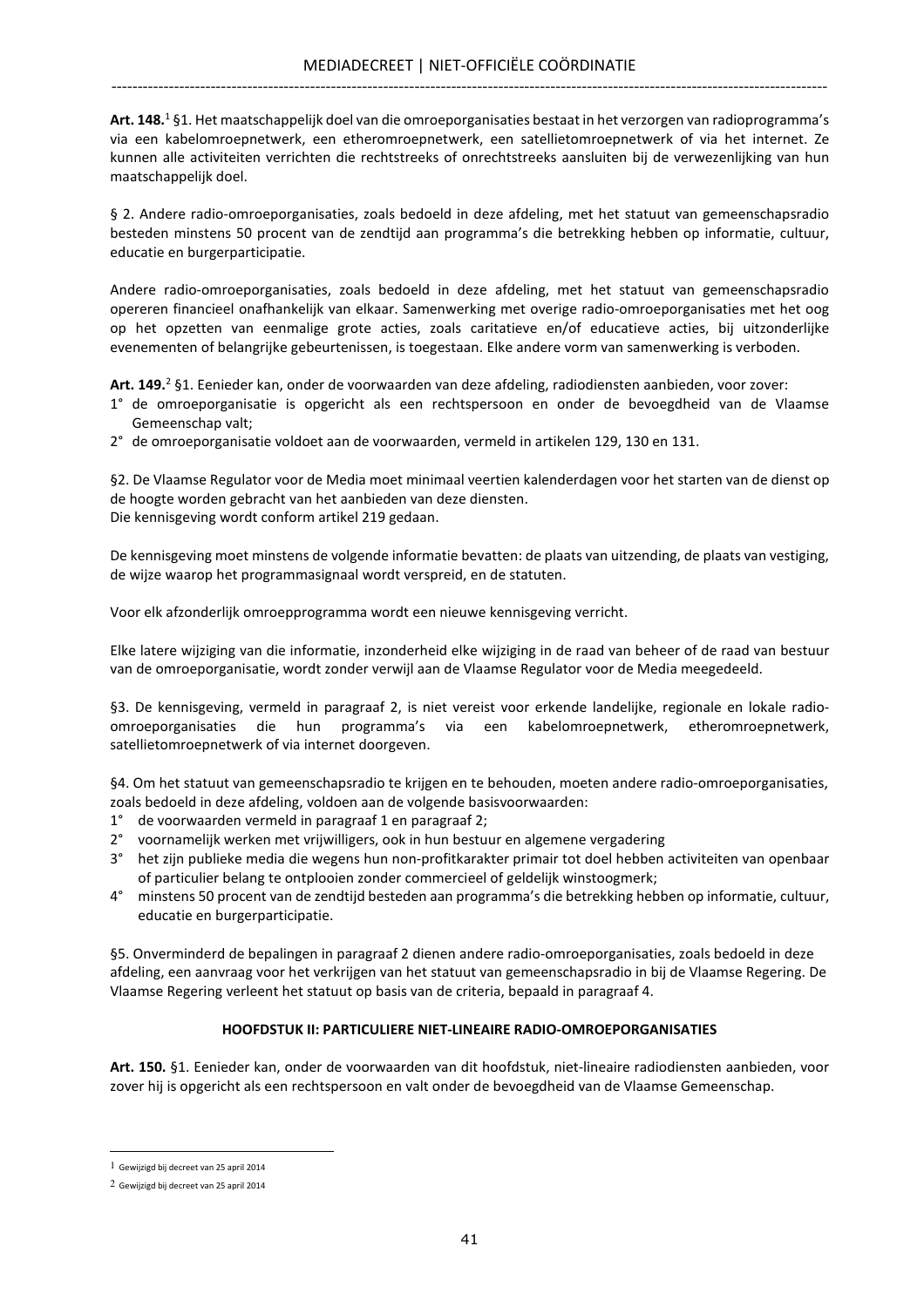**Art. 148.**[1] §1. Het maatschappelijk doel van die omroeporganisaties bestaat in het verzorgen van radioprogramma's via een kabelomroepnetwerk, een etheromroepnetwerk, een satellietomroepnetwerk of via het internet. Ze kunnen alle activiteiten verrichten die rechtstreeks of onrechtstreeks aansluiten bij de verwezenlijking van hun maatschappelijk doel.

§ 2. Andere radio-omroeporganisaties, zoals bedoeld in deze afdeling, met het statuut van gemeenschapsradio besteden minstens 50 procent van de zendtijd aan programma's die betrekking hebben op informatie, cultuur, educatie en burgerparticipatie.

Andere radio-omroeporganisaties, zoals bedoeld in deze afdeling, met het statuut van gemeenschapsradio opereren financieel onafhankelijk van elkaar. Samenwerking met overige radio-omroeporganisaties met het oog op het opzetten van eenmalige grote acties, zoals caritatieve en/of educatieve acties, bij uitzonderlijke evenementen of belangrijke gebeurtenissen, is toegestaan. Elke andere vorm van samenwerking is verboden.

**Art. 149.**[2] §1. Eenieder kan, onder de voorwaarden van deze afdeling, radiodiensten aanbieden, voor zover:

1° de omroeporganisatie is opgericht als een rechtspersoon en onder de bevoegdheid van de Vlaamse Gemeenschap valt;
2° de omroeporganisatie voldoet aan de voorwaarden, vermeld in artikelen 129, 130 en 131.

§2. De Vlaamse Regulator voor de Media moet minimaal veertien kalenderdagen voor het starten van de dienst op de hoogte worden gebracht van het aanbieden van deze diensten.
Die kennisgeving wordt conform artikel 219 gedaan.

De kennisgeving moet minstens de volgende informatie bevatten: de plaats van uitzending, de plaats van vestiging, de wijze waarop het programmasignaal wordt verspreid, en de statuten.

Voor elk afzonderlijk omroepprogramma wordt een nieuwe kennisgeving verricht.

Elke latere wijziging van die informatie, inzonderheid elke wijziging in de raad van beheer of de raad van bestuur van de omroeporganisatie, wordt zonder verwijl aan de Vlaamse Regulator voor de Media meegedeeld.

§3. De kennisgeving, vermeld in paragraaf 2, is niet vereist voor erkende landelijke, regionale en lokale radio-omroeporganisaties die hun programma's via een kabelomroepnetwerk, etheromroepnetwerk, satellietomroepnetwerk of via internet doorgeven.

§4. Om het statuut van gemeenschapsradio te krijgen en te behouden, moeten andere radio-omroeporganisaties, zoals bedoeld in deze afdeling, voldoen aan de volgende basisvoorwaarden:

1° de voorwaarden vermeld in paragraaf 1 en paragraaf 2;
2° voornamelijk werken met vrijwilligers, ook in hun bestuur en algemene vergadering
3° het zijn publieke media die wegens hun non-profitkarakter primair tot doel hebben activiteiten van openbaar of particulier belang te ontplooien zonder commercieel of geldelijk winstoogmerk;
4° minstens 50 procent van de zendtijd besteden aan programma's die betrekking hebben op informatie, cultuur, educatie en burgerparticipatie.

§5. Onverminderd de bepalingen in paragraaf 2 dienen andere radio-omroeporganisaties, zoals bedoeld in deze afdeling, een aanvraag voor het verkrijgen van het statuut van gemeenschapsradio in bij de Vlaamse Regering. De Vlaamse Regering verleent het statuut op basis van de criteria, bepaald in paragraaf 4.

## HOOFDSTUK II: PARTICULIERE NIET-LINEAIRE RADIO-OMROEPORGANISATIES

**Art. 150.** §1. Eenieder kan, onder de voorwaarden van dit hoofdstuk, niet-lineaire radiodiensten aanbieden, voor zover hij is opgericht als een rechtspersoon en valt onder de bevoegdheid van de Vlaamse Gemeenschap.

---

[1] Gewijzigd bij decreet van 25 april 2014

[2] Gewijzigd bij decreet van 25 april 2014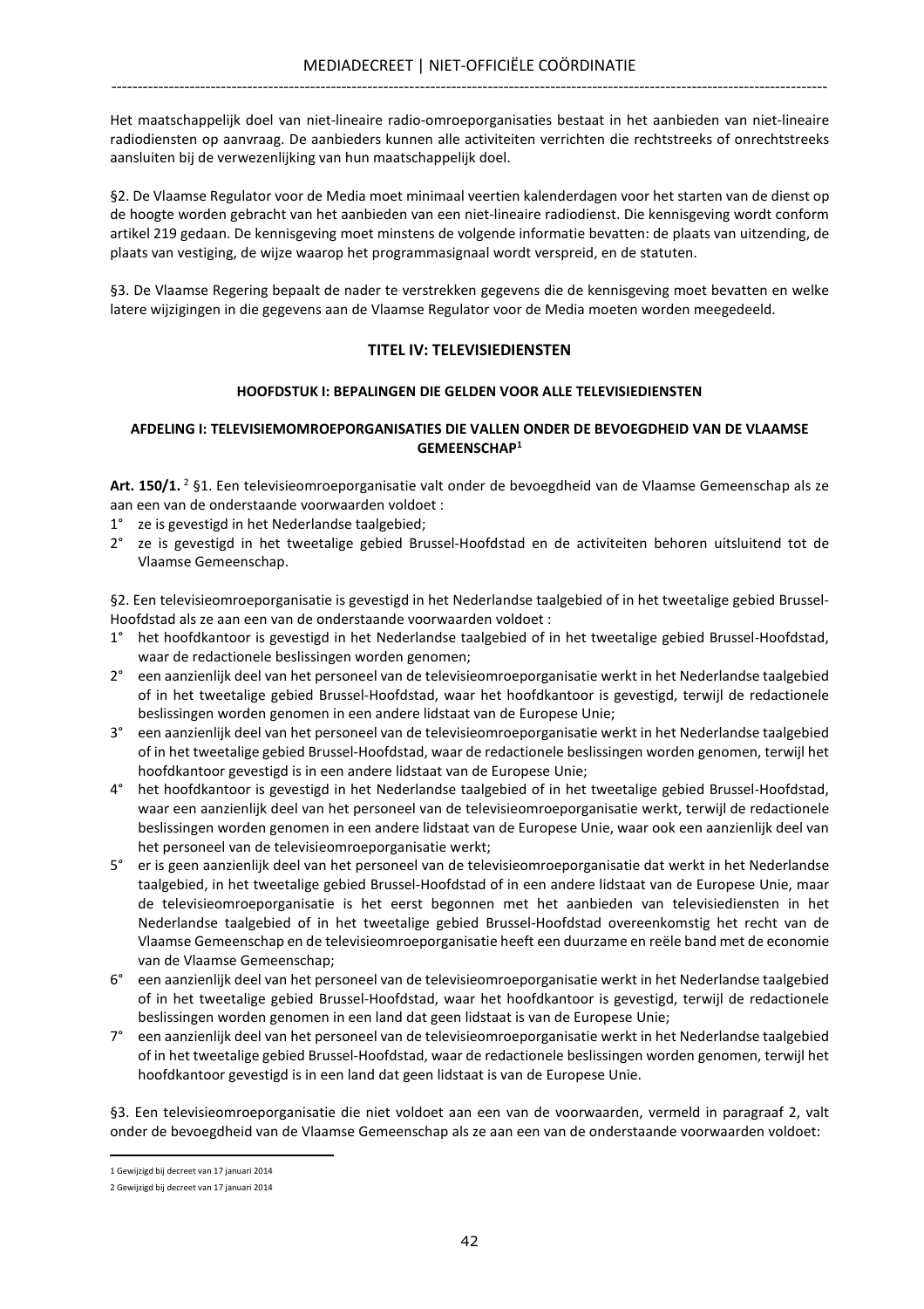Het maatschappelijk doel van niet-lineaire radio-omroeporganisaties bestaat in het aanbieden van niet-lineaire radiodiensten op aanvraag. De aanbieders kunnen alle activiteiten verrichten die rechtstreeks of onrechtstreeks aansluiten bij de verwezenlijking van hun maatschappelijk doel.

§2. De Vlaamse Regulator voor de Media moet minimaal veertien kalenderdagen voor het starten van de dienst op de hoogte worden gebracht van het aanbieden van een niet-lineaire radiodienst. Die kennisgeving wordt conform artikel 219 gedaan. De kennisgeving moet minstens de volgende informatie bevatten: de plaats van uitzending, de plaats van vestiging, de wijze waarop het programmasignaal wordt verspreid, en de statuten.

§3. De Vlaamse Regering bepaalt de nader te verstrekken gegevens die de kennisgeving moet bevatten en welke latere wijzigingen in die gegevens aan de Vlaamse Regulator voor de Media moeten worden meegedeeld.

## TITEL IV: TELEVISIEDIENSTEN

### HOOFDSTUK I: BEPALINGEN DIE GELDEN VOOR ALLE TELEVISIEDIENSTEN

#### AFDELING I: TELEVISIEOMROEPORGANISATIES DIE VALLEN ONDER DE BEVOEGDHEID VAN DE VLAAMSE GEMEENSCHAP[1]

**Art. 150/1.** [2] §1. Een televisieomroeporganisatie valt onder de bevoegdheid van de Vlaamse Gemeenschap als ze aan een van de onderstaande voorwaarden voldoet :

1° ze is gevestigd in het Nederlandse taalgebied;
2° ze is gevestigd in het tweetalige gebied Brussel-Hoofdstad en de activiteiten behoren uitsluitend tot de Vlaamse Gemeenschap.

§2. Een televisieomroeporganisatie is gevestigd in het Nederlandse taalgebied of in het tweetalige gebied Brussel-Hoofdstad als ze aan een van de onderstaande voorwaarden voldoet :

1° het hoofdkantoor is gevestigd in het Nederlandse taalgebied of in het tweetalige gebied Brussel-Hoofdstad, waar de redactionele beslissingen worden genomen;
2° een aanzienlijk deel van het personeel van de televisieomroeporganisatie werkt in het Nederlandse taalgebied of in het tweetalige gebied Brussel-Hoofdstad, waar het hoofdkantoor is gevestigd, terwijl de redactionele beslissingen worden genomen in een andere lidstaat van de Europese Unie;
3° een aanzienlijk deel van het personeel van de televisieomroeporganisatie werkt in het Nederlandse taalgebied of in het tweetalige gebied Brussel-Hoofdstad, waar de redactionele beslissingen worden genomen, terwijl het hoofdkantoor gevestigd is in een andere lidstaat van de Europese Unie;
4° het hoofdkantoor is gevestigd in het Nederlandse taalgebied of in het tweetalige gebied Brussel-Hoofdstad, waar een aanzienlijk deel van het personeel van de televisieomroeporganisatie werkt, terwijl de redactionele beslissingen worden genomen in een andere lidstaat van de Europese Unie, waar ook een aanzienlijk deel van het personeel van de televisieomroeporganisatie werkt;
5° er is geen aanzienlijk deel van het personeel van de televisieomroeporganisatie dat werkt in het Nederlandse taalgebied, in het tweetalige gebied Brussel-Hoofdstad of in een andere lidstaat van de Europese Unie, maar de televisieomroeporganisatie is het eerst begonnen met het aanbieden van televisiediensten in het Nederlandse taalgebied of in het tweetalige gebied Brussel-Hoofdstad overeenkomstig het recht van de Vlaamse Gemeenschap en de televisieomroeporganisatie heeft een duurzame en reële band met de economie van de Vlaamse Gemeenschap;
6° een aanzienlijk deel van het personeel van de televisieomroeporganisatie werkt in het Nederlandse taalgebied of in het tweetalige gebied Brussel-Hoofdstad, waar het hoofdkantoor is gevestigd, terwijl de redactionele beslissingen worden genomen in een land dat geen lidstaat is van de Europese Unie;
7° een aanzienlijk deel van het personeel van de televisieomroeporganisatie werkt in het Nederlandse taalgebied of in het tweetalige gebied Brussel-Hoofdstad, waar de redactionele beslissingen worden genomen, terwijl het hoofdkantoor gevestigd is in een land dat geen lidstaat is van de Europese Unie.

§3. Een televisieomroeporganisatie die niet voldoet aan een van de voorwaarden, vermeld in paragraaf 2, valt onder de bevoegdheid van de Vlaamse Gemeenschap als ze aan een van de onderstaande voorwaarden voldoet:

---

[1] Gewijzigd bij decreet van 17 januari 2014

[2] Gewijzigd bij decreet van 17 januari 2014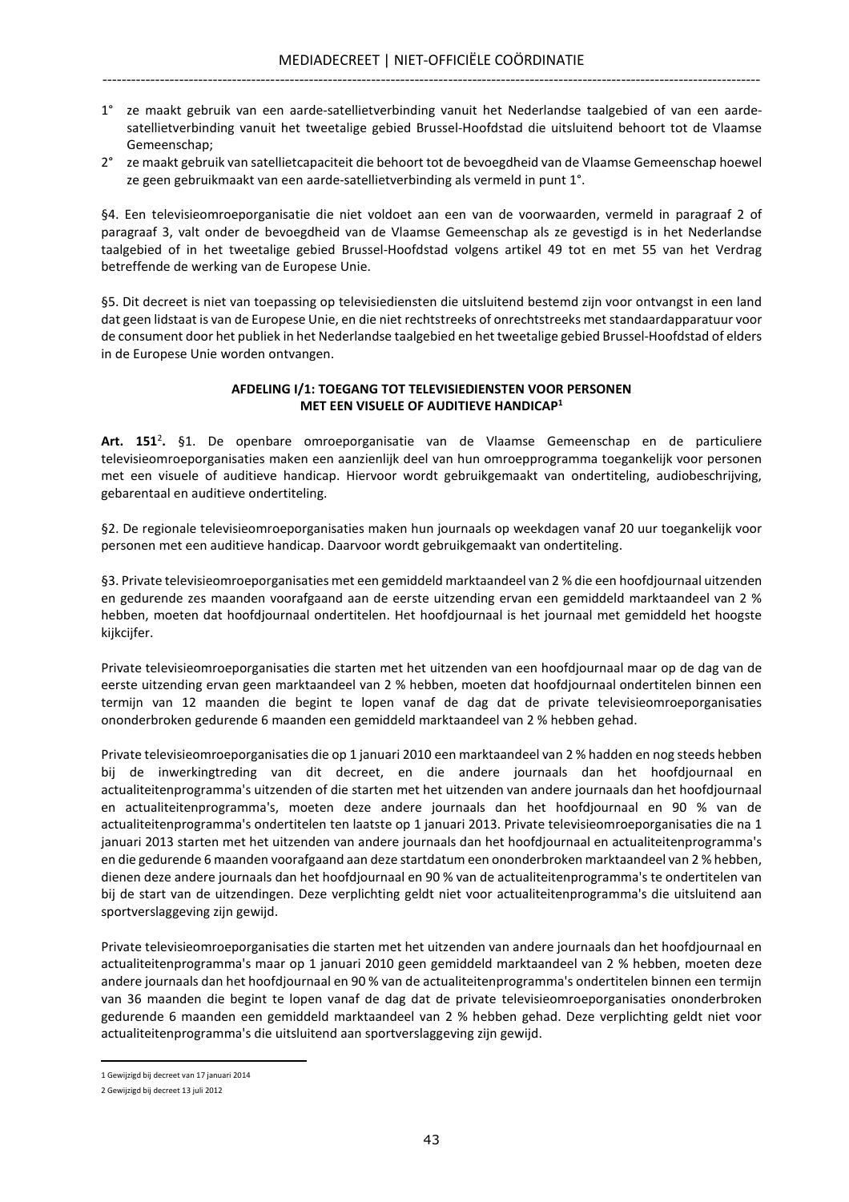1° ze maakt gebruik van een aarde-satellietverbinding vanuit het Nederlandse taalgebied of van een aarde-satellietverbinding vanuit het tweetalige gebied Brussel-Hoofdstad die uitsluitend behoort tot de Vlaamse Gemeenschap;

2° ze maakt gebruik van satellietcapaciteit die behoort tot de bevoegdheid van de Vlaamse Gemeenschap hoewel ze geen gebruikmaakt van een aarde-satellietverbinding als vermeld in punt 1°.

§4. Een televisieomroeporganisatie die niet voldoet aan een van de voorwaarden, vermeld in paragraaf 2 of paragraaf 3, valt onder de bevoegdheid van de Vlaamse Gemeenschap als ze gevestigd is in het Nederlandse taalgebied of in het tweetalige gebied Brussel-Hoofdstad volgens artikel 49 tot en met 55 van het Verdrag betreffende de werking van de Europese Unie.

§5. Dit decreet is niet van toepassing op televisiediensten die uitsluitend bestemd zijn voor ontvangst in een land dat geen lidstaat is van de Europese Unie, en die niet rechtstreeks of onrechtstreeks met standaardapparatuur voor de consument door het publiek in het Nederlandse taalgebied en het tweetalige gebied Brussel-Hoofdstad of elders in de Europese Unie worden ontvangen.

### AFDELING I/1: TOEGANG TOT TELEVISIEDIENSTEN VOOR PERSONEN MET EEN VISUELE OF AUDITIEVE HANDICAP[1]

**Art. 151**[2]**.** §1. De openbare omroeporganisatie van de Vlaamse Gemeenschap en de particuliere televisieomroeporganisaties maken een aanzienlijk deel van hun omroepprogramma toegankelijk voor personen met een visuele of auditieve handicap. Hiervoor wordt gebruikgemaakt van ondertiteling, audiobeschrijving, gebarentaal en auditieve ondertiteling.

§2. De regionale televisieomroeporganisaties maken hun journaals op weekdagen vanaf 20 uur toegankelijk voor personen met een auditieve handicap. Daarvoor wordt gebruikgemaakt van ondertiteling.

§3. Private televisieomroeporganisaties met een gemiddeld marktaandeel van 2 % die een hoofdjournaal uitzenden en gedurende zes maanden voorafgaand aan de eerste uitzending ervan een gemiddeld marktaandeel van 2 % hebben, moeten dat hoofdjournaal ondertitelen. Het hoofdjournaal is het journaal met gemiddeld het hoogste kijkcijfer.

Private televisieomroeporganisaties die starten met het uitzenden van een hoofdjournaal maar op de dag van de eerste uitzending ervan geen marktaandeel van 2 % hebben, moeten dat hoofdjournaal ondertitelen binnen een termijn van 12 maanden die begint te lopen vanaf de dag dat de private televisieomroeporganisaties ononderbroken gedurende 6 maanden een gemiddeld marktaandeel van 2 % hebben gehad.

Private televisieomroeporganisaties die op 1 januari 2010 een marktaandeel van 2 % hadden en nog steeds hebben bij de inwerkingtreding van dit decreet, en die andere journaals dan het hoofdjournaal en actualiteitenprogramma's uitzenden of die starten met het uitzenden van andere journaals dan het hoofdjournaal en actualiteitenprogramma's, moeten deze andere journaals dan het hoofdjournaal en 90 % van de actualiteitenprogramma's ondertitelen ten laatste op 1 januari 2013. Private televisieomroeporganisaties die na 1 januari 2013 starten met het uitzenden van andere journaals dan het hoofdjournaal en actualiteitenprogramma's en die gedurende 6 maanden voorafgaand aan deze startdatum een ononderbroken marktaandeel van 2 % hebben, dienen deze andere journaals dan het hoofdjournaal en 90 % van de actualiteitenprogramma's te ondertitelen van bij de start van de uitzendingen. Deze verplichting geldt niet voor actualiteitenprogramma's die uitsluitend aan sportverslaggeving zijn gewijd.

Private televisieomroeporganisaties die starten met het uitzenden van andere journaals dan het hoofdjournaal en actualiteitenprogramma's maar op 1 januari 2010 geen gemiddeld marktaandeel van 2 % hebben, moeten deze andere journaals dan het hoofdjournaal en 90 % van de actualiteitenprogramma's ondertitelen binnen een termijn van 36 maanden die begint te lopen vanaf de dag dat de private televisieomroeporganisaties ononderbroken gedurende 6 maanden een gemiddeld marktaandeel van 2 % hebben gehad. Deze verplichting geldt niet voor actualiteitenprogramma's die uitsluitend aan sportverslaggeving zijn gewijd.

---

[1] Gewijzigd bij decreet van 17 januari 2014

[2] Gewijzigd bij decreet 13 juli 2012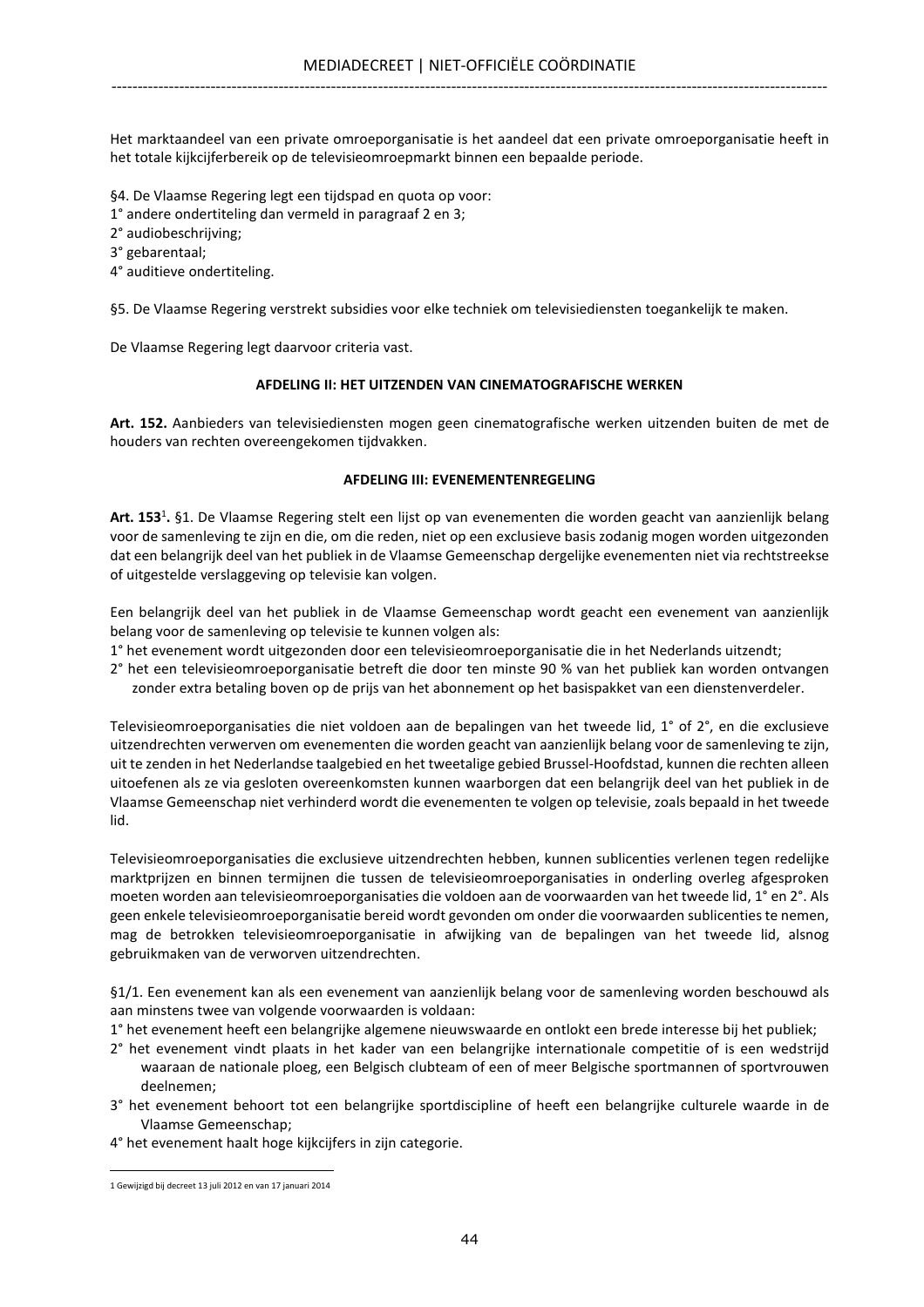Het marktaandeel van een private omroeporganisatie is het aandeel dat een private omroeporganisatie heeft in het totale kijkcijferbereik op de televisieomroepmarkt binnen een bepaalde periode.

§4. De Vlaamse Regering legt een tijdspad en quota op voor:
1° andere ondertiteling dan vermeld in paragraaf 2 en 3;
2° audiobeschrijving;
3° gebarentaal;
4° auditieve ondertiteling.

§5. De Vlaamse Regering verstrekt subsidies voor elke techniek om televisiediensten toegankelijk te maken.

De Vlaamse Regering legt daarvoor criteria vast.

#### AFDELING II: HET UITZENDEN VAN CINEMATOGRAFISCHE WERKEN

**Art. 152.** Aanbieders van televisiediensten mogen geen cinematografische werken uitzenden buiten de met de houders van rechten overeengekomen tijdvakken.

#### AFDELING III: EVENEMENTENREGELING

**Art. 153**[1]**.** §1. De Vlaamse Regering stelt een lijst op van evenementen die worden geacht van aanzienlijk belang voor de samenleving te zijn en die, om die reden, niet op een exclusieve basis zodanig mogen worden uitgezonden dat een belangrijk deel van het publiek in de Vlaamse Gemeenschap dergelijke evenementen niet via rechtstreekse of uitgestelde verslaggeving op televisie kan volgen.

Een belangrijk deel van het publiek in de Vlaamse Gemeenschap wordt geacht een evenement van aanzienlijk belang voor de samenleving op televisie te kunnen volgen als:
1° het evenement wordt uitgezonden door een televisieomroeporganisatie die in het Nederlands uitzendt;
2° het een televisieomroeporganisatie betreft die door ten minste 90 % van het publiek kan worden ontvangen zonder extra betaling boven op de prijs van het abonnement op het basispakket van een dienstenverdeler.

Televisieomroeporganisaties die niet voldoen aan de bepalingen van het tweede lid, 1° of 2°, en die exclusieve uitzendrechten verwerven om evenementen die worden geacht van aanzienlijk belang voor de samenleving te zijn, uit te zenden in het Nederlandse taalgebied en het tweetalige gebied Brussel-Hoofdstad, kunnen die rechten alleen uitoefenen als ze via gesloten overeenkomsten kunnen waarborgen dat een belangrijk deel van het publiek in de Vlaamse Gemeenschap niet verhinderd wordt die evenementen te volgen op televisie, zoals bepaald in het tweede lid.

Televisieomroeporganisaties die exclusieve uitzendrechten hebben, kunnen sublicenties verlenen tegen redelijke marktprijzen en binnen termijnen die tussen de televisieomroeporganisaties in onderling overleg afgesproken moeten worden aan televisieomroeporganisaties die voldoen aan de voorwaarden van het tweede lid, 1° en 2°. Als geen enkele televisieomroeporganisatie bereid wordt gevonden om onder die voorwaarden sublicenties te nemen, mag de betrokken televisieomroeporganisatie in afwijking van de bepalingen van het tweede lid, alsnog gebruikmaken van de verworven uitzendrechten.

§1/1. Een evenement kan als een evenement van aanzienlijk belang voor de samenleving worden beschouwd als aan minstens twee van volgende voorwaarden is voldaan:
1° het evenement heeft een belangrijke algemene nieuwswaarde en ontlokt een brede interesse bij het publiek;
2° het evenement vindt plaats in het kader van een belangrijke internationale competitie of is een wedstrijd waaraan de nationale ploeg, een Belgisch clubteam of een of meer Belgische sportmannen of sportvrouwen deelnemen;
3° het evenement behoort tot een belangrijke sportdiscipline of heeft een belangrijke culturele waarde in de Vlaamse Gemeenschap;
4° het evenement haalt hoge kijkcijfers in zijn categorie.

---

[1] Gewijzigd bij decreet 13 juli 2012 en van 17 januari 2014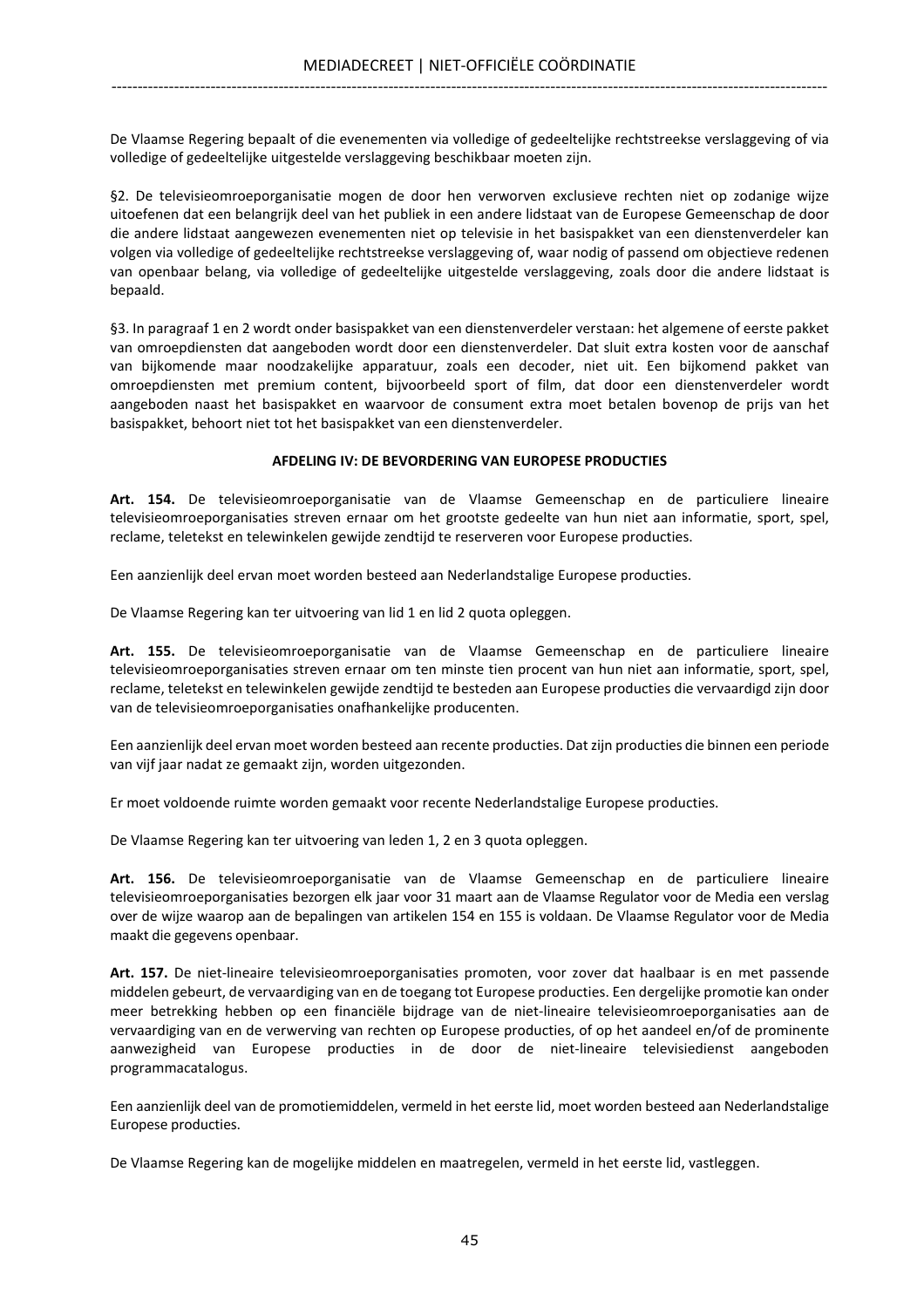De Vlaamse Regering bepaalt of die evenementen via volledige of gedeeltelijke rechtstreekse verslaggeving of via volledige of gedeeltelijke uitgestelde verslaggeving beschikbaar moeten zijn.

§2. De televisieomroeporganisatie mogen de door hen verworven exclusieve rechten niet op zodanige wijze uitoefenen dat een belangrijk deel van het publiek in een andere lidstaat van de Europese Gemeenschap de door die andere lidstaat aangewezen evenementen niet op televisie in het basispakket van een dienstenverdeler kan volgen via volledige of gedeeltelijke rechtstreekse verslaggeving of, waar nodig of passend om objectieve redenen van openbaar belang, via volledige of gedeeltelijke uitgestelde verslaggeving, zoals door die andere lidstaat is bepaald.

§3. In paragraaf 1 en 2 wordt onder basispakket van een dienstenverdeler verstaan: het algemene of eerste pakket van omroepdiensten dat aangeboden wordt door een dienstenverdeler. Dat sluit extra kosten voor de aanschaf van bijkomende maar noodzakelijke apparatuur, zoals een decoder, niet uit. Een bijkomend pakket van omroepdiensten met premium content, bijvoorbeeld sport of film, dat door een dienstenverdeler wordt aangeboden naast het basispakket en waarvoor de consument extra moet betalen bovenop de prijs van het basispakket, behoort niet tot het basispakket van een dienstenverdeler.

### AFDELING IV: DE BEVORDERING VAN EUROPESE PRODUCTIES

**Art. 154.** De televisieomroeporganisatie van de Vlaamse Gemeenschap en de particuliere lineaire televisieomroeporganisaties streven ernaar om het grootste gedeelte van hun niet aan informatie, sport, spel, reclame, teletekst en telewinkelen gewijde zendtijd te reserveren voor Europese producties.

Een aanzienlijk deel ervan moet worden besteed aan Nederlandstalige Europese producties.

De Vlaamse Regering kan ter uitvoering van lid 1 en lid 2 quota opleggen.

**Art. 155.** De televisieomroeporganisatie van de Vlaamse Gemeenschap en de particuliere lineaire televisieomroeporganisaties streven ernaar om ten minste tien procent van hun niet aan informatie, sport, spel, reclame, teletekst en telewinkelen gewijde zendtijd te besteden aan Europese producties die vervaardigd zijn door van de televisieomroeporganisaties onafhankelijke producenten.

Een aanzienlijk deel ervan moet worden besteed aan recente producties. Dat zijn producties die binnen een periode van vijf jaar nadat ze gemaakt zijn, worden uitgezonden.

Er moet voldoende ruimte worden gemaakt voor recente Nederlandstalige Europese producties.

De Vlaamse Regering kan ter uitvoering van leden 1, 2 en 3 quota opleggen.

**Art. 156.** De televisieomroeporganisatie van de Vlaamse Gemeenschap en de particuliere lineaire televisieomroeporganisaties bezorgen elk jaar voor 31 maart aan de Vlaamse Regulator voor de Media een verslag over de wijze waarop aan de bepalingen van artikelen 154 en 155 is voldaan. De Vlaamse Regulator voor de Media maakt die gegevens openbaar.

**Art. 157.** De niet-lineaire televisieomroeporganisaties promoten, voor zover dat haalbaar is en met passende middelen gebeurt, de vervaardiging van en de toegang tot Europese producties. Een dergelijke promotie kan onder meer betrekking hebben op een financiële bijdrage van de niet-lineaire televisieomroeporganisaties aan de vervaardiging van en de verwerving van rechten op Europese producties, of op het aandeel en/of de prominente aanwezigheid van Europese producties in de door de niet-lineaire televisiedienst aangeboden programmacatalogus.

Een aanzienlijk deel van de promotiemiddelen, vermeld in het eerste lid, moet worden besteed aan Nederlandstalige Europese producties.

De Vlaamse Regering kan de mogelijke middelen en maatregelen, vermeld in het eerste lid, vastleggen.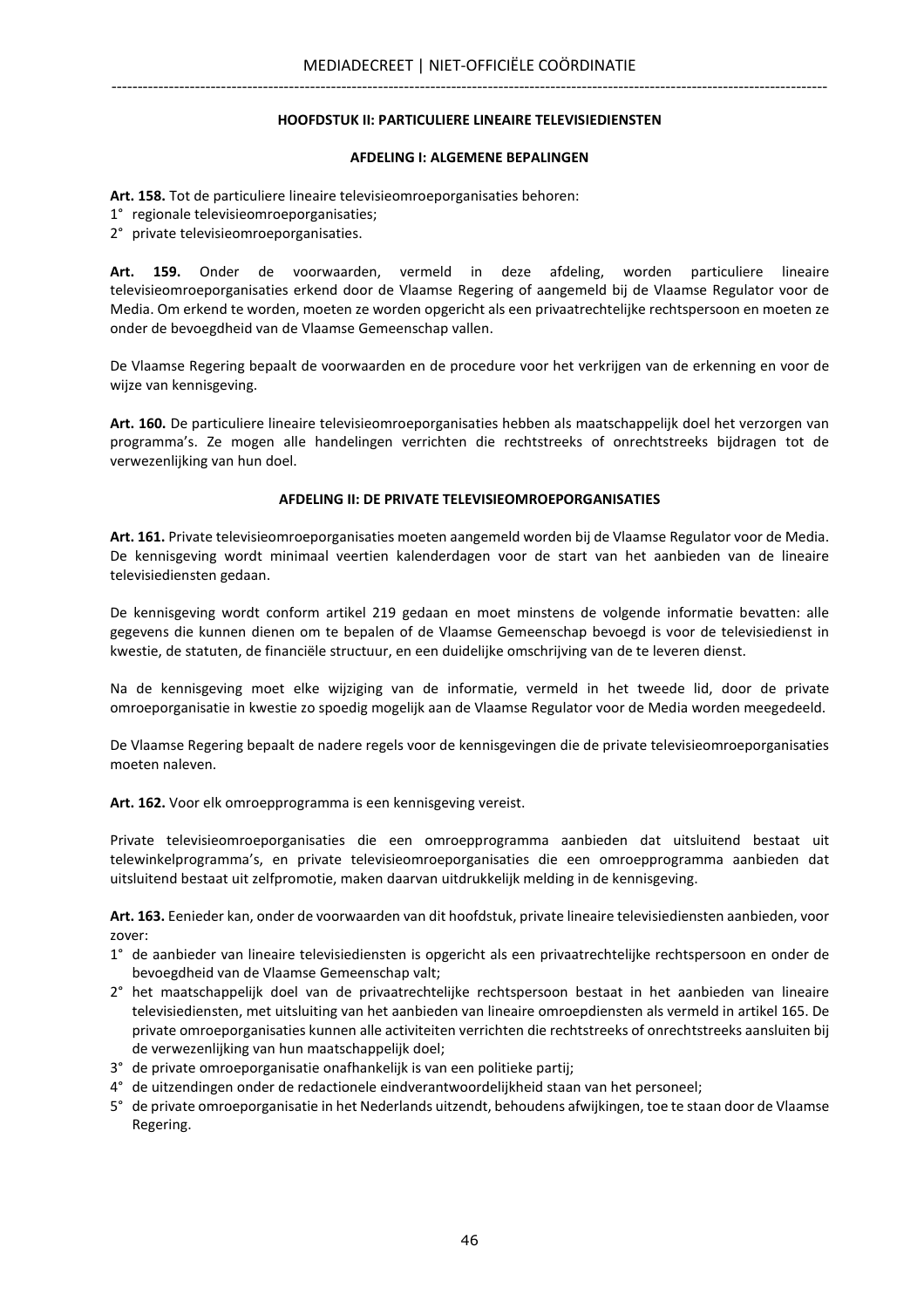## HOOFDSTUK II: PARTICULIERE LINEAIRE TELEVISIEDIENSTEN

### AFDELING I: ALGEMENE BEPALINGEN

**Art. 158.** Tot de particuliere lineaire televisieomroeporganisaties behoren:
1° regionale televisieomroeporganisaties;
2° private televisieomroeporganisaties.

**Art. 159.** Onder de voorwaarden, vermeld in deze afdeling, worden particuliere lineaire televisieomroeporganisaties erkend door de Vlaamse Regering of aangemeld bij de Vlaamse Regulator voor de Media. Om erkend te worden, moeten ze worden opgericht als een privaatrechtelijke rechtspersoon en moeten ze onder de bevoegdheid van de Vlaamse Gemeenschap vallen.

De Vlaamse Regering bepaalt de voorwaarden en de procedure voor het verkrijgen van de erkenning en voor de wijze van kennisgeving.

**Art. 160.** De particuliere lineaire televisieomroeporganisaties hebben als maatschappelijk doel het verzorgen van programma's. Ze mogen alle handelingen verrichten die rechtstreeks of onrechtstreeks bijdragen tot de verwezenlijking van hun doel.

### AFDELING II: DE PRIVATE TELEVISIEOMROEPORGANISATIES

**Art. 161.** Private televisieomroeporganisaties moeten aangemeld worden bij de Vlaamse Regulator voor de Media. De kennisgeving wordt minimaal veertien kalenderdagen voor de start van het aanbieden van de lineaire televisiediensten gedaan.

De kennisgeving wordt conform artikel 219 gedaan en moet minstens de volgende informatie bevatten: alle gegevens die kunnen dienen om te bepalen of de Vlaamse Gemeenschap bevoegd is voor de televisiedienst in kwestie, de statuten, de financiële structuur, en een duidelijke omschrijving van de te leveren dienst.

Na de kennisgeving moet elke wijziging van de informatie, vermeld in het tweede lid, door de private omroeporganisatie in kwestie zo spoedig mogelijk aan de Vlaamse Regulator voor de Media worden meegedeeld.

De Vlaamse Regering bepaalt de nadere regels voor de kennisgevingen die de private televisieomroeporganisaties moeten naleven.

**Art. 162.** Voor elk omroepprogramma is een kennisgeving vereist.

Private televisieomroeporganisaties die een omroepprogramma aanbieden dat uitsluitend bestaat uit telewinkelprogramma's, en private televisieomroeporganisaties die een omroepprogramma aanbieden dat uitsluitend bestaat uit zelfpromotie, maken daarvan uitdrukkelijk melding in de kennisgeving.

**Art. 163.** Eenieder kan, onder de voorwaarden van dit hoofdstuk, private lineaire televisiediensten aanbieden, voor zover:
1° de aanbieder van lineaire televisiediensten is opgericht als een privaatrechtelijke rechtspersoon en onder de bevoegdheid van de Vlaamse Gemeenschap valt;
2° het maatschappelijk doel van de privaatrechtelijke rechtspersoon bestaat in het aanbieden van lineaire televisiediensten, met uitsluiting van het aanbieden van lineaire omroepdiensten als vermeld in artikel 165. De private omroeporganisaties kunnen alle activiteiten verrichten die rechtstreeks of onrechtstreeks aansluiten bij de verwezenlijking van hun maatschappelijk doel;
3° de private omroeporganisatie onafhankelijk is van een politieke partij;
4° de uitzendingen onder de redactionele eindverantwoordelijkheid staan van het personeel;
5° de private omroeporganisatie in het Nederlands uitzendt, behoudens afwijkingen, toe te staan door de Vlaamse Regering.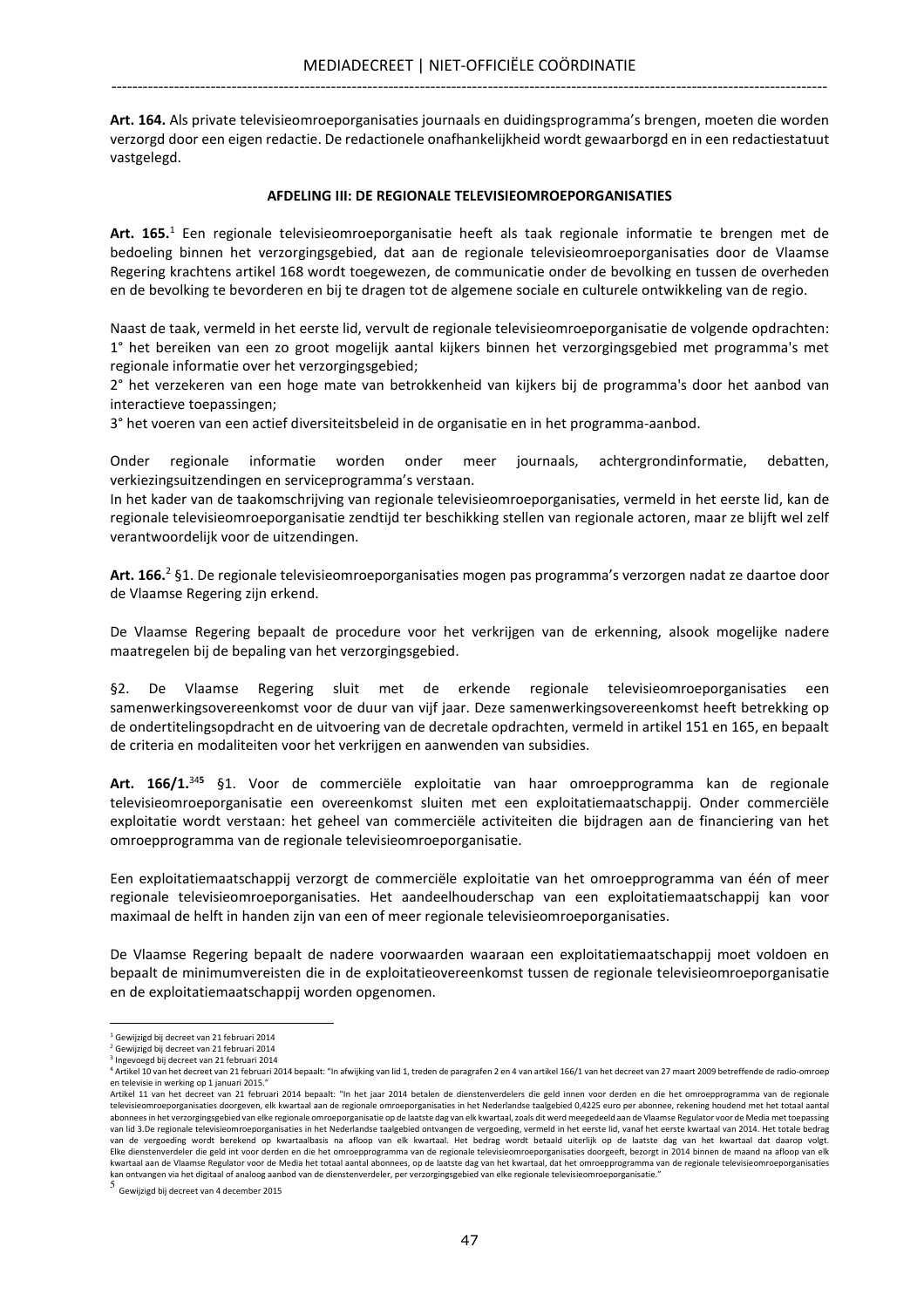**Art. 164.** Als private televisieomroeporganisaties journaals en duidingsprogramma's brengen, moeten die worden verzorgd door een eigen redactie. De redactionele onafhankelijkheid wordt gewaarborgd en in een redactiestatuut vastgelegd.

### AFDELING III: DE REGIONALE TELEVISIEOMROEPORGANISATIES

**Art. 165.**[1] Een regionale televisieomroeporganisatie heeft als taak regionale informatie te brengen met de bedoeling binnen het verzorgingsgebied, dat aan de regionale televisieomroeporganisaties door de Vlaamse Regering krachtens artikel 168 wordt toegewezen, de communicatie onder de bevolking en tussen de overheden en de bevolking te bevorderen en bij te dragen tot de algemene sociale en culturele ontwikkeling van de regio.

Naast de taak, vermeld in het eerste lid, vervult de regionale televisieomroeporganisatie de volgende opdrachten:
1° het bereiken van een zo groot mogelijk aantal kijkers binnen het verzorgingsgebied met programma's met regionale informatie over het verzorgingsgebied;
2° het verzekeren van een hoge mate van betrokkenheid van kijkers bij de programma's door het aanbod van interactieve toepassingen;
3° het voeren van een actief diversiteitsbeleid in de organisatie en in het programma-aanbod.

Onder regionale informatie worden onder meer journaals, achtergrondinformatie, debatten, verkiezingsuitzendingen en serviceprogramma's verstaan.
In het kader van de taakomschrijving van regionale televisieomroeporganisaties, vermeld in het eerste lid, kan de regionale televisieomroeporganisatie zendtijd ter beschikking stellen van regionale actoren, maar ze blijft wel zelf verantwoordelijk voor de uitzendingen.

**Art. 166.**[2] §1. De regionale televisieomroeporganisaties mogen pas programma's verzorgen nadat ze daartoe door de Vlaamse Regering zijn erkend.

De Vlaamse Regering bepaalt de procedure voor het verkrijgen van de erkenning, alsook mogelijke nadere maatregelen bij de bepaling van het verzorgingsgebied.

§2. De Vlaamse Regering sluit met de erkende regionale televisieomroeporganisaties een samenwerkingsovereenkomst voor de duur van vijf jaar. Deze samenwerkingsovereenkomst heeft betrekking op de ondertitelingsopdracht en de uitvoering van de decretale opdrachten, vermeld in artikel 151 en 165, en bepaalt de criteria en modaliteiten voor het verkrijgen en aanwenden van subsidies.

**Art. 166/1.**[3][4][5] §1. Voor de commerciële exploitatie van haar omroepprogramma kan de regionale televisieomroeporganisatie een overeenkomst sluiten met een exploitatiemaatschappij. Onder commerciële exploitatie wordt verstaan: het geheel van commerciële activiteiten die bijdragen aan de financiering van het omroepprogramma van de regionale televisieomroeporganisatie.

Een exploitatiemaatschappij verzorgt de commerciële exploitatie van het omroepprogramma van één of meer regionale televisieomroeporganisaties. Het aandeelhouderschap van een exploitatiemaatschappij kan voor maximaal de helft in handen zijn van een of meer regionale televisieomroeporganisaties.

De Vlaamse Regering bepaalt de nadere voorwaarden waaraan een exploitatiemaatschappij moet voldoen en bepaalt de minimumvereisten die in de exploitatieovereenkomst tussen de regionale televisieomroeporganisatie en de exploitatiemaatschappij worden opgenomen.

---

[1] Gewijzigd bij decreet van 21 februari 2014
[2] Gewijzigd bij decreet van 21 februari 2014
[3] Ingevoegd bij decreet van 21 februari 2014
[4] Artikel 10 van het decreet van 21 februari 2014 bepaalt: "In afwijking van lid 1, treden de paragrafen 2 en 4 van artikel 166/1 van het decreet van 27 maart 2009 betreffende de radio-omroep en televisie in werking op 1 januari 2015."
Artikel 11 van het decreet van 21 februari 2014 bepaalt: "In het jaar 2014 betalen de dienstenverdelers die geld innen voor derden en die het omroepprogramma van de regionale televisieomroeporganisaties doorgeven, elk kwartaal aan de regionale omroeporganisaties in het Nederlandse taalgebied 0,4225 euro per abonnee, rekening houdend met het totaal aantal abonnees in het verzorgingsgebied van elke regionale omroeporganisatie op de laatste dag van elk kwartaal, zoals dit werd meegedeeld aan de Vlaamse Regulator voor de Media met toepassing van lid 3.De regionale televisieomroeporganisaties in het Nederlandse taalgebied ontvangen de vergoeding, vermeld in het eerste lid, vanaf het eerste kwartaal van 2014. Het totale bedrag van de vergoeding wordt berekend op kwartaalbasis na afloop van elk kwartaal. Het bedrag wordt betaald uiterlijk op de laatste dag van het kwartaal dat daarop volgt. Elke dienstenverdeler die geld int voor derden en die het omroepprogramma van de regionale televisieomroeporganisaties doorgeeft, bezorgt in 2014 binnen de maand na afloop van elk kwartaal aan de Vlaamse Regulator voor de Media het totaal aantal abonnees, op de laatste dag van het kwartaal, dat het omroepprogramma van de regionale televisieomroeporganisaties kan ontvangen via het digitaal of analoog aanbod van de dienstenverdeler, per verzorgingsgebied van elke regionale televisieomroeporganisatie."
[5] Gewijzigd bij decreet van 4 december 2015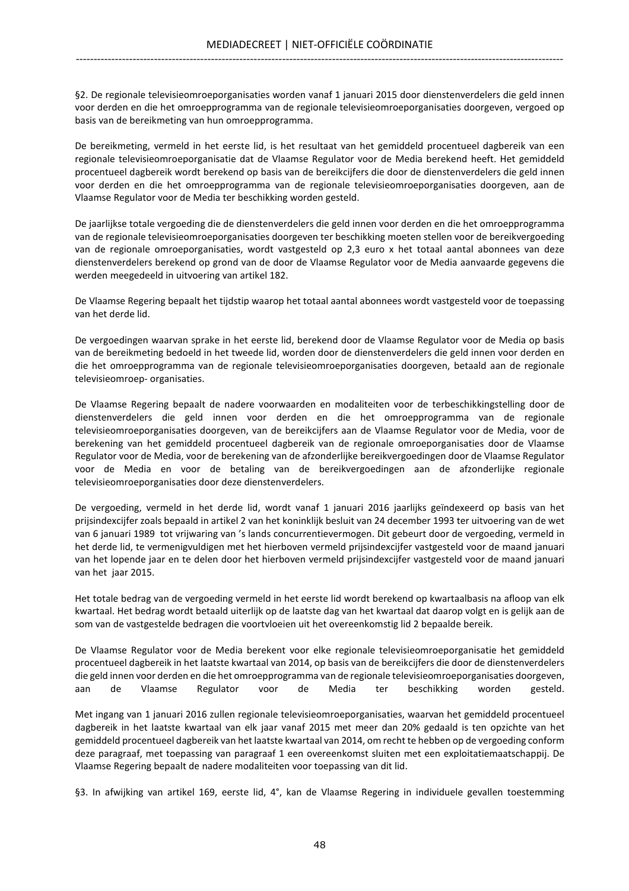§2. De regionale televisieomroeporganisaties worden vanaf 1 januari 2015 door dienstenverdelers die geld innen voor derden en die het omroepprogramma van de regionale televisieomroeporganisaties doorgeven, vergoed op basis van de bereikmeting van hun omroepprogramma.

De bereikmeting, vermeld in het eerste lid, is het resultaat van het gemiddeld procentueel dagbereik van een regionale televisieomroeporganisatie dat de Vlaamse Regulator voor de Media berekend heeft. Het gemiddeld procentueel dagbereik wordt berekend op basis van de bereikcijfers die door de dienstenverdelers die geld innen voor derden en die het omroepprogramma van de regionale televisieomroeporganisaties doorgeven, aan de Vlaamse Regulator voor de Media ter beschikking worden gesteld.

De jaarlijkse totale vergoeding die de dienstenverdelers die geld innen voor derden en die het omroepprogramma van de regionale televisieomroeporganisaties doorgeven ter beschikking moeten stellen voor de bereikvergoeding van de regionale omroeporganisaties, wordt vastgesteld op 2,3 euro x het totaal aantal abonnees van deze dienstenverdelers berekend op grond van de door de Vlaamse Regulator voor de Media aanvaarde gegevens die werden meegedeeld in uitvoering van artikel 182.

De Vlaamse Regering bepaalt het tijdstip waarop het totaal aantal abonnees wordt vastgesteld voor de toepassing van het derde lid.

De vergoedingen waarvan sprake in het eerste lid, berekend door de Vlaamse Regulator voor de Media op basis van de bereikmeting bedoeld in het tweede lid, worden door de dienstenverdelers die geld innen voor derden en die het omroepprogramma van de regionale televisieomroeporganisaties doorgeven, betaald aan de regionale televisieomroep- organisaties.

De Vlaamse Regering bepaalt de nadere voorwaarden en modaliteiten voor de terbeschikkingstelling door de dienstenverdelers die geld innen voor derden en die het omroepprogramma van de regionale televisieomroeporganisaties doorgeven, van de bereikcijfers aan de Vlaamse Regulator voor de Media, voor de berekening van het gemiddeld procentueel dagbereik van de regionale omroeporganisaties door de Vlaamse Regulator voor de Media, voor de berekening van de afzonderlijke bereikvergoedingen door de Vlaamse Regulator voor de Media en voor de betaling van de bereikvergoedingen aan de afzonderlijke regionale televisieomroeporganisaties door deze dienstenverdelers.

De vergoeding, vermeld in het derde lid, wordt vanaf 1 januari 2016 jaarlijks geïndexeerd op basis van het prijsindexcijfer zoals bepaald in artikel 2 van het koninklijk besluit van 24 december 1993 ter uitvoering van de wet van 6 januari 1989 tot vrijwaring van ’s lands concurrentievermogen. Dit gebeurt door de vergoeding, vermeld in het derde lid, te vermenigvuldigen met het hierboven vermeld prijsindexcijfer vastgesteld voor de maand januari van het lopende jaar en te delen door het hierboven vermeld prijsindexcijfer vastgesteld voor de maand januari van het jaar 2015.

Het totale bedrag van de vergoeding vermeld in het eerste lid wordt berekend op kwartaalbasis na afloop van elk kwartaal. Het bedrag wordt betaald uiterlijk op de laatste dag van het kwartaal dat daarop volgt en is gelijk aan de som van de vastgestelde bedragen die voortvloeien uit het overeenkomstig lid 2 bepaalde bereik.

De Vlaamse Regulator voor de Media berekent voor elke regionale televisieomroeporganisatie het gemiddeld procentueel dagbereik in het laatste kwartaal van 2014, op basis van de bereikcijfers die door de dienstenverdelers die geld innen voor derden en die het omroepprogramma van de regionale televisieomroeporganisaties doorgeven, aan de Vlaamse Regulator voor de Media ter beschikking worden gesteld.

Met ingang van 1 januari 2016 zullen regionale televisieomroeporganisaties, waarvan het gemiddeld procentueel dagbereik in het laatste kwartaal van elk jaar vanaf 2015 met meer dan 20% gedaald is ten opzichte van het gemiddeld procentueel dagbereik van het laatste kwartaal van 2014, om recht te hebben op de vergoeding conform deze paragraaf, met toepassing van paragraaf 1 een overeenkomst sluiten met een exploitatiemaatschappij. De Vlaamse Regering bepaalt de nadere modaliteiten voor toepassing van dit lid.

§3. In afwijking van artikel 169, eerste lid, 4°, kan de Vlaamse Regering in individuele gevallen toestemming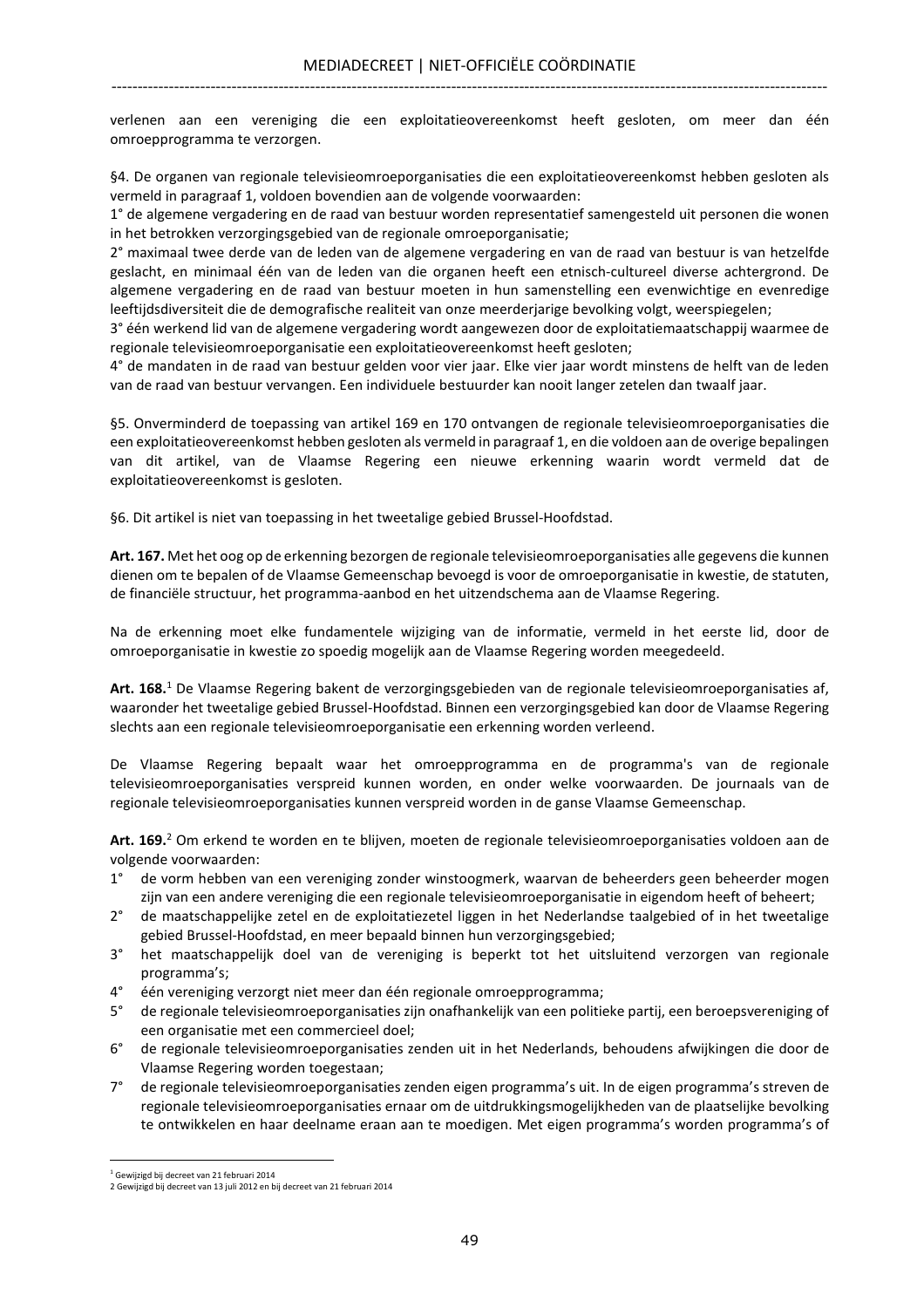verlenen aan een vereniging die een exploitatieovereenkomst heeft gesloten, om meer dan één omroepprogramma te verzorgen.

§4. De organen van regionale televisieomroeporganisaties die een exploitatieovereenkomst hebben gesloten als vermeld in paragraaf 1, voldoen bovendien aan de volgende voorwaarden:
1° de algemene vergadering en de raad van bestuur worden representatief samengesteld uit personen die wonen in het betrokken verzorgingsgebied van de regionale omroeporganisatie;
2° maximaal twee derde van de leden van de algemene vergadering en van de raad van bestuur is van hetzelfde geslacht, en minimaal één van de leden van die organen heeft een etnisch-cultureel diverse achtergrond. De algemene vergadering en de raad van bestuur moeten in hun samenstelling een evenwichtige en evenredige leeftijdsdiversiteit die de demografische realiteit van onze meerderjarige bevolking volgt, weerspiegelen;
3° één werkend lid van de algemene vergadering wordt aangewezen door de exploitatiemaatschappij waarmee de regionale televisieomroeporganisatie een exploitatieovereenkomst heeft gesloten;
4° de mandaten in de raad van bestuur gelden voor vier jaar. Elke vier jaar wordt minstens de helft van de leden van de raad van bestuur vervangen. Een individuele bestuurder kan nooit langer zetelen dan twaalf jaar.

§5. Onverminderd de toepassing van artikel 169 en 170 ontvangen de regionale televisieomroeporganisaties die een exploitatieovereenkomst hebben gesloten als vermeld in paragraaf 1, en die voldoen aan de overige bepalingen van dit artikel, van de Vlaamse Regering een nieuwe erkenning waarin wordt vermeld dat de exploitatieovereenkomst is gesloten.

§6. Dit artikel is niet van toepassing in het tweetalige gebied Brussel-Hoofdstad.

**Art. 167.** Met het oog op de erkenning bezorgen de regionale televisieomroeporganisaties alle gegevens die kunnen dienen om te bepalen of de Vlaamse Gemeenschap bevoegd is voor de omroeporganisatie in kwestie, de statuten, de financiële structuur, het programma-aanbod en het uitzendschema aan de Vlaamse Regering.

Na de erkenning moet elke fundamentele wijziging van de informatie, vermeld in het eerste lid, door de omroeporganisatie in kwestie zo spoedig mogelijk aan de Vlaamse Regering worden meegedeeld.

**Art. 168.**[1] De Vlaamse Regering bakent de verzorgingsgebieden van de regionale televisieomroeporganisaties af, waaronder het tweetalige gebied Brussel-Hoofdstad. Binnen een verzorgingsgebied kan door de Vlaamse Regering slechts aan een regionale televisieomroeporganisatie een erkenning worden verleend.

De Vlaamse Regering bepaalt waar het omroepprogramma en de programma's van de regionale televisieomroeporganisaties verspreid kunnen worden, en onder welke voorwaarden. De journaals van de regionale televisieomroeporganisaties kunnen verspreid worden in de ganse Vlaamse Gemeenschap.

**Art. 169.**[2] Om erkend te worden en te blijven, moeten de regionale televisieomroeporganisaties voldoen aan de volgende voorwaarden:

1° de vorm hebben van een vereniging zonder winstoogmerk, waarvan de beheerders geen beheerder mogen zijn van een andere vereniging die een regionale televisieomroeporganisatie in eigendom heeft of beheert;
2° de maatschappelijke zetel en de exploitatiezetel liggen in het Nederlandse taalgebied of in het tweetalige gebied Brussel-Hoofdstad, en meer bepaald binnen hun verzorgingsgebied;
3° het maatschappelijk doel van de vereniging is beperkt tot het uitsluitend verzorgen van regionale programma's;
4° één vereniging verzorgt niet meer dan één regionale omroepprogramma;
5° de regionale televisieomroeporganisaties zijn onafhankelijk van een politieke partij, een beroepsvereniging of een organisatie met een commercieel doel;
6° de regionale televisieomroeporganisaties zenden uit in het Nederlands, behoudens afwijkingen die door de Vlaamse Regering worden toegestaan;
7° de regionale televisieomroeporganisaties zenden eigen programma's uit. In de eigen programma's streven de regionale televisieomroeporganisaties ernaar om de uitdrukkingsmogelijkheden van de plaatselijke bevolking te ontwikkelen en haar deelname eraan aan te moedigen. Met eigen programma's worden programma's of

[1] Gewijzigd bij decreet van 21 februari 2014
[2] Gewijzigd bij decreet van 13 juli 2012 en bij decreet van 21 februari 2014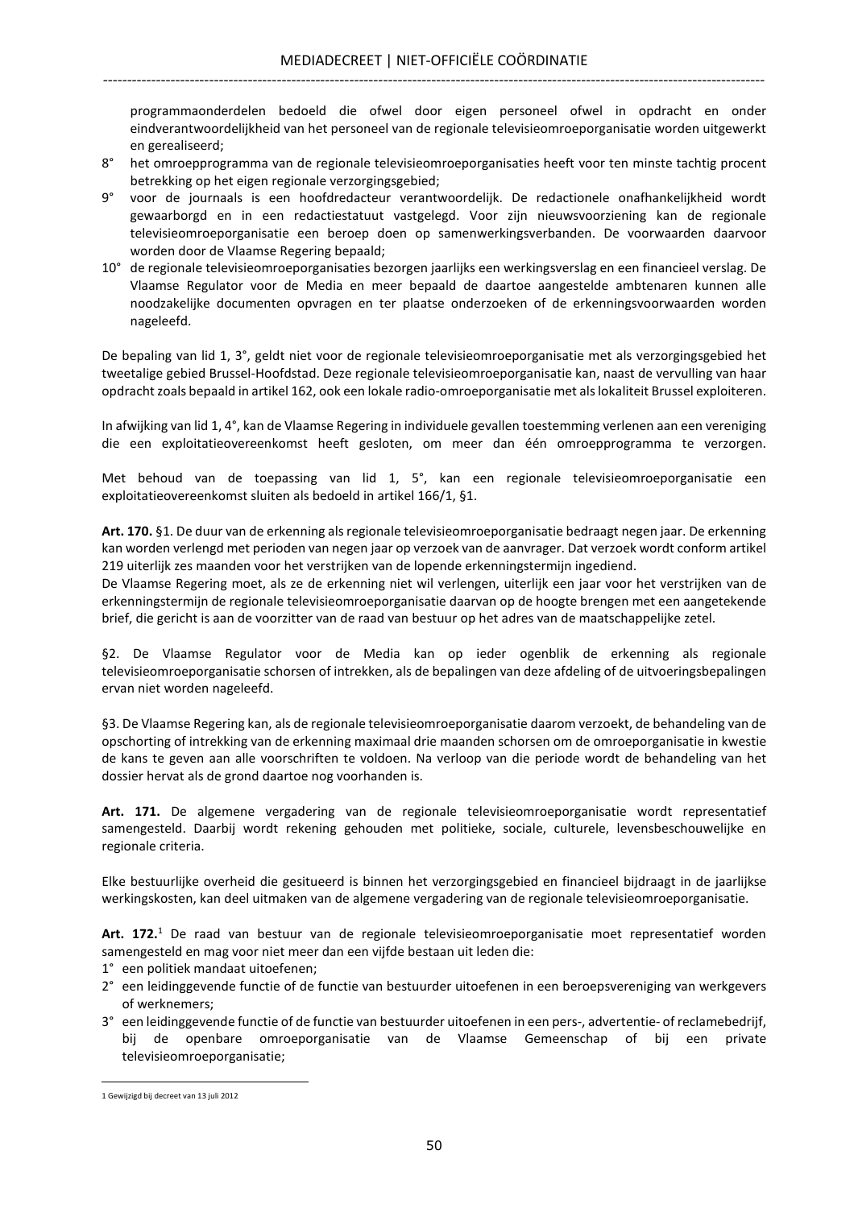programmaonderdelen bedoeld die ofwel door eigen personeel ofwel in opdracht en onder eindverantwoordelijkheid van het personeel van de regionale televisieomroeporganisatie worden uitgewerkt en gerealiseerd;

8° het omroepprogramma van de regionale televisieomroeporganisaties heeft voor ten minste tachtig procent betrekking op het eigen regionale verzorgingsgebied;

9° voor de journaals is een hoofdredacteur verantwoordelijk. De redactionele onafhankelijkheid wordt gewaarborgd en in een redactiestatuut vastgelegd. Voor zijn nieuwsvoorziening kan de regionale televisieomroeporganisatie een beroep doen op samenwerkingsverbanden. De voorwaarden daarvoor worden door de Vlaamse Regering bepaald;

10° de regionale televisieomroeporganisaties bezorgen jaarlijks een werkingsverslag en een financieel verslag. De Vlaamse Regulator voor de Media en meer bepaald de daartoe aangestelde ambtenaren kunnen alle noodzakelijke documenten opvragen en ter plaatse onderzoeken of de erkenningsvoorwaarden worden nageleefd.

De bepaling van lid 1, 3°, geldt niet voor de regionale televisieomroeporganisatie met als verzorgingsgebied het tweetalige gebied Brussel-Hoofdstad. Deze regionale televisieomroeporganisatie kan, naast de vervulling van haar opdracht zoals bepaald in artikel 162, ook een lokale radio-omroeporganisatie met als lokaliteit Brussel exploiteren.

In afwijking van lid 1, 4°, kan de Vlaamse Regering in individuele gevallen toestemming verlenen aan een vereniging die een exploitatieovereenkomst heeft gesloten, om meer dan één omroepprogramma te verzorgen.

Met behoud van de toepassing van lid 1, 5°, kan een regionale televisieomroeporganisatie een exploitatieovereenkomst sluiten als bedoeld in artikel 166/1, §1.

**Art. 170.** §1. De duur van de erkenning als regionale televisieomroeporganisatie bedraagt negen jaar. De erkenning kan worden verlengd met perioden van negen jaar op verzoek van de aanvrager. Dat verzoek wordt conform artikel 219 uiterlijk zes maanden voor het verstrijken van de lopende erkenningstermijn ingediend.
De Vlaamse Regering moet, als ze de erkenning niet wil verlengen, uiterlijk een jaar voor het verstrijken van de erkenningstermijn de regionale televisieomroeporganisatie daarvan op de hoogte brengen met een aangetekende brief, die gericht is aan de voorzitter van de raad van bestuur op het adres van de maatschappelijke zetel.

§2. De Vlaamse Regulator voor de Media kan op ieder ogenblik de erkenning als regionale televisieomroeporganisatie schorsen of intrekken, als de bepalingen van deze afdeling of de uitvoeringsbepalingen ervan niet worden nageleefd.

§3. De Vlaamse Regering kan, als de regionale televisieomroeporganisatie daarom verzoekt, de behandeling van de opschorting of intrekking van de erkenning maximaal drie maanden schorsen om de omroeporganisatie in kwestie de kans te geven aan alle voorschriften te voldoen. Na verloop van die periode wordt de behandeling van het dossier hervat als de grond daartoe nog voorhanden is.

**Art. 171.** De algemene vergadering van de regionale televisieomroeporganisatie wordt representatief samengesteld. Daarbij wordt rekening gehouden met politieke, sociale, culturele, levensbeschouwelijke en regionale criteria.

Elke bestuurlijke overheid die gesitueerd is binnen het verzorgingsgebied en financieel bijdraagt in de jaarlijkse werkingskosten, kan deel uitmaken van de algemene vergadering van de regionale televisieomroeporganisatie.

**Art. 172.**[1] De raad van bestuur van de regionale televisieomroeporganisatie moet representatief worden samengesteld en mag voor niet meer dan een vijfde bestaan uit leden die:

1° een politiek mandaat uitoefenen;

2° een leidinggevende functie of de functie van bestuurder uitoefenen in een beroepsvereniging van werkgevers of werknemers;

3° een leidinggevende functie of de functie van bestuurder uitoefenen in een pers-, advertentie- of reclamebedrijf, bij de openbare omroeporganisatie van de Vlaamse Gemeenschap of bij een private televisieomroeporganisatie;

---

1 Gewijzigd bij decreet van 13 juli 2012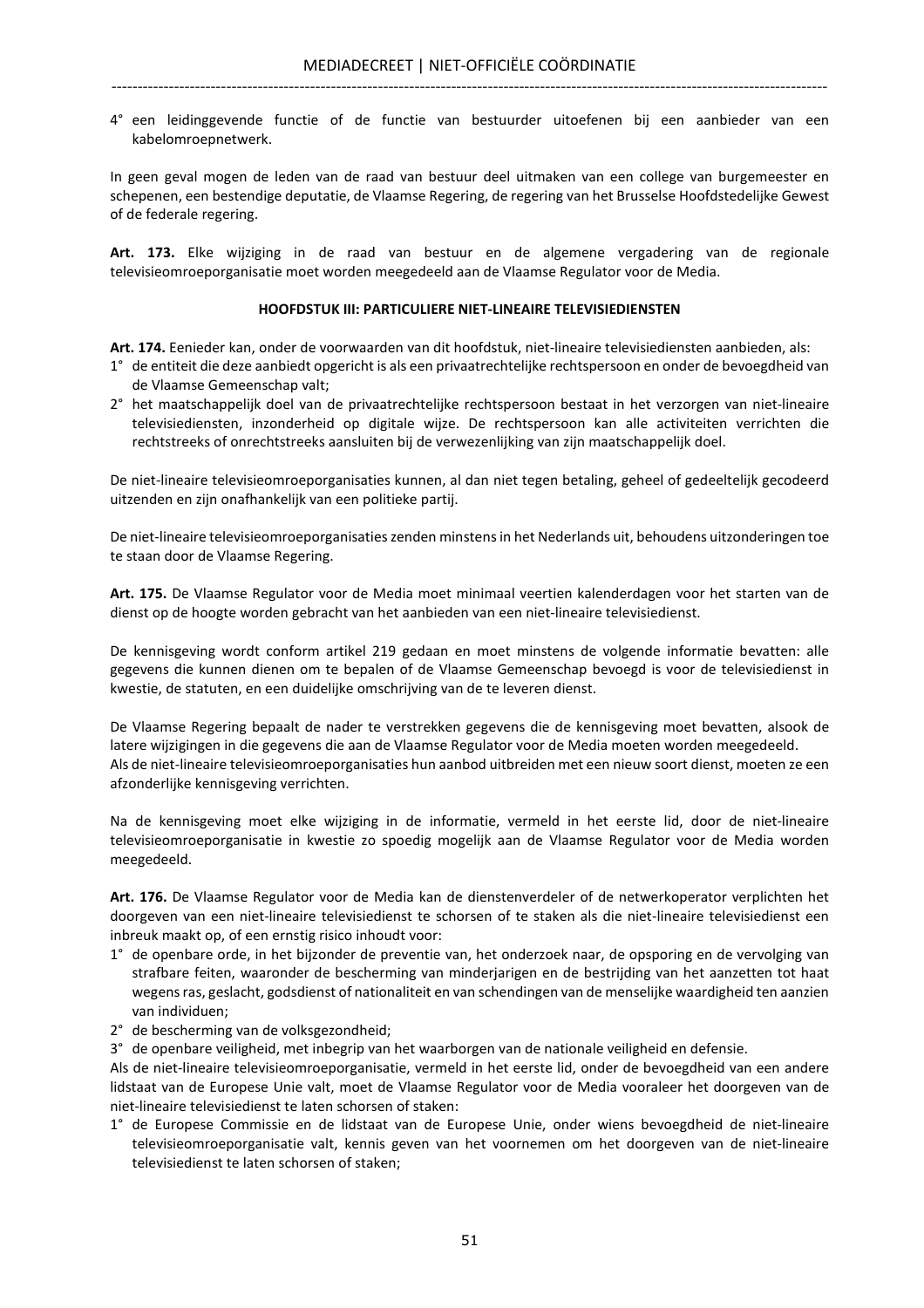4° een leidinggevende functie of de functie van bestuurder uitoefenen bij een aanbieder van een kabelomroepnetwerk.

In geen geval mogen de leden van de raad van bestuur deel uitmaken van een college van burgemeester en schepenen, een bestendige deputatie, de Vlaamse Regering, de regering van het Brusselse Hoofdstedelijke Gewest of de federale regering.

**Art. 173.** Elke wijziging in de raad van bestuur en de algemene vergadering van de regionale televisieomroeporganisatie moet worden meegedeeld aan de Vlaamse Regulator voor de Media.

### HOOFDSTUK III: PARTICULIERE NIET-LINEAIRE TELEVISIEDIENSTEN

**Art. 174.** Eenieder kan, onder de voorwaarden van dit hoofdstuk, niet-lineaire televisiediensten aanbieden, als:

1° de entiteit die deze aanbiedt opgericht is als een privaatrechtelijke rechtspersoon en onder de bevoegdheid van de Vlaamse Gemeenschap valt;
2° het maatschappelijk doel van de privaatrechtelijke rechtspersoon bestaat in het verzorgen van niet-lineaire televisiediensten, inzonderheid op digitale wijze. De rechtspersoon kan alle activiteiten verrichten die rechtstreeks of onrechtstreeks aansluiten bij de verwezenlijking van zijn maatschappelijk doel.

De niet-lineaire televisieomroeporganisaties kunnen, al dan niet tegen betaling, geheel of gedeeltelijk gecodeerd uitzenden en zijn onafhankelijk van een politieke partij.

De niet-lineaire televisieomroeporganisaties zenden minstens in het Nederlands uit, behoudens uitzonderingen toe te staan door de Vlaamse Regering.

**Art. 175.** De Vlaamse Regulator voor de Media moet minimaal veertien kalenderdagen voor het starten van de dienst op de hoogte worden gebracht van het aanbieden van een niet-lineaire televisiedienst.

De kennisgeving wordt conform artikel 219 gedaan en moet minstens de volgende informatie bevatten: alle gegevens die kunnen dienen om te bepalen of de Vlaamse Gemeenschap bevoegd is voor de televisiedienst in kwestie, de statuten, en een duidelijke omschrijving van de te leveren dienst.

De Vlaamse Regering bepaalt de nader te verstrekken gegevens die de kennisgeving moet bevatten, alsook de latere wijzigingen in die gegevens die aan de Vlaamse Regulator voor de Media moeten worden meegedeeld.
Als de niet-lineaire televisieomroeporganisaties hun aanbod uitbreiden met een nieuw soort dienst, moeten ze een afzonderlijke kennisgeving verrichten.

Na de kennisgeving moet elke wijziging in de informatie, vermeld in het eerste lid, door de niet-lineaire televisieomroeporganisatie in kwestie zo spoedig mogelijk aan de Vlaamse Regulator voor de Media worden meegedeeld.

**Art. 176.** De Vlaamse Regulator voor de Media kan de dienstenverdeler of de netwerkoperator verplichten het doorgeven van een niet-lineaire televisiedienst te schorsen of te staken als die niet-lineaire televisiedienst een inbreuk maakt op, of een ernstig risico inhoudt voor:

1° de openbare orde, in het bijzonder de preventie van, het onderzoek naar, de opsporing en de vervolging van strafbare feiten, waaronder de bescherming van minderjarigen en de bestrijding van het aanzetten tot haat wegens ras, geslacht, godsdienst of nationaliteit en van schendingen van de menselijke waardigheid ten aanzien van individuen;
2° de bescherming van de volksgezondheid;
3° de openbare veiligheid, met inbegrip van het waarborgen van de nationale veiligheid en defensie.

Als de niet-lineaire televisieomroeporganisatie, vermeld in het eerste lid, onder de bevoegdheid van een andere lidstaat van de Europese Unie valt, moet de Vlaamse Regulator voor de Media vooraleer het doorgeven van de niet-lineaire televisiedienst te laten schorsen of staken:

1° de Europese Commissie en de lidstaat van de Europese Unie, onder wiens bevoegdheid de niet-lineaire televisieomroeporganisatie valt, kennis geven van het voornemen om het doorgeven van de niet-lineaire televisiedienst te laten schorsen of staken;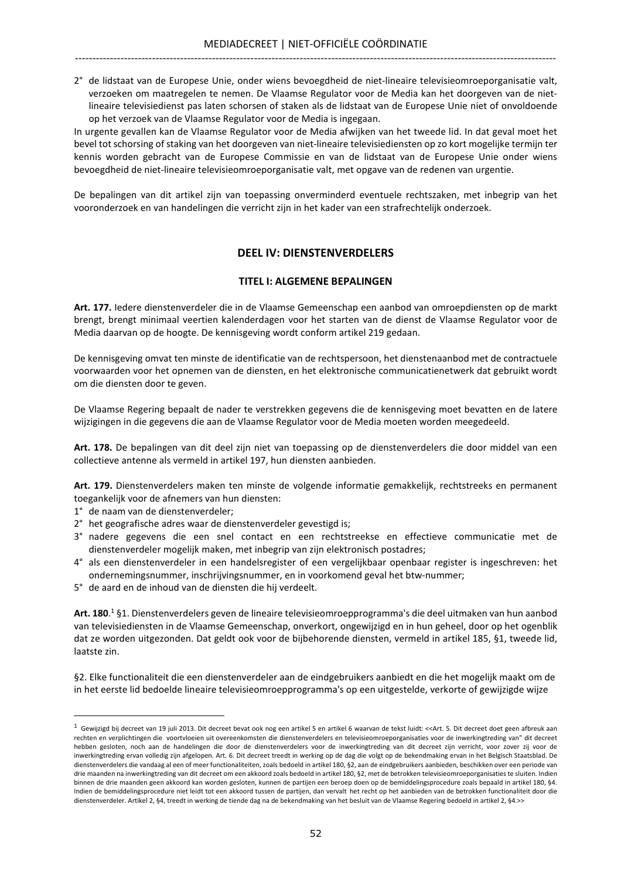2° de lidstaat van de Europese Unie, onder wiens bevoegdheid de niet-lineaire televisieomroeporganisatie valt, verzoeken om maatregelen te nemen. De Vlaamse Regulator voor de Media kan het doorgeven van de niet-lineaire televisiedienst pas laten schorsen of staken als de lidstaat van de Europese Unie niet of onvoldoende op het verzoek van de Vlaamse Regulator voor de Media is ingegaan.

In urgente gevallen kan de Vlaamse Regulator voor de Media afwijken van het tweede lid. In dat geval moet het bevel tot schorsing of staking van het doorgeven van niet-lineaire televisiediensten op zo kort mogelijke termijn ter kennis worden gebracht van de Europese Commissie en van de lidstaat van de Europese Unie onder wiens bevoegdheid de niet-lineaire televisieomroeporganisatie valt, met opgave van de redenen van urgentie.

De bepalingen van dit artikel zijn van toepassing onverminderd eventuele rechtszaken, met inbegrip van het vooronderzoek en van handelingen die verricht zijn in het kader van een strafrechtelijk onderzoek.

## DEEL IV: DIENSTENVERDELERS

### TITEL I: ALGEMENE BEPALINGEN

**Art. 177.** Iedere dienstenverdeler die in de Vlaamse Gemeenschap een aanbod van omroepdiensten op de markt brengt, brengt minimaal veertien kalenderdagen voor het starten van de dienst de Vlaamse Regulator voor de Media daarvan op de hoogte. De kennisgeving wordt conform artikel 219 gedaan.

De kennisgeving omvat ten minste de identificatie van de rechtspersoon, het dienstenaanbod met de contractuele voorwaarden voor het opnemen van de diensten, en het elektronische communicatienetwerk dat gebruikt wordt om die diensten door te geven.

De Vlaamse Regering bepaalt de nader te verstrekken gegevens die de kennisgeving moet bevatten en de latere wijzigingen in die gegevens die aan de Vlaamse Regulator voor de Media moeten worden meegedeeld.

**Art. 178.** De bepalingen van dit deel zijn niet van toepassing op de dienstenverdelers die door middel van een collectieve antenne als vermeld in artikel 197, hun diensten aanbieden.

**Art. 179.** Dienstenverdelers maken ten minste de volgende informatie gemakkelijk, rechtstreeks en permanent toegankelijk voor de afnemers van hun diensten:

1° de naam van de dienstenverdeler;
2° het geografische adres waar de dienstenverdeler gevestigd is;
3° nadere gegevens die een snel contact en een rechtstreekse en effectieve communicatie met de dienstenverdeler mogelijk maken, met inbegrip van zijn elektronisch postadres;
4° als een dienstenverdeler in een handelsregister of een vergelijkbaar openbaar register is ingeschreven: het ondernemingsnummer, inschrijvingsnummer, en in voorkomend geval het btw-nummer;
5° de aard en de inhoud van de diensten die hij verdeelt.

**Art. 180**.[1] §1. Dienstenverdelers geven de lineaire televisieomroepprogramma's die deel uitmaken van hun aanbod van televisiediensten in de Vlaamse Gemeenschap, onverkort, ongewijzigd en in hun geheel, door op het ogenblik dat ze worden uitgezonden. Dat geldt ook voor de bijbehorende diensten, vermeld in artikel 185, §1, tweede lid, laatste zin.

§2. Elke functionaliteit die een dienstenverdeler aan de eindgebruikers aanbiedt en die het mogelijk maakt om de in het eerste lid bedoelde lineaire televisieomroepprogramma's op een uitgestelde, verkorte of gewijzigde wijze

---

[1] Gewijzigd bij decreet van 19 juli 2013. Dit decreet bevat ook nog een artikel 5 en artikel 6 waarvan de tekst luidt: <<Art. 5. Dit decreet doet geen afbreuk aan rechten en verplichtingen die voortvloeien uit overeenkomsten die dienstenverdelers en televisieomroeporganisaties voor de inwerkingtreding van" dit decreet hebben gesloten, noch aan de handelingen die door de dienstenverdelers voor de inwerkingtreding van dit decreet zijn verricht, voor zover zij voor de inwerkingtreding ervan volledig zijn afgelopen. Art. 6. Dit decreet treedt in werking op de dag die volgt op de bekendmaking ervan in het Belgisch Staatsblad. De dienstenverdelers die vandaag al een of meer functionaliteiten, zoals bedoeld in artikel 180, §2, aan de eindgebruikers aanbieden, beschikken over een periode van drie maanden na inwerkingtreding van dit decreet om een akkoord zoals bedoeld in artikel 180, §2, met de betrokken televisieomroeporganisaties te sluiten. Indien binnen de drie maanden geen akkoord kan worden gesloten, kunnen de partijen een beroep doen op de bemiddelingsprocedure zoals bepaald in artikel 180, §4. Indien de bemiddelingsprocedure niet leidt tot een akkoord tussen de partijen, dan vervalt het recht op het aanbieden van de betrokken functionaliteit door die dienstenverdeler. Artikel 2, §4, treedt in werking de tiende dag na de bekendmaking van het besluit van de Vlaamse Regering bedoeld in artikel 2, §4.>>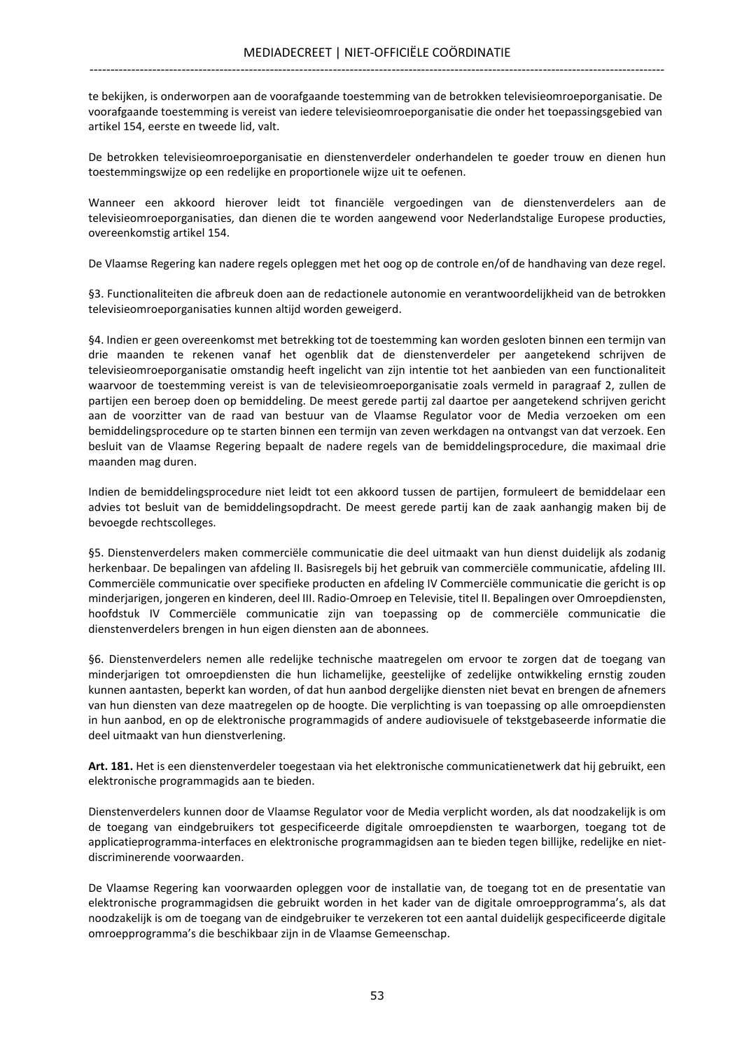te bekijken, is onderworpen aan de voorafgaande toestemming van de betrokken televisieomroeporganisatie. De voorafgaande toestemming is vereist van iedere televisieomroeporganisatie die onder het toepassingsgebied van artikel 154, eerste en tweede lid, valt.

De betrokken televisieomroeporganisatie en dienstenverdeler onderhandelen te goeder trouw en dienen hun toestemmingswijze op een redelijke en proportionele wijze uit te oefenen.

Wanneer een akkoord hierover leidt tot financiële vergoedingen van de dienstenverdelers aan de televisieomroeporganisaties, dan dienen die te worden aangewend voor Nederlandstalige Europese producties, overeenkomstig artikel 154.

De Vlaamse Regering kan nadere regels opleggen met het oog op de controle en/of de handhaving van deze regel.

§3. Functionaliteiten die afbreuk doen aan de redactionele autonomie en verantwoordelijkheid van de betrokken televisieomroeporganisaties kunnen altijd worden geweigerd.

§4. Indien er geen overeenkomst met betrekking tot de toestemming kan worden gesloten binnen een termijn van drie maanden te rekenen vanaf het ogenblik dat de dienstenverdeler per aangetekend schrijven de televisieomroeporganisatie omstandig heeft ingelicht van zijn intentie tot het aanbieden van een functionaliteit waarvoor de toestemming vereist is van de televisieomroeporganisatie zoals vermeld in paragraaf 2, zullen de partijen een beroep doen op bemiddeling. De meest gerede partij zal daartoe per aangetekend schrijven gericht aan de voorzitter van de raad van bestuur van de Vlaamse Regulator voor de Media verzoeken om een bemiddelingsprocedure op te starten binnen een termijn van zeven werkdagen na ontvangst van dat verzoek. Een besluit van de Vlaamse Regering bepaalt de nadere regels van de bemiddelingsprocedure, die maximaal drie maanden mag duren.

Indien de bemiddelingsprocedure niet leidt tot een akkoord tussen de partijen, formuleert de bemiddelaar een advies tot besluit van de bemiddelingsopdracht. De meest gerede partij kan de zaak aanhangig maken bij de bevoegde rechtscolleges.

§5. Dienstenverdelers maken commerciële communicatie die deel uitmaakt van hun dienst duidelijk als zodanig herkenbaar. De bepalingen van afdeling II. Basisregels bij het gebruik van commerciële communicatie, afdeling III. Commerciële communicatie over specifieke producten en afdeling IV Commerciële communicatie die gericht is op minderjarigen, jongeren en kinderen, deel III. Radio-Omroep en Televisie, titel II. Bepalingen over Omroepdiensten, hoofdstuk IV Commerciële communicatie zijn van toepassing op de commerciële communicatie die dienstenverdelers brengen in hun eigen diensten aan de abonnees.

§6. Dienstenverdelers nemen alle redelijke technische maatregelen om ervoor te zorgen dat de toegang van minderjarigen tot omroepdiensten die hun lichamelijke, geestelijke of zedelijke ontwikkeling ernstig zouden kunnen aantasten, beperkt kan worden, of dat hun aanbod dergelijke diensten niet bevat en brengen de afnemers van hun diensten van deze maatregelen op de hoogte. Die verplichting is van toepassing op alle omroepdiensten in hun aanbod, en op de elektronische programmagids of andere audiovisuele of tekstgebaseerde informatie die deel uitmaakt van hun dienstverlening.

**Art. 181.** Het is een dienstenverdeler toegestaan via het elektronische communicatienetwerk dat hij gebruikt, een elektronische programmagids aan te bieden.

Dienstenverdelers kunnen door de Vlaamse Regulator voor de Media verplicht worden, als dat noodzakelijk is om de toegang van eindgebruikers tot gespecificeerde digitale omroepdiensten te waarborgen, toegang tot de applicatieprogramma-interfaces en elektronische programmagidsen aan te bieden tegen billijke, redelijke en niet-discriminerende voorwaarden.

De Vlaamse Regering kan voorwaarden opleggen voor de installatie van, de toegang tot en de presentatie van elektronische programmagidsen die gebruikt worden in het kader van de digitale omroepprogramma's, als dat noodzakelijk is om de toegang van de eindgebruiker te verzekeren tot een aantal duidelijk gespecificeerde digitale omroepprogramma's die beschikbaar zijn in de Vlaamse Gemeenschap.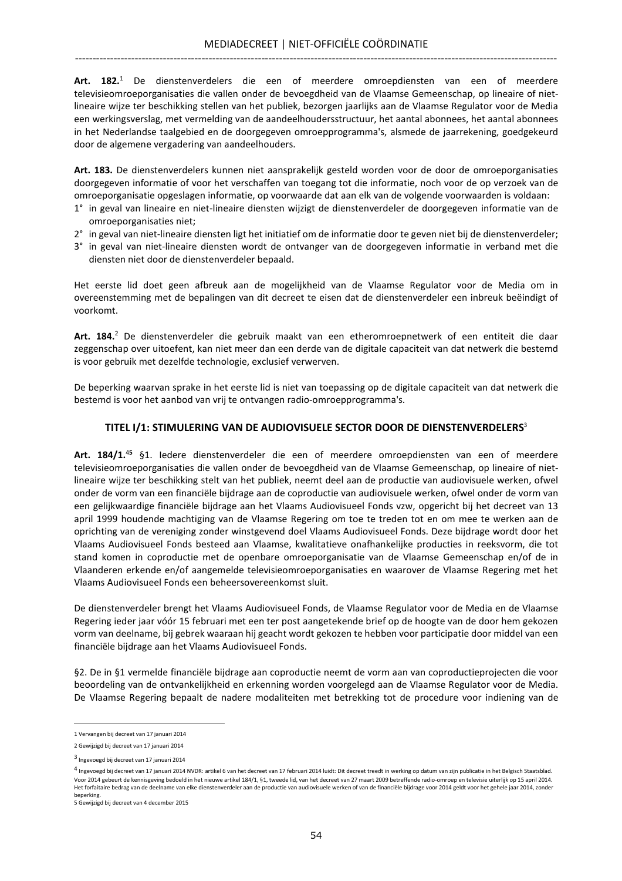**Art. 182.**[1] De dienstenverdelers die een of meerdere omroepdiensten van een of meerdere televisieomroeporganisaties die vallen onder de bevoegdheid van de Vlaamse Gemeenschap, op lineaire of niet-lineaire wijze ter beschikking stellen van het publiek, bezorgen jaarlijks aan de Vlaamse Regulator voor de Media een werkingsverslag, met vermelding van de aandeelhoudersstructuur, het aantal abonnees, het aantal abonnees in het Nederlandse taalgebied en de doorgegeven omroepprogramma's, alsmede de jaarrekening, goedgekeurd door de algemene vergadering van aandeelhouders.

**Art. 183.** De dienstenverdelers kunnen niet aansprakelijk gesteld worden voor de door de omroeporganisaties doorgegeven informatie of voor het verschaffen van toegang tot die informatie, noch voor de op verzoek van de omroeporganisatie opgeslagen informatie, op voorwaarde dat aan elk van de volgende voorwaarden is voldaan:

1° in geval van lineaire en niet-lineaire diensten wijzigt de dienstenverdeler de doorgegeven informatie van de omroeporganisaties niet;
2° in geval van niet-lineaire diensten ligt het initiatief om de informatie door te geven niet bij de dienstenverdeler;
3° in geval van niet-lineaire diensten wordt de ontvanger van de doorgegeven informatie in verband met die diensten niet door de dienstenverdeler bepaald.

Het eerste lid doet geen afbreuk aan de mogelijkheid van de Vlaamse Regulator voor de Media om in overeenstemming met de bepalingen van dit decreet te eisen dat de dienstenverdeler een inbreuk beëindigt of voorkomt.

**Art. 184.**[2] De dienstenverdeler die gebruik maakt van een etheromroepnetwerk of een entiteit die daar zeggenschap over uitoefent, kan niet meer dan een derde van de digitale capaciteit van dat netwerk die bestemd is voor gebruik met dezelfde technologie, exclusief verwerven.

De beperking waarvan sprake in het eerste lid is niet van toepassing op de digitale capaciteit van dat netwerk die bestemd is voor het aanbod van vrij te ontvangen radio-omroepprogramma's.

### TITEL I/1: STIMULERING VAN DE AUDIOVISUELE SECTOR DOOR DE DIENSTENVERDELERS[3]

**Art. 184/1.**[4][5] §1. Iedere dienstenverdeler die een of meerdere omroepdiensten van een of meerdere televisieomroeporganisaties die vallen onder de bevoegdheid van de Vlaamse Gemeenschap, op lineaire of niet-lineaire wijze ter beschikking stelt van het publiek, neemt deel aan de productie van audiovisuele werken, ofwel onder de vorm van een financiële bijdrage aan de coproductie van audiovisuele werken, ofwel onder de vorm van een gelijkwaardige financiële bijdrage aan het Vlaams Audiovisueel Fonds vzw, opgericht bij het decreet van 13 april 1999 houdende machtiging van de Vlaamse Regering om toe te treden tot en om mee te werken aan de oprichting van de vereniging zonder winstgevend doel Vlaams Audiovisueel Fonds. Deze bijdrage wordt door het Vlaams Audiovisueel Fonds besteed aan Vlaamse, kwalitatieve onafhankelijke producties in reeksvorm, die tot stand komen in coproductie met de openbare omroeporganisatie van de Vlaamse Gemeenschap en/of de in Vlaanderen erkende en/of aangemelde televisieomroeporganisaties en waarover de Vlaamse Regering met het Vlaams Audiovisueel Fonds een beheersovereenkomst sluit.

De dienstenverdeler brengt het Vlaams Audiovisueel Fonds, de Vlaamse Regulator voor de Media en de Vlaamse Regering ieder jaar vóór 15 februari met een ter post aangetekende brief op de hoogte van de door hem gekozen vorm van deelname, bij gebrek waaraan hij geacht wordt gekozen te hebben voor participatie door middel van een financiële bijdrage aan het Vlaams Audiovisueel Fonds.

§2. De in §1 vermelde financiële bijdrage aan coproductie neemt de vorm aan van coproductieprojecten die voor beoordeling van de ontvankelijkheid en erkenning worden voorgelegd aan de Vlaamse Regulator voor de Media. De Vlaamse Regering bepaalt de nadere modaliteiten met betrekking tot de procedure voor indiening van de

---

1 Vervangen bij decreet van 17 januari 2014

2 Gewijzigd bij decreet van 17 januari 2014

3 Ingevoegd bij decreet van 17 januari 2014

4 Ingevoegd bij decreet van 17 januari 2014 NVDR: artikel 6 van het decreet van 17 februari 2014 luidt: Dit decreet treedt in werking op datum van zijn publicatie in het Belgisch Staatsblad. Voor 2014 gebeurt de kennisgeving bedoeld in het nieuwe artikel 184/1, §1, tweede lid, van het decreet van 27 maart 2009 betreffende radio-omroep en televisie uiterlijk op 15 april 2014. Het forfaitaire bedrag van de deelname van elke dienstenverdeler aan de productie van audiovisuele werken of van de financiële bijdrage voor 2014 geldt voor het gehele jaar 2014, zonder beperking.

5 Gewijzigd bij decreet van 4 december 2015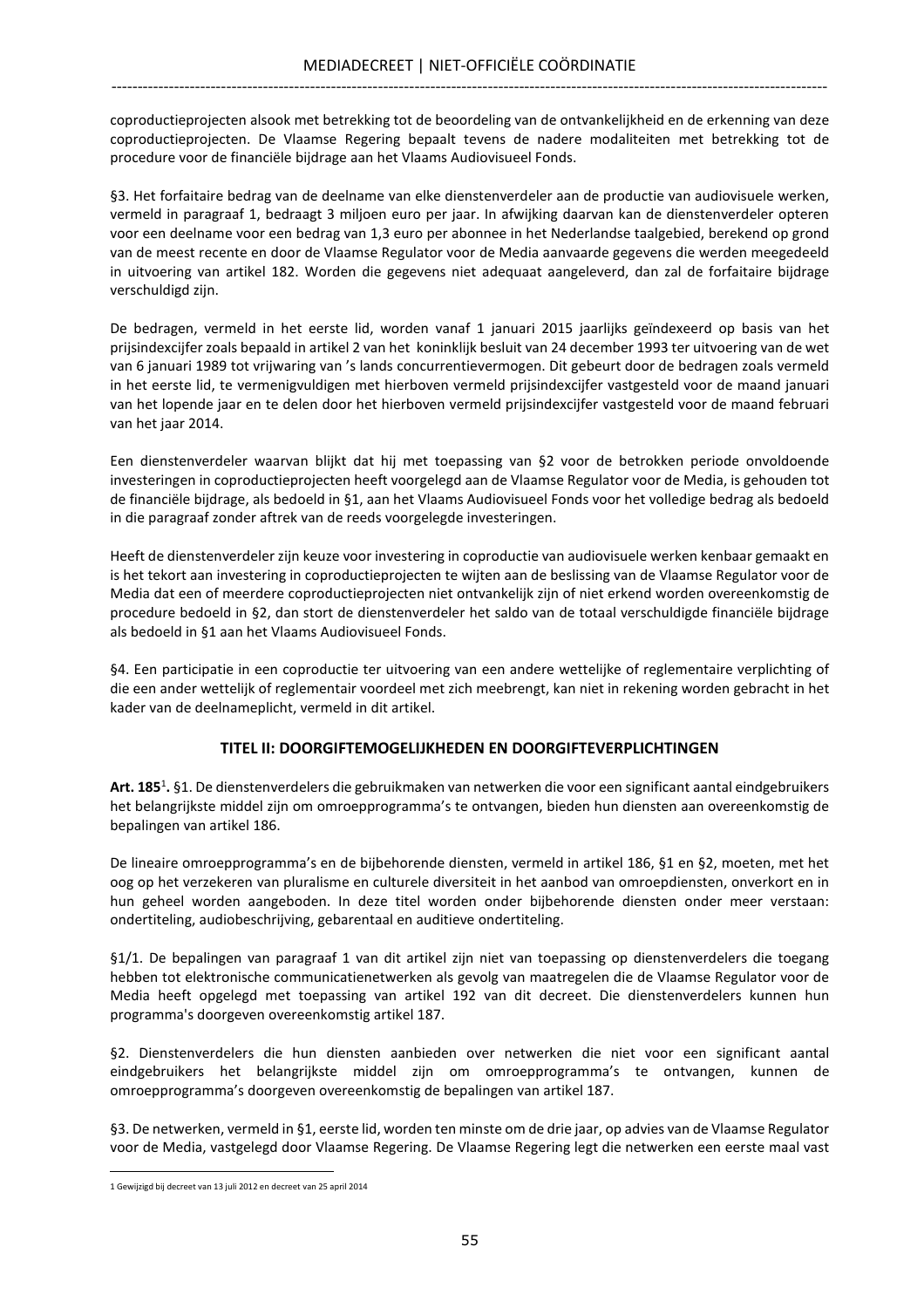coproductieprojecten alsook met betrekking tot de beoordeling van de ontvankelijkheid en de erkenning van deze coproductieprojecten. De Vlaamse Regering bepaalt tevens de nadere modaliteiten met betrekking tot de procedure voor de financiële bijdrage aan het Vlaams Audiovisueel Fonds.

§3. Het forfaitaire bedrag van de deelname van elke dienstenverdeler aan de productie van audiovisuele werken, vermeld in paragraaf 1, bedraagt 3 miljoen euro per jaar. In afwijking daarvan kan de dienstenverdeler opteren voor een deelname voor een bedrag van 1,3 euro per abonnee in het Nederlandse taalgebied, berekend op grond van de meest recente en door de Vlaamse Regulator voor de Media aanvaarde gegevens die werden meegedeeld in uitvoering van artikel 182. Worden die gegevens niet adequaat aangeleverd, dan zal de forfaitaire bijdrage verschuldigd zijn.

De bedragen, vermeld in het eerste lid, worden vanaf 1 januari 2015 jaarlijks geïndexeerd op basis van het prijsindexcijfer zoals bepaald in artikel 2 van het koninklijk besluit van 24 december 1993 ter uitvoering van de wet van 6 januari 1989 tot vrijwaring van 's lands concurrentievermogen. Dit gebeurt door de bedragen zoals vermeld in het eerste lid, te vermenigvuldigen met hierboven vermeld prijsindexcijfer vastgesteld voor de maand januari van het lopende jaar en te delen door het hierboven vermeld prijsindexcijfer vastgesteld voor de maand februari van het jaar 2014.

Een dienstenverdeler waarvan blijkt dat hij met toepassing van §2 voor de betrokken periode onvoldoende investeringen in coproductieprojecten heeft voorgelegd aan de Vlaamse Regulator voor de Media, is gehouden tot de financiële bijdrage, als bedoeld in §1, aan het Vlaams Audiovisueel Fonds voor het volledige bedrag als bedoeld in die paragraaf zonder aftrek van de reeds voorgelegde investeringen.

Heeft de dienstenverdeler zijn keuze voor investering in coproductie van audiovisuele werken kenbaar gemaakt en is het tekort aan investering in coproductieprojecten te wijten aan de beslissing van de Vlaamse Regulator voor de Media dat een of meerdere coproductieprojecten niet ontvankelijk zijn of niet erkend worden overeenkomstig de procedure bedoeld in §2, dan stort de dienstenverdeler het saldo van de totaal verschuldigde financiële bijdrage als bedoeld in §1 aan het Vlaams Audiovisueel Fonds.

§4. Een participatie in een coproductie ter uitvoering van een andere wettelijke of reglementaire verplichting of die een ander wettelijk of reglementair voordeel met zich meebrengt, kan niet in rekening worden gebracht in het kader van de deelnameplicht, vermeld in dit artikel.

## TITEL II: DOORGIFTEMOGELIJKHEDEN EN DOORGIFTEVERPLICHTINGEN

**Art. 185**[1]**.** §1. De dienstenverdelers die gebruikmaken van netwerken die voor een significant aantal eindgebruikers het belangrijkste middel zijn om omroepprogramma's te ontvangen, bieden hun diensten aan overeenkomstig de bepalingen van artikel 186.

De lineaire omroepprogramma's en de bijbehorende diensten, vermeld in artikel 186, §1 en §2, moeten, met het oog op het verzekeren van pluralisme en culturele diversiteit in het aanbod van omroepdiensten, onverkort en in hun geheel worden aangeboden. In deze titel worden onder bijbehorende diensten onder meer verstaan: ondertiteling, audiobeschrijving, gebarentaal en auditieve ondertiteling.

§1/1. De bepalingen van paragraaf 1 van dit artikel zijn niet van toepassing op dienstenverdelers die toegang hebben tot elektronische communicatienetwerken als gevolg van maatregelen die de Vlaamse Regulator voor de Media heeft opgelegd met toepassing van artikel 192 van dit decreet. Die dienstenverdelers kunnen hun programma's doorgeven overeenkomstig artikel 187.

§2. Dienstenverdelers die hun diensten aanbieden over netwerken die niet voor een significant aantal eindgebruikers het belangrijkste middel zijn om omroepprogramma's te ontvangen, kunnen de omroepprogramma's doorgeven overeenkomstig de bepalingen van artikel 187.

§3. De netwerken, vermeld in §1, eerste lid, worden ten minste om de drie jaar, op advies van de Vlaamse Regulator voor de Media, vastgelegd door Vlaamse Regering. De Vlaamse Regering legt die netwerken een eerste maal vast

---

1 Gewijzigd bij decreet van 13 juli 2012 en decreet van 25 april 2014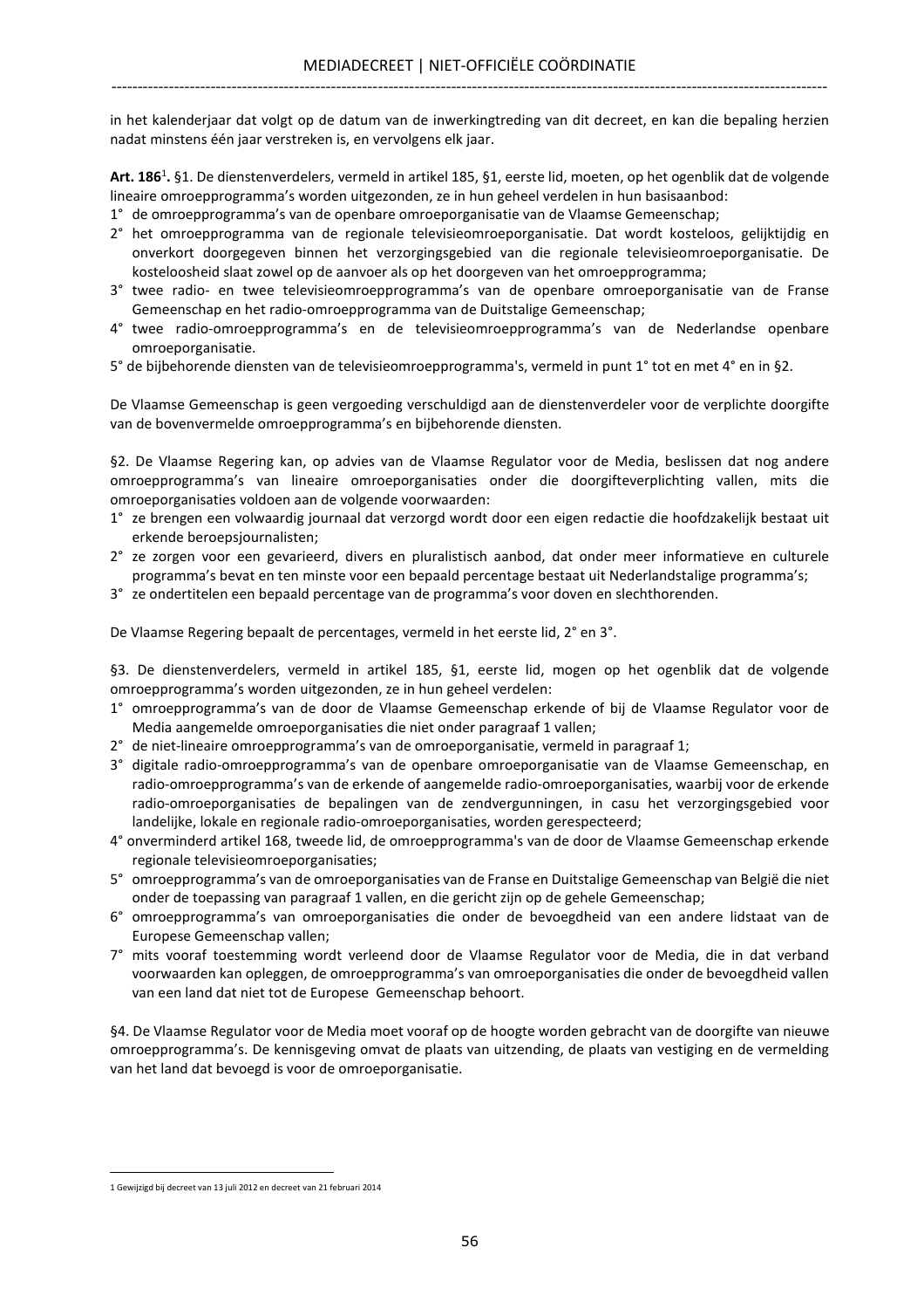in het kalenderjaar dat volgt op de datum van de inwerkingtreding van dit decreet, en kan die bepaling herzien nadat minstens één jaar verstreken is, en vervolgens elk jaar.

**Art. 186**[1]**.** §1. De dienstenverdelers, vermeld in artikel 185, §1, eerste lid, moeten, op het ogenblik dat de volgende lineaire omroepprogramma's worden uitgezonden, ze in hun geheel verdelen in hun basisaanbod:

1° de omroepprogramma's van de openbare omroeporganisatie van de Vlaamse Gemeenschap;
2° het omroepprogramma van de regionale televisieomroeporganisatie. Dat wordt kosteloos, gelijktijdig en onverkort doorgegeven binnen het verzorgingsgebied van die regionale televisieomroeporganisatie. De kosteloosheid slaat zowel op de aanvoer als op het doorgeven van het omroepprogramma;
3° twee radio- en twee televisieomroepprogramma's van de openbare omroeporganisatie van de Franse Gemeenschap en het radio-omroepprogramma van de Duitstalige Gemeenschap;
4° twee radio-omroepprogramma's en de televisieomroepprogramma's van de Nederlandse openbare omroeporganisatie.
5° de bijbehorende diensten van de televisieomroepprogramma's, vermeld in punt 1° tot en met 4° en in §2.

De Vlaamse Gemeenschap is geen vergoeding verschuldigd aan de dienstenverdeler voor de verplichte doorgifte van de bovenvermelde omroepprogramma's en bijbehorende diensten.

§2. De Vlaamse Regering kan, op advies van de Vlaamse Regulator voor de Media, beslissen dat nog andere omroepprogramma's van lineaire omroeporganisaties onder die doorgifteverplichting vallen, mits die omroeporganisaties voldoen aan de volgende voorwaarden:

1° ze brengen een volwaardig journaal dat verzorgd wordt door een eigen redactie die hoofdzakelijk bestaat uit erkende beroepsjournalisten;
2° ze zorgen voor een gevarieerd, divers en pluralistisch aanbod, dat onder meer informatieve en culturele programma's bevat en ten minste voor een bepaald percentage bestaat uit Nederlandstalige programma's;
3° ze ondertitelen een bepaald percentage van de programma's voor doven en slechthorenden.

De Vlaamse Regering bepaalt de percentages, vermeld in het eerste lid, 2° en 3°.

§3. De dienstenverdelers, vermeld in artikel 185, §1, eerste lid, mogen op het ogenblik dat de volgende omroepprogramma's worden uitgezonden, ze in hun geheel verdelen:

1° omroepprogramma's van de door de Vlaamse Gemeenschap erkende of bij de Vlaamse Regulator voor de Media aangemelde omroeporganisaties die niet onder paragraaf 1 vallen;
2° de niet-lineaire omroepprogramma's van de omroeporganisatie, vermeld in paragraaf 1;
3° digitale radio-omroepprogramma's van de openbare omroeporganisatie van de Vlaamse Gemeenschap, en radio-omroepprogramma's van de erkende of aangemelde radio-omroeporganisaties, waarbij voor de erkende radio-omroeporganisaties de bepalingen van de zendvergunningen, in casu het verzorgingsgebied voor landelijke, lokale en regionale radio-omroeporganisaties, worden gerespecteerd;
4° onverminderd artikel 168, tweede lid, de omroepprogramma's van de door de Vlaamse Gemeenschap erkende regionale televisieomroeporganisaties;
5° omroepprogramma's van de omroeporganisaties van de Franse en Duitstalige Gemeenschap van België die niet onder de toepassing van paragraaf 1 vallen, en die gericht zijn op de gehele Gemeenschap;
6° omroepprogramma's van omroeporganisaties die onder de bevoegdheid van een andere lidstaat van de Europese Gemeenschap vallen;
7° mits vooraf toestemming wordt verleend door de Vlaamse Regulator voor de Media, die in dat verband voorwaarden kan opleggen, de omroepprogramma's van omroeporganisaties die onder de bevoegdheid vallen van een land dat niet tot de Europese Gemeenschap behoort.

§4. De Vlaamse Regulator voor de Media moet vooraf op de hoogte worden gebracht van de doorgifte van nieuwe omroepprogramma's. De kennisgeving omvat de plaats van uitzending, de plaats van vestiging en de vermelding van het land dat bevoegd is voor de omroeporganisatie.

---

[1] Gewijzigd bij decreet van 13 juli 2012 en decreet van 21 februari 2014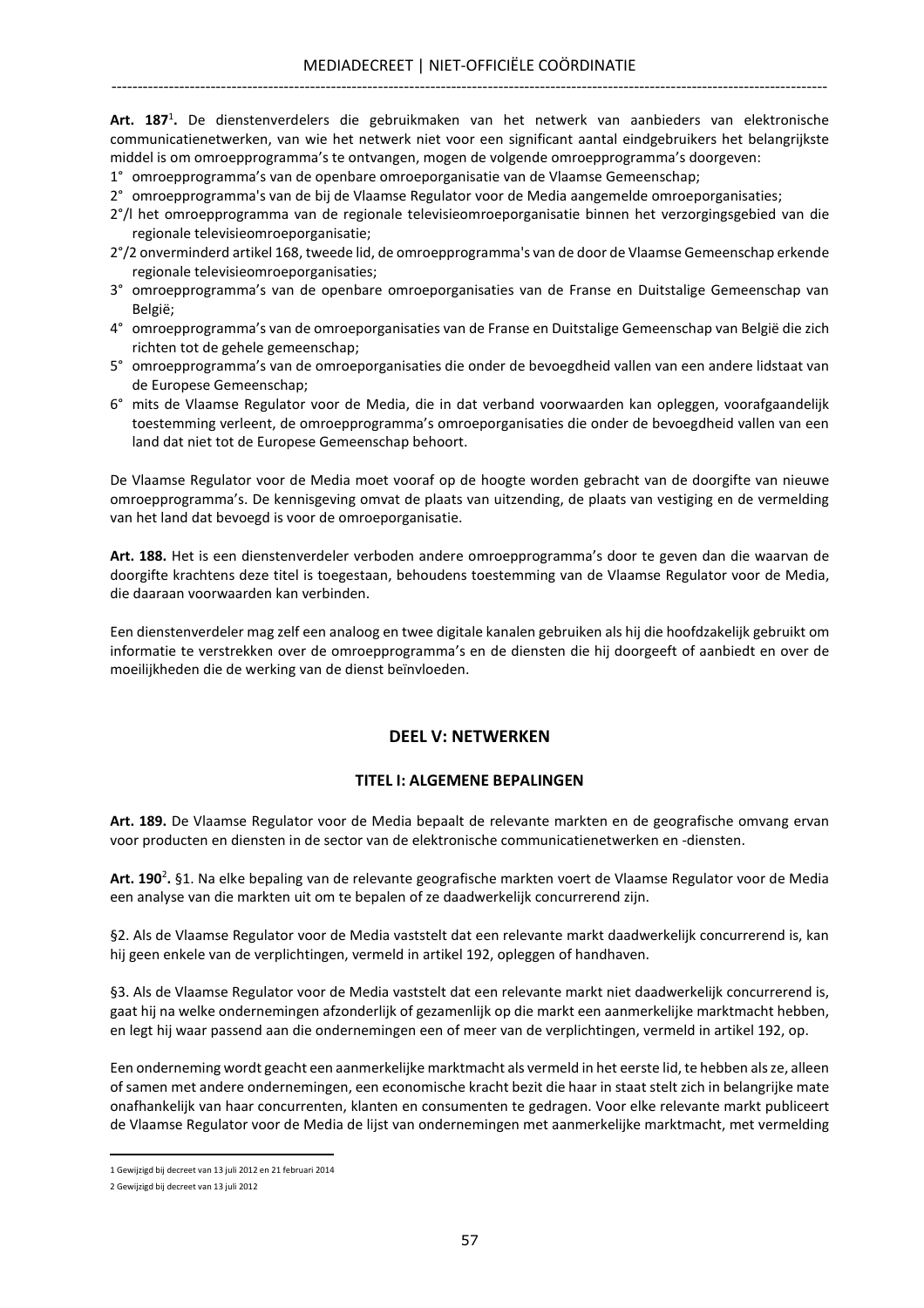**Art. 187**[1]**.** De dienstenverdelers die gebruikmaken van het netwerk van aanbieders van elektronische communicatienetwerken, van wie het netwerk niet voor een significant aantal eindgebruikers het belangrijkste middel is om omroepprogramma's te ontvangen, mogen de volgende omroepprogramma's doorgeven:

1° omroepprogramma's van de openbare omroeporganisatie van de Vlaamse Gemeenschap;
2° omroepprogramma's van de bij de Vlaamse Regulator voor de Media aangemelde omroeporganisaties;
2°/l het omroepprogramma van de regionale televisieomroeporganisatie binnen het verzorgingsgebied van die regionale televisieomroeporganisatie;
2°/2 onverminderd artikel 168, tweede lid, de omroepprogramma's van de door de Vlaamse Gemeenschap erkende regionale televisieomroeporganisaties;
3° omroepprogramma's van de openbare omroeporganisaties van de Franse en Duitstalige Gemeenschap van België;
4° omroepprogramma's van de omroeporganisaties van de Franse en Duitstalige Gemeenschap van België die zich richten tot de gehele gemeenschap;
5° omroepprogramma's van de omroeporganisaties die onder de bevoegdheid vallen van een andere lidstaat van de Europese Gemeenschap;
6° mits de Vlaamse Regulator voor de Media, die in dat verband voorwaarden kan opleggen, voorafgaandelijk toestemming verleent, de omroepprogramma's omroeporganisaties die onder de bevoegdheid vallen van een land dat niet tot de Europese Gemeenschap behoort.

De Vlaamse Regulator voor de Media moet vooraf op de hoogte worden gebracht van de doorgifte van nieuwe omroepprogramma's. De kennisgeving omvat de plaats van uitzending, de plaats van vestiging en de vermelding van het land dat bevoegd is voor de omroeporganisatie.

**Art. 188.** Het is een dienstenverdeler verboden andere omroepprogramma's door te geven dan die waarvan de doorgifte krachtens deze titel is toegestaan, behoudens toestemming van de Vlaamse Regulator voor de Media, die daaraan voorwaarden kan verbinden.

Een dienstenverdeler mag zelf een analoog en twee digitale kanalen gebruiken als hij die hoofdzakelijk gebruikt om informatie te verstrekken over de omroepprogramma's en de diensten die hij doorgeeft of aanbiedt en over de moeilijkheden die de werking van de dienst beïnvloeden.

## DEEL V: NETWERKEN

### TITEL I: ALGEMENE BEPALINGEN

**Art. 189.** De Vlaamse Regulator voor de Media bepaalt de relevante markten en de geografische omvang ervan voor producten en diensten in de sector van de elektronische communicatienetwerken en -diensten.

**Art. 190**[2]**.** §1. Na elke bepaling van de relevante geografische markten voert de Vlaamse Regulator voor de Media een analyse van die markten uit om te bepalen of ze daadwerkelijk concurrerend zijn.

§2. Als de Vlaamse Regulator voor de Media vaststelt dat een relevante markt daadwerkelijk concurrerend is, kan hij geen enkele van de verplichtingen, vermeld in artikel 192, opleggen of handhaven.

§3. Als de Vlaamse Regulator voor de Media vaststelt dat een relevante markt niet daadwerkelijk concurrerend is, gaat hij na welke ondernemingen afzonderlijk of gezamenlijk op die markt een aanmerkelijke marktmacht hebben, en legt hij waar passend aan die ondernemingen een of meer van de verplichtingen, vermeld in artikel 192, op.

Een onderneming wordt geacht een aanmerkelijke marktmacht als vermeld in het eerste lid, te hebben als ze, alleen of samen met andere ondernemingen, een economische kracht bezit die haar in staat stelt zich in belangrijke mate onafhankelijk van haar concurrenten, klanten en consumenten te gedragen. Voor elke relevante markt publiceert de Vlaamse Regulator voor de Media de lijst van ondernemingen met aanmerkelijke marktmacht, met vermelding

---

[1] Gewijzigd bij decreet van 13 juli 2012 en 21 februari 2014

[2] Gewijzigd bij decreet van 13 juli 2012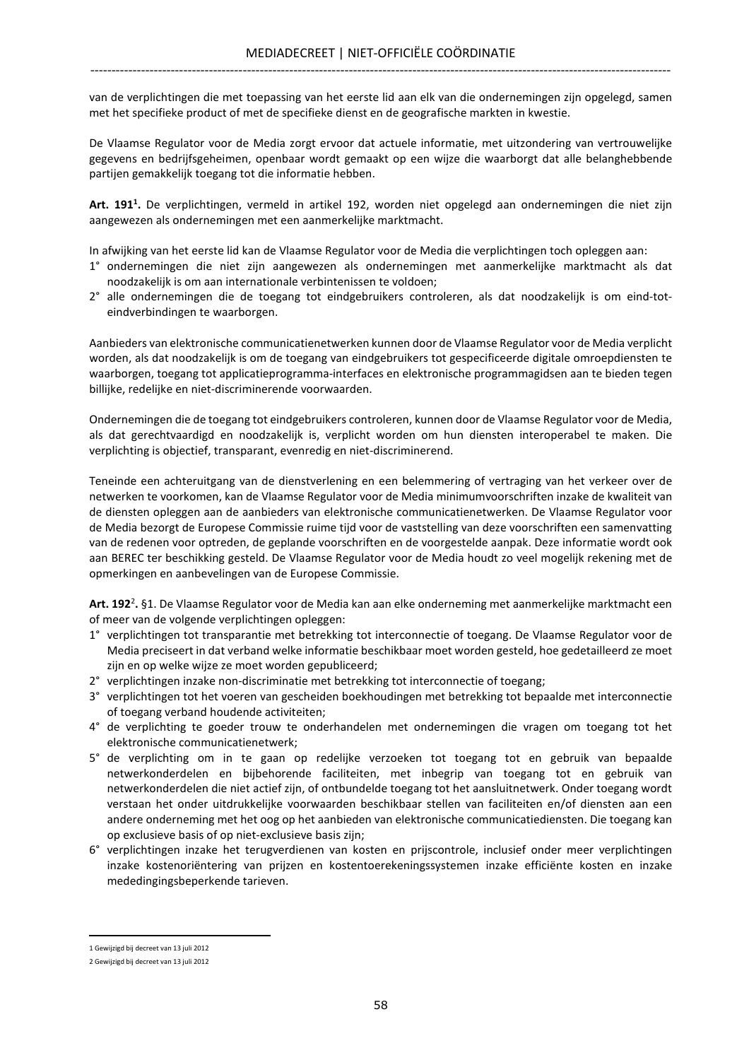van de verplichtingen die met toepassing van het eerste lid aan elk van die ondernemingen zijn opgelegd, samen met het specifieke product of met de specifieke dienst en de geografische markten in kwestie.

De Vlaamse Regulator voor de Media zorgt ervoor dat actuele informatie, met uitzondering van vertrouwelijke gegevens en bedrijfsgeheimen, openbaar wordt gemaakt op een wijze die waarborgt dat alle belanghebbende partijen gemakkelijk toegang tot die informatie hebben.

**Art. 191[1].** De verplichtingen, vermeld in artikel 192, worden niet opgelegd aan ondernemingen die niet zijn aangewezen als ondernemingen met een aanmerkelijke marktmacht.

In afwijking van het eerste lid kan de Vlaamse Regulator voor de Media die verplichtingen toch opleggen aan:

1° ondernemingen die niet zijn aangewezen als ondernemingen met aanmerkelijke marktmacht als dat noodzakelijk is om aan internationale verbintenissen te voldoen;
2° alle ondernemingen die de toegang tot eindgebruikers controleren, als dat noodzakelijk is om eind-tot-eindverbindingen te waarborgen.

Aanbieders van elektronische communicatienetwerken kunnen door de Vlaamse Regulator voor de Media verplicht worden, als dat noodzakelijk is om de toegang van eindgebruikers tot gespecificeerde digitale omroepdiensten te waarborgen, toegang tot applicatieprogramma-interfaces en elektronische programmagidsen aan te bieden tegen billijke, redelijke en niet-discriminerende voorwaarden.

Ondernemingen die de toegang tot eindgebruikers controleren, kunnen door de Vlaamse Regulator voor de Media, als dat gerechtvaardigd en noodzakelijk is, verplicht worden om hun diensten interoperabel te maken. Die verplichting is objectief, transparant, evenredig en niet-discriminerend.

Teneinde een achteruitgang van de dienstverlening en een belemmering of vertraging van het verkeer over de netwerken te voorkomen, kan de Vlaamse Regulator voor de Media minimumvoorschriften inzake de kwaliteit van de diensten opleggen aan de aanbieders van elektronische communicatienetwerken. De Vlaamse Regulator voor de Media bezorgt de Europese Commissie ruime tijd voor de vaststelling van deze voorschriften een samenvatting van de redenen voor optreden, de geplande voorschriften en de voorgestelde aanpak. Deze informatie wordt ook aan BEREC ter beschikking gesteld. De Vlaamse Regulator voor de Media houdt zo veel mogelijk rekening met de opmerkingen en aanbevelingen van de Europese Commissie.

**Art. 192[2].** §1. De Vlaamse Regulator voor de Media kan aan elke onderneming met aanmerkelijke marktmacht een of meer van de volgende verplichtingen opleggen:

1° verplichtingen tot transparantie met betrekking tot interconnectie of toegang. De Vlaamse Regulator voor de Media preciseert in dat verband welke informatie beschikbaar moet worden gesteld, hoe gedetailleerd ze moet zijn en op welke wijze ze moet worden gepubliceerd;
2° verplichtingen inzake non-discriminatie met betrekking tot interconnectie of toegang;
3° verplichtingen tot het voeren van gescheiden boekhoudingen met betrekking tot bepaalde met interconnectie of toegang verband houdende activiteiten;
4° de verplichting te goeder trouw te onderhandelen met ondernemingen die vragen om toegang tot het elektronische communicatienetwerk;
5° de verplichting om in te gaan op redelijke verzoeken tot toegang tot en gebruik van bepaalde netwerkonderdelen en bijbehorende faciliteiten, met inbegrip van toegang tot en gebruik van netwerkonderdelen die niet actief zijn, of ontbundelde toegang tot het aansluitnetwerk. Onder toegang wordt verstaan het onder uitdrukkelijke voorwaarden beschikbaar stellen van faciliteiten en/of diensten aan een andere onderneming met het oog op het aanbieden van elektronische communicatiediensten. Die toegang kan op exclusieve basis of op niet-exclusieve basis zijn;
6° verplichtingen inzake het terugverdienen van kosten en prijscontrole, inclusief onder meer verplichtingen inzake kostenoriëntering van prijzen en kostentoerekeningssystemen inzake efficiënte kosten en inzake mededingingsbeperkende tarieven.

---

1 Gewijzigd bij decreet van 13 juli 2012

2 Gewijzigd bij decreet van 13 juli 2012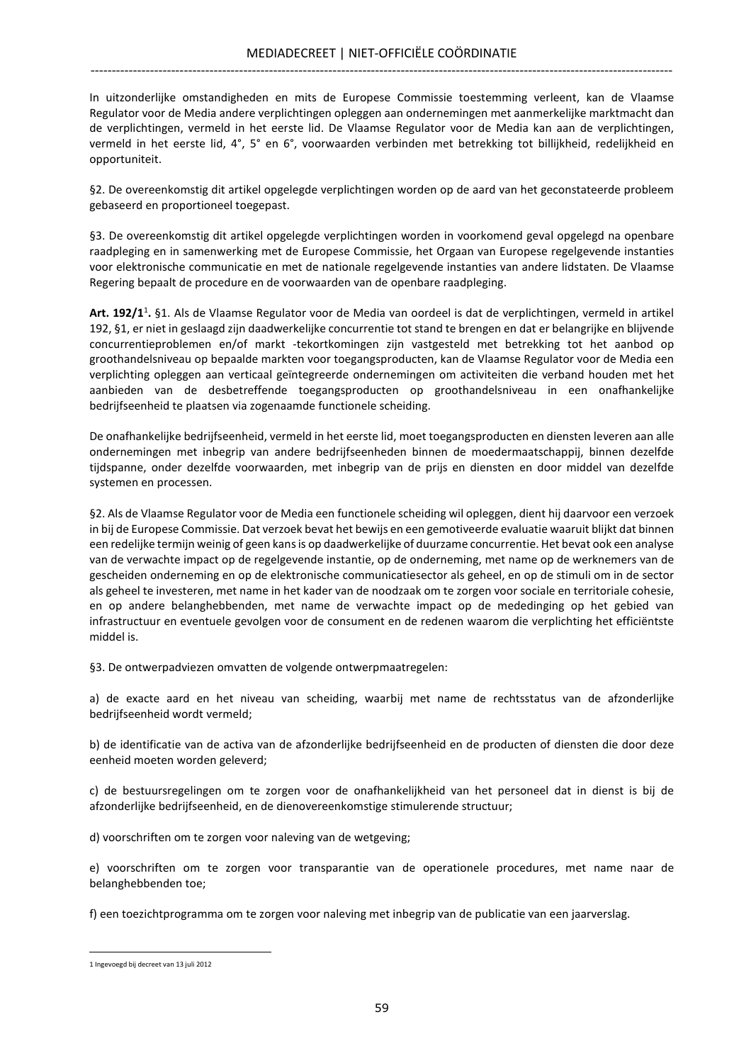In uitzonderlijke omstandigheden en mits de Europese Commissie toestemming verleent, kan de Vlaamse Regulator voor de Media andere verplichtingen opleggen aan ondernemingen met aanmerkelijke marktmacht dan de verplichtingen, vermeld in het eerste lid. De Vlaamse Regulator voor de Media kan aan de verplichtingen, vermeld in het eerste lid, 4°, 5° en 6°, voorwaarden verbinden met betrekking tot billijkheid, redelijkheid en opportuniteit.

§2. De overeenkomstig dit artikel opgelegde verplichtingen worden op de aard van het geconstateerde probleem gebaseerd en proportioneel toegepast.

§3. De overeenkomstig dit artikel opgelegde verplichtingen worden in voorkomend geval opgelegd na openbare raadpleging en in samenwerking met de Europese Commissie, het Orgaan van Europese regelgevende instanties voor elektronische communicatie en met de nationale regelgevende instanties van andere lidstaten. De Vlaamse Regering bepaalt de procedure en de voorwaarden van de openbare raadpleging.

**Art. 192/1**[1]**.** §1. Als de Vlaamse Regulator voor de Media van oordeel is dat de verplichtingen, vermeld in artikel 192, §1, er niet in geslaagd zijn daadwerkelijke concurrentie tot stand te brengen en dat er belangrijke en blijvende concurrentieproblemen en/of markt -tekortkomingen zijn vastgesteld met betrekking tot het aanbod op groothandelsniveau op bepaalde markten voor toegangsproducten, kan de Vlaamse Regulator voor de Media een verplichting opleggen aan verticaal geïntegreerde ondernemingen om activiteiten die verband houden met het aanbieden van de desbetreffende toegangsproducten op groothandelsniveau in een onafhankelijke bedrijfseenheid te plaatsen via zogenaamde functionele scheiding.

De onafhankelijke bedrijfseenheid, vermeld in het eerste lid, moet toegangsproducten en diensten leveren aan alle ondernemingen met inbegrip van andere bedrijfseenheden binnen de moedermaatschappij, binnen dezelfde tijdspanne, onder dezelfde voorwaarden, met inbegrip van de prijs en diensten en door middel van dezelfde systemen en processen.

§2. Als de Vlaamse Regulator voor de Media een functionele scheiding wil opleggen, dient hij daarvoor een verzoek in bij de Europese Commissie. Dat verzoek bevat het bewijs en een gemotiveerde evaluatie waaruit blijkt dat binnen een redelijke termijn weinig of geen kans is op daadwerkelijke of duurzame concurrentie. Het bevat ook een analyse van de verwachte impact op de regelgevende instantie, op de onderneming, met name op de werknemers van de gescheiden onderneming en op de elektronische communicatiesector als geheel, en op de stimuli om in de sector als geheel te investeren, met name in het kader van de noodzaak om te zorgen voor sociale en territoriale cohesie, en op andere belanghebbenden, met name de verwachte impact op de mededinging op het gebied van infrastructuur en eventuele gevolgen voor de consument en de redenen waarom die verplichting het efficiëntste middel is.

§3. De ontwerpadviezen omvatten de volgende ontwerpmaatregelen:

a) de exacte aard en het niveau van scheiding, waarbij met name de rechtsstatus van de afzonderlijke bedrijfseenheid wordt vermeld;

b) de identificatie van de activa van de afzonderlijke bedrijfseenheid en de producten of diensten die door deze eenheid moeten worden geleverd;

c) de bestuursregelingen om te zorgen voor de onafhankelijkheid van het personeel dat in dienst is bij de afzonderlijke bedrijfseenheid, en de dienovereenkomstige stimulerende structuur;

d) voorschriften om te zorgen voor naleving van de wetgeving;

e) voorschriften om te zorgen voor transparantie van de operationele procedures, met name naar de belanghebbenden toe;

f) een toezichtprogramma om te zorgen voor naleving met inbegrip van de publicatie van een jaarverslag.

---

[1] Ingevoegd bij decreet van 13 juli 2012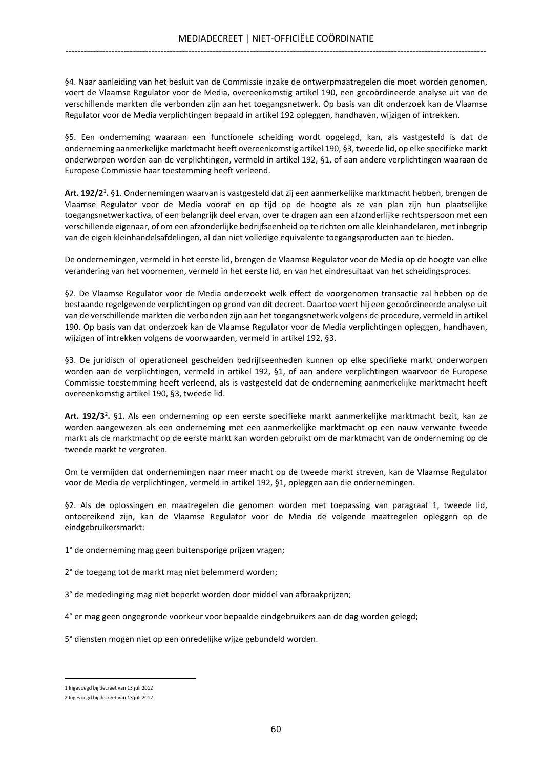§4. Naar aanleiding van het besluit van de Commissie inzake de ontwerpmaatregelen die moet worden genomen, voert de Vlaamse Regulator voor de Media, overeenkomstig artikel 190, een gecoördineerde analyse uit van de verschillende markten die verbonden zijn aan het toegangsnetwerk. Op basis van dit onderzoek kan de Vlaamse Regulator voor de Media verplichtingen bepaald in artikel 192 opleggen, handhaven, wijzigen of intrekken.

§5. Een onderneming waaraan een functionele scheiding wordt opgelegd, kan, als vastgesteld is dat de onderneming aanmerkelijke marktmacht heeft overeenkomstig artikel 190, §3, tweede lid, op elke specifieke markt onderworpen worden aan de verplichtingen, vermeld in artikel 192, §1, of aan andere verplichtingen waaraan de Europese Commissie haar toestemming heeft verleend.

**Art. 192/2**[1]**.** §1. Ondernemingen waarvan is vastgesteld dat zij een aanmerkelijke marktmacht hebben, brengen de Vlaamse Regulator voor de Media vooraf en op tijd op de hoogte als ze van plan zijn hun plaatselijke toegangsnetwerkactiva, of een belangrijk deel ervan, over te dragen aan een afzonderlijke rechtspersoon met een verschillende eigenaar, of om een afzonderlijke bedrijfseenheid op te richten om alle kleinhandelaren, met inbegrip van de eigen kleinhandelsafdelingen, al dan niet volledige equivalente toegangsproducten aan te bieden.

De ondernemingen, vermeld in het eerste lid, brengen de Vlaamse Regulator voor de Media op de hoogte van elke verandering van het voornemen, vermeld in het eerste lid, en van het eindresultaat van het scheidingsproces.

§2. De Vlaamse Regulator voor de Media onderzoekt welk effect de voorgenomen transactie zal hebben op de bestaande regelgevende verplichtingen op grond van dit decreet. Daartoe voert hij een gecoördineerde analyse uit van de verschillende markten die verbonden zijn aan het toegangsnetwerk volgens de procedure, vermeld in artikel 190. Op basis van dat onderzoek kan de Vlaamse Regulator voor de Media verplichtingen opleggen, handhaven, wijzigen of intrekken volgens de voorwaarden, vermeld in artikel 192, §3.

§3. De juridisch of operationeel gescheiden bedrijfseenheden kunnen op elke specifieke markt onderworpen worden aan de verplichtingen, vermeld in artikel 192, §1, of aan andere verplichtingen waarvoor de Europese Commissie toestemming heeft verleend, als is vastgesteld dat de onderneming aanmerkelijke marktmacht heeft overeenkomstig artikel 190, §3, tweede lid.

**Art. 192/3**[2]**.** §1. Als een onderneming op een eerste specifieke markt aanmerkelijke marktmacht bezit, kan ze worden aangewezen als een onderneming met een aanmerkelijke marktmacht op een nauw verwante tweede markt als de marktmacht op de eerste markt kan worden gebruikt om de marktmacht van de onderneming op de tweede markt te vergroten.

Om te vermijden dat ondernemingen naar meer macht op de tweede markt streven, kan de Vlaamse Regulator voor de Media de verplichtingen, vermeld in artikel 192, §1, opleggen aan die ondernemingen.

§2. Als de oplossingen en maatregelen die genomen worden met toepassing van paragraaf 1, tweede lid, ontoereikend zijn, kan de Vlaamse Regulator voor de Media de volgende maatregelen opleggen op de eindgebruikersmarkt:

1° de onderneming mag geen buitensporige prijzen vragen;

2° de toegang tot de markt mag niet belemmerd worden;

3° de mededinging mag niet beperkt worden door middel van afbraakprijzen;

4° er mag geen ongegronde voorkeur voor bepaalde eindgebruikers aan de dag worden gelegd;

5° diensten mogen niet op een onredelijke wijze gebundeld worden.

---

[1] Ingevoegd bij decreet van 13 juli 2012

[2] Ingevoegd bij decreet van 13 juli 2012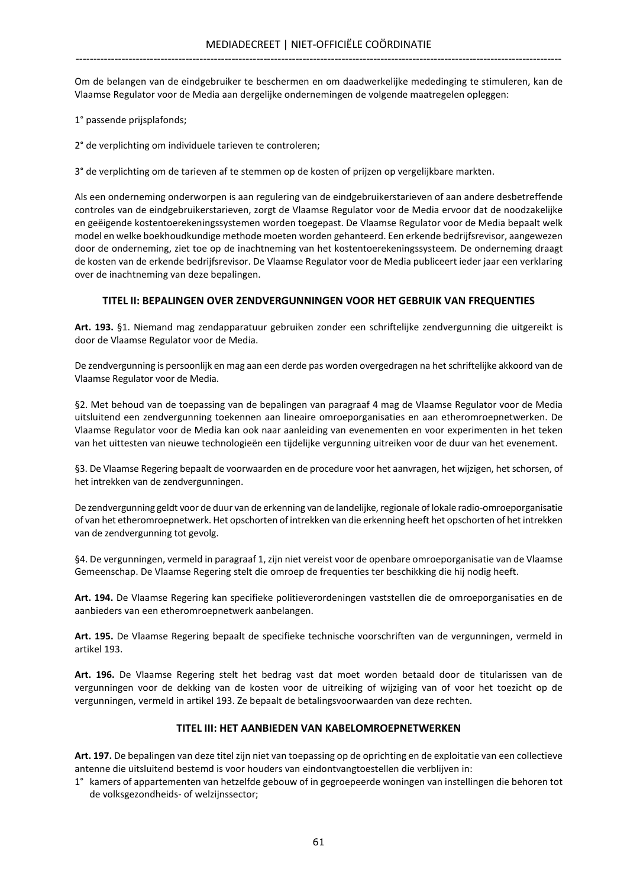Om de belangen van de eindgebruiker te beschermen en om daadwerkelijke mededinging te stimuleren, kan de Vlaamse Regulator voor de Media aan dergelijke ondernemingen de volgende maatregelen opleggen:

1° passende prijsplafonds;

2° de verplichting om individuele tarieven te controleren;

3° de verplichting om de tarieven af te stemmen op de kosten of prijzen op vergelijkbare markten.

Als een onderneming onderworpen is aan regulering van de eindgebruikerstarieven of aan andere desbetreffende controles van de eindgebruikerstarieven, zorgt de Vlaamse Regulator voor de Media ervoor dat de noodzakelijke en geëigende kostentoerekeningssystemen worden toegepast. De Vlaamse Regulator voor de Media bepaalt welk model en welke boekhoudkundige methode moeten worden gehanteerd. Een erkende bedrijfsrevisor, aangewezen door de onderneming, ziet toe op de inachtneming van het kostentoerekeningssysteem. De onderneming draagt de kosten van de erkende bedrijfsrevisor. De Vlaamse Regulator voor de Media publiceert ieder jaar een verklaring over de inachtneming van deze bepalingen.

## TITEL II: BEPALINGEN OVER ZENDVERGUNNINGEN VOOR HET GEBRUIK VAN FREQUENTIES

**Art. 193.** §1. Niemand mag zendapparatuur gebruiken zonder een schriftelijke zendvergunning die uitgereikt is door de Vlaamse Regulator voor de Media.

De zendvergunning is persoonlijk en mag aan een derde pas worden overgedragen na het schriftelijke akkoord van de Vlaamse Regulator voor de Media.

§2. Met behoud van de toepassing van de bepalingen van paragraaf 4 mag de Vlaamse Regulator voor de Media uitsluitend een zendvergunning toekennen aan lineaire omroeporganisaties en aan etheromroepnetwerken. De Vlaamse Regulator voor de Media kan ook naar aanleiding van evenementen en voor experimenten in het teken van het uittesten van nieuwe technologieën een tijdelijke vergunning uitreiken voor de duur van het evenement.

§3. De Vlaamse Regering bepaalt de voorwaarden en de procedure voor het aanvragen, het wijzigen, het schorsen, of het intrekken van de zendvergunningen.

De zendvergunning geldt voor de duur van de erkenning van de landelijke, regionale of lokale radio-omroeporganisatie of van het etheromroepnetwerk. Het opschorten of intrekken van die erkenning heeft het opschorten of het intrekken van de zendvergunning tot gevolg.

§4. De vergunningen, vermeld in paragraaf 1, zijn niet vereist voor de openbare omroeporganisatie van de Vlaamse Gemeenschap. De Vlaamse Regering stelt die omroep de frequenties ter beschikking die hij nodig heeft.

**Art. 194.** De Vlaamse Regering kan specifieke politieverordeningen vaststellen die de omroeporganisaties en de aanbieders van een etheromroepnetwerk aanbelangen.

**Art. 195.** De Vlaamse Regering bepaalt de specifieke technische voorschriften van de vergunningen, vermeld in artikel 193.

**Art. 196.** De Vlaamse Regering stelt het bedrag vast dat moet worden betaald door de titularissen van de vergunningen voor de dekking van de kosten voor de uitreiking of wijziging van of voor het toezicht op de vergunningen, vermeld in artikel 193. Ze bepaalt de betalingsvoorwaarden van deze rechten.

## TITEL III: HET AANBIEDEN VAN KABELOMROEPNETWERKEN

**Art. 197.** De bepalingen van deze titel zijn niet van toepassing op de oprichting en de exploitatie van een collectieve antenne die uitsluitend bestemd is voor houders van eindontvangtoestellen die verblijven in:

1° kamers of appartementen van hetzelfde gebouw of in gegroepeerde woningen van instellingen die behoren tot de volksgezondheids- of welzijnssector;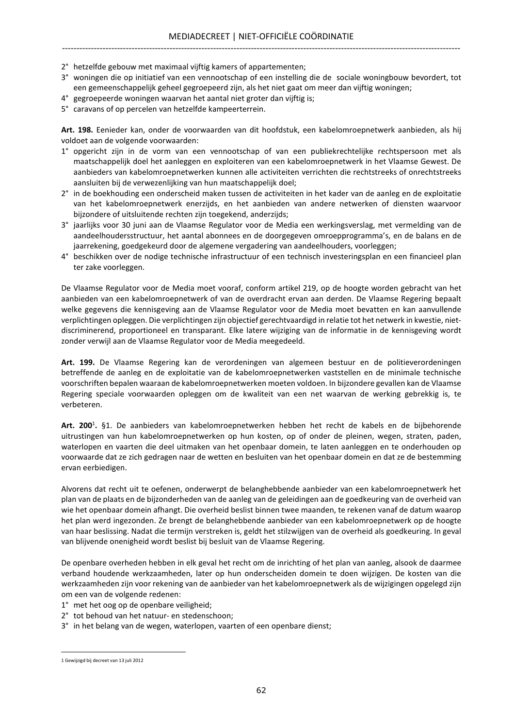2° hetzelfde gebouw met maximaal vijftig kamers of appartementen;
3° woningen die op initiatief van een vennootschap of een instelling die de sociale woningbouw bevordert, tot een gemeenschappelijk geheel gegroepeerd zijn, als het niet gaat om meer dan vijftig woningen;
4° gegroepeerde woningen waarvan het aantal niet groter dan vijftig is;
5° caravans of op percelen van hetzelfde kampeerterrein.

**Art. 198.** Eenieder kan, onder de voorwaarden van dit hoofdstuk, een kabelomroepnetwerk aanbieden, als hij voldoet aan de volgende voorwaarden:
1° opgericht zijn in de vorm van een vennootschap of van een publiekrechtelijke rechtspersoon met als maatschappelijk doel het aanleggen en exploiteren van een kabelomroepnetwerk in het Vlaamse Gewest. De aanbieders van kabelomroepnetwerken kunnen alle activiteiten verrichten die rechtstreeks of onrechtstreeks aansluiten bij de verwezenlijking van hun maatschappelijk doel;
2° in de boekhouding een onderscheid maken tussen de activiteiten in het kader van de aanleg en de exploitatie van het kabelomroepnetwerk enerzijds, en het aanbieden van andere netwerken of diensten waarvoor bijzondere of uitsluitende rechten zijn toegekend, anderzijds;
3° jaarlijks voor 30 juni aan de Vlaamse Regulator voor de Media een werkingsverslag, met vermelding van de aandeelhoudersstructuur, het aantal abonnees en de doorgegeven omroepprogramma's, en de balans en de jaarrekening, goedgekeurd door de algemene vergadering van aandeelhouders, voorleggen;
4° beschikken over de nodige technische infrastructuur of een technisch investeringsplan en een financieel plan ter zake voorleggen.

De Vlaamse Regulator voor de Media moet vooraf, conform artikel 219, op de hoogte worden gebracht van het aanbieden van een kabelomroepnetwerk of van de overdracht ervan aan derden. De Vlaamse Regering bepaalt welke gegevens die kennisgeving aan de Vlaamse Regulator voor de Media moet bevatten en kan aanvullende verplichtingen opleggen. Die verplichtingen zijn objectief gerechtvaardigd in relatie tot het netwerk in kwestie, niet-discriminerend, proportioneel en transparant. Elke latere wijziging van de informatie in de kennisgeving wordt zonder verwijl aan de Vlaamse Regulator voor de Media meegedeeld.

**Art. 199.** De Vlaamse Regering kan de verordeningen van algemeen bestuur en de politieverordeningen betreffende de aanleg en de exploitatie van de kabelomroepnetwerken vaststellen en de minimale technische voorschriften bepalen waaraan de kabelomroepnetwerken moeten voldoen. In bijzondere gevallen kan de Vlaamse Regering speciale voorwaarden opleggen om de kwaliteit van een net waarvan de werking gebrekkig is, te verbeteren.

**Art. 200**[1]**.** §1. De aanbieders van kabelomroepnetwerken hebben het recht de kabels en de bijbehorende uitrustingen van hun kabelomroepnetwerken op hun kosten, op of onder de pleinen, wegen, straten, paden, waterlopen en vaarten die deel uitmaken van het openbaar domein, te laten aanleggen en te onderhouden op voorwaarde dat ze zich gedragen naar de wetten en besluiten van het openbaar domein en dat ze de bestemming ervan eerbiedigen.

Alvorens dat recht uit te oefenen, onderwerpt de belanghebbende aanbieder van een kabelomroepnetwerk het plan van de plaats en de bijzonderheden van de aanleg van de geleidingen aan de goedkeuring van de overheid van wie het openbaar domein afhangt. Die overheid beslist binnen twee maanden, te rekenen vanaf de datum waarop het plan werd ingezonden. Ze brengt de belanghebbende aanbieder van een kabelomroepnetwerk op de hoogte van haar beslissing. Nadat die termijn verstreken is, geldt het stilzwijgen van de overheid als goedkeuring. In geval van blijvende onenigheid wordt beslist bij besluit van de Vlaamse Regering.

De openbare overheden hebben in elk geval het recht om de inrichting of het plan van aanleg, alsook de daarmee verband houdende werkzaamheden, later op hun onderscheiden domein te doen wijzigen. De kosten van die werkzaamheden zijn voor rekening van de aanbieder van het kabelomroepnetwerk als de wijzigingen opgelegd zijn om een van de volgende redenen:
1° met het oog op de openbare veiligheid;
2° tot behoud van het natuur- en stedenschoon;
3° in het belang van de wegen, waterlopen, vaarten of een openbare dienst;

[1] Gewijzigd bij decreet van 13 juli 2012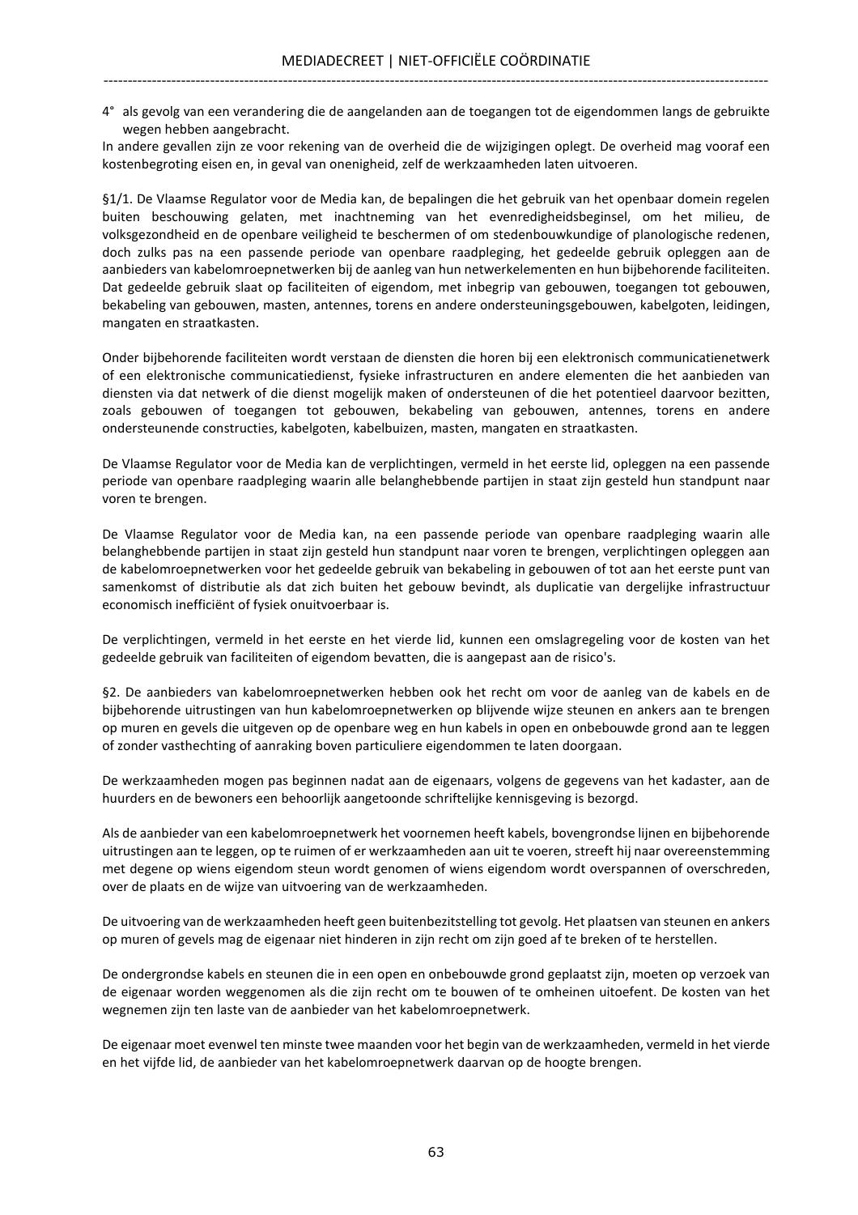4° als gevolg van een verandering die de aangelanden aan de toegangen tot de eigendommen langs de gebruikte wegen hebben aangebracht.

In andere gevallen zijn ze voor rekening van de overheid die de wijzigingen oplegt. De overheid mag vooraf een kostenbegroting eisen en, in geval van onenigheid, zelf de werkzaamheden laten uitvoeren.

§1/1. De Vlaamse Regulator voor de Media kan, de bepalingen die het gebruik van het openbaar domein regelen buiten beschouwing gelaten, met inachtneming van het evenredigheidsbeginsel, om het milieu, de volksgezondheid en de openbare veiligheid te beschermen of om stedenbouwkundige of planologische redenen, doch zulks pas na een passende periode van openbare raadpleging, het gedeelde gebruik opleggen aan de aanbieders van kabelomroepnetwerken bij de aanleg van hun netwerkelementen en hun bijbehorende faciliteiten. Dat gedeelde gebruik slaat op faciliteiten of eigendom, met inbegrip van gebouwen, toegangen tot gebouwen, bekabeling van gebouwen, masten, antennes, torens en andere ondersteuningsgebouwen, kabelgoten, leidingen, mangaten en straatkasten.

Onder bijbehorende faciliteiten wordt verstaan de diensten die horen bij een elektronisch communicatienetwerk of een elektronische communicatiedienst, fysieke infrastructuren en andere elementen die het aanbieden van diensten via dat netwerk of die dienst mogelijk maken of ondersteunen of die het potentieel daarvoor bezitten, zoals gebouwen of toegangen tot gebouwen, bekabeling van gebouwen, antennes, torens en andere ondersteunende constructies, kabelgoten, kabelbuizen, masten, mangaten en straatkasten.

De Vlaamse Regulator voor de Media kan de verplichtingen, vermeld in het eerste lid, opleggen na een passende periode van openbare raadpleging waarin alle belanghebbende partijen in staat zijn gesteld hun standpunt naar voren te brengen.

De Vlaamse Regulator voor de Media kan, na een passende periode van openbare raadpleging waarin alle belanghebbende partijen in staat zijn gesteld hun standpunt naar voren te brengen, verplichtingen opleggen aan de kabelomroepnetwerken voor het gedeelde gebruik van bekabeling in gebouwen of tot aan het eerste punt van samenkomst of distributie als dat zich buiten het gebouw bevindt, als duplicatie van dergelijke infrastructuur economisch inefficiënt of fysiek onuitvoerbaar is.

De verplichtingen, vermeld in het eerste en het vierde lid, kunnen een omslagregeling voor de kosten van het gedeelde gebruik van faciliteiten of eigendom bevatten, die is aangepast aan de risico's.

§2. De aanbieders van kabelomroepnetwerken hebben ook het recht om voor de aanleg van de kabels en de bijbehorende uitrustingen van hun kabelomroepnetwerken op blijvende wijze steunen en ankers aan te brengen op muren en gevels die uitgeven op de openbare weg en hun kabels in open en onbebouwde grond aan te leggen of zonder vasthechting of aanraking boven particuliere eigendommen te laten doorgaan.

De werkzaamheden mogen pas beginnen nadat aan de eigenaars, volgens de gegevens van het kadaster, aan de huurders en de bewoners een behoorlijk aangetoonde schriftelijke kennisgeving is bezorgd.

Als de aanbieder van een kabelomroepnetwerk het voornemen heeft kabels, bovengrondse lijnen en bijbehorende uitrustingen aan te leggen, op te ruimen of er werkzaamheden aan uit te voeren, streeft hij naar overeenstemming met degene op wiens eigendom steun wordt genomen of wiens eigendom wordt overspannen of overschreden, over de plaats en de wijze van uitvoering van de werkzaamheden.

De uitvoering van de werkzaamheden heeft geen buitenbezitstelling tot gevolg. Het plaatsen van steunen en ankers op muren of gevels mag de eigenaar niet hinderen in zijn recht om zijn goed af te breken of te herstellen.

De ondergrondse kabels en steunen die in een open en onbebouwde grond geplaatst zijn, moeten op verzoek van de eigenaar worden weggenomen als die zijn recht om te bouwen of te omheinen uitoefent. De kosten van het wegnemen zijn ten laste van de aanbieder van het kabelomroepnetwerk.

De eigenaar moet evenwel ten minste twee maanden voor het begin van de werkzaamheden, vermeld in het vierde en het vijfde lid, de aanbieder van het kabelomroepnetwerk daarvan op de hoogte brengen.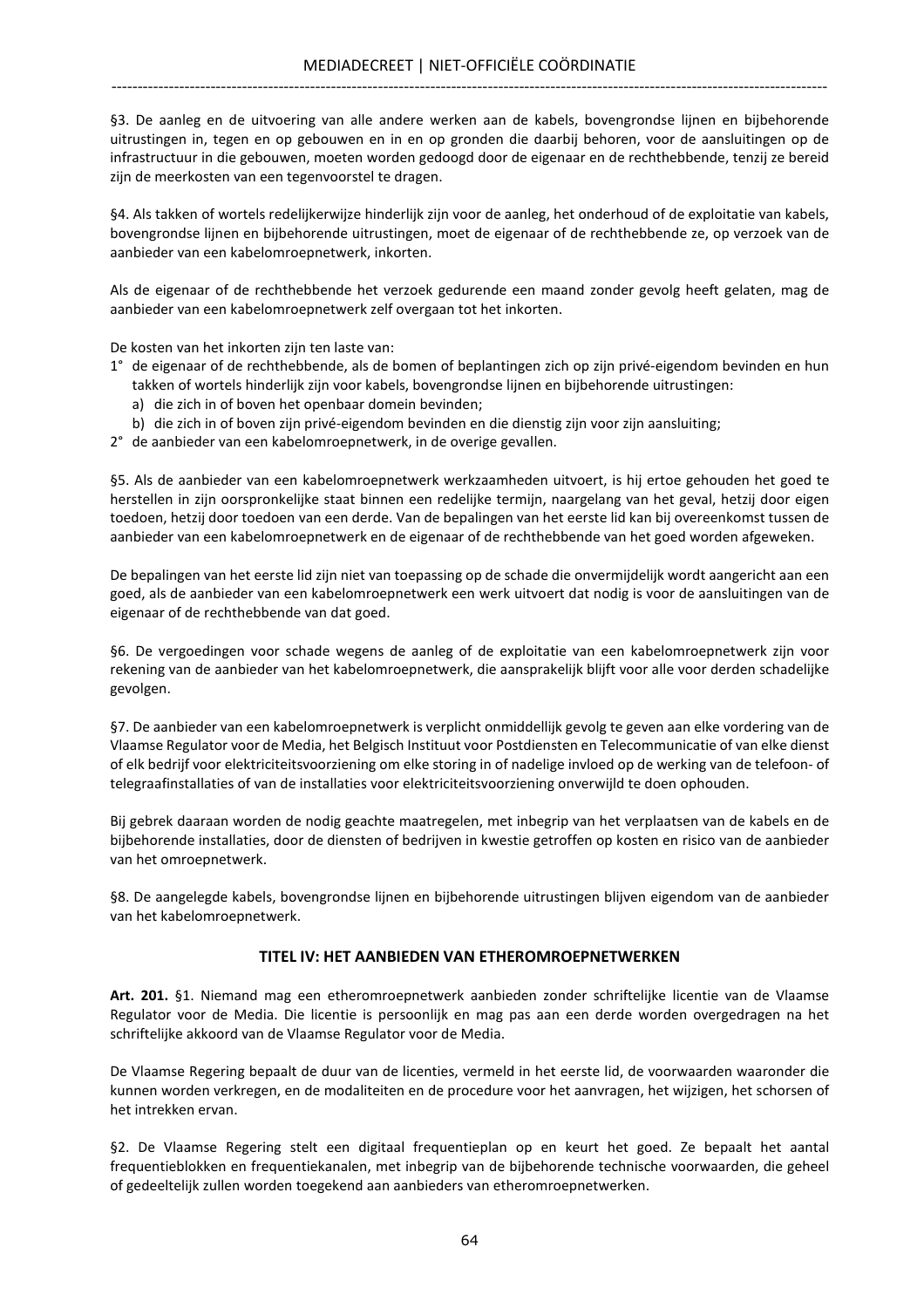§3. De aanleg en de uitvoering van alle andere werken aan de kabels, bovengrondse lijnen en bijbehorende uitrustingen in, tegen en op gebouwen en in en op gronden die daarbij behoren, voor de aansluitingen op de infrastructuur in die gebouwen, moeten worden gedoogd door de eigenaar en de rechthebbende, tenzij ze bereid zijn de meerkosten van een tegenvoorstel te dragen.

§4. Als takken of wortels redelijkerwijze hinderlijk zijn voor de aanleg, het onderhoud of de exploitatie van kabels, bovengrondse lijnen en bijbehorende uitrustingen, moet de eigenaar of de rechthebbende ze, op verzoek van de aanbieder van een kabelomroepnetwerk, inkorten.

Als de eigenaar of de rechthebbende het verzoek gedurende een maand zonder gevolg heeft gelaten, mag de aanbieder van een kabelomroepnetwerk zelf overgaan tot het inkorten.

De kosten van het inkorten zijn ten laste van:

1° de eigenaar of de rechthebbende, als de bomen of beplantingen zich op zijn privé-eigendom bevinden en hun takken of wortels hinderlijk zijn voor kabels, bovengrondse lijnen en bijbehorende uitrustingen:
   a) die zich in of boven het openbaar domein bevinden;
   b) die zich in of boven zijn privé-eigendom bevinden en die dienstig zijn voor zijn aansluiting;
2° de aanbieder van een kabelomroepnetwerk, in de overige gevallen.

§5. Als de aanbieder van een kabelomroepnetwerk werkzaamheden uitvoert, is hij ertoe gehouden het goed te herstellen in zijn oorspronkelijke staat binnen een redelijke termijn, naargelang van het geval, hetzij door eigen toedoen, hetzij door toedoen van een derde. Van de bepalingen van het eerste lid kan bij overeenkomst tussen de aanbieder van een kabelomroepnetwerk en de eigenaar of de rechthebbende van het goed worden afgeweken.

De bepalingen van het eerste lid zijn niet van toepassing op de schade die onvermijdelijk wordt aangericht aan een goed, als de aanbieder van een kabelomroepnetwerk een werk uitvoert dat nodig is voor de aansluitingen van de eigenaar of de rechthebbende van dat goed.

§6. De vergoedingen voor schade wegens de aanleg of de exploitatie van een kabelomroepnetwerk zijn voor rekening van de aanbieder van het kabelomroepnetwerk, die aansprakelijk blijft voor alle voor derden schadelijke gevolgen.

§7. De aanbieder van een kabelomroepnetwerk is verplicht onmiddellijk gevolg te geven aan elke vordering van de Vlaamse Regulator voor de Media, het Belgisch Instituut voor Postdiensten en Telecommunicatie of van elke dienst of elk bedrijf voor elektriciteitsvoorziening om elke storing in of nadelige invloed op de werking van de telefoon- of telegraafinstallaties of van de installaties voor elektriciteitsvoorziening onverwijld te doen ophouden.

Bij gebrek daaraan worden de nodig geachte maatregelen, met inbegrip van het verplaatsen van de kabels en de bijbehorende installaties, door de diensten of bedrijven in kwestie getroffen op kosten en risico van de aanbieder van het omroepnetwerk.

§8. De aangelegde kabels, bovengrondse lijnen en bijbehorende uitrustingen blijven eigendom van de aanbieder van het kabelomroepnetwerk.

## TITEL IV: HET AANBIEDEN VAN ETHEROMROEPNETWERKEN

**Art. 201.** §1. Niemand mag een etheromroepnetwerk aanbieden zonder schriftelijke licentie van de Vlaamse Regulator voor de Media. Die licentie is persoonlijk en mag pas aan een derde worden overgedragen na het schriftelijke akkoord van de Vlaamse Regulator voor de Media.

De Vlaamse Regering bepaalt de duur van de licenties, vermeld in het eerste lid, de voorwaarden waaronder die kunnen worden verkregen, en de modaliteiten en de procedure voor het aanvragen, het wijzigen, het schorsen of het intrekken ervan.

§2. De Vlaamse Regering stelt een digitaal frequentieplan op en keurt het goed. Ze bepaalt het aantal frequentieblokken en frequentiekanalen, met inbegrip van de bijbehorende technische voorwaarden, die geheel of gedeeltelijk zullen worden toegekend aan aanbieders van etheromroepnetwerken.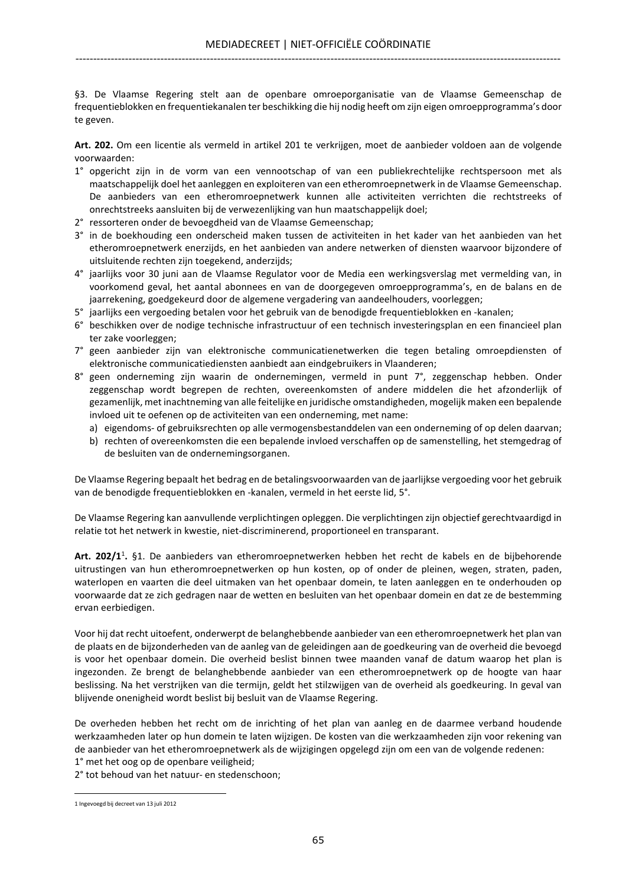§3. De Vlaamse Regering stelt aan de openbare omroeporganisatie van de Vlaamse Gemeenschap de frequentieblokken en frequentiekanalen ter beschikking die hij nodig heeft om zijn eigen omroepprogramma's door te geven.

**Art. 202.** Om een licentie als vermeld in artikel 201 te verkrijgen, moet de aanbieder voldoen aan de volgende voorwaarden:

1° opgericht zijn in de vorm van een vennootschap of van een publiekrechtelijke rechtspersoon met als maatschappelijk doel het aanleggen en exploiteren van een etheromroepnetwerk in de Vlaamse Gemeenschap. De aanbieders van een etheromroepnetwerk kunnen alle activiteiten verrichten die rechtstreeks of onrechtstreeks aansluiten bij de verwezenlijking van hun maatschappelijk doel;
2° ressorteren onder de bevoegdheid van de Vlaamse Gemeenschap;
3° in de boekhouding een onderscheid maken tussen de activiteiten in het kader van het aanbieden van het etheromroepnetwerk enerzijds, en het aanbieden van andere netwerken of diensten waarvoor bijzondere of uitsluitende rechten zijn toegekend, anderzijds;
4° jaarlijks voor 30 juni aan de Vlaamse Regulator voor de Media een werkingsverslag met vermelding van, in voorkomend geval, het aantal abonnees en van de doorgegeven omroepprogramma's, en de balans en de jaarrekening, goedgekeurd door de algemene vergadering van aandeelhouders, voorleggen;
5° jaarlijks een vergoeding betalen voor het gebruik van de benodigde frequentieblokken en -kanalen;
6° beschikken over de nodige technische infrastructuur of een technisch investeringsplan en een financieel plan ter zake voorleggen;
7° geen aanbieder zijn van elektronische communicatienetwerken die tegen betaling omroepdiensten of elektronische communicatiediensten aanbiedt aan eindgebruikers in Vlaanderen;
8° geen onderneming zijn waarin de ondernemingen, vermeld in punt 7°, zeggenschap hebben. Onder zeggenschap wordt begrepen de rechten, overeenkomsten of andere middelen die het afzonderlijk of gezamenlijk, met inachtneming van alle feitelijke en juridische omstandigheden, mogelijk maken een bepalende invloed uit te oefenen op de activiteiten van een onderneming, met name:
    a) eigendoms- of gebruiksrechten op alle vermogensbestanddelen van een onderneming of op delen daarvan;
    b) rechten of overeenkomsten die een bepalende invloed verschaffen op de samenstelling, het stemgedrag of de besluiten van de ondernemingsorganen.

De Vlaamse Regering bepaalt het bedrag en de betalingsvoorwaarden van de jaarlijkse vergoeding voor het gebruik van de benodigde frequentieblokken en -kanalen, vermeld in het eerste lid, 5°.

De Vlaamse Regering kan aanvullende verplichtingen opleggen. Die verplichtingen zijn objectief gerechtvaardigd in relatie tot het netwerk in kwestie, niet-discriminerend, proportioneel en transparant.

**Art. 202/1**[1]**.** §1. De aanbieders van etheromroepnetwerken hebben het recht de kabels en de bijbehorende uitrustingen van hun etheromroepnetwerken op hun kosten, op of onder de pleinen, wegen, straten, paden, waterlopen en vaarten die deel uitmaken van het openbaar domein, te laten aanleggen en te onderhouden op voorwaarde dat ze zich gedragen naar de wetten en besluiten van het openbaar domein en dat ze de bestemming ervan eerbiedigen.

Voor hij dat recht uitoefent, onderwerpt de belanghebbende aanbieder van een etheromroepnetwerk het plan van de plaats en de bijzonderheden van de aanleg van de geleidingen aan de goedkeuring van de overheid die bevoegd is voor het openbaar domein. Die overheid beslist binnen twee maanden vanaf de datum waarop het plan is ingezonden. Ze brengt de belanghebbende aanbieder van een etheromroepnetwerk op de hoogte van haar beslissing. Na het verstrijken van die termijn, geldt het stilzwijgen van de overheid als goedkeuring. In geval van blijvende onenigheid wordt beslist bij besluit van de Vlaamse Regering.

De overheden hebben het recht om de inrichting of het plan van aanleg en de daarmee verband houdende werkzaamheden later op hun domein te laten wijzigen. De kosten van die werkzaamheden zijn voor rekening van de aanbieder van het etheromroepnetwerk als de wijzigingen opgelegd zijn om een van de volgende redenen:
1° met het oog op de openbare veiligheid;
2° tot behoud van het natuur- en stedenschoon;

---

1 Ingevoegd bij decreet van 13 juli 2012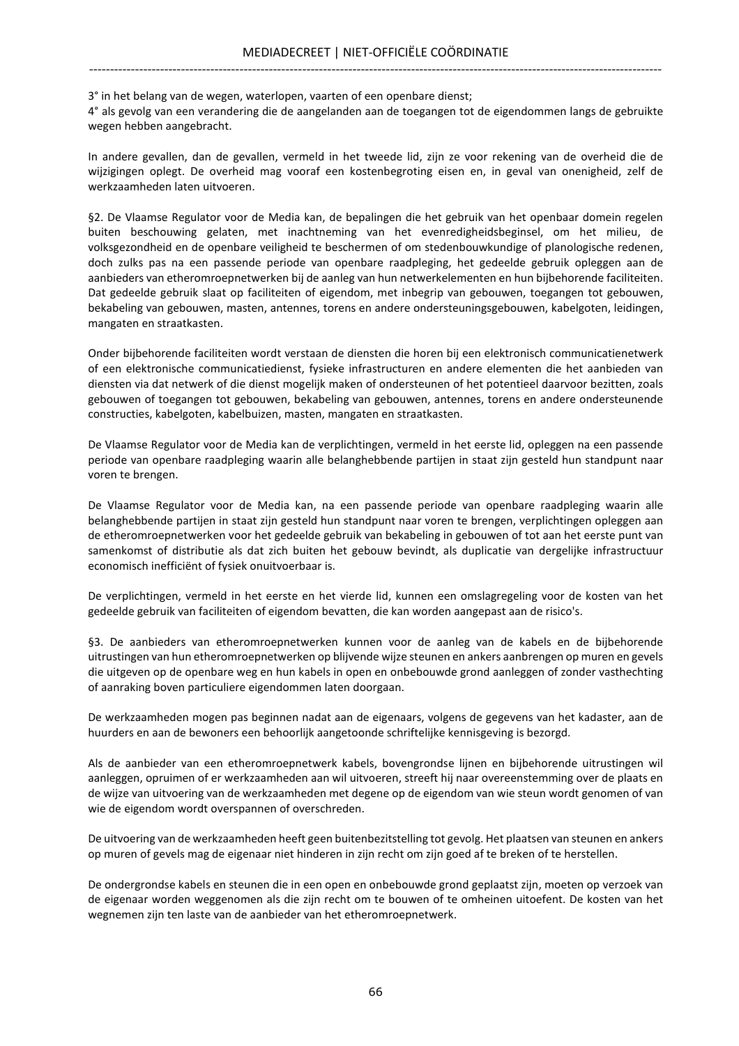3° in het belang van de wegen, waterlopen, vaarten of een openbare dienst;
4° als gevolg van een verandering die de aangelanden aan de toegangen tot de eigendommen langs de gebruikte wegen hebben aangebracht.

In andere gevallen, dan de gevallen, vermeld in het tweede lid, zijn ze voor rekening van de overheid die de wijzigingen oplegt. De overheid mag vooraf een kostenbegroting eisen en, in geval van onenigheid, zelf de werkzaamheden laten uitvoeren.

§2. De Vlaamse Regulator voor de Media kan, de bepalingen die het gebruik van het openbaar domein regelen buiten beschouwing gelaten, met inachtneming van het evenredigheidsbeginsel, om het milieu, de volksgezondheid en de openbare veiligheid te beschermen of om stedenbouwkundige of planologische redenen, doch zulks pas na een passende periode van openbare raadpleging, het gedeelde gebruik opleggen aan de aanbieders van etheromroepnetwerken bij de aanleg van hun netwerkelementen en hun bijbehorende faciliteiten. Dat gedeelde gebruik slaat op faciliteiten of eigendom, met inbegrip van gebouwen, toegangen tot gebouwen, bekabeling van gebouwen, masten, antennes, torens en andere ondersteuningsgebouwen, kabelgoten, leidingen, mangaten en straatkasten.

Onder bijbehorende faciliteiten wordt verstaan de diensten die horen bij een elektronisch communicatienetwerk of een elektronische communicatiedienst, fysieke infrastructuren en andere elementen die het aanbieden van diensten via dat netwerk of die dienst mogelijk maken of ondersteunen of het potentieel daarvoor bezitten, zoals gebouwen of toegangen tot gebouwen, bekabeling van gebouwen, antennes, torens en andere ondersteunende constructies, kabelgoten, kabelbuizen, masten, mangaten en straatkasten.

De Vlaamse Regulator voor de Media kan de verplichtingen, vermeld in het eerste lid, opleggen na een passende periode van openbare raadpleging waarin alle belanghebbende partijen in staat zijn gesteld hun standpunt naar voren te brengen.

De Vlaamse Regulator voor de Media kan, na een passende periode van openbare raadpleging waarin alle belanghebbende partijen in staat zijn gesteld hun standpunt naar voren te brengen, verplichtingen opleggen aan de etheromroepnetwerken voor het gedeelde gebruik van bekabeling in gebouwen of tot aan het eerste punt van samenkomst of distributie als dat zich buiten het gebouw bevindt, als duplicatie van dergelijke infrastructuur economisch inefficiënt of fysiek onuitvoerbaar is.

De verplichtingen, vermeld in het eerste en het vierde lid, kunnen een omslagregeling voor de kosten van het gedeelde gebruik van faciliteiten of eigendom bevatten, die kan worden aangepast aan de risico's.

§3. De aanbieders van etheromroepnetwerken kunnen voor de aanleg van de kabels en de bijbehorende uitrustingen van hun etheromroepnetwerken op blijvende wijze steunen en ankers aanbrengen op muren en gevels die uitgeven op de openbare weg en hun kabels in open en onbebouwde grond aanleggen of zonder vasthechting of aanraking boven particuliere eigendommen laten doorgaan.

De werkzaamheden mogen pas beginnen nadat aan de eigenaars, volgens de gegevens van het kadaster, aan de huurders en aan de bewoners een behoorlijk aangetoonde schriftelijke kennisgeving is bezorgd.

Als de aanbieder van een etheromroepnetwerk kabels, bovengrondse lijnen en bijbehorende uitrustingen wil aanleggen, opruimen of er werkzaamheden aan wil uitvoeren, streeft hij naar overeenstemming over de plaats en de wijze van uitvoering van de werkzaamheden met degene op de eigendom van wie steun wordt genomen of van wie de eigendom wordt overspannen of overschreden.

De uitvoering van de werkzaamheden heeft geen buitenbezitstelling tot gevolg. Het plaatsen van steunen en ankers op muren of gevels mag de eigenaar niet hinderen in zijn recht om zijn goed af te breken of te herstellen.

De ondergrondse kabels en steunen die in een open en onbebouwde grond geplaatst zijn, moeten op verzoek van de eigenaar worden weggenomen als die zijn recht om te bouwen of te omheinen uitoefent. De kosten van het wegnemen zijn ten laste van de aanbieder van het etheromroepnetwerk.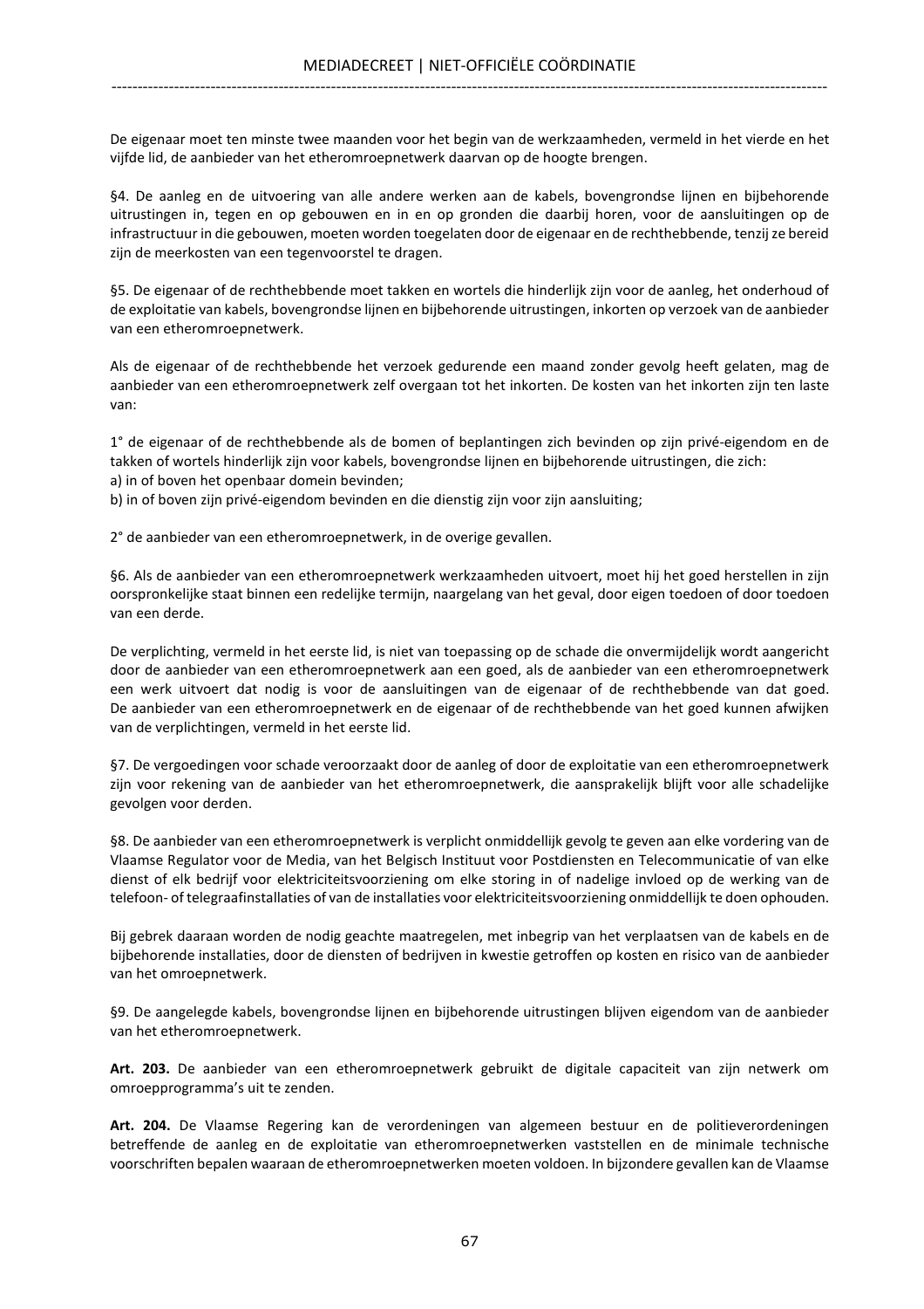De eigenaar moet ten minste twee maanden voor het begin van de werkzaamheden, vermeld in het vierde en het vijfde lid, de aanbieder van het etheromroepnetwerk daarvan op de hoogte brengen.

§4. De aanleg en de uitvoering van alle andere werken aan de kabels, bovengrondse lijnen en bijbehorende uitrustingen in, tegen en op gebouwen en in en op gronden die daarbij horen, voor de aansluitingen op de infrastructuur in die gebouwen, moeten worden toegelaten door de eigenaar en de rechthebbende, tenzij ze bereid zijn de meerkosten van een tegenvoorstel te dragen.

§5. De eigenaar of de rechthebbende moet takken en wortels die hinderlijk zijn voor de aanleg, het onderhoud of de exploitatie van kabels, bovengrondse lijnen en bijbehorende uitrustingen, inkorten op verzoek van de aanbieder van een etheromroepnetwerk.

Als de eigenaar of de rechthebbende het verzoek gedurende een maand zonder gevolg heeft gelaten, mag de aanbieder van een etheromroepnetwerk zelf overgaan tot het inkorten. De kosten van het inkorten zijn ten laste van:

1° de eigenaar of de rechthebbende als de bomen of beplantingen zich bevinden op zijn privé-eigendom en de takken of wortels hinderlijk zijn voor kabels, bovengrondse lijnen en bijbehorende uitrustingen, die zich:
a) in of boven het openbaar domein bevinden;
b) in of boven zijn privé-eigendom bevinden en die dienstig zijn voor zijn aansluiting;

2° de aanbieder van een etheromroepnetwerk, in de overige gevallen.

§6. Als de aanbieder van een etheromroepnetwerk werkzaamheden uitvoert, moet hij het goed herstellen in zijn oorspronkelijke staat binnen een redelijke termijn, naargelang van het geval, door eigen toedoen of door toedoen van een derde.

De verplichting, vermeld in het eerste lid, is niet van toepassing op de schade die onvermijdelijk wordt aangericht door de aanbieder van een etheromroepnetwerk aan een goed, als de aanbieder van een etheromroepnetwerk een werk uitvoert dat nodig is voor de aansluitingen van de eigenaar of de rechthebbende van dat goed. De aanbieder van een etheromroepnetwerk en de eigenaar of de rechthebbende van het goed kunnen afwijken van de verplichtingen, vermeld in het eerste lid.

§7. De vergoedingen voor schade veroorzaakt door de aanleg of door de exploitatie van een etheromroepnetwerk zijn voor rekening van de aanbieder van het etheromroepnetwerk, die aansprakelijk blijft voor alle schadelijke gevolgen voor derden.

§8. De aanbieder van een etheromroepnetwerk is verplicht onmiddellijk gevolg te geven aan elke vordering van de Vlaamse Regulator voor de Media, van het Belgisch Instituut voor Postdiensten en Telecommunicatie of van elke dienst of elk bedrijf voor elektriciteitsvoorziening om elke storing in of nadelige invloed op de werking van de telefoon- of telegraafinstallaties of van de installaties voor elektriciteitsvoorziening onmiddellijk te doen ophouden.

Bij gebrek daaraan worden de nodig geachte maatregelen, met inbegrip van het verplaatsen van de kabels en de bijbehorende installaties, door de diensten of bedrijven in kwestie getroffen op kosten en risico van de aanbieder van het omroepnetwerk.

§9. De aangelegde kabels, bovengrondse lijnen en bijbehorende uitrustingen blijven eigendom van de aanbieder van het etheromroepnetwerk.

**Art. 203.** De aanbieder van een etheromroepnetwerk gebruikt de digitale capaciteit van zijn netwerk om omroepprogramma's uit te zenden.

**Art. 204.** De Vlaamse Regering kan de verordeningen van algemeen bestuur en de politieverordeningen betreffende de aanleg en de exploitatie van etheromroepnetwerken vaststellen en de minimale technische voorschriften bepalen waaraan de etheromroepnetwerken moeten voldoen. In bijzondere gevallen kan de Vlaamse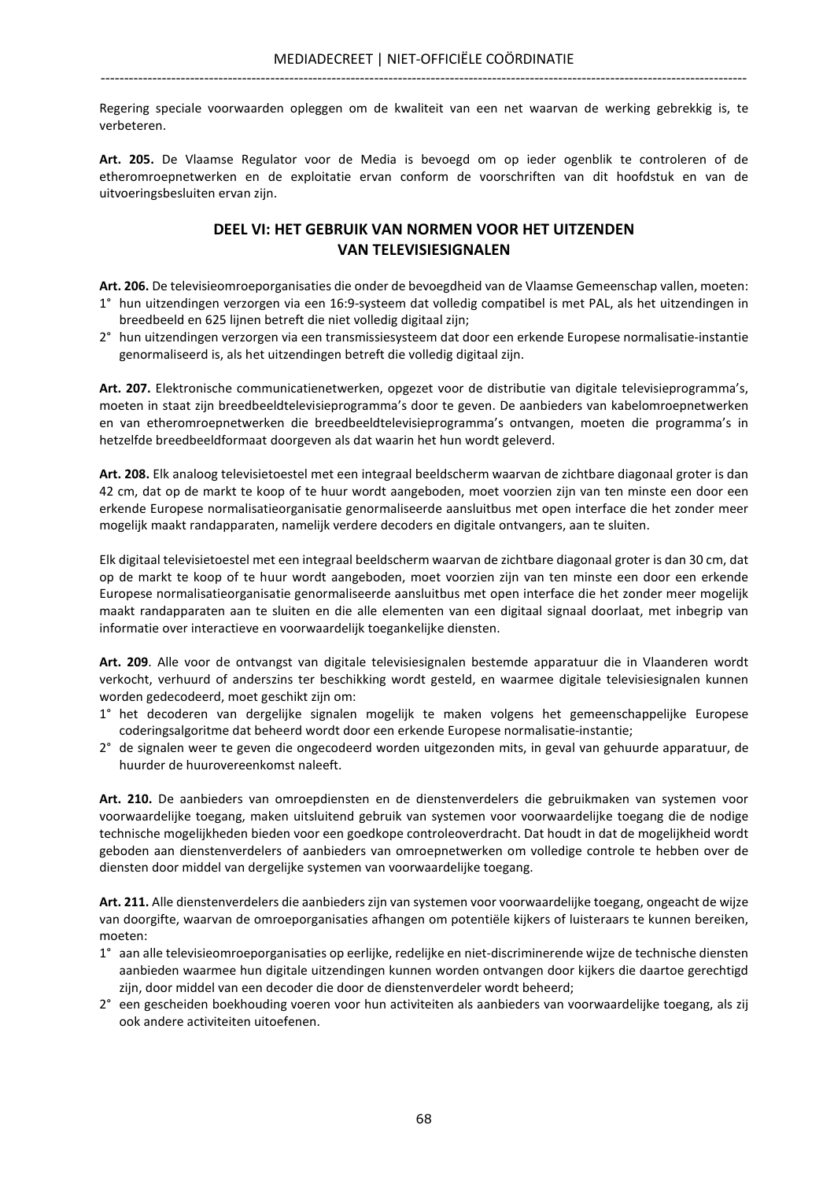Regering speciale voorwaarden opleggen om de kwaliteit van een net waarvan de werking gebrekkig is, te verbeteren.

**Art. 205.** De Vlaamse Regulator voor de Media is bevoegd om op ieder ogenblik te controleren of de etheromroepnetwerken en de exploitatie ervan conform de voorschriften van dit hoofdstuk en van de uitvoeringsbesluiten ervan zijn.

## DEEL VI: HET GEBRUIK VAN NORMEN VOOR HET UITZENDEN VAN TELEVISIESIGNALEN

**Art. 206.** De televisieomroeporganisaties die onder de bevoegdheid van de Vlaamse Gemeenschap vallen, moeten:

1° hun uitzendingen verzorgen via een 16:9-systeem dat volledig compatibel is met PAL, als het uitzendingen in breedbeeld en 625 lijnen betreft die niet volledig digitaal zijn;

2° hun uitzendingen verzorgen via een transmissiesysteem dat door een erkende Europese normalisatie-instantie genormaliseerd is, als het uitzendingen betreft die volledig digitaal zijn.

**Art. 207.** Elektronische communicatienetwerken, opgezet voor de distributie van digitale televisieprogramma's, moeten in staat zijn breedbeeldtelevisieprogramma's door te geven. De aanbieders van kabelomroepnetwerken en van etheromroepnetwerken die breedbeeldtelevisieprogramma's ontvangen, moeten die programma's in hetzelfde breedbeeldformaat doorgeven als dat waarin het hun wordt geleverd.

**Art. 208.** Elk analoog televisietoestel met een integraal beeldscherm waarvan de zichtbare diagonaal groter is dan 42 cm, dat op de markt te koop of te huur wordt aangeboden, moet voorzien zijn van ten minste een door een erkende Europese normalisatieorganisatie genormaliseerde aansluitbus met open interface die het zonder meer mogelijk maakt randapparaten, namelijk verdere decoders en digitale ontvangers, aan te sluiten.

Elk digitaal televisietoestel met een integraal beeldscherm waarvan de zichtbare diagonaal groter is dan 30 cm, dat op de markt te koop of te huur wordt aangeboden, moet voorzien zijn van ten minste een door een erkende Europese normalisatieorganisatie genormaliseerde aansluitbus met open interface die het zonder meer mogelijk maakt randapparaten aan te sluiten en die alle elementen van een digitaal signaal doorlaat, met inbegrip van informatie over interactieve en voorwaardelijk toegankelijke diensten.

**Art. 209**. Alle voor de ontvangst van digitale televisiesignalen bestemde apparatuur die in Vlaanderen wordt verkocht, verhuurd of anderszins ter beschikking wordt gesteld, en waarmee digitale televisiesignalen kunnen worden gedecodeerd, moet geschikt zijn om:

1° het decoderen van dergelijke signalen mogelijk te maken volgens het gemeenschappelijke Europese coderingsalgoritme dat beheerd wordt door een erkende Europese normalisatie-instantie;

2° de signalen weer te geven die ongecodeerd worden uitgezonden mits, in geval van gehuurde apparatuur, de huurder de huurovereenkomst naleeft.

**Art. 210.** De aanbieders van omroepdiensten en de dienstenverdelers die gebruikmaken van systemen voor voorwaardelijke toegang, maken uitsluitend gebruik van systemen voor voorwaardelijke toegang die de nodige technische mogelijkheden bieden voor een goedkope controleoverdracht. Dat houdt in dat de mogelijkheid wordt geboden aan dienstenverdelers of aanbieders van omroepnetwerken om volledige controle te hebben over de diensten door middel van dergelijke systemen van voorwaardelijke toegang.

**Art. 211.** Alle dienstenverdelers die aanbieders zijn van systemen voor voorwaardelijke toegang, ongeacht de wijze van doorgifte, waarvan de omroeporganisaties afhangen om potentiële kijkers of luisteraars te kunnen bereiken, moeten:

1° aan alle televisieomroeporganisaties op eerlijke, redelijke en niet-discriminerende wijze de technische diensten aanbieden waarmee hun digitale uitzendingen kunnen worden ontvangen door kijkers die daartoe gerechtigd zijn, door middel van een decoder die door de dienstenverdeler wordt beheerd;

2° een gescheiden boekhouding voeren voor hun activiteiten als aanbieders van voorwaardelijke toegang, als zij ook andere activiteiten uitoefenen.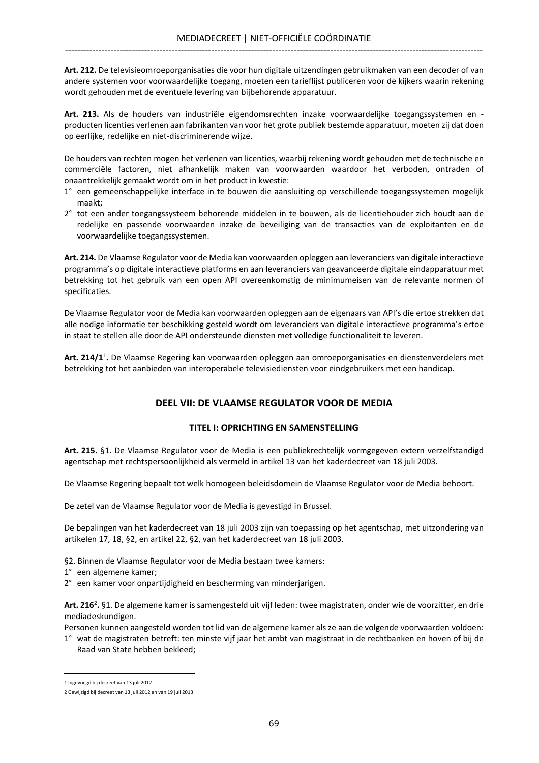**Art. 212.** De televisieomroeporganisaties die voor hun digitale uitzendingen gebruikmaken van een decoder of van andere systemen voor voorwaardelijke toegang, moeten een tarieflijst publiceren voor de kijkers waarin rekening wordt gehouden met de eventuele levering van bijbehorende apparatuur.

**Art. 213.** Als de houders van industriële eigendomsrechten inzake voorwaardelijke toegangssystemen en -producten licenties verlenen aan fabrikanten van voor het grote publiek bestemde apparatuur, moeten zij dat doen op eerlijke, redelijke en niet-discriminerende wijze.

De houders van rechten mogen het verlenen van licenties, waarbij rekening wordt gehouden met de technische en commerciële factoren, niet afhankelijk maken van voorwaarden waardoor het verboden, ontraden of onaantrekkelijk gemaakt wordt om in het product in kwestie:

1° een gemeenschappelijke interface in te bouwen die aansluiting op verschillende toegangssystemen mogelijk maakt;
2° tot een ander toegangssysteem behorende middelen in te bouwen, als de licentiehouder zich houdt aan de redelijke en passende voorwaarden inzake de beveiliging van de transacties van de exploitanten en de voorwaardelijke toegangssystemen.

**Art. 214.** De Vlaamse Regulator voor de Media kan voorwaarden opleggen aan leveranciers van digitale interactieve programma's op digitale interactieve platforms en aan leveranciers van geavanceerde digitale eindapparatuur met betrekking tot het gebruik van een open API overeenkomstig de minimumeisen van de relevante normen of specificaties.

De Vlaamse Regulator voor de Media kan voorwaarden opleggen aan de eigenaars van API's die ertoe strekken dat alle nodige informatie ter beschikking gesteld wordt om leveranciers van digitale interactieve programma's ertoe in staat te stellen alle door de API ondersteunde diensten met volledige functionaliteit te leveren.

**Art. 214/1**[1]**.** De Vlaamse Regering kan voorwaarden opleggen aan omroeporganisaties en dienstenverdelers met betrekking tot het aanbieden van interoperabele televisiediensten voor eindgebruikers met een handicap.

## DEEL VII: DE VLAAMSE REGULATOR VOOR DE MEDIA

### TITEL I: OPRICHTING EN SAMENSTELLING

**Art. 215.** §1. De Vlaamse Regulator voor de Media is een publiekrechtelijk vormgegeven extern verzelfstandigd agentschap met rechtspersoonlijkheid als vermeld in artikel 13 van het kaderdecreet van 18 juli 2003.

De Vlaamse Regering bepaalt tot welk homogeen beleidsdomein de Vlaamse Regulator voor de Media behoort.

De zetel van de Vlaamse Regulator voor de Media is gevestigd in Brussel.

De bepalingen van het kaderdecreet van 18 juli 2003 zijn van toepassing op het agentschap, met uitzondering van artikelen 17, 18, §2, en artikel 22, §2, van het kaderdecreet van 18 juli 2003.

§2. Binnen de Vlaamse Regulator voor de Media bestaan twee kamers:

1° een algemene kamer;
2° een kamer voor onpartijdigheid en bescherming van minderjarigen.

**Art. 216**[2]**.** §1. De algemene kamer is samengesteld uit vijf leden: twee magistraten, onder wie de voorzitter, en drie mediadeskundigen.

Personen kunnen aangesteld worden tot lid van de algemene kamer als ze aan de volgende voorwaarden voldoen:

1° wat de magistraten betreft: ten minste vijf jaar het ambt van magistraat in de rechtbanken en hoven of bij de Raad van State hebben bekleed;

---

[1] Ingevoegd bij decreet van 13 juli 2012

[2] Gewijzigd bij decreet van 13 juli 2012 en van 19 juli 2013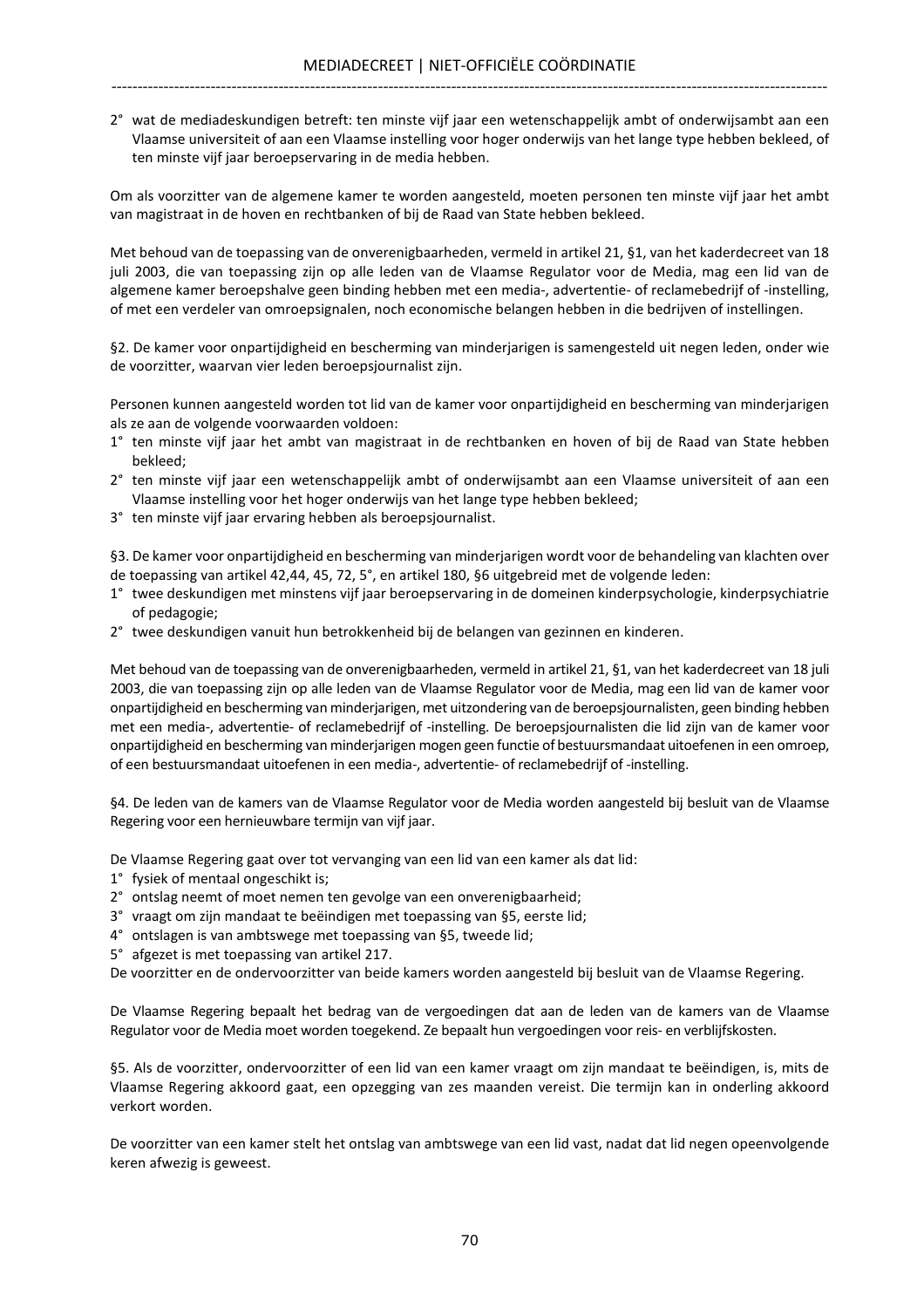2° wat de mediadeskundigen betreft: ten minste vijf jaar een wetenschappelijk ambt of onderwijsambt aan een Vlaamse universiteit of aan een Vlaamse instelling voor hoger onderwijs van het lange type hebben bekleed, of ten minste vijf jaar beroepservaring in de media hebben.

Om als voorzitter van de algemene kamer te worden aangesteld, moeten personen ten minste vijf jaar het ambt van magistraat in de hoven en rechtbanken of bij de Raad van State hebben bekleed.

Met behoud van de toepassing van de onverenigbaarheden, vermeld in artikel 21, §1, van het kaderdecreet van 18 juli 2003, die van toepassing zijn op alle leden van de Vlaamse Regulator voor de Media, mag een lid van de algemene kamer beroepshalve geen binding hebben met een media-, advertentie- of reclamebedrijf of -instelling, of met een verdeler van omroepsignalen, noch economische belangen hebben in die bedrijven of instellingen.

§2. De kamer voor onpartijdigheid en bescherming van minderjarigen is samengesteld uit negen leden, onder wie de voorzitter, waarvan vier leden beroepsjournalist zijn.

Personen kunnen aangesteld worden tot lid van de kamer voor onpartijdigheid en bescherming van minderjarigen als ze aan de volgende voorwaarden voldoen:

1° ten minste vijf jaar het ambt van magistraat in de rechtbanken en hoven of bij de Raad van State hebben bekleed;
2° ten minste vijf jaar een wetenschappelijk ambt of onderwijsambt aan een Vlaamse universiteit of aan een Vlaamse instelling voor het hoger onderwijs van het lange type hebben bekleed;
3° ten minste vijf jaar ervaring hebben als beroepsjournalist.

§3. De kamer voor onpartijdigheid en bescherming van minderjarigen wordt voor de behandeling van klachten over de toepassing van artikel 42,44, 45, 72, 5°, en artikel 180, §6 uitgebreid met de volgende leden:

1° twee deskundigen met minstens vijf jaar beroepservaring in de domeinen kinderpsychologie, kinderpsychiatrie of pedagogie;
2° twee deskundigen vanuit hun betrokkenheid bij de belangen van gezinnen en kinderen.

Met behoud van de toepassing van de onverenigbaarheden, vermeld in artikel 21, §1, van het kaderdecreet van 18 juli 2003, die van toepassing zijn op alle leden van de Vlaamse Regulator voor de Media, mag een lid van de kamer voor onpartijdigheid en bescherming van minderjarigen, met uitzondering van de beroepsjournalisten, geen binding hebben met een media-, advertentie- of reclamebedrijf of -instelling. De beroepsjournalisten die lid zijn van de kamer voor onpartijdigheid en bescherming van minderjarigen mogen geen functie of bestuursmandaat uitoefenen in een omroep, of een bestuursmandaat uitoefenen in een media-, advertentie- of reclamebedrijf of -instelling.

§4. De leden van de kamers van de Vlaamse Regulator voor de Media worden aangesteld bij besluit van de Vlaamse Regering voor een hernieuwbare termijn van vijf jaar.

De Vlaamse Regering gaat over tot vervanging van een lid van een kamer als dat lid:

1° fysiek of mentaal ongeschikt is;
2° ontslag neemt of moet nemen ten gevolge van een onverenigbaarheid;
3° vraagt om zijn mandaat te beëindigen met toepassing van §5, eerste lid;
4° ontslagen is van ambtswege met toepassing van §5, tweede lid;
5° afgezet is met toepassing van artikel 217.

De voorzitter en de ondervoorzitter van beide kamers worden aangesteld bij besluit van de Vlaamse Regering.

De Vlaamse Regering bepaalt het bedrag van de vergoedingen dat aan de leden van de kamers van de Vlaamse Regulator voor de Media moet worden toegekend. Ze bepaalt hun vergoedingen voor reis- en verblijfskosten.

§5. Als de voorzitter, ondervoorzitter of een lid van een kamer vraagt om zijn mandaat te beëindigen, is, mits de Vlaamse Regering akkoord gaat, een opzegging van zes maanden vereist. Die termijn kan in onderling akkoord verkort worden.

De voorzitter van een kamer stelt het ontslag van ambtswege van een lid vast, nadat dat lid negen opeenvolgende keren afwezig is geweest.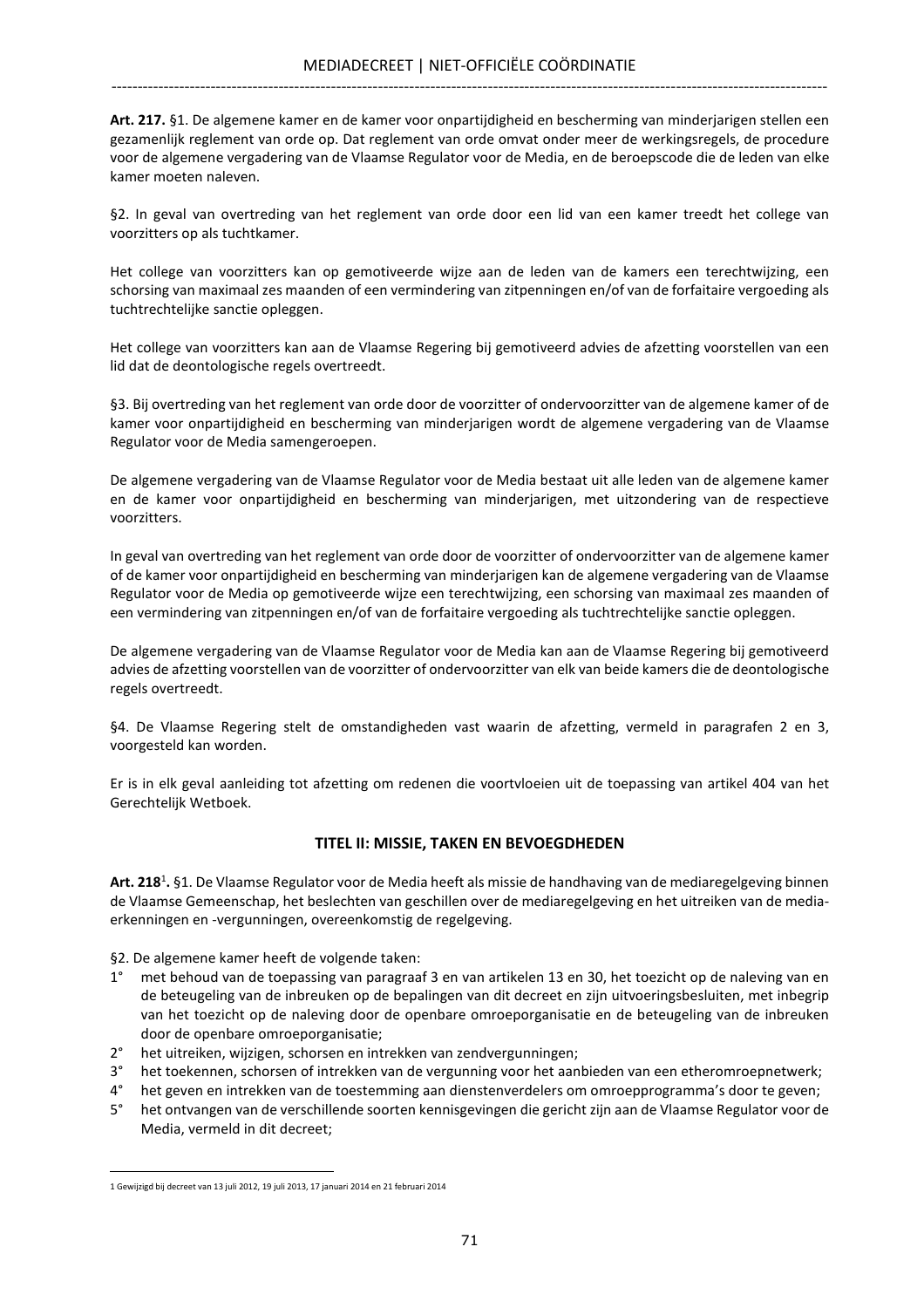**Art. 217.** §1. De algemene kamer en de kamer voor onpartijdigheid en bescherming van minderjarigen stellen een gezamenlijk reglement van orde op. Dat reglement van orde omvat onder meer de werkingsregels, de procedure voor de algemene vergadering van de Vlaamse Regulator voor de Media, en de beroepscode die de leden van elke kamer moeten naleven.

§2. In geval van overtreding van het reglement van orde door een lid van een kamer treedt het college van voorzitters op als tuchtkamer.

Het college van voorzitters kan op gemotiveerde wijze aan de leden van de kamers een terechtwijzing, een schorsing van maximaal zes maanden of een vermindering van zitpenningen en/of van de forfaitaire vergoeding als tuchtrechtelijke sanctie opleggen.

Het college van voorzitters kan aan de Vlaamse Regering bij gemotiveerd advies de afzetting voorstellen van een lid dat de deontologische regels overtreedt.

§3. Bij overtreding van het reglement van orde door de voorzitter of ondervoorzitter van de algemene kamer of de kamer voor onpartijdigheid en bescherming van minderjarigen wordt de algemene vergadering van de Vlaamse Regulator voor de Media samengeroepen.

De algemene vergadering van de Vlaamse Regulator voor de Media bestaat uit alle leden van de algemene kamer en de kamer voor onpartijdigheid en bescherming van minderjarigen, met uitzondering van de respectieve voorzitters.

In geval van overtreding van het reglement van orde door de voorzitter of ondervoorzitter van de algemene kamer of de kamer voor onpartijdigheid en bescherming van minderjarigen kan de algemene vergadering van de Vlaamse Regulator voor de Media op gemotiveerde wijze een terechtwijzing, een schorsing van maximaal zes maanden of een vermindering van zitpenningen en/of van de forfaitaire vergoeding als tuchtrechtelijke sanctie opleggen.

De algemene vergadering van de Vlaamse Regulator voor de Media kan aan de Vlaamse Regering bij gemotiveerd advies de afzetting voorstellen van de voorzitter of ondervoorzitter van elk van beide kamers die de deontologische regels overtreedt.

§4. De Vlaamse Regering stelt de omstandigheden vast waarin de afzetting, vermeld in paragrafen 2 en 3, voorgesteld kan worden.

Er is in elk geval aanleiding tot afzetting om redenen die voortvloeien uit de toepassing van artikel 404 van het Gerechtelijk Wetboek.

## TITEL II: MISSIE, TAKEN EN BEVOEGDHEDEN

**Art. 218**[1]**.** §1. De Vlaamse Regulator voor de Media heeft als missie de handhaving van de mediaregelgeving binnen de Vlaamse Gemeenschap, het beslechten van geschillen over de mediaregelgeving en het uitreiken van de media-erkenningen en -vergunningen, overeenkomstig de regelgeving.

§2. De algemene kamer heeft de volgende taken:

1° met behoud van de toepassing van paragraaf 3 en van artikelen 13 en 30, het toezicht op de naleving van en de beteugeling van de inbreuken op de bepalingen van dit decreet en zijn uitvoeringsbesluiten, met inbegrip van het toezicht op de naleving door de openbare omroeporganisatie en de beteugeling van de inbreuken door de openbare omroeporganisatie;
2° het uitreiken, wijzigen, schorsen en intrekken van zendvergunningen;
3° het toekennen, schorsen of intrekken van de vergunning voor het aanbieden van een etheromroepnetwerk;
4° het geven en intrekken van de toestemming aan dienstenverdelers om omroepprogramma's door te geven;
5° het ontvangen van de verschillende soorten kennisgevingen die gericht zijn aan de Vlaamse Regulator voor de Media, vermeld in dit decreet;

[1] Gewijzigd bij decreet van 13 juli 2012, 19 juli 2013, 17 januari 2014 en 21 februari 2014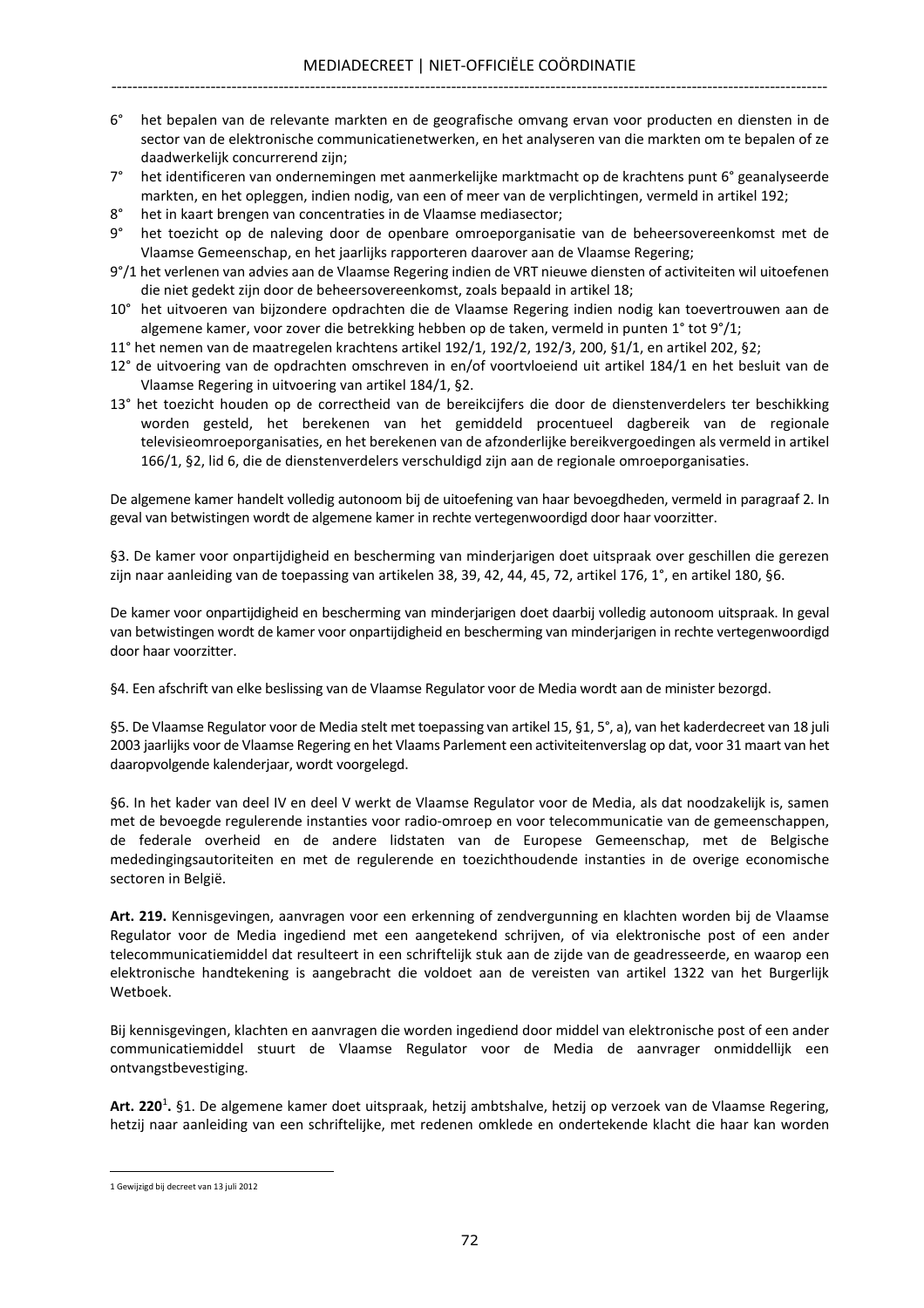6° het bepalen van de relevante markten en de geografische omvang ervan voor producten en diensten in de sector van de elektronische communicatienetwerken, en het analyseren van die markten om te bepalen of ze daadwerkelijk concurrerend zijn;

7° het identificeren van ondernemingen met aanmerkelijke marktmacht op de krachtens punt 6° geanalyseerde markten, en het opleggen, indien nodig, van een of meer van de verplichtingen, vermeld in artikel 192;

8° het in kaart brengen van concentraties in de Vlaamse mediasector;

9° het toezicht op de naleving door de openbare omroeporganisatie van de beheersovereenkomst met de Vlaamse Gemeenschap, en het jaarlijks rapporteren daarover aan de Vlaamse Regering;

9°/1 het verlenen van advies aan de Vlaamse Regering indien de VRT nieuwe diensten of activiteiten wil uitoefenen die niet gedekt zijn door de beheersovereenkomst, zoals bepaald in artikel 18;

10° het uitvoeren van bijzondere opdrachten die de Vlaamse Regering indien nodig kan toevertrouwen aan de algemene kamer, voor zover die betrekking hebben op de taken, vermeld in punten 1° tot 9°/1;

11° het nemen van de maatregelen krachtens artikel 192/1, 192/2, 192/3, 200, §1/1, en artikel 202, §2;

12° de uitvoering van de opdrachten omschreven in en/of voortvloeiend uit artikel 184/1 en het besluit van de Vlaamse Regering in uitvoering van artikel 184/1, §2.

13° het toezicht houden op de correctheid van de bereikcijfers die door de dienstenverdelers ter beschikking worden gesteld, het berekenen van het gemiddeld procentueel dagbereik van de regionale televisieomroeporganisaties, en het berekenen van de afzonderlijke bereikvergoedingen als vermeld in artikel 166/1, §2, lid 6, die de dienstenverdelers verschuldigd zijn aan de regionale omroeporganisaties.

De algemene kamer handelt volledig autonoom bij de uitoefening van haar bevoegdheden, vermeld in paragraaf 2. In geval van betwistingen wordt de algemene kamer in rechte vertegenwoordigd door haar voorzitter.

§3. De kamer voor onpartijdigheid en bescherming van minderjarigen doet uitspraak over geschillen die gerezen zijn naar aanleiding van de toepassing van artikelen 38, 39, 42, 44, 45, 72, artikel 176, 1°, en artikel 180, §6.

De kamer voor onpartijdigheid en bescherming van minderjarigen doet daarbij volledig autonoom uitspraak. In geval van betwistingen wordt de kamer voor onpartijdigheid en bescherming van minderjarigen in rechte vertegenwoordigd door haar voorzitter.

§4. Een afschrift van elke beslissing van de Vlaamse Regulator voor de Media wordt aan de minister bezorgd.

§5. De Vlaamse Regulator voor de Media stelt met toepassing van artikel 15, §1, 5°, a), van het kaderdecreet van 18 juli 2003 jaarlijks voor de Vlaamse Regering en het Vlaams Parlement een activiteitenverslag op dat, voor 31 maart van het daaropvolgende kalenderjaar, wordt voorgelegd.

§6. In het kader van deel IV en deel V werkt de Vlaamse Regulator voor de Media, als dat noodzakelijk is, samen met de bevoegde regulerende instanties voor radio-omroep en voor telecommunicatie van de gemeenschappen, de federale overheid en de andere lidstaten van de Europese Gemeenschap, met de Belgische mededingingsautoriteiten en met de regulerende en toezichthoudende instanties in de overige economische sectoren in België.

**Art. 219.** Kennisgevingen, aanvragen voor een erkenning of zendvergunning en klachten worden bij de Vlaamse Regulator voor de Media ingediend met een aangetekend schrijven, of via elektronische post of een ander telecommunicatiemiddel dat resulteert in een schriftelijk stuk aan de zijde van de geadresseerde, en waarop een elektronische handtekening is aangebracht die voldoet aan de vereisten van artikel 1322 van het Burgerlijk Wetboek.

Bij kennisgevingen, klachten en aanvragen die worden ingediend door middel van elektronische post of een ander communicatiemiddel stuurt de Vlaamse Regulator voor de Media de aanvrager onmiddellijk een ontvangstbevestiging.

**Art. 220**[1]**.** §1. De algemene kamer doet uitspraak, hetzij ambtshalve, hetzij op verzoek van de Vlaamse Regering, hetzij naar aanleiding van een schriftelijke, met redenen omklede en ondertekende klacht die haar kan worden

---

[1] Gewijzigd bij decreet van 13 juli 2012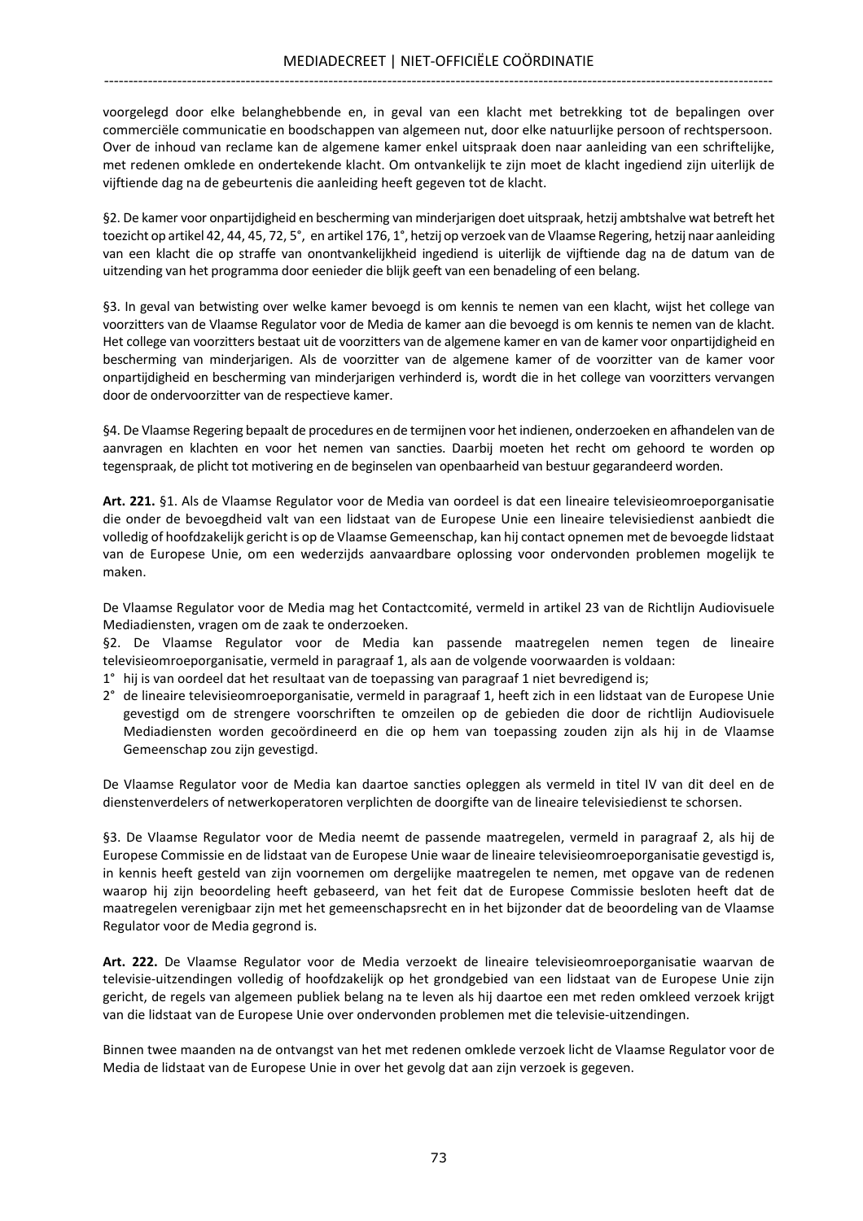voorgelegd door elke belanghebbende en, in geval van een klacht met betrekking tot de bepalingen over commerciële communicatie en boodschappen van algemeen nut, door elke natuurlijke persoon of rechtspersoon. Over de inhoud van reclame kan de algemene kamer enkel uitspraak doen naar aanleiding van een schriftelijke, met redenen omklede en ondertekende klacht. Om ontvankelijk te zijn moet de klacht ingediend zijn uiterlijk de vijftiende dag na de gebeurtenis die aanleiding heeft gegeven tot de klacht.

§2. De kamer voor onpartijdigheid en bescherming van minderjarigen doet uitspraak, hetzij ambtshalve wat betreft het toezicht op artikel 42, 44, 45, 72, 5°, en artikel 176, 1°, hetzij op verzoek van de Vlaamse Regering, hetzij naar aanleiding van een klacht die op straffe van onontvankelijkheid ingediend is uiterlijk de vijftiende dag na de datum van de uitzending van het programma door eenieder die blijk geeft van een benadeling of een belang.

§3. In geval van betwisting over welke kamer bevoegd is om kennis te nemen van een klacht, wijst het college van voorzitters van de Vlaamse Regulator voor de Media de kamer aan die bevoegd is om kennis te nemen van de klacht. Het college van voorzitters bestaat uit de voorzitters van de algemene kamer en van de kamer voor onpartijdigheid en bescherming van minderjarigen. Als de voorzitter van de algemene kamer of de voorzitter van de kamer voor onpartijdigheid en bescherming van minderjarigen verhinderd is, wordt die in het college van voorzitters vervangen door de ondervoorzitter van de respectieve kamer.

§4. De Vlaamse Regering bepaalt de procedures en de termijnen voor het indienen, onderzoeken en afhandelen van de aanvragen en klachten en voor het nemen van sancties. Daarbij moeten het recht om gehoord te worden op tegenspraak, de plicht tot motivering en de beginselen van openbaarheid van bestuur gegarandeerd worden.

**Art. 221.** §1. Als de Vlaamse Regulator voor de Media van oordeel is dat een lineaire televisieomroeporganisatie die onder de bevoegdheid valt van een lidstaat van de Europese Unie een lineaire televisiedienst aanbiedt die volledig of hoofdzakelijk gericht is op de Vlaamse Gemeenschap, kan hij contact opnemen met de bevoegde lidstaat van de Europese Unie, om een wederzijds aanvaardbare oplossing voor ondervonden problemen mogelijk te maken.

De Vlaamse Regulator voor de Media mag het Contactcomité, vermeld in artikel 23 van de Richtlijn Audiovisuele Mediadiensten, vragen om de zaak te onderzoeken.

§2. De Vlaamse Regulator voor de Media kan passende maatregelen nemen tegen de lineaire televisieomroeporganisatie, vermeld in paragraaf 1, als aan de volgende voorwaarden is voldaan:

1° hij is van oordeel dat het resultaat van de toepassing van paragraaf 1 niet bevredigend is;

2° de lineaire televisieomroeporganisatie, vermeld in paragraaf 1, heeft zich in een lidstaat van de Europese Unie gevestigd om de strengere voorschriften te omzeilen op de gebieden die door de richtlijn Audiovisuele Mediadiensten worden gecoördineerd en die op hem van toepassing zouden zijn als hij in de Vlaamse Gemeenschap zou zijn gevestigd.

De Vlaamse Regulator voor de Media kan daartoe sancties opleggen als vermeld in titel IV van dit deel en de dienstenverdelers of netwerkoperatoren verplichten de doorgifte van de lineaire televisiedienst te schorsen.

§3. De Vlaamse Regulator voor de Media neemt de passende maatregelen, vermeld in paragraaf 2, als hij de Europese Commissie en de lidstaat van de Europese Unie waar de lineaire televisieomroeporganisatie gevestigd is, in kennis heeft gesteld van zijn voornemen om dergelijke maatregelen te nemen, met opgave van de redenen waarop hij zijn beoordeling heeft gebaseerd, van het feit dat de Europese Commissie besloten heeft dat de maatregelen verenigbaar zijn met het gemeenschapsrecht en in het bijzonder dat de beoordeling van de Vlaamse Regulator voor de Media gegrond is.

**Art. 222.** De Vlaamse Regulator voor de Media verzoekt de lineaire televisieomroeporganisatie waarvan de televisie-uitzendingen volledig of hoofdzakelijk op het grondgebied van een lidstaat van de Europese Unie zijn gericht, de regels van algemeen publiek belang na te leven als hij daartoe een met reden omkleed verzoek krijgt van die lidstaat van de Europese Unie over ondervonden problemen met die televisie-uitzendingen.

Binnen twee maanden na de ontvangst van het met redenen omklede verzoek licht de Vlaamse Regulator voor de Media de lidstaat van de Europese Unie in over het gevolg dat aan zijn verzoek is gegeven.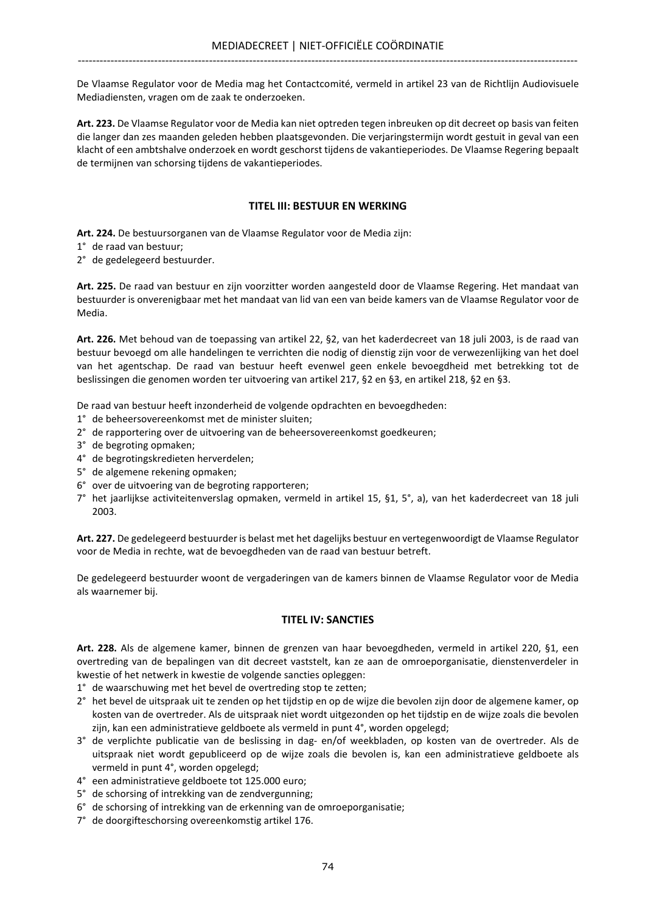De Vlaamse Regulator voor de Media mag het Contactcomité, vermeld in artikel 23 van de Richtlijn Audiovisuele Mediadiensten, vragen om de zaak te onderzoeken.

**Art. 223.** De Vlaamse Regulator voor de Media kan niet optreden tegen inbreuken op dit decreet op basis van feiten die langer dan zes maanden geleden hebben plaatsgevonden. Die verjaringstermijn wordt gestuit in geval van een klacht of een ambtshalve onderzoek en wordt geschorst tijdens de vakantieperiodes. De Vlaamse Regering bepaalt de termijnen van schorsing tijdens de vakantieperiodes.

## TITEL III: BESTUUR EN WERKING

**Art. 224.** De bestuursorganen van de Vlaamse Regulator voor de Media zijn:
1° de raad van bestuur;
2° de gedelegeerd bestuurder.

**Art. 225.** De raad van bestuur en zijn voorzitter worden aangesteld door de Vlaamse Regering. Het mandaat van bestuurder is onverenigbaar met het mandaat van lid van een van beide kamers van de Vlaamse Regulator voor de Media.

**Art. 226.** Met behoud van de toepassing van artikel 22, §2, van het kaderdecreet van 18 juli 2003, is de raad van bestuur bevoegd om alle handelingen te verrichten die nodig of dienstig zijn voor de verwezenlijking van het doel van het agentschap. De raad van bestuur heeft evenwel geen enkele bevoegdheid met betrekking tot de beslissingen die genomen worden ter uitvoering van artikel 217, §2 en §3, en artikel 218, §2 en §3.

De raad van bestuur heeft inzonderheid de volgende opdrachten en bevoegdheden:
1° de beheersovereenkomst met de minister sluiten;
2° de rapportering over de uitvoering van de beheersovereenkomst goedkeuren;
3° de begroting opmaken;
4° de begrotingskredieten herverdelen;
5° de algemene rekening opmaken;
6° over de uitvoering van de begroting rapporteren;
7° het jaarlijkse activiteitenverslag opmaken, vermeld in artikel 15, §1, 5°, a), van het kaderdecreet van 18 juli 2003.

**Art. 227.** De gedelegeerd bestuurder is belast met het dagelijks bestuur en vertegenwoordigt de Vlaamse Regulator voor de Media in rechte, wat de bevoegdheden van de raad van bestuur betreft.

De gedelegeerd bestuurder woont de vergaderingen van de kamers binnen de Vlaamse Regulator voor de Media als waarnemer bij.

## TITEL IV: SANCTIES

**Art. 228.** Als de algemene kamer, binnen de grenzen van haar bevoegdheden, vermeld in artikel 220, §1, een overtreding van de bepalingen van dit decreet vaststelt, kan ze aan de omroeporganisatie, dienstenverdeler in kwestie of het netwerk in kwestie de volgende sancties opleggen:
1° de waarschuwing met het bevel de overtreding stop te zetten;
2° het bevel de uitspraak uit te zenden op het tijdstip en op de wijze die bevolen zijn door de algemene kamer, op kosten van de overtreder. Als de uitspraak niet wordt uitgezonden op het tijdstip en de wijze zoals die bevolen zijn, kan een administratieve geldboete als vermeld in punt 4°, worden opgelegd;
3° de verplichte publicatie van de beslissing in dag- en/of weekbladen, op kosten van de overtreder. Als de uitspraak niet wordt gepubliceerd op de wijze zoals die bevolen is, kan een administratieve geldboete als vermeld in punt 4°, worden opgelegd;
4° een administratieve geldboete tot 125.000 euro;
5° de schorsing of intrekking van de zendvergunning;
6° de schorsing of intrekking van de erkenning van de omroeporganisatie;
7° de doorgifteschorsing overeenkomstig artikel 176.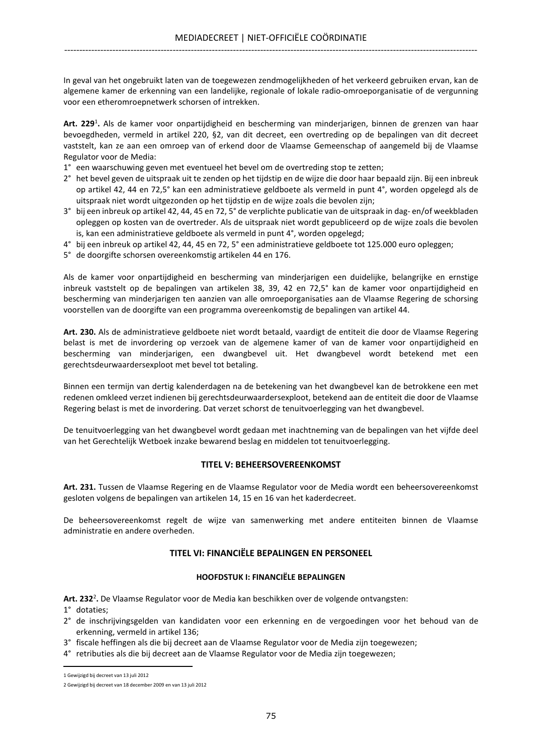In geval van het ongebruikt laten van de toegewezen zendmogelijkheden of het verkeerd gebruiken ervan, kan de algemene kamer de erkenning van een landelijke, regionale of lokale radio-omroeporganisatie of de vergunning voor een etheromroepnetwerk schorsen of intrekken.

**Art. 229**[1]**.** Als de kamer voor onpartijdigheid en bescherming van minderjarigen, binnen de grenzen van haar bevoegdheden, vermeld in artikel 220, §2, van dit decreet, een overtreding op de bepalingen van dit decreet vaststelt, kan ze aan een omroep van of erkend door de Vlaamse Gemeenschap of aangemeld bij de Vlaamse Regulator voor de Media:

1° een waarschuwing geven met eventueel het bevel om de overtreding stop te zetten;
2° het bevel geven de uitspraak uit te zenden op het tijdstip en de wijze die door haar bepaald zijn. Bij een inbreuk op artikel 42, 44 en 72,5° kan een administratieve geldboete als vermeld in punt 4°, worden opgelegd als de uitspraak niet wordt uitgezonden op het tijdstip en de wijze zoals die bevolen zijn;
3° bij een inbreuk op artikel 42, 44, 45 en 72, 5° de verplichte publicatie van de uitspraak in dag- en/of weekbladen opleggen op kosten van de overtreder. Als de uitspraak niet wordt gepubliceerd op de wijze zoals die bevolen is, kan een administratieve geldboete als vermeld in punt 4°, worden opgelegd;
4° bij een inbreuk op artikel 42, 44, 45 en 72, 5° een administratieve geldboete tot 125.000 euro opleggen;
5° de doorgifte schorsen overeenkomstig artikelen 44 en 176.

Als de kamer voor onpartijdigheid en bescherming van minderjarigen een duidelijke, belangrijke en ernstige inbreuk vaststelt op de bepalingen van artikelen 38, 39, 42 en 72,5° kan de kamer voor onpartijdigheid en bescherming van minderjarigen ten aanzien van alle omroeporganisaties aan de Vlaamse Regering de schorsing voorstellen van de doorgifte van een programma overeenkomstig de bepalingen van artikel 44.

**Art. 230.** Als de administratieve geldboete niet wordt betaald, vaardigt de entiteit die door de Vlaamse Regering belast is met de invordering op verzoek van de algemene kamer of van de kamer voor onpartijdigheid en bescherming van minderjarigen, een dwangbevel uit. Het dwangbevel wordt betekend met een gerechtsdeurwaardersexploot met bevel tot betaling.

Binnen een termijn van dertig kalenderdagen na de betekening van het dwangbevel kan de betrokkene een met redenen omkleed verzet indienen bij gerechtsdeurwaardersexploot, betekend aan de entiteit die door de Vlaamse Regering belast is met de invordering. Dat verzet schorst de tenuitvoerlegging van het dwangbevel.

De tenuitvoerlegging van het dwangbevel wordt gedaan met inachtneming van de bepalingen van het vijfde deel van het Gerechtelijk Wetboek inzake bewarend beslag en middelen tot tenuitvoerlegging.

## TITEL V: BEHEERSOVEREENKOMST

**Art. 231.** Tussen de Vlaamse Regering en de Vlaamse Regulator voor de Media wordt een beheersovereenkomst gesloten volgens de bepalingen van artikelen 14, 15 en 16 van het kaderdecreet.

De beheersovereenkomst regelt de wijze van samenwerking met andere entiteiten binnen de Vlaamse administratie en andere overheden.

## TITEL VI: FINANCIËLE BEPALINGEN EN PERSONEEL

### HOOFDSTUK I: FINANCIËLE BEPALINGEN

**Art. 232**[2]**.** De Vlaamse Regulator voor de Media kan beschikken over de volgende ontvangsten:

1° dotaties;
2° de inschrijvingsgelden van kandidaten voor een erkenning en de vergoedingen voor het behoud van de erkenning, vermeld in artikel 136;
3° fiscale heffingen als die bij decreet aan de Vlaamse Regulator voor de Media zijn toegewezen;
4° retributies als die bij decreet aan de Vlaamse Regulator voor de Media zijn toegewezen;

---

[1] Gewijzigd bij decreet van 13 juli 2012

[2] Gewijzigd bij decreet van 18 december 2009 en van 13 juli 2012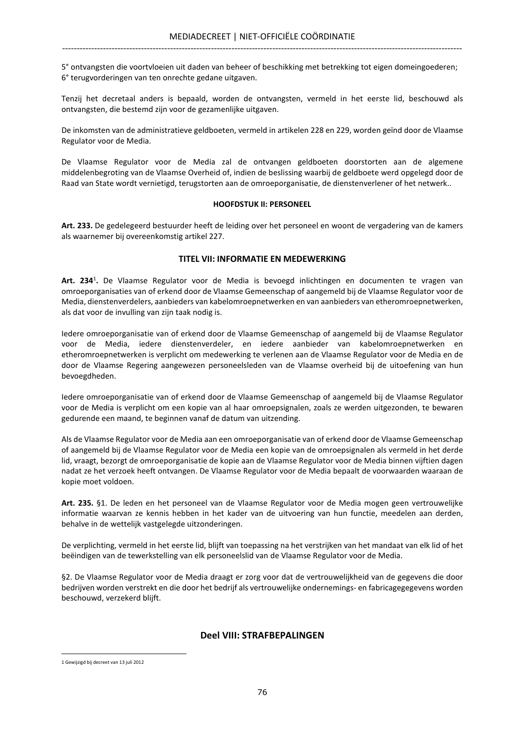5° ontvangsten die voortvloeien uit daden van beheer of beschikking met betrekking tot eigen domeingoederen;
6° terugvorderingen van ten onrechte gedane uitgaven.

Tenzij het decretaal anders is bepaald, worden de ontvangsten, vermeld in het eerste lid, beschouwd als ontvangsten, die bestemd zijn voor de gezamenlijke uitgaven.

De inkomsten van de administratieve geldboeten, vermeld in artikelen 228 en 229, worden geïnd door de Vlaamse Regulator voor de Media.

De Vlaamse Regulator voor de Media zal de ontvangen geldboeten doorstorten aan de algemene middelenbegroting van de Vlaamse Overheid of, indien de beslissing waarbij de geldboete werd opgelegd door de Raad van State wordt vernietigd, terugstorten aan de omroeporganisatie, de dienstenverlener of het netwerk..

#### HOOFDSTUK II: PERSONEEL

**Art. 233.** De gedelegeerd bestuurder heeft de leiding over het personeel en woont de vergadering van de kamers als waarnemer bij overeenkomstig artikel 227.

### TITEL VII: INFORMATIE EN MEDEWERKING

**Art. 234**[1]**.** De Vlaamse Regulator voor de Media is bevoegd inlichtingen en documenten te vragen van omroeporganisaties van of erkend door de Vlaamse Gemeenschap of aangemeld bij de Vlaamse Regulator voor de Media, dienstenverdelers, aanbieders van kabelomroepnetwerken en van aanbieders van etheromroepnetwerken, als dat voor de invulling van zijn taak nodig is.

Iedere omroeporganisatie van of erkend door de Vlaamse Gemeenschap of aangemeld bij de Vlaamse Regulator voor de Media, iedere dienstenverdeler, en iedere aanbieder van kabelomroepnetwerken en etheromroepnetwerken is verplicht om medewerking te verlenen aan de Vlaamse Regulator voor de Media en de door de Vlaamse Regering aangewezen personeelsleden van de Vlaamse overheid bij de uitoefening van hun bevoegdheden.

Iedere omroeporganisatie van of erkend door de Vlaamse Gemeenschap of aangemeld bij de Vlaamse Regulator voor de Media is verplicht om een kopie van al haar omroepsignalen, zoals ze werden uitgezonden, te bewaren gedurende een maand, te beginnen vanaf de datum van uitzending.

Als de Vlaamse Regulator voor de Media aan een omroeporganisatie van of erkend door de Vlaamse Gemeenschap of aangemeld bij de Vlaamse Regulator voor de Media een kopie van de omroepsignalen als vermeld in het derde lid, vraagt, bezorgt de omroeporganisatie de kopie aan de Vlaamse Regulator voor de Media binnen vijftien dagen nadat ze het verzoek heeft ontvangen. De Vlaamse Regulator voor de Media bepaalt de voorwaarden waaraan de kopie moet voldoen.

**Art. 235.** §1. De leden en het personeel van de Vlaamse Regulator voor de Media mogen geen vertrouwelijke informatie waarvan ze kennis hebben in het kader van de uitvoering van hun functie, meedelen aan derden, behalve in de wettelijk vastgelegde uitzonderingen.

De verplichting, vermeld in het eerste lid, blijft van toepassing na het verstrijken van het mandaat van elk lid of het beëindigen van de tewerkstelling van elk personeelslid van de Vlaamse Regulator voor de Media.

§2. De Vlaamse Regulator voor de Media draagt er zorg voor dat de vertrouwelijkheid van de gegevens die door bedrijven worden verstrekt en die door het bedrijf als vertrouwelijke ondernemings- en fabricagegegevens worden beschouwd, verzekerd blijft.

## Deel VIII: STRAFBEPALINGEN

---

[1] Gewijzigd bij decreet van 13 juli 2012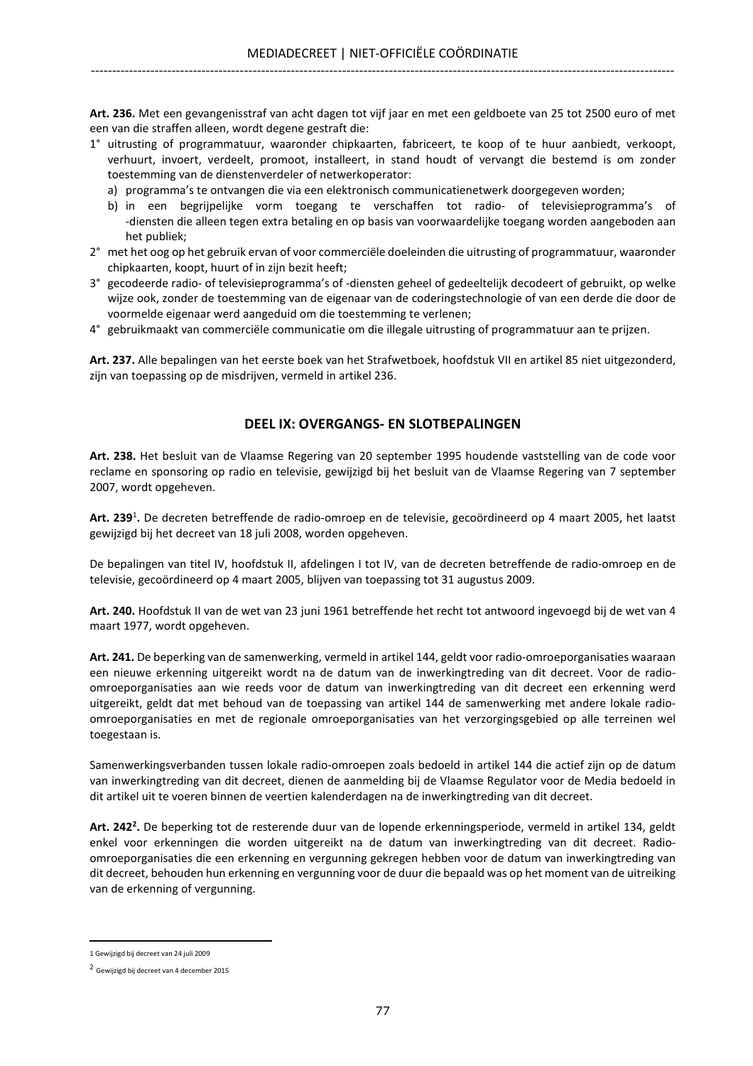**Art. 236.** Met een gevangenisstraf van acht dagen tot vijf jaar en met een geldboete van 25 tot 2500 euro of met een van die straffen alleen, wordt degene gestraft die:

1° uitrusting of programmatuur, waaronder chipkaarten, fabriceert, te koop of te huur aanbiedt, verkoopt, verhuurt, invoert, verdeelt, promoot, installeert, in stand houdt of vervangt die bestemd is om zonder toestemming van de dienstenverdeler of netwerkoperator:
   a) programma's te ontvangen die via een elektronisch communicatienetwerk doorgegeven worden;
   b) in een begrijpelijke vorm toegang te verschaffen tot radio- of televisieprogramma's of -diensten die alleen tegen extra betaling en op basis van voorwaardelijke toegang worden aangeboden aan het publiek;
2° met het oog op het gebruik ervan of voor commerciële doeleinden die uitrusting of programmatuur, waaronder chipkaarten, koopt, huurt of in zijn bezit heeft;
3° gecodeerde radio- of televisieprogramma's of -diensten geheel of gedeeltelijk decodeert of gebruikt, op welke wijze ook, zonder de toestemming van de eigenaar van de coderingstechnologie of van een derde die door de voormelde eigenaar werd aangeduid om die toestemming te verlenen;
4° gebruikmaakt van commerciële communicatie om die illegale uitrusting of programmatuur aan te prijzen.

**Art. 237.** Alle bepalingen van het eerste boek van het Strafwetboek, hoofdstuk VII en artikel 85 niet uitgezonderd, zijn van toepassing op de misdrijven, vermeld in artikel 236.

## DEEL IX: OVERGANGS- EN SLOTBEPALINGEN

**Art. 238.** Het besluit van de Vlaamse Regering van 20 september 1995 houdende vaststelling van de code voor reclame en sponsoring op radio en televisie, gewijzigd bij het besluit van de Vlaamse Regering van 7 september 2007, wordt opgeheven.

**Art. 239**[1]**.** De decreten betreffende de radio-omroep en de televisie, gecoördineerd op 4 maart 2005, het laatst gewijzigd bij het decreet van 18 juli 2008, worden opgeheven.

De bepalingen van titel IV, hoofdstuk II, afdelingen I tot IV, van de decreten betreffende de radio-omroep en de televisie, gecoördineerd op 4 maart 2005, blijven van toepassing tot 31 augustus 2009.

**Art. 240.** Hoofdstuk II van de wet van 23 juni 1961 betreffende het recht tot antwoord ingevoegd bij de wet van 4 maart 1977, wordt opgeheven.

**Art. 241.** De beperking van de samenwerking, vermeld in artikel 144, geldt voor radio-omroeporganisaties waaraan een nieuwe erkenning uitgereikt wordt na de datum van de inwerkingtreding van dit decreet. Voor de radio-omroeporganisaties aan wie reeds voor de datum van inwerkingtreding van dit decreet een erkenning werd uitgereikt, geldt dat met behoud van de toepassing van artikel 144 de samenwerking met andere lokale radio-omroeporganisaties en met de regionale omroeporganisaties van het verzorgingsgebied op alle terreinen wel toegestaan is.

Samenwerkingsverbanden tussen lokale radio-omroepen zoals bedoeld in artikel 144 die actief zijn op de datum van inwerkingtreding van dit decreet, dienen de aanmelding bij de Vlaamse Regulator voor de Media bedoeld in dit artikel uit te voeren binnen de veertien kalenderdagen na de inwerkingtreding van dit decreet.

**Art. 242**[2]**.** De beperking tot de resterende duur van de lopende erkenningsperiode, vermeld in artikel 134, geldt enkel voor erkenningen die worden uitgereikt na de datum van inwerkingtreding van dit decreet. Radio-omroeporganisaties die een erkenning en vergunning gekregen hebben voor de datum van inwerkingtreding van dit decreet, behouden hun erkenning en vergunning voor de duur die bepaald was op het moment van de uitreiking van de erkenning of vergunning.

---

[1] Gewijzigd bij decreet van 24 juli 2009

[2] Gewijzigd bij decreet van 4 december 2015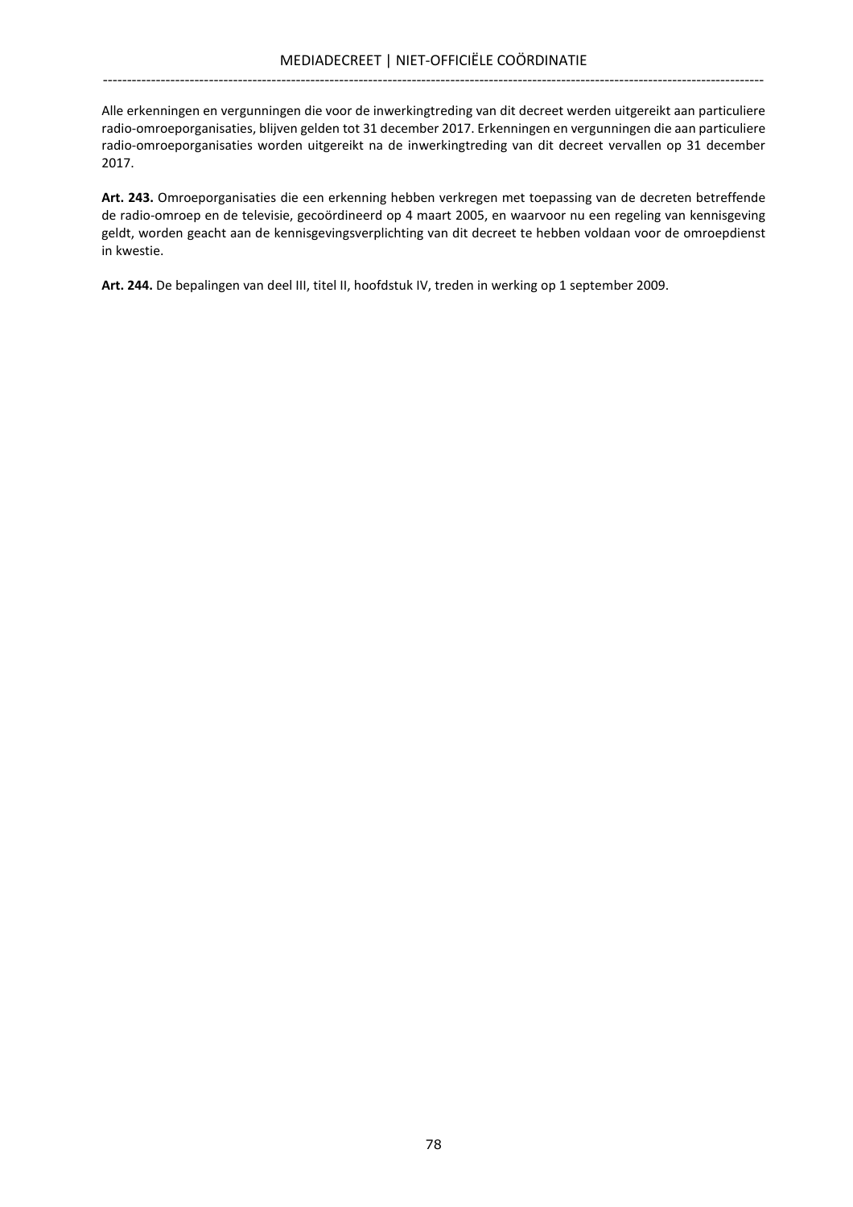Alle erkenningen en vergunningen die voor de inwerkingtreding van dit decreet werden uitgereikt aan particuliere radio-omroeporganisaties, blijven gelden tot 31 december 2017. Erkenningen en vergunningen die aan particuliere radio-omroeporganisaties worden uitgereikt na de inwerkingtreding van dit decreet vervallen op 31 december 2017.

**Art. 243.** Omroeporganisaties die een erkenning hebben verkregen met toepassing van de decreten betreffende de radio-omroep en de televisie, gecoördineerd op 4 maart 2005, en waarvoor nu een regeling van kennisgeving geldt, worden geacht aan de kennisgevingsverplichting van dit decreet te hebben voldaan voor de omroepdienst in kwestie.

**Art. 244.** De bepalingen van deel III, titel II, hoofdstuk IV, treden in werking op 1 september 2009.